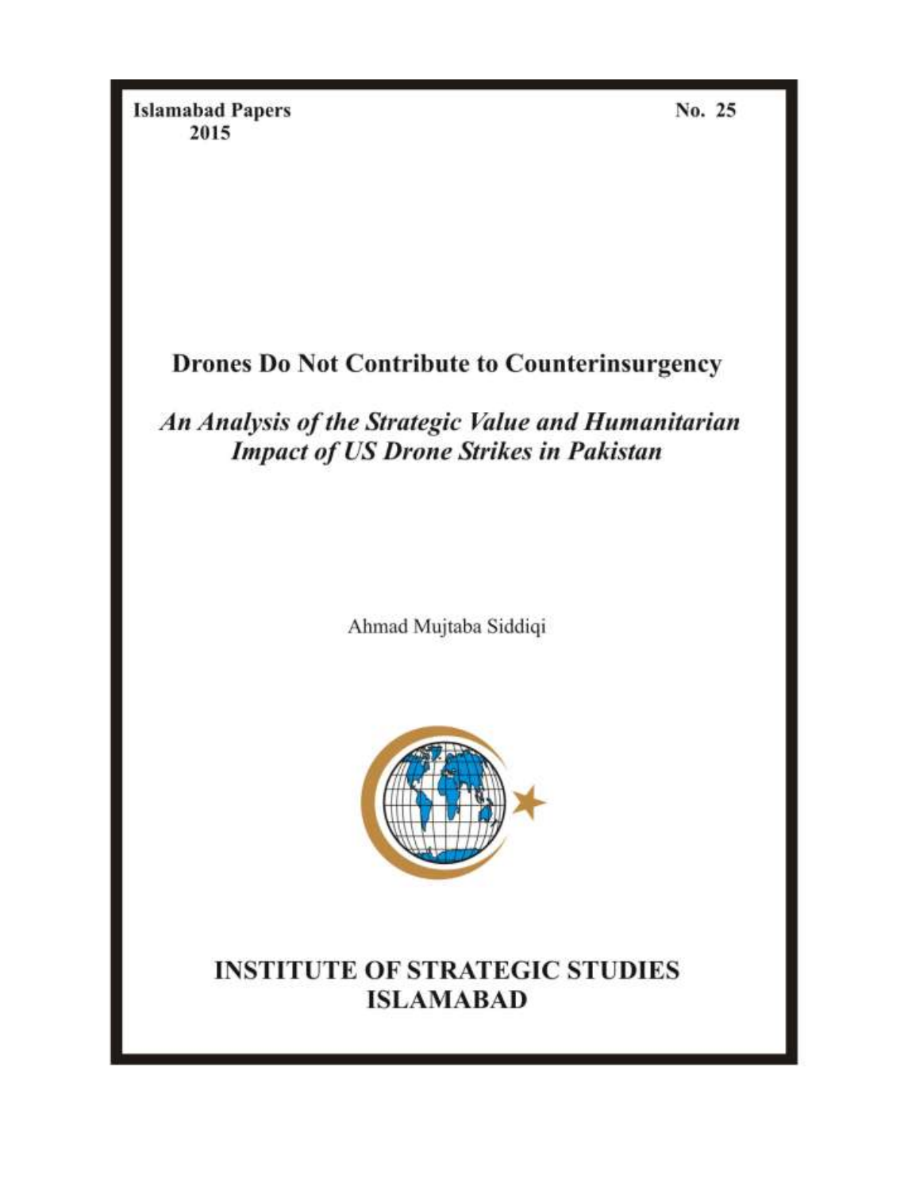**Islamabad Papers**
**2015**

**No. 25**

# Drones Do Not Contribute to Counterinsurgency

## *An Analysis of the Strategic Value and Humanitarian Impact of US Drone Strikes in Pakistan*

Ahmad Mujtaba Siddiqi

**INSTITUTE OF STRATEGIC STUDIES**
**ISLAMABAD**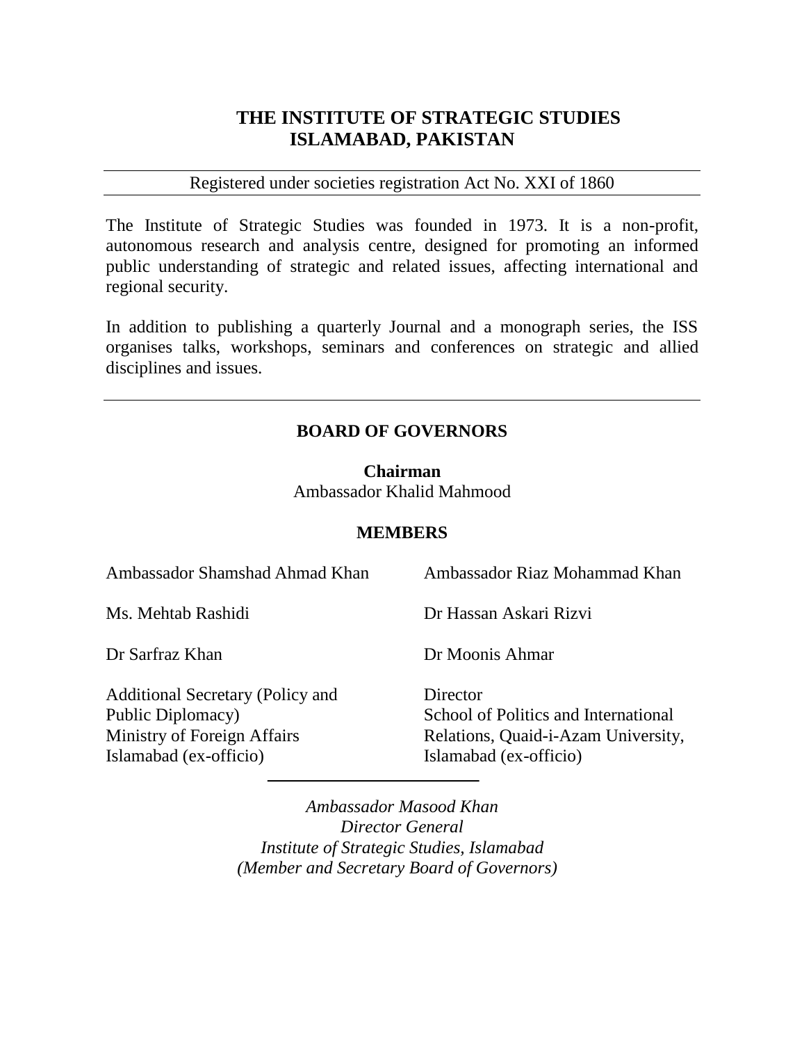# THE INSTITUTE OF STRATEGIC STUDIES ISLAMABAD, PAKISTAN

Registered under societies registration Act No. XXI of 1860

The Institute of Strategic Studies was founded in 1973. It is a non-profit, autonomous research and analysis centre, designed for promoting an informed public understanding of strategic and related issues, affecting international and regional security.

In addition to publishing a quarterly Journal and a monograph series, the ISS organises talks, workshops, seminars and conferences on strategic and allied disciplines and issues.

## BOARD OF GOVERNORS

**Chairman**
Ambassador Khalid Mahmood

**MEMBERS**

Ambassador Shamshad Ahmad Khan

Ambassador Riaz Mohammad Khan

Ms. Mehtab Rashidi

Dr Hassan Askari Rizvi

Dr Sarfraz Khan

Dr Moonis Ahmar

Additional Secretary (Policy and Public Diplomacy)
Ministry of Foreign Affairs
Islamabad (ex-officio)

Director
School of Politics and International Relations, Quaid-i-Azam University,
Islamabad (ex-officio)

*Ambassador Masood Khan*
*Director General*
*Institute of Strategic Studies, Islamabad*
*(Member and Secretary Board of Governors)*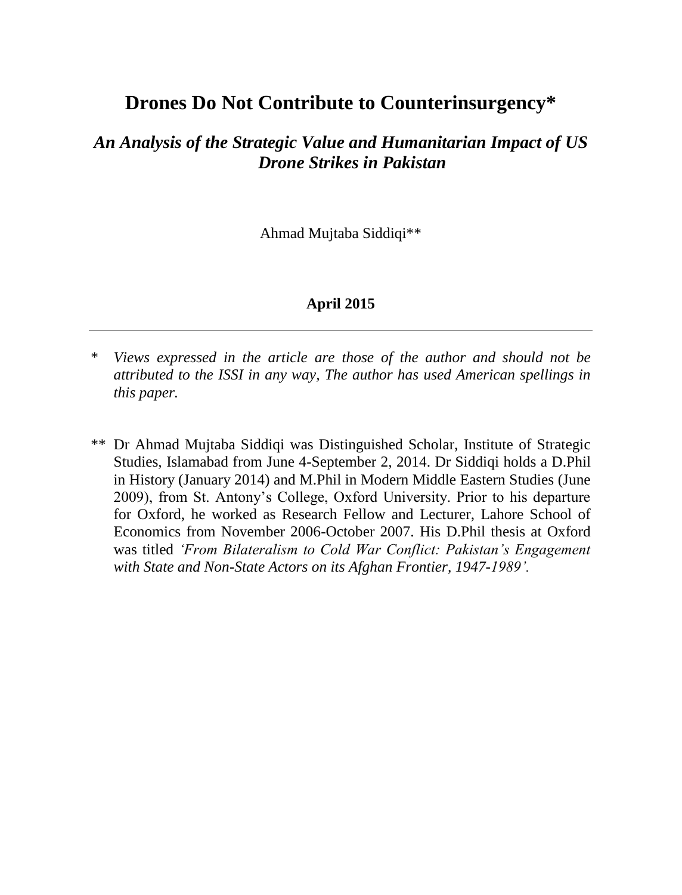# Drones Do Not Contribute to Counterinsurgency*

## *An Analysis of the Strategic Value and Humanitarian Impact of US Drone Strikes in Pakistan*

Ahmad Mujtaba Siddiqi**

**April 2015**

---

\* *Views expressed in the article are those of the author and should not be attributed to the ISSI in any way, The author has used American spellings in this paper.*

** Dr Ahmad Mujtaba Siddiqi was Distinguished Scholar, Institute of Strategic Studies, Islamabad from June 4-September 2, 2014. Dr Siddiqi holds a D.Phil in History (January 2014) and M.Phil in Modern Middle Eastern Studies (June 2009), from St. Antony's College, Oxford University. Prior to his departure for Oxford, he worked as Research Fellow and Lecturer, Lahore School of Economics from November 2006-October 2007. His D.Phil thesis at Oxford was titled *'From Bilateralism to Cold War Conflict: Pakistan's Engagement with State and Non-State Actors on its Afghan Frontier, 1947-1989'.*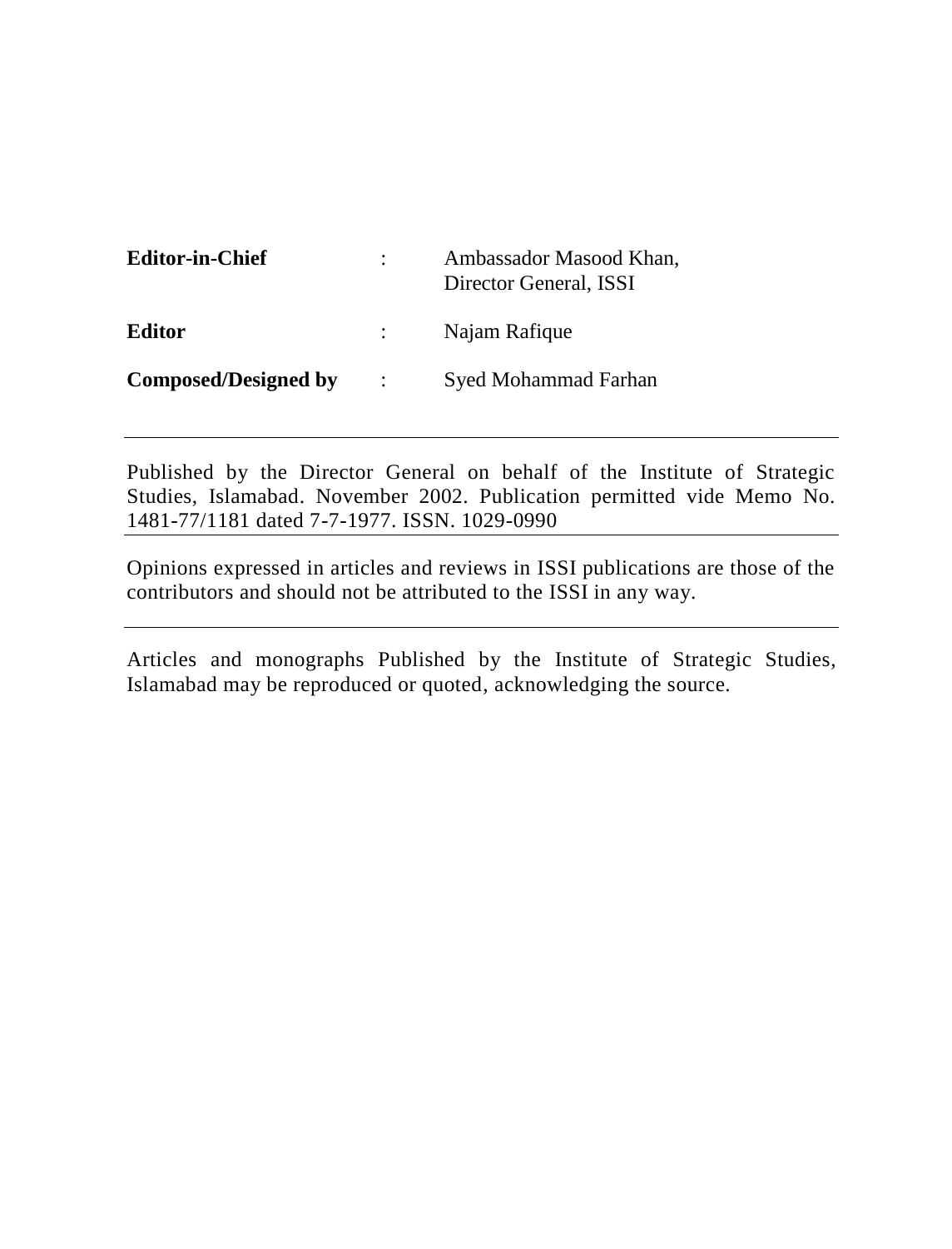| | | |
|---|---|---|
| **Editor-in-Chief** | : | Ambassador Masood Khan,<br>Director General, ISSI |
| **Editor** | : | Najam Rafique |
| **Composed/Designed by** | : | Syed Mohammad Farhan |

---

Published by the Director General on behalf of the Institute of Strategic Studies, Islamabad. November 2002. Publication permitted vide Memo No. 1481-77/1181 dated 7-7-1977. ISSN. 1029-0990

---

Opinions expressed in articles and reviews in ISSI publications are those of the contributors and should not be attributed to the ISSI in any way.

---

Articles and monographs Published by the Institute of Strategic Studies, Islamabad may be reproduced or quoted, acknowledging the source.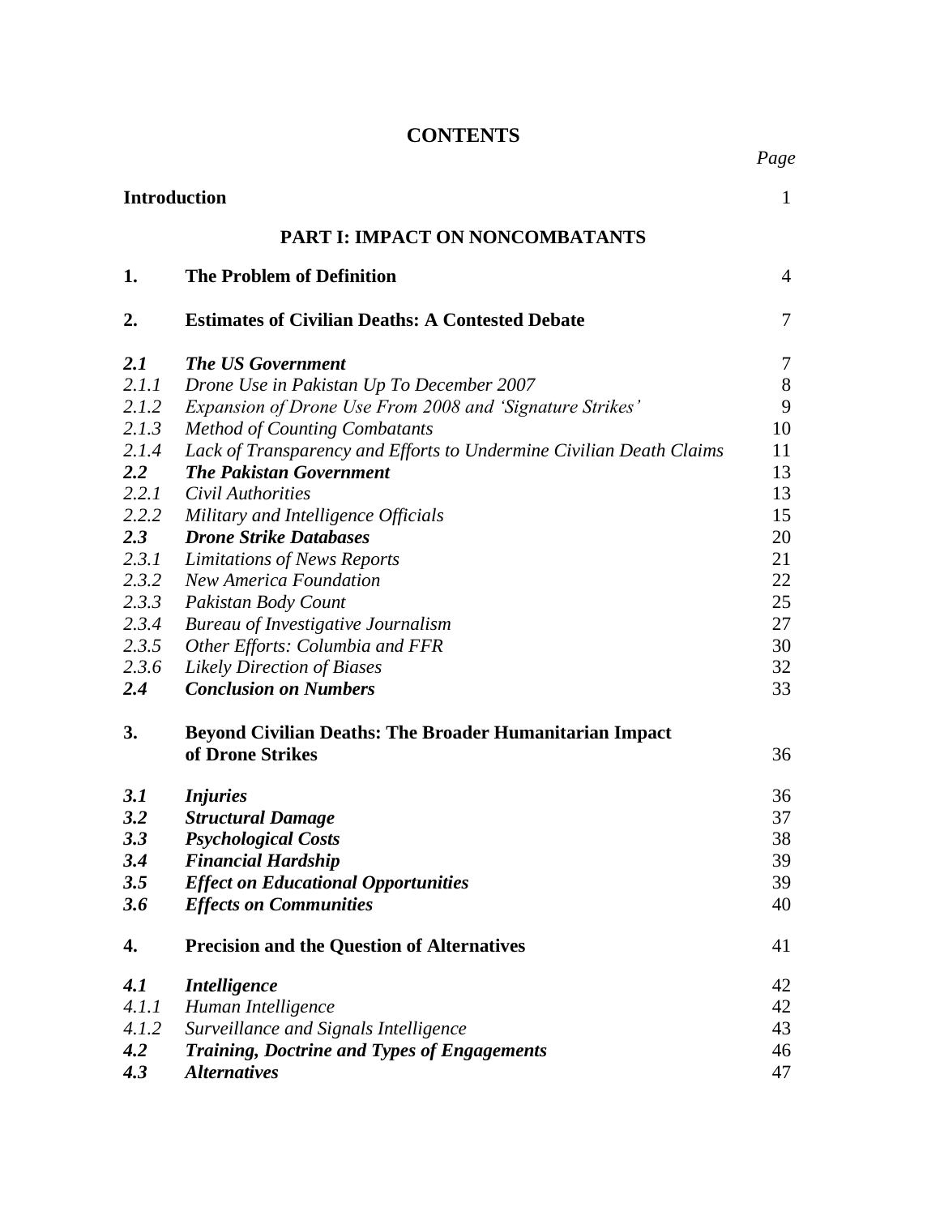# CONTENTS

| | | Page |
|---|---|---|
| **Introduction** | | 1 |
| | **PART I: IMPACT ON NONCOMBATANTS** | |
| **1.** | **The Problem of Definition** | 4 |
| **2.** | **Estimates of Civilian Deaths: A Contested Debate** | 7 |
| ***2.1*** | ***The US Government*** | 7 |
| *2.1.1* | *Drone Use in Pakistan Up To December 2007* | 8 |
| *2.1.2* | *Expansion of Drone Use From 2008 and 'Signature Strikes'* | 9 |
| *2.1.3* | *Method of Counting Combatants* | 10 |
| *2.1.4* | *Lack of Transparency and Efforts to Undermine Civilian Death Claims* | 11 |
| ***2.2*** | ***The Pakistan Government*** | 13 |
| *2.2.1* | *Civil Authorities* | 13 |
| *2.2.2* | *Military and Intelligence Officials* | 15 |
| ***2.3*** | ***Drone Strike Databases*** | 20 |
| *2.3.1* | *Limitations of News Reports* | 21 |
| *2.3.2* | *New America Foundation* | 22 |
| *2.3.3* | *Pakistan Body Count* | 25 |
| *2.3.4* | *Bureau of Investigative Journalism* | 27 |
| *2.3.5* | *Other Efforts: Columbia and FFR* | 30 |
| *2.3.6* | *Likely Direction of Biases* | 32 |
| ***2.4*** | ***Conclusion on Numbers*** | 33 |
| **3.** | **Beyond Civilian Deaths: The Broader Humanitarian Impact of Drone Strikes** | 36 |
| ***3.1*** | ***Injuries*** | 36 |
| ***3.2*** | ***Structural Damage*** | 37 |
| ***3.3*** | ***Psychological Costs*** | 38 |
| ***3.4*** | ***Financial Hardship*** | 39 |
| ***3.5*** | ***Effect on Educational Opportunities*** | 39 |
| ***3.6*** | ***Effects on Communities*** | 40 |
| **4.** | **Precision and the Question of Alternatives** | 41 |
| ***4.1*** | ***Intelligence*** | 42 |
| *4.1.1* | *Human Intelligence* | 42 |
| *4.1.2* | *Surveillance and Signals Intelligence* | 43 |
| ***4.2*** | ***Training, Doctrine and Types of Engagements*** | 46 |
| ***4.3*** | ***Alternatives*** | 47 |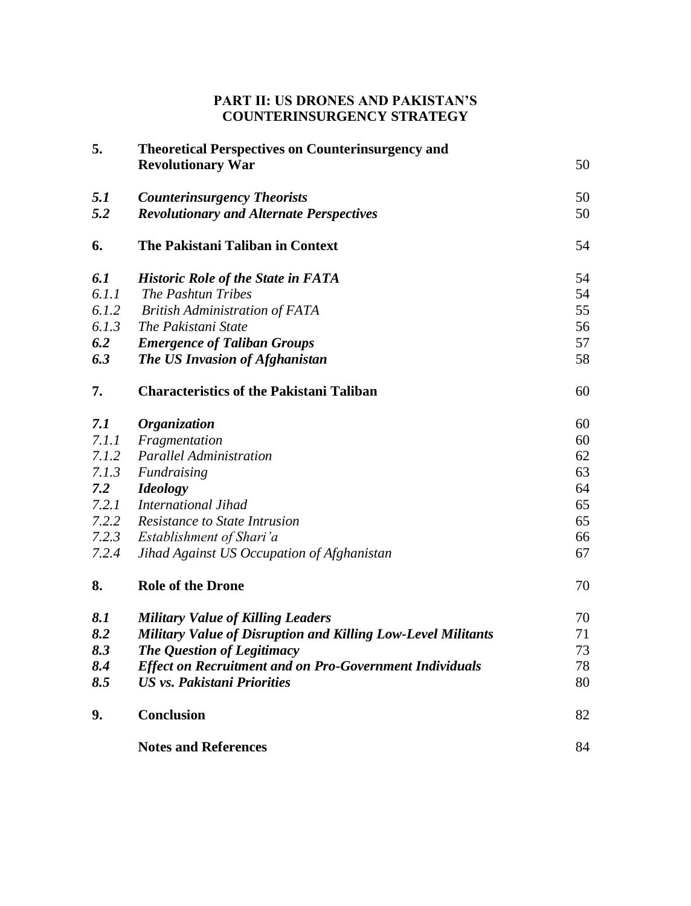**PART II: US DRONES AND PAKISTAN'S COUNTERINSURGENCY STRATEGY**

| | | |
|---|---|---|
| **5.** | **Theoretical Perspectives on Counterinsurgency and Revolutionary War** | 50 |
| ***5.1*** | ***Counterinsurgency Theorists*** | 50 |
| ***5.2*** | ***Revolutionary and Alternate Perspectives*** | 50 |
| **6.** | **The Pakistani Taliban in Context** | 54 |
| ***6.1*** | ***Historic Role of the State in FATA*** | 54 |
| *6.1.1* | *The Pashtun Tribes* | 54 |
| *6.1.2* | *British Administration of FATA* | 55 |
| *6.1.3* | *The Pakistani State* | 56 |
| ***6.2*** | ***Emergence of Taliban Groups*** | 57 |
| ***6.3*** | ***The US Invasion of Afghanistan*** | 58 |
| **7.** | **Characteristics of the Pakistani Taliban** | 60 |
| ***7.1*** | ***Organization*** | 60 |
| *7.1.1* | *Fragmentation* | 60 |
| *7.1.2* | *Parallel Administration* | 62 |
| *7.1.3* | *Fundraising* | 63 |
| ***7.2*** | ***Ideology*** | 64 |
| *7.2.1* | *International Jihad* | 65 |
| *7.2.2* | *Resistance to State Intrusion* | 65 |
| *7.2.3* | *Establishment of Shari'a* | 66 |
| *7.2.4* | *Jihad Against US Occupation of Afghanistan* | 67 |
| **8.** | **Role of the Drone** | 70 |
| ***8.1*** | ***Military Value of Killing Leaders*** | 70 |
| ***8.2*** | ***Military Value of Disruption and Killing Low-Level Militants*** | 71 |
| ***8.3*** | ***The Question of Legitimacy*** | 73 |
| ***8.4*** | ***Effect on Recruitment and on Pro-Government Individuals*** | 78 |
| ***8.5*** | ***US vs. Pakistani Priorities*** | 80 |
| **9.** | **Conclusion** | 82 |
| | **Notes and References** | 84 |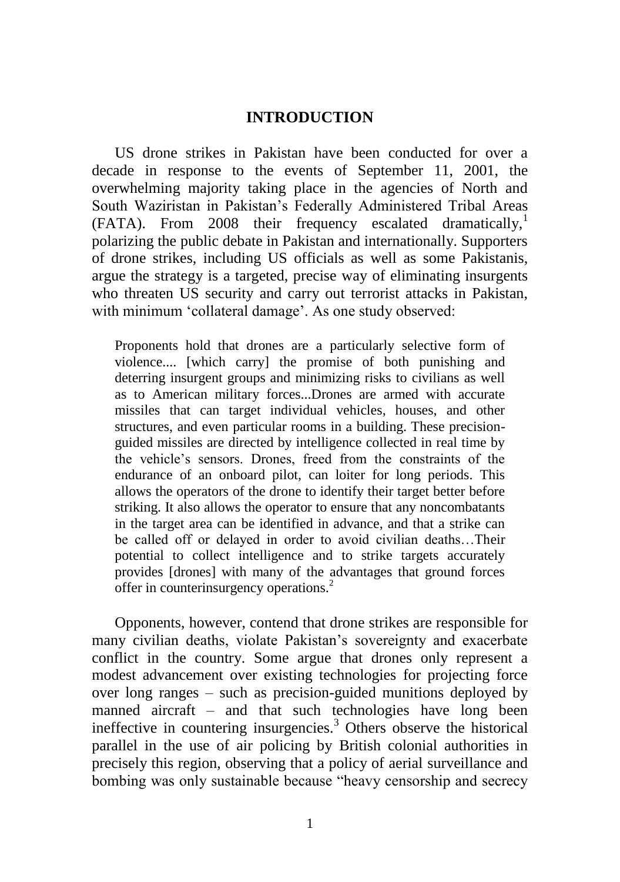# INTRODUCTION

US drone strikes in Pakistan have been conducted for over a decade in response to the events of September 11, 2001, the overwhelming majority taking place in the agencies of North and South Waziristan in Pakistan's Federally Administered Tribal Areas (FATA). From 2008 their frequency escalated dramatically,[1] polarizing the public debate in Pakistan and internationally. Supporters of drone strikes, including US officials as well as some Pakistanis, argue the strategy is a targeted, precise way of eliminating insurgents who threaten US security and carry out terrorist attacks in Pakistan, with minimum 'collateral damage'. As one study observed:

> Proponents hold that drones are a particularly selective form of violence.... [which carry] the promise of both punishing and deterring insurgent groups and minimizing risks to civilians as well as to American military forces...Drones are armed with accurate missiles that can target individual vehicles, houses, and other structures, and even particular rooms in a building. These precision-guided missiles are directed by intelligence collected in real time by the vehicle's sensors. Drones, freed from the constraints of the endurance of an onboard pilot, can loiter for long periods. This allows the operators of the drone to identify their target better before striking. It also allows the operator to ensure that any noncombatants in the target area can be identified in advance, and that a strike can be called off or delayed in order to avoid civilian deaths…Their potential to collect intelligence and to strike targets accurately provides [drones] with many of the advantages that ground forces offer in counterinsurgency operations.[2]

Opponents, however, contend that drone strikes are responsible for many civilian deaths, violate Pakistan's sovereignty and exacerbate conflict in the country. Some argue that drones only represent a modest advancement over existing technologies for projecting force over long ranges – such as precision-guided munitions deployed by manned aircraft – and that such technologies have long been ineffective in countering insurgencies.[3] Others observe the historical parallel in the use of air policing by British colonial authorities in precisely this region, observing that a policy of aerial surveillance and bombing was only sustainable because "heavy censorship and secrecy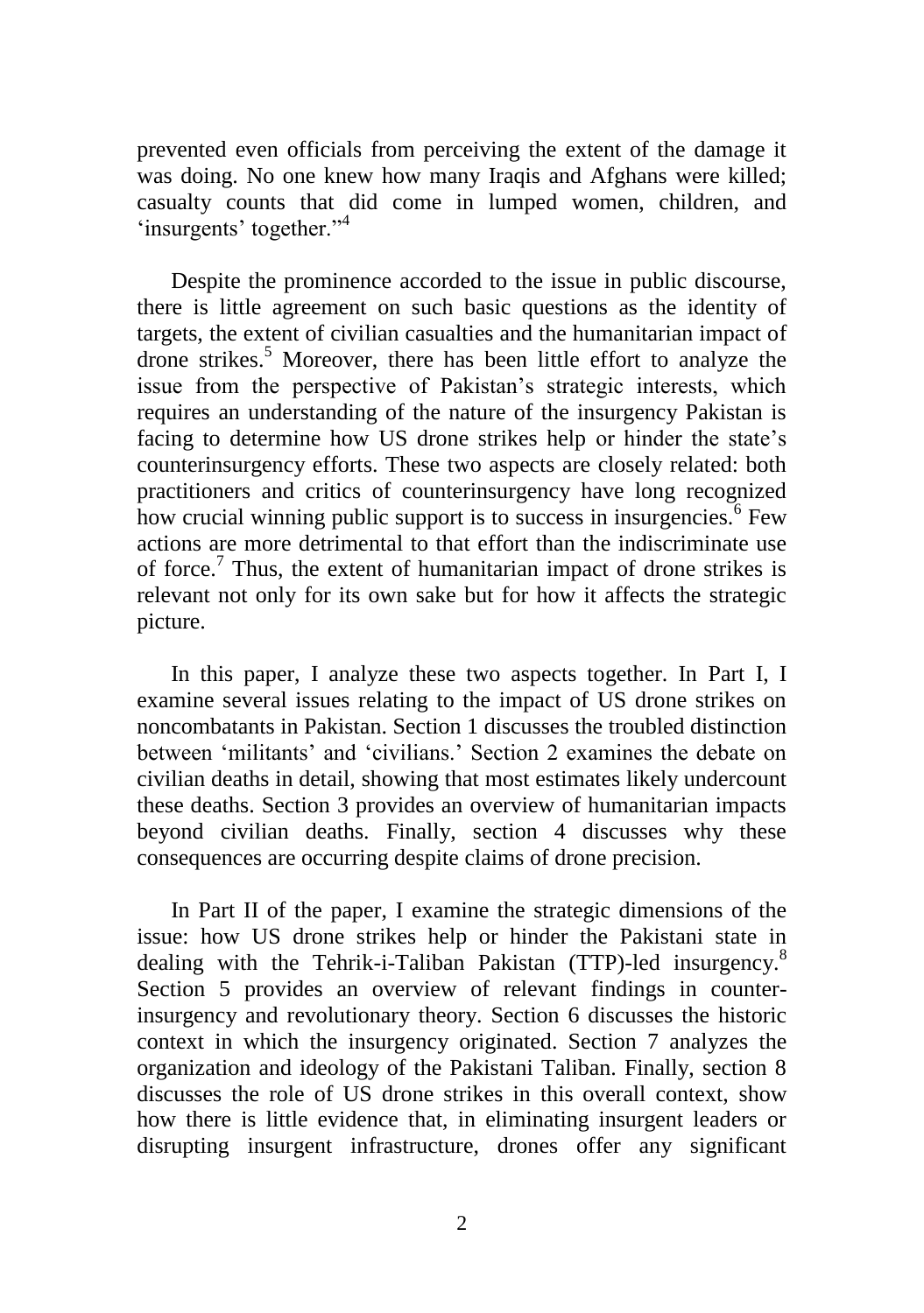prevented even officials from perceiving the extent of the damage it was doing. No one knew how many Iraqis and Afghans were killed; casualty counts that did come in lumped women, children, and 'insurgents' together."[4]

Despite the prominence accorded to the issue in public discourse, there is little agreement on such basic questions as the identity of targets, the extent of civilian casualties and the humanitarian impact of drone strikes.[5] Moreover, there has been little effort to analyze the issue from the perspective of Pakistan's strategic interests, which requires an understanding of the nature of the insurgency Pakistan is facing to determine how US drone strikes help or hinder the state's counterinsurgency efforts. These two aspects are closely related: both practitioners and critics of counterinsurgency have long recognized how crucial winning public support is to success in insurgencies.[6] Few actions are more detrimental to that effort than the indiscriminate use of force.[7] Thus, the extent of humanitarian impact of drone strikes is relevant not only for its own sake but for how it affects the strategic picture.

In this paper, I analyze these two aspects together. In Part I, I examine several issues relating to the impact of US drone strikes on noncombatants in Pakistan. Section 1 discusses the troubled distinction between 'militants' and 'civilians.' Section 2 examines the debate on civilian deaths in detail, showing that most estimates likely undercount these deaths. Section 3 provides an overview of humanitarian impacts beyond civilian deaths. Finally, section 4 discusses why these consequences are occurring despite claims of drone precision.

In Part II of the paper, I examine the strategic dimensions of the issue: how US drone strikes help or hinder the Pakistani state in dealing with the Tehrik-i-Taliban Pakistan (TTP)-led insurgency.[8] Section 5 provides an overview of relevant findings in counter-insurgency and revolutionary theory. Section 6 discusses the historic context in which the insurgency originated. Section 7 analyzes the organization and ideology of the Pakistani Taliban. Finally, section 8 discusses the role of US drone strikes in this overall context, show how there is little evidence that, in eliminating insurgent leaders or disrupting insurgent infrastructure, drones offer any significant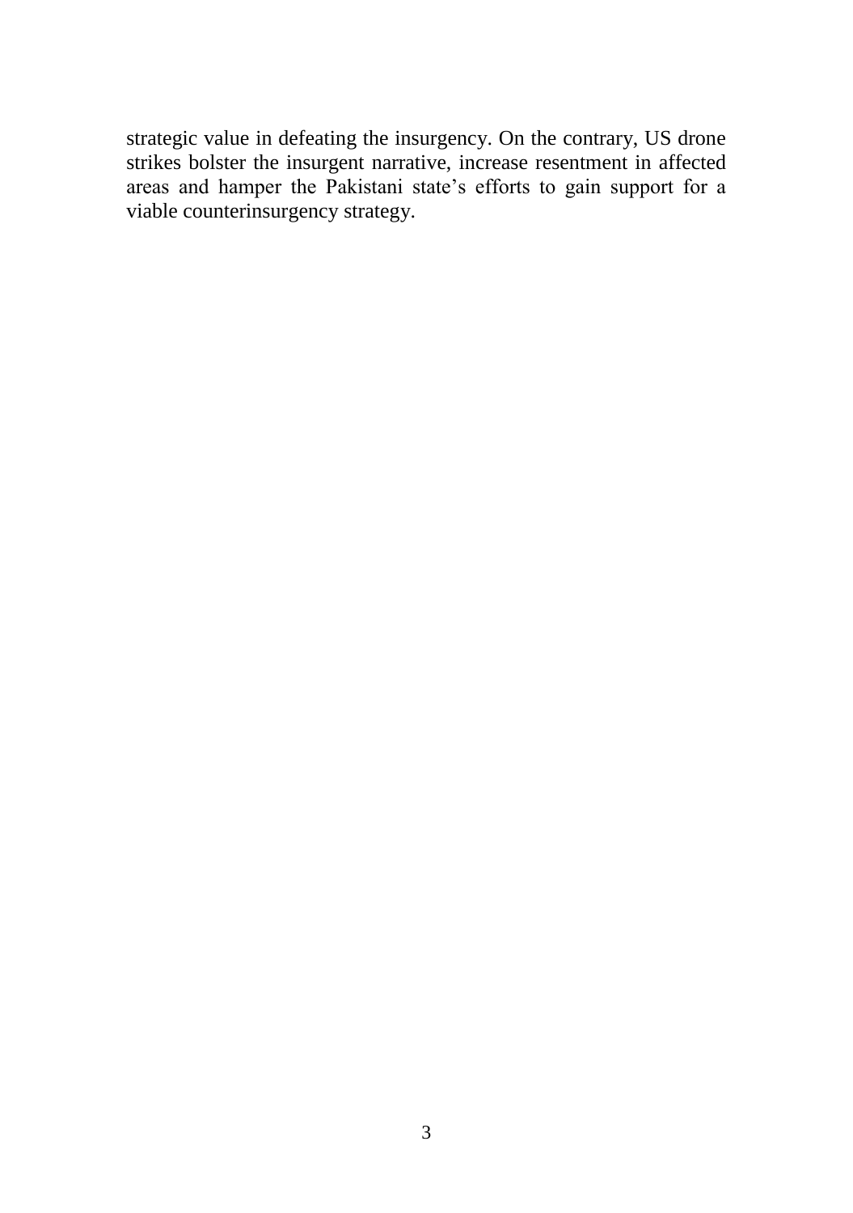strategic value in defeating the insurgency. On the contrary, US drone strikes bolster the insurgent narrative, increase resentment in affected areas and hamper the Pakistani state's efforts to gain support for a viable counterinsurgency strategy.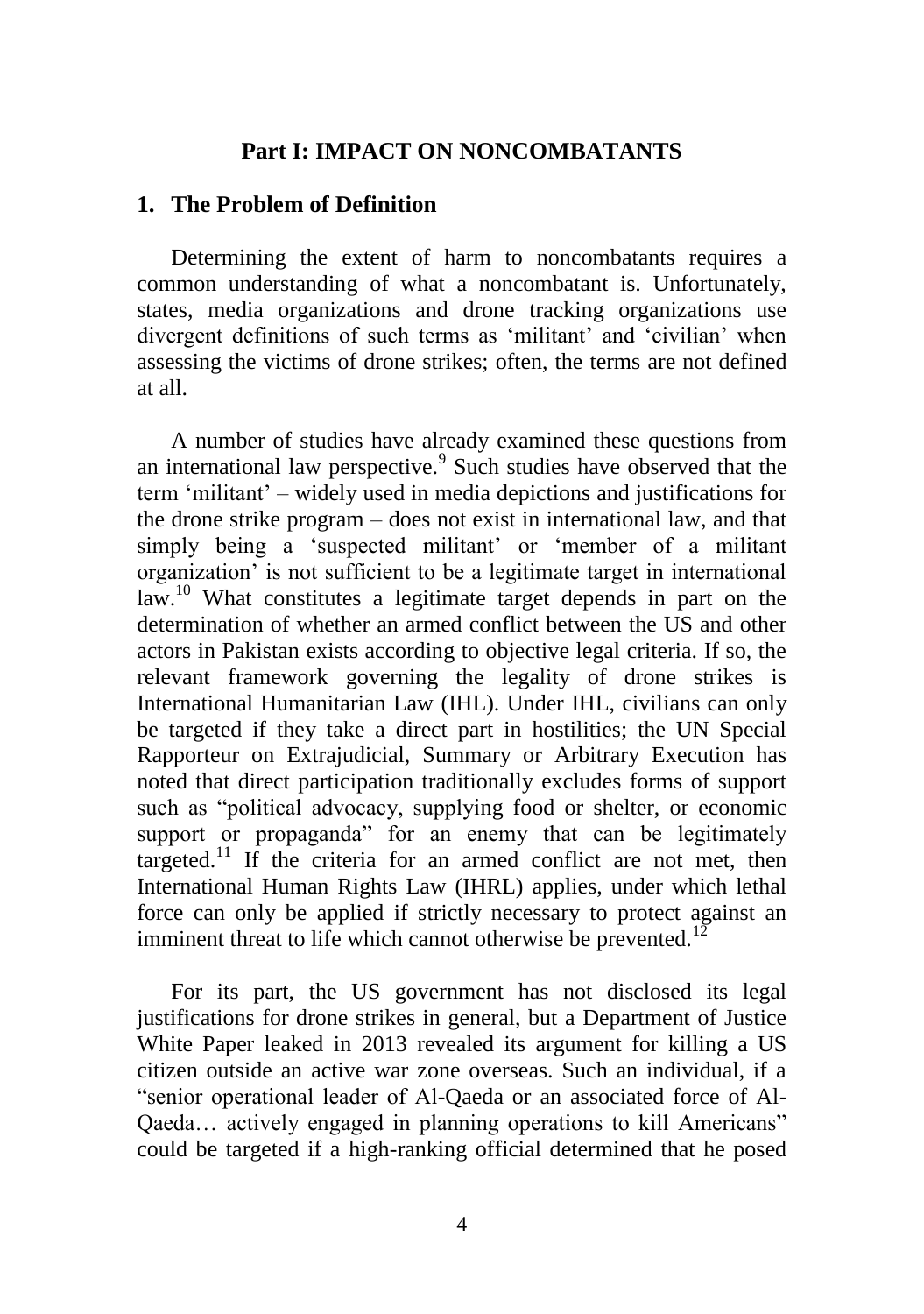# Part I: IMPACT ON NONCOMBATANTS

## 1. The Problem of Definition

Determining the extent of harm to noncombatants requires a common understanding of what a noncombatant is. Unfortunately, states, media organizations and drone tracking organizations use divergent definitions of such terms as 'militant' and 'civilian' when assessing the victims of drone strikes; often, the terms are not defined at all.

A number of studies have already examined these questions from an international law perspective.[9] Such studies have observed that the term 'militant' – widely used in media depictions and justifications for the drone strike program – does not exist in international law, and that simply being a 'suspected militant' or 'member of a militant organization' is not sufficient to be a legitimate target in international law.[10] What constitutes a legitimate target depends in part on the determination of whether an armed conflict between the US and other actors in Pakistan exists according to objective legal criteria. If so, the relevant framework governing the legality of drone strikes is International Humanitarian Law (IHL). Under IHL, civilians can only be targeted if they take a direct part in hostilities; the UN Special Rapporteur on Extrajudicial, Summary or Arbitrary Execution has noted that direct participation traditionally excludes forms of support such as "political advocacy, supplying food or shelter, or economic support or propaganda" for an enemy that can be legitimately targeted.[11] If the criteria for an armed conflict are not met, then International Human Rights Law (IHRL) applies, under which lethal force can only be applied if strictly necessary to protect against an imminent threat to life which cannot otherwise be prevented.[12]

For its part, the US government has not disclosed its legal justifications for drone strikes in general, but a Department of Justice White Paper leaked in 2013 revealed its argument for killing a US citizen outside an active war zone overseas. Such an individual, if a "senior operational leader of Al-Qaeda or an associated force of Al-Qaeda… actively engaged in planning operations to kill Americans" could be targeted if a high-ranking official determined that he posed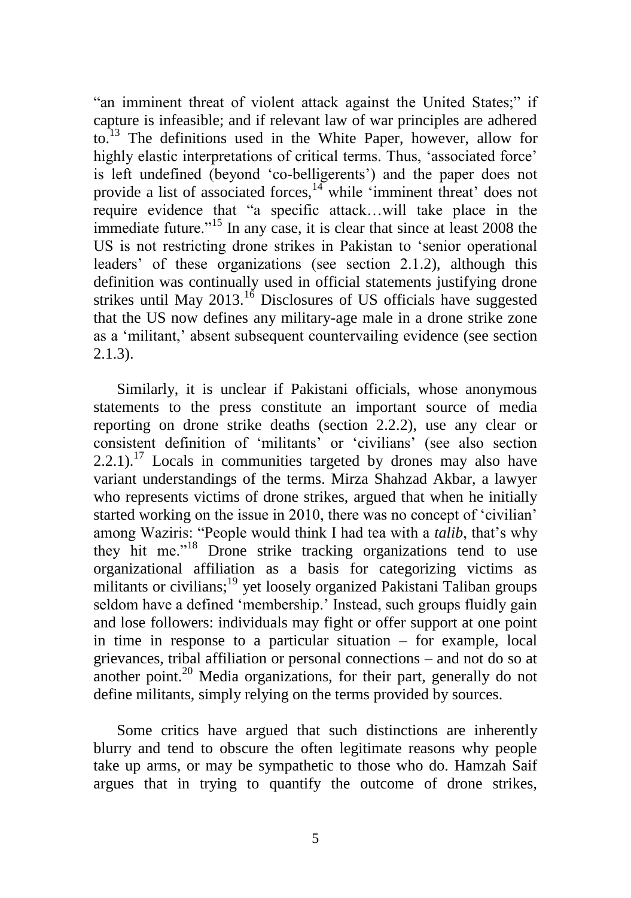"an imminent threat of violent attack against the United States;" if capture is infeasible; and if relevant law of war principles are adhered to.[13] The definitions used in the White Paper, however, allow for highly elastic interpretations of critical terms. Thus, 'associated force' is left undefined (beyond 'co-belligerents') and the paper does not provide a list of associated forces,[14] while 'imminent threat' does not require evidence that "a specific attack…will take place in the immediate future."[15] In any case, it is clear that since at least 2008 the US is not restricting drone strikes in Pakistan to 'senior operational leaders' of these organizations (see section 2.1.2), although this definition was continually used in official statements justifying drone strikes until May 2013.[16] Disclosures of US officials have suggested that the US now defines any military-age male in a drone strike zone as a 'militant,' absent subsequent countervailing evidence (see section 2.1.3).

Similarly, it is unclear if Pakistani officials, whose anonymous statements to the press constitute an important source of media reporting on drone strike deaths (section 2.2.2), use any clear or consistent definition of 'militants' or 'civilians' (see also section 2.2.1).[17] Locals in communities targeted by drones may also have variant understandings of the terms. Mirza Shahzad Akbar, a lawyer who represents victims of drone strikes, argued that when he initially started working on the issue in 2010, there was no concept of 'civilian' among Waziris: "People would think I had tea with a *talib*, that's why they hit me."[18] Drone strike tracking organizations tend to use organizational affiliation as a basis for categorizing victims as militants or civilians;[19] yet loosely organized Pakistani Taliban groups seldom have a defined 'membership.' Instead, such groups fluidly gain and lose followers: individuals may fight or offer support at one point in time in response to a particular situation – for example, local grievances, tribal affiliation or personal connections – and not do so at another point.[20] Media organizations, for their part, generally do not define militants, simply relying on the terms provided by sources.

Some critics have argued that such distinctions are inherently blurry and tend to obscure the often legitimate reasons why people take up arms, or may be sympathetic to those who do. Hamzah Saif argues that in trying to quantify the outcome of drone strikes,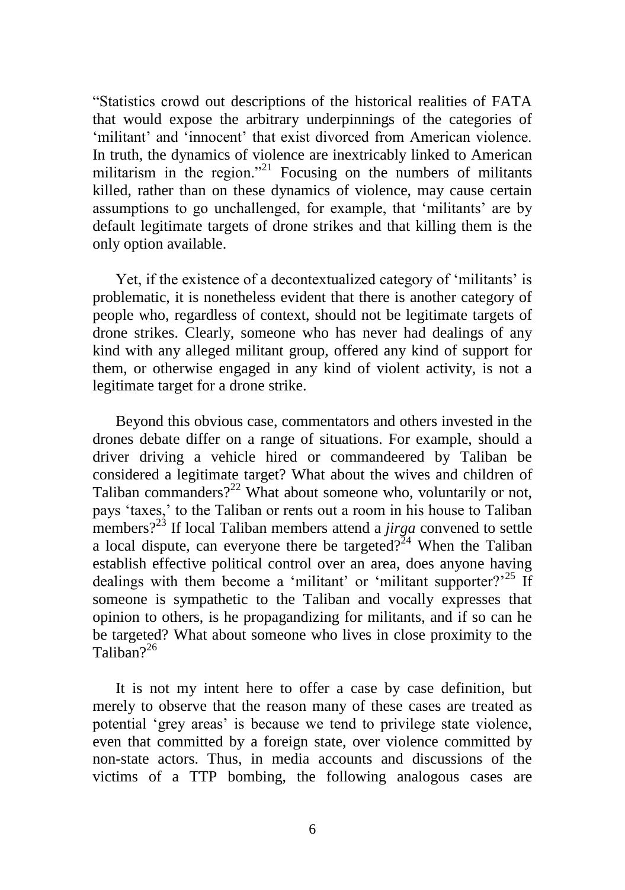"Statistics crowd out descriptions of the historical realities of FATA that would expose the arbitrary underpinnings of the categories of 'militant' and 'innocent' that exist divorced from American violence. In truth, the dynamics of violence are inextricably linked to American militarism in the region."[21] Focusing on the numbers of militants killed, rather than on these dynamics of violence, may cause certain assumptions to go unchallenged, for example, that 'militants' are by default legitimate targets of drone strikes and that killing them is the only option available.

Yet, if the existence of a decontextualized category of 'militants' is problematic, it is nonetheless evident that there is another category of people who, regardless of context, should not be legitimate targets of drone strikes. Clearly, someone who has never had dealings of any kind with any alleged militant group, offered any kind of support for them, or otherwise engaged in any kind of violent activity, is not a legitimate target for a drone strike.

Beyond this obvious case, commentators and others invested in the drones debate differ on a range of situations. For example, should a driver driving a vehicle hired or commandeered by Taliban be considered a legitimate target? What about the wives and children of Taliban commanders?[22] What about someone who, voluntarily or not, pays 'taxes,' to the Taliban or rents out a room in his house to Taliban members?[23] If local Taliban members attend a *jirga* convened to settle a local dispute, can everyone there be targeted?[24] When the Taliban establish effective political control over an area, does anyone having dealings with them become a 'militant' or 'militant supporter?'[25] If someone is sympathetic to the Taliban and vocally expresses that opinion to others, is he propagandizing for militants, and if so can he be targeted? What about someone who lives in close proximity to the Taliban?[26]

It is not my intent here to offer a case by case definition, but merely to observe that the reason many of these cases are treated as potential 'grey areas' is because we tend to privilege state violence, even that committed by a foreign state, over violence committed by non-state actors. Thus, in media accounts and discussions of the victims of a TTP bombing, the following analogous cases are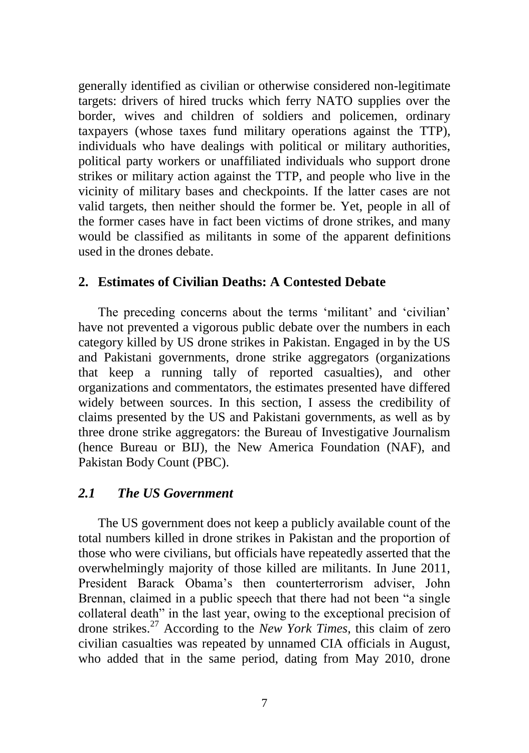generally identified as civilian or otherwise considered non-legitimate targets: drivers of hired trucks which ferry NATO supplies over the border, wives and children of soldiers and policemen, ordinary taxpayers (whose taxes fund military operations against the TTP), individuals who have dealings with political or military authorities, political party workers or unaffiliated individuals who support drone strikes or military action against the TTP, and people who live in the vicinity of military bases and checkpoints. If the latter cases are not valid targets, then neither should the former be. Yet, people in all of the former cases have in fact been victims of drone strikes, and many would be classified as militants in some of the apparent definitions used in the drones debate.

## 2. Estimates of Civilian Deaths: A Contested Debate

The preceding concerns about the terms 'militant' and 'civilian' have not prevented a vigorous public debate over the numbers in each category killed by US drone strikes in Pakistan. Engaged in by the US and Pakistani governments, drone strike aggregators (organizations that keep a running tally of reported casualties), and other organizations and commentators, the estimates presented have differed widely between sources. In this section, I assess the credibility of claims presented by the US and Pakistani governments, as well as by three drone strike aggregators: the Bureau of Investigative Journalism (hence Bureau or BIJ), the New America Foundation (NAF), and Pakistan Body Count (PBC).

### *2.1 The US Government*

The US government does not keep a publicly available count of the total numbers killed in drone strikes in Pakistan and the proportion of those who were civilians, but officials have repeatedly asserted that the overwhelmingly majority of those killed are militants. In June 2011, President Barack Obama's then counterterrorism adviser, John Brennan, claimed in a public speech that there had not been "a single collateral death" in the last year, owing to the exceptional precision of drone strikes.[27] According to the *New York Times*, this claim of zero civilian casualties was repeated by unnamed CIA officials in August, who added that in the same period, dating from May 2010, drone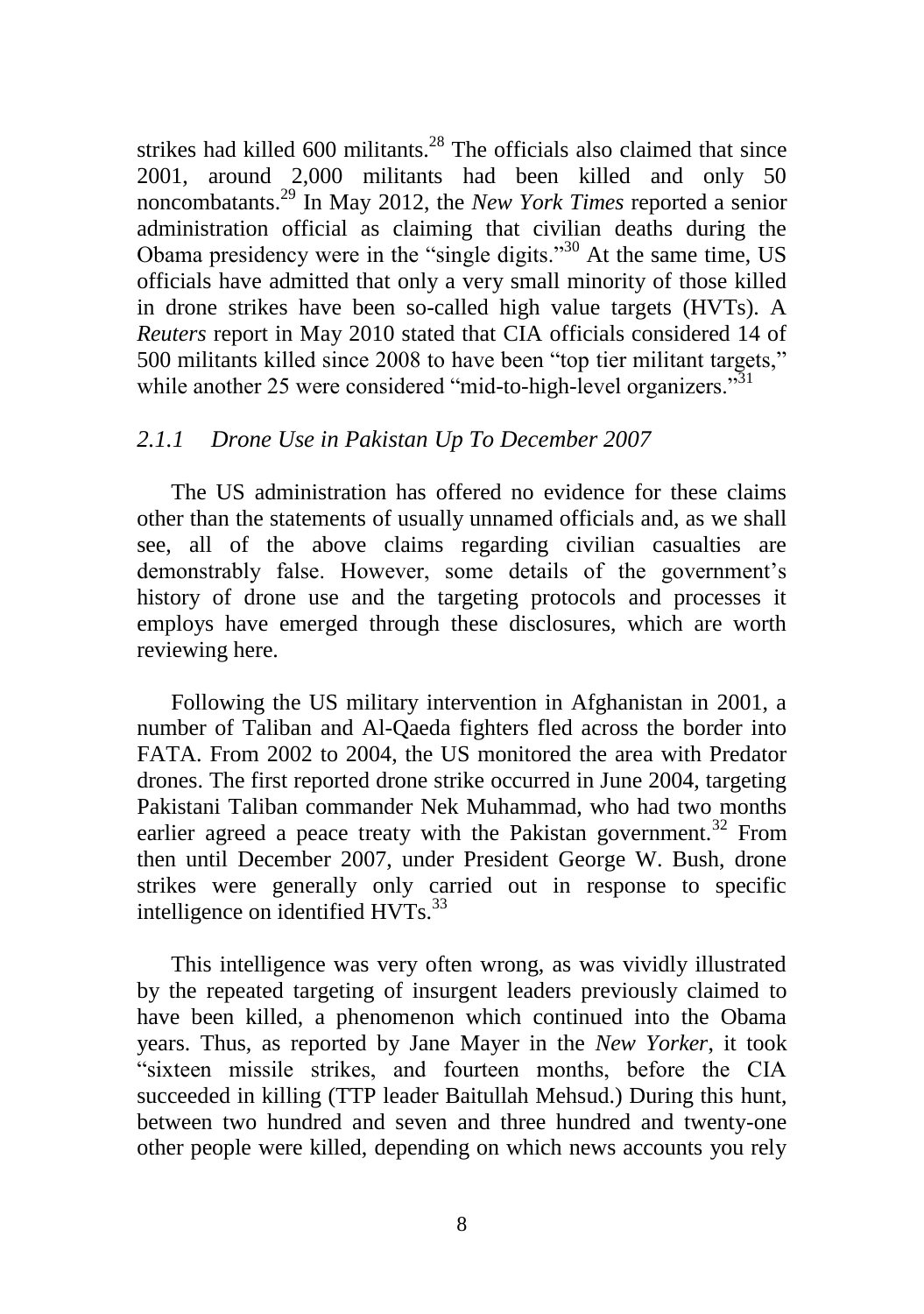strikes had killed 600 militants.[28] The officials also claimed that since 2001, around 2,000 militants had been killed and only 50 noncombatants.[29] In May 2012, the *New York Times* reported a senior administration official as claiming that civilian deaths during the Obama presidency were in the "single digits."[30] At the same time, US officials have admitted that only a very small minority of those killed in drone strikes have been so-called high value targets (HVTs). A *Reuters* report in May 2010 stated that CIA officials considered 14 of 500 militants killed since 2008 to have been "top tier militant targets," while another 25 were considered "mid-to-high-level organizers."[31]

### *2.1.1 Drone Use in Pakistan Up To December 2007*

The US administration has offered no evidence for these claims other than the statements of usually unnamed officials and, as we shall see, all of the above claims regarding civilian casualties are demonstrably false. However, some details of the government's history of drone use and the targeting protocols and processes it employs have emerged through these disclosures, which are worth reviewing here.

Following the US military intervention in Afghanistan in 2001, a number of Taliban and Al-Qaeda fighters fled across the border into FATA. From 2002 to 2004, the US monitored the area with Predator drones. The first reported drone strike occurred in June 2004, targeting Pakistani Taliban commander Nek Muhammad, who had two months earlier agreed a peace treaty with the Pakistan government.[32] From then until December 2007, under President George W. Bush, drone strikes were generally only carried out in response to specific intelligence on identified HVTs.[33]

This intelligence was very often wrong, as was vividly illustrated by the repeated targeting of insurgent leaders previously claimed to have been killed, a phenomenon which continued into the Obama years. Thus, as reported by Jane Mayer in the *New Yorker*, it took "sixteen missile strikes, and fourteen months, before the CIA succeeded in killing (TTP leader Baitullah Mehsud.) During this hunt, between two hundred and seven and three hundred and twenty-one other people were killed, depending on which news accounts you rely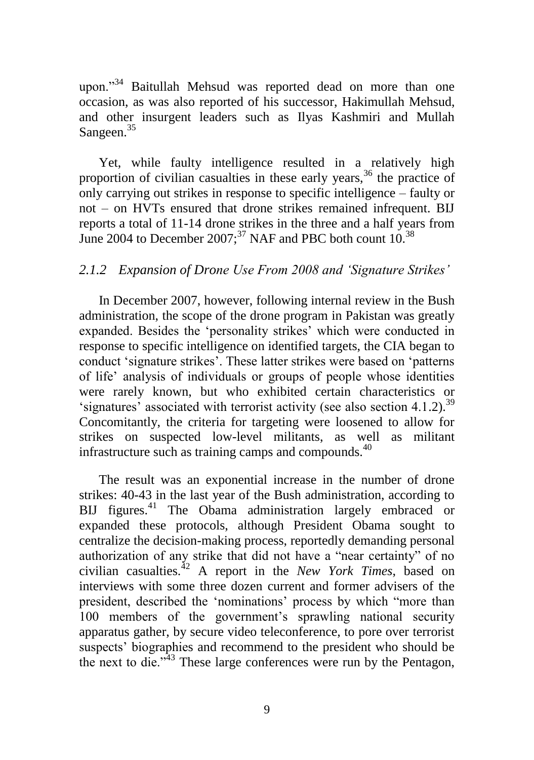upon."[34] Baitullah Mehsud was reported dead on more than one occasion, as was also reported of his successor, Hakimullah Mehsud, and other insurgent leaders such as Ilyas Kashmiri and Mullah Sangeen.[35]

Yet, while faulty intelligence resulted in a relatively high proportion of civilian casualties in these early years,[36] the practice of only carrying out strikes in response to specific intelligence – faulty or not – on HVTs ensured that drone strikes remained infrequent. BIJ reports a total of 11-14 drone strikes in the three and a half years from June 2004 to December 2007;[37] NAF and PBC both count 10.[38]

### *2.1.2 Expansion of Drone Use From 2008 and 'Signature Strikes'*

In December 2007, however, following internal review in the Bush administration, the scope of the drone program in Pakistan was greatly expanded. Besides the 'personality strikes' which were conducted in response to specific intelligence on identified targets, the CIA began to conduct 'signature strikes'. These latter strikes were based on 'patterns of life' analysis of individuals or groups of people whose identities were rarely known, but who exhibited certain characteristics or 'signatures' associated with terrorist activity (see also section 4.1.2).[39] Concomitantly, the criteria for targeting were loosened to allow for strikes on suspected low-level militants, as well as militant infrastructure such as training camps and compounds.[40]

The result was an exponential increase in the number of drone strikes: 40-43 in the last year of the Bush administration, according to BIJ figures.[41] The Obama administration largely embraced or expanded these protocols, although President Obama sought to centralize the decision-making process, reportedly demanding personal authorization of any strike that did not have a "near certainty" of no civilian casualties.[42] A report in the *New York Times*, based on interviews with some three dozen current and former advisers of the president, described the 'nominations' process by which "more than 100 members of the government's sprawling national security apparatus gather, by secure video teleconference, to pore over terrorist suspects' biographies and recommend to the president who should be the next to die."[43] These large conferences were run by the Pentagon,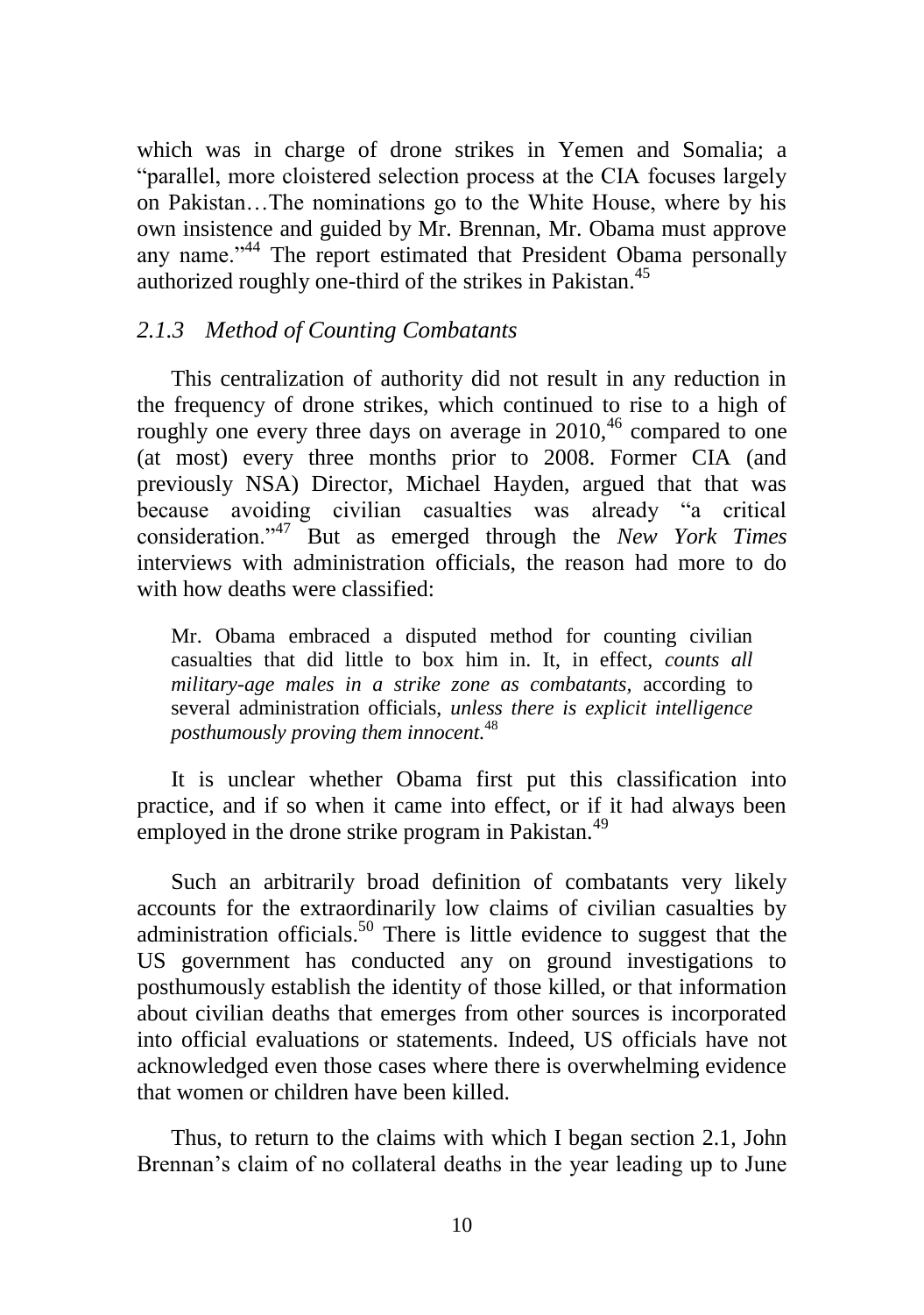which was in charge of drone strikes in Yemen and Somalia; a "parallel, more cloistered selection process at the CIA focuses largely on Pakistan…The nominations go to the White House, where by his own insistence and guided by Mr. Brennan, Mr. Obama must approve any name."[44] The report estimated that President Obama personally authorized roughly one-third of the strikes in Pakistan.[45]

### *2.1.3 Method of Counting Combatants*

This centralization of authority did not result in any reduction in the frequency of drone strikes, which continued to rise to a high of roughly one every three days on average in 2010,[46] compared to one (at most) every three months prior to 2008. Former CIA (and previously NSA) Director, Michael Hayden, argued that that was because avoiding civilian casualties was already "a critical consideration."[47] But as emerged through the *New York Times* interviews with administration officials, the reason had more to do with how deaths were classified:

> Mr. Obama embraced a disputed method for counting civilian casualties that did little to box him in. It, in effect, *counts all military-age males in a strike zone as combatants,* according to several administration officials, *unless there is explicit intelligence posthumously proving them innocent.*[48]

It is unclear whether Obama first put this classification into practice, and if so when it came into effect, or if it had always been employed in the drone strike program in Pakistan.[49]

Such an arbitrarily broad definition of combatants very likely accounts for the extraordinarily low claims of civilian casualties by administration officials.[50] There is little evidence to suggest that the US government has conducted any on ground investigations to posthumously establish the identity of those killed, or that information about civilian deaths that emerges from other sources is incorporated into official evaluations or statements. Indeed, US officials have not acknowledged even those cases where there is overwhelming evidence that women or children have been killed.

Thus, to return to the claims with which I began section 2.1, John Brennan's claim of no collateral deaths in the year leading up to June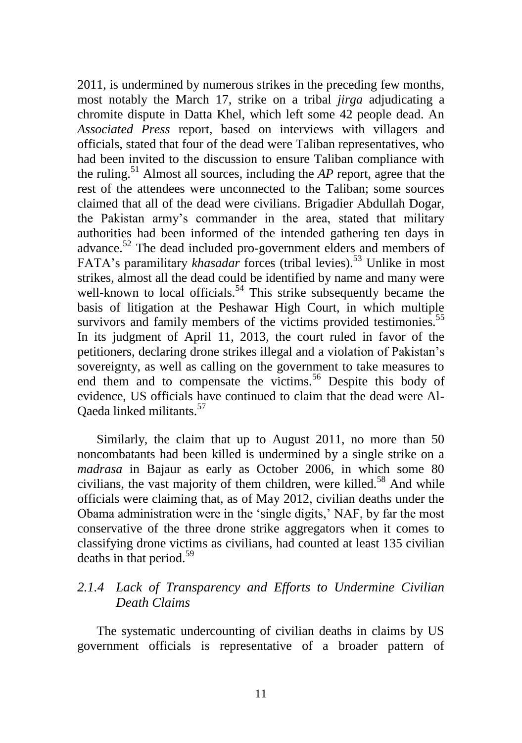2011, is undermined by numerous strikes in the preceding few months, most notably the March 17, strike on a tribal *jirga* adjudicating a chromite dispute in Datta Khel, which left some 42 people dead. An *Associated Press* report, based on interviews with villagers and officials, stated that four of the dead were Taliban representatives, who had been invited to the discussion to ensure Taliban compliance with the ruling.[51] Almost all sources, including the *AP* report, agree that the rest of the attendees were unconnected to the Taliban; some sources claimed that all of the dead were civilians. Brigadier Abdullah Dogar, the Pakistan army's commander in the area, stated that military authorities had been informed of the intended gathering ten days in advance.[52] The dead included pro-government elders and members of FATA's paramilitary *khasadar* forces (tribal levies).[53] Unlike in most strikes, almost all the dead could be identified by name and many were well-known to local officials.[54] This strike subsequently became the basis of litigation at the Peshawar High Court, in which multiple survivors and family members of the victims provided testimonies.[55] In its judgment of April 11, 2013, the court ruled in favor of the petitioners, declaring drone strikes illegal and a violation of Pakistan's sovereignty, as well as calling on the government to take measures to end them and to compensate the victims.[56] Despite this body of evidence, US officials have continued to claim that the dead were Al-Qaeda linked militants.[57]

Similarly, the claim that up to August 2011, no more than 50 noncombatants had been killed is undermined by a single strike on a *madrasa* in Bajaur as early as October 2006, in which some 80 civilians, the vast majority of them children, were killed.[58] And while officials were claiming that, as of May 2012, civilian deaths under the Obama administration were in the 'single digits,' NAF, by far the most conservative of the three drone strike aggregators when it comes to classifying drone victims as civilians, had counted at least 135 civilian deaths in that period.[59]

### *2.1.4 Lack of Transparency and Efforts to Undermine Civilian Death Claims*

The systematic undercounting of civilian deaths in claims by US government officials is representative of a broader pattern of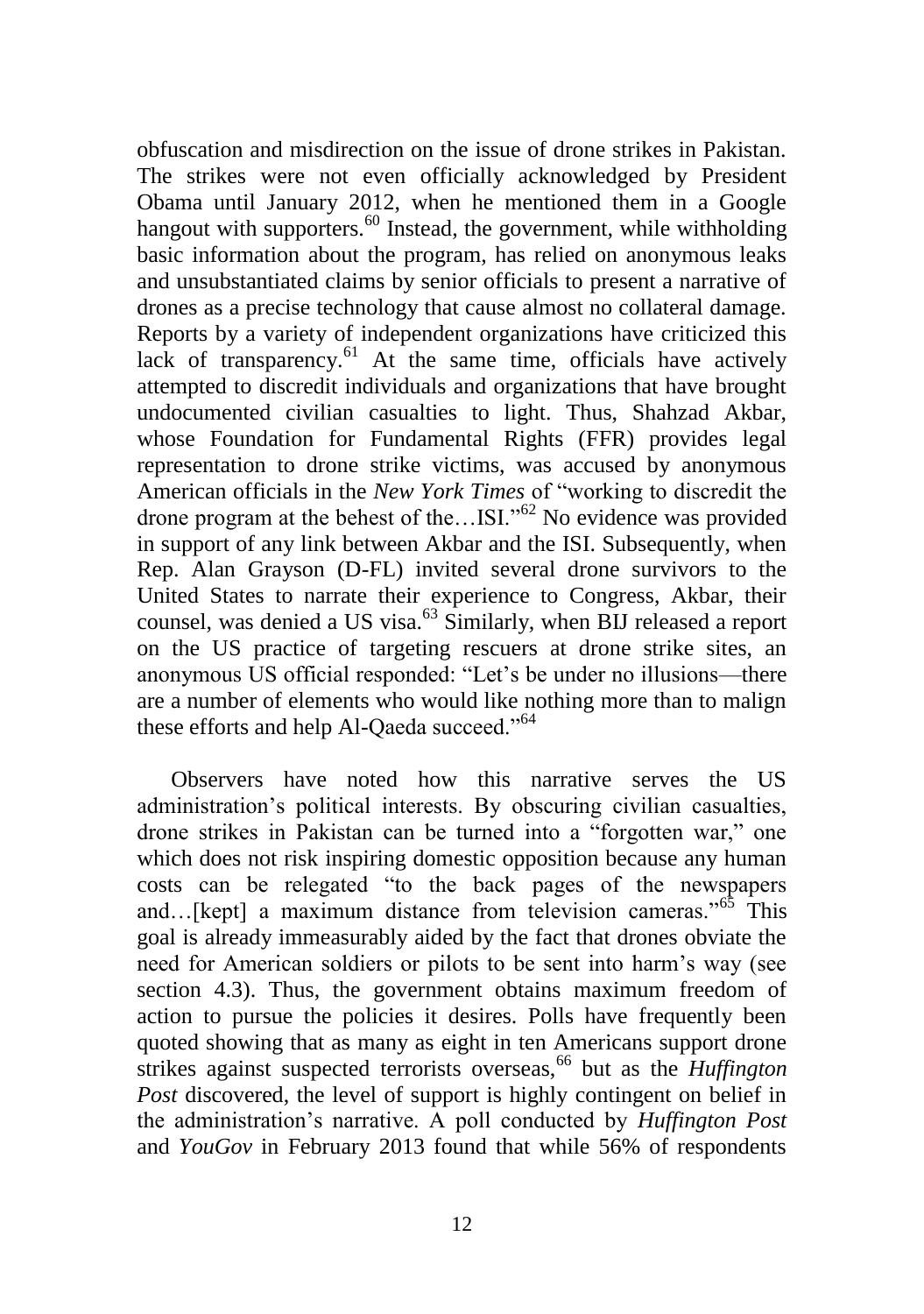obfuscation and misdirection on the issue of drone strikes in Pakistan. The strikes were not even officially acknowledged by President Obama until January 2012, when he mentioned them in a Google hangout with supporters.[60] Instead, the government, while withholding basic information about the program, has relied on anonymous leaks and unsubstantiated claims by senior officials to present a narrative of drones as a precise technology that cause almost no collateral damage. Reports by a variety of independent organizations have criticized this lack of transparency.[61] At the same time, officials have actively attempted to discredit individuals and organizations that have brought undocumented civilian casualties to light. Thus, Shahzad Akbar, whose Foundation for Fundamental Rights (FFR) provides legal representation to drone strike victims, was accused by anonymous American officials in the *New York Times* of "working to discredit the drone program at the behest of the…ISI."[62] No evidence was provided in support of any link between Akbar and the ISI. Subsequently, when Rep. Alan Grayson (D-FL) invited several drone survivors to the United States to narrate their experience to Congress, Akbar, their counsel, was denied a US visa.[63] Similarly, when BIJ released a report on the US practice of targeting rescuers at drone strike sites, an anonymous US official responded: "Let's be under no illusions—there are a number of elements who would like nothing more than to malign these efforts and help Al-Qaeda succeed."[64]

Observers have noted how this narrative serves the US administration's political interests. By obscuring civilian casualties, drone strikes in Pakistan can be turned into a "forgotten war," one which does not risk inspiring domestic opposition because any human costs can be relegated "to the back pages of the newspapers and…[kept] a maximum distance from television cameras."[65] This goal is already immeasurably aided by the fact that drones obviate the need for American soldiers or pilots to be sent into harm's way (see section 4.3). Thus, the government obtains maximum freedom of action to pursue the policies it desires. Polls have frequently been quoted showing that as many as eight in ten Americans support drone strikes against suspected terrorists overseas,[66] but as the *Huffington Post* discovered, the level of support is highly contingent on belief in the administration's narrative. A poll conducted by *Huffington Post* and *YouGov* in February 2013 found that while 56% of respondents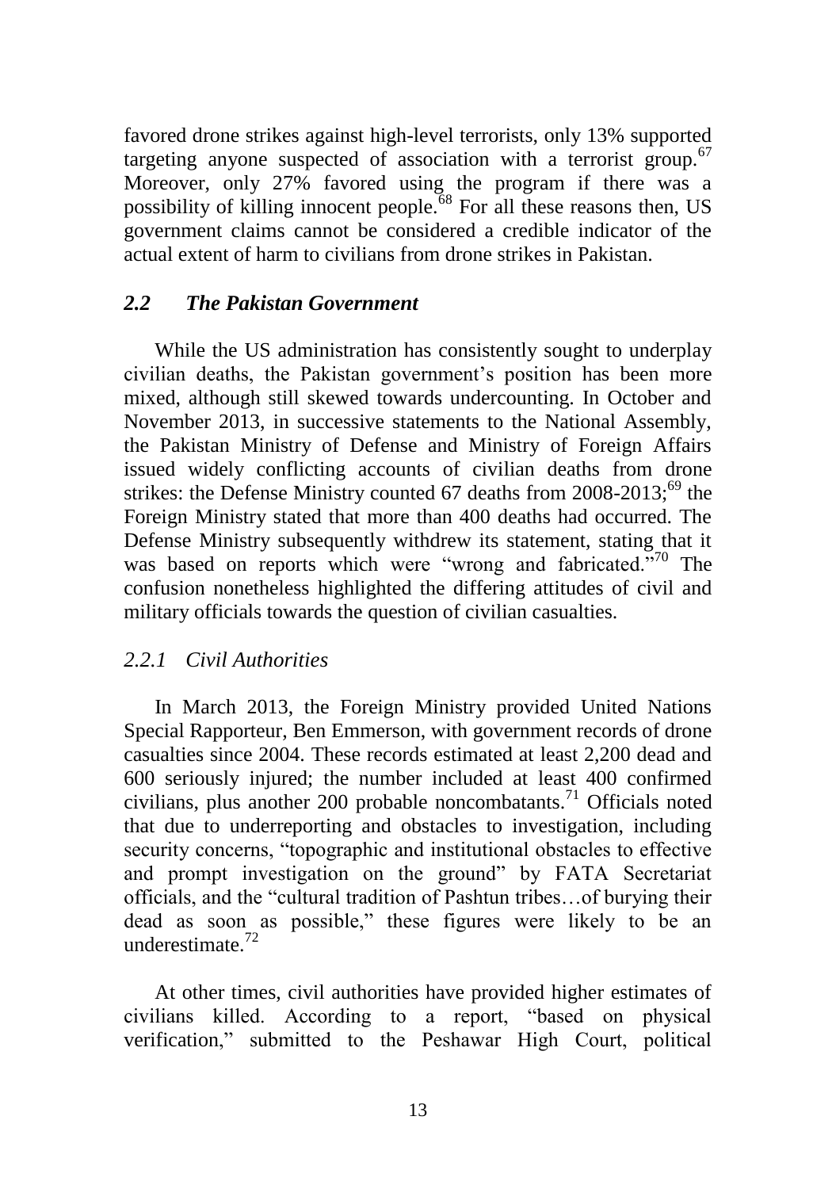favored drone strikes against high-level terrorists, only 13% supported targeting anyone suspected of association with a terrorist group.[67] Moreover, only 27% favored using the program if there was a possibility of killing innocent people.[68] For all these reasons then, US government claims cannot be considered a credible indicator of the actual extent of harm to civilians from drone strikes in Pakistan.

## *2.2 The Pakistan Government*

While the US administration has consistently sought to underplay civilian deaths, the Pakistan government's position has been more mixed, although still skewed towards undercounting. In October and November 2013, in successive statements to the National Assembly, the Pakistan Ministry of Defense and Ministry of Foreign Affairs issued widely conflicting accounts of civilian deaths from drone strikes: the Defense Ministry counted 67 deaths from 2008-2013;[69] the Foreign Ministry stated that more than 400 deaths had occurred. The Defense Ministry subsequently withdrew its statement, stating that it was based on reports which were "wrong and fabricated."[70] The confusion nonetheless highlighted the differing attitudes of civil and military officials towards the question of civilian casualties.

### *2.2.1 Civil Authorities*

In March 2013, the Foreign Ministry provided United Nations Special Rapporteur, Ben Emmerson, with government records of drone casualties since 2004. These records estimated at least 2,200 dead and 600 seriously injured; the number included at least 400 confirmed civilians, plus another 200 probable noncombatants.[71] Officials noted that due to underreporting and obstacles to investigation, including security concerns, "topographic and institutional obstacles to effective and prompt investigation on the ground" by FATA Secretariat officials, and the "cultural tradition of Pashtun tribes…of burying their dead as soon as possible," these figures were likely to be an underestimate.[72]

At other times, civil authorities have provided higher estimates of civilians killed. According to a report, "based on physical verification," submitted to the Peshawar High Court, political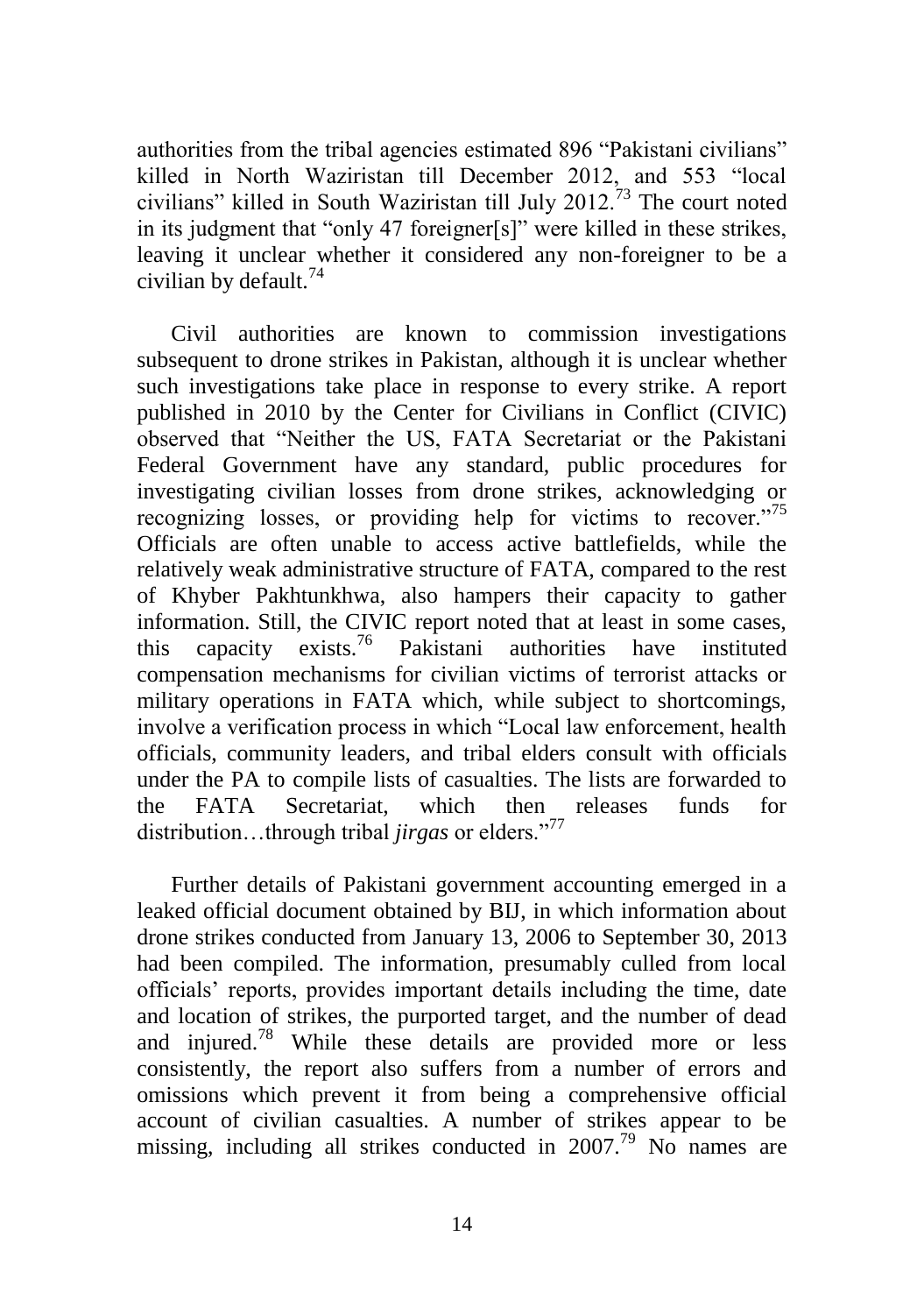authorities from the tribal agencies estimated 896 “Pakistani civilians” killed in North Waziristan till December 2012, and 553 “local civilians” killed in South Waziristan till July 2012.[73] The court noted in its judgment that “only 47 foreigner[s]” were killed in these strikes, leaving it unclear whether it considered any non-foreigner to be a civilian by default.[74]

Civil authorities are known to commission investigations subsequent to drone strikes in Pakistan, although it is unclear whether such investigations take place in response to every strike. A report published in 2010 by the Center for Civilians in Conflict (CIVIC) observed that “Neither the US, FATA Secretariat or the Pakistani Federal Government have any standard, public procedures for investigating civilian losses from drone strikes, acknowledging or recognizing losses, or providing help for victims to recover.”[75] Officials are often unable to access active battlefields, while the relatively weak administrative structure of FATA, compared to the rest of Khyber Pakhtunkhwa, also hampers their capacity to gather information. Still, the CIVIC report noted that at least in some cases, this capacity exists.[76] Pakistani authorities have instituted compensation mechanisms for civilian victims of terrorist attacks or military operations in FATA which, while subject to shortcomings, involve a verification process in which “Local law enforcement, health officials, community leaders, and tribal elders consult with officials under the PA to compile lists of casualties. The lists are forwarded to the FATA Secretariat, which then releases funds for distribution…through tribal *jirgas* or elders.”[77]

Further details of Pakistani government accounting emerged in a leaked official document obtained by BIJ, in which information about drone strikes conducted from January 13, 2006 to September 30, 2013 had been compiled. The information, presumably culled from local officials’ reports, provides important details including the time, date and location of strikes, the purported target, and the number of dead and injured.[78] While these details are provided more or less consistently, the report also suffers from a number of errors and omissions which prevent it from being a comprehensive official account of civilian casualties. A number of strikes appear to be missing, including all strikes conducted in 2007.[79] No names are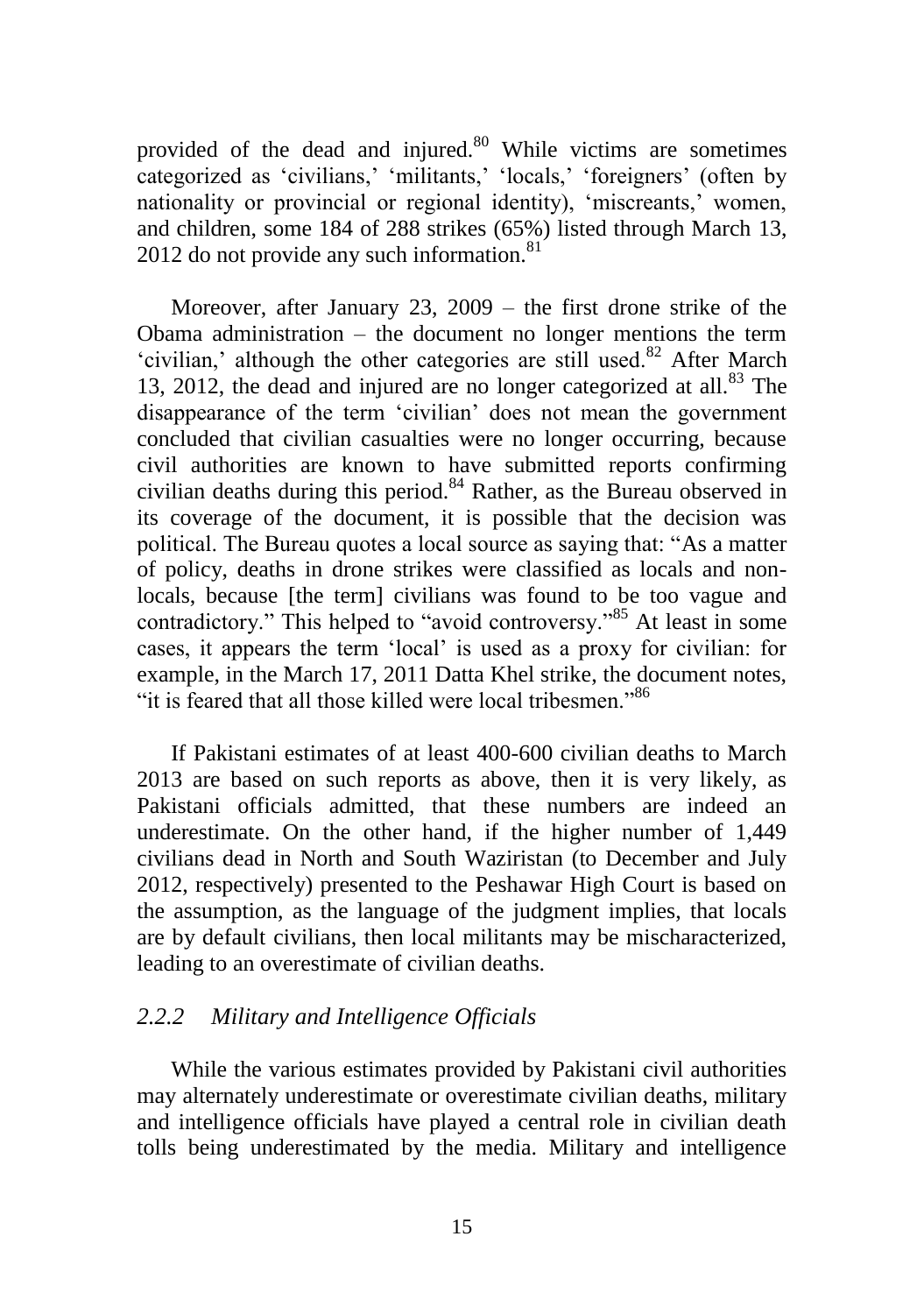provided of the dead and injured.[80] While victims are sometimes categorized as 'civilians,' 'militants,' 'locals,' 'foreigners' (often by nationality or provincial or regional identity), 'miscreants,' women, and children, some 184 of 288 strikes (65%) listed through March 13, 2012 do not provide any such information.[81]

Moreover, after January 23, 2009 – the first drone strike of the Obama administration – the document no longer mentions the term 'civilian,' although the other categories are still used.[82] After March 13, 2012, the dead and injured are no longer categorized at all.[83] The disappearance of the term 'civilian' does not mean the government concluded that civilian casualties were no longer occurring, because civil authorities are known to have submitted reports confirming civilian deaths during this period.[84] Rather, as the Bureau observed in its coverage of the document, it is possible that the decision was political. The Bureau quotes a local source as saying that: "As a matter of policy, deaths in drone strikes were classified as locals and non-locals, because [the term] civilians was found to be too vague and contradictory." This helped to "avoid controversy."[85] At least in some cases, it appears the term 'local' is used as a proxy for civilian: for example, in the March 17, 2011 Datta Khel strike, the document notes, "it is feared that all those killed were local tribesmen."[86]

If Pakistani estimates of at least 400-600 civilian deaths to March 2013 are based on such reports as above, then it is very likely, as Pakistani officials admitted, that these numbers are indeed an underestimate. On the other hand, if the higher number of 1,449 civilians dead in North and South Waziristan (to December and July 2012, respectively) presented to the Peshawar High Court is based on the assumption, as the language of the judgment implies, that locals are by default civilians, then local militants may be mischaracterized, leading to an overestimate of civilian deaths.

### *2.2.2 Military and Intelligence Officials*

While the various estimates provided by Pakistani civil authorities may alternately underestimate or overestimate civilian deaths, military and intelligence officials have played a central role in civilian death tolls being underestimated by the media. Military and intelligence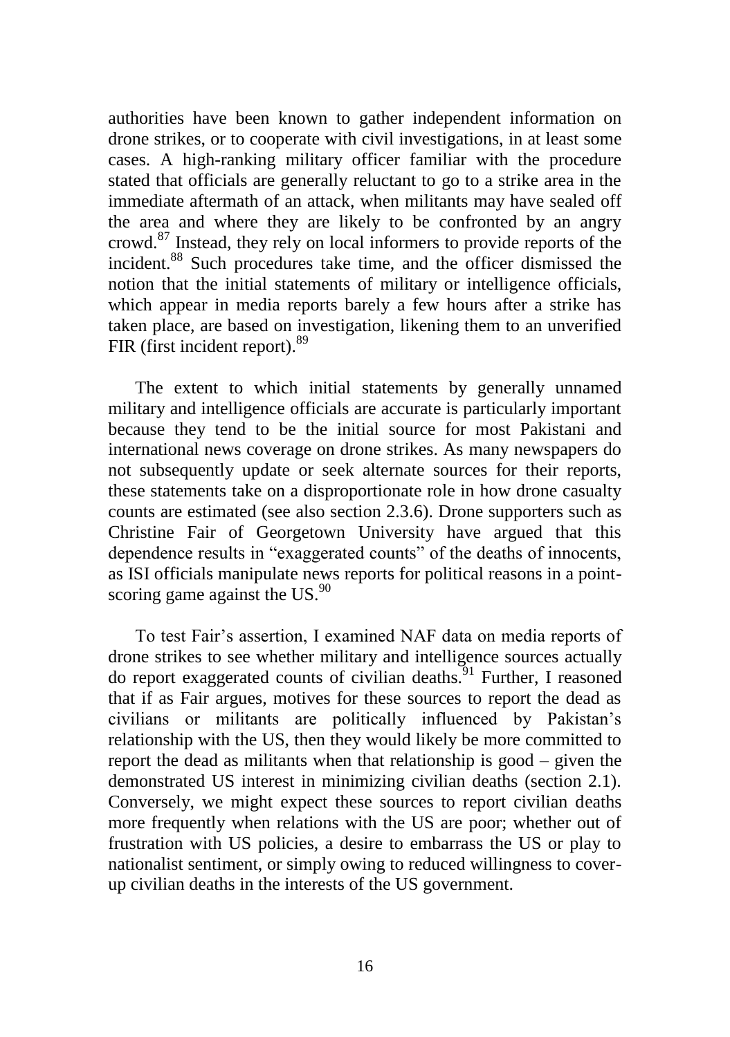authorities have been known to gather independent information on drone strikes, or to cooperate with civil investigations, in at least some cases. A high-ranking military officer familiar with the procedure stated that officials are generally reluctant to go to a strike area in the immediate aftermath of an attack, when militants may have sealed off the area and where they are likely to be confronted by an angry crowd.[87] Instead, they rely on local informers to provide reports of the incident.[88] Such procedures take time, and the officer dismissed the notion that the initial statements of military or intelligence officials, which appear in media reports barely a few hours after a strike has taken place, are based on investigation, likening them to an unverified FIR (first incident report).[89]

The extent to which initial statements by generally unnamed military and intelligence officials are accurate is particularly important because they tend to be the initial source for most Pakistani and international news coverage on drone strikes. As many newspapers do not subsequently update or seek alternate sources for their reports, these statements take on a disproportionate role in how drone casualty counts are estimated (see also section 2.3.6). Drone supporters such as Christine Fair of Georgetown University have argued that this dependence results in "exaggerated counts" of the deaths of innocents, as ISI officials manipulate news reports for political reasons in a point-scoring game against the US.[90]

To test Fair's assertion, I examined NAF data on media reports of drone strikes to see whether military and intelligence sources actually do report exaggerated counts of civilian deaths.[91] Further, I reasoned that if as Fair argues, motives for these sources to report the dead as civilians or militants are politically influenced by Pakistan's relationship with the US, then they would likely be more committed to report the dead as militants when that relationship is good – given the demonstrated US interest in minimizing civilian deaths (section 2.1). Conversely, we might expect these sources to report civilian deaths more frequently when relations with the US are poor; whether out of frustration with US policies, a desire to embarrass the US or play to nationalist sentiment, or simply owing to reduced willingness to cover-up civilian deaths in the interests of the US government.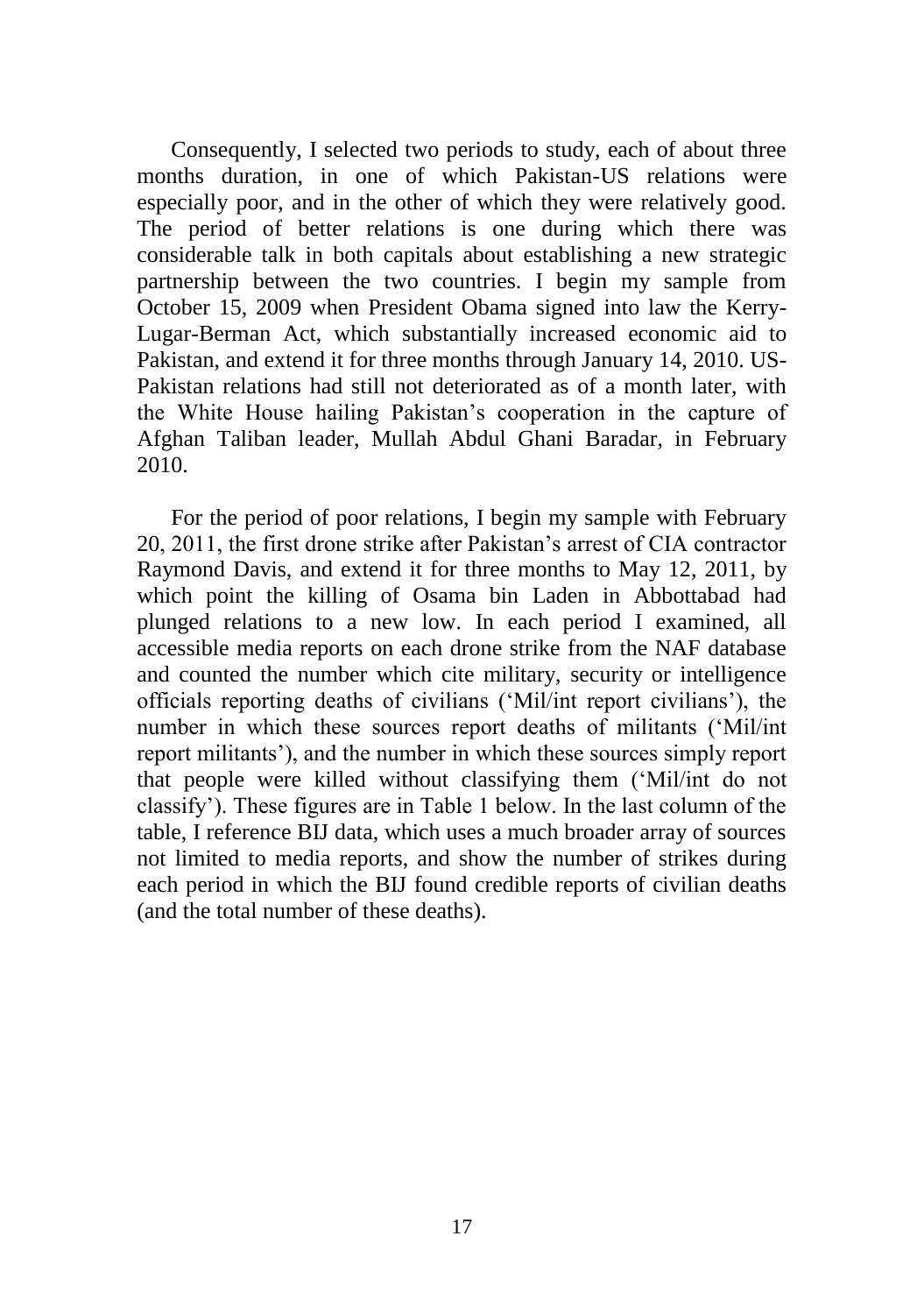Consequently, I selected two periods to study, each of about three months duration, in one of which Pakistan-US relations were especially poor, and in the other of which they were relatively good. The period of better relations is one during which there was considerable talk in both capitals about establishing a new strategic partnership between the two countries. I begin my sample from October 15, 2009 when President Obama signed into law the Kerry-Lugar-Berman Act, which substantially increased economic aid to Pakistan, and extend it for three months through January 14, 2010. US-Pakistan relations had still not deteriorated as of a month later, with the White House hailing Pakistan's cooperation in the capture of Afghan Taliban leader, Mullah Abdul Ghani Baradar, in February 2010.

For the period of poor relations, I begin my sample with February 20, 2011, the first drone strike after Pakistan's arrest of CIA contractor Raymond Davis, and extend it for three months to May 12, 2011, by which point the killing of Osama bin Laden in Abbottabad had plunged relations to a new low. In each period I examined, all accessible media reports on each drone strike from the NAF database and counted the number which cite military, security or intelligence officials reporting deaths of civilians ('Mil/int report civilians'), the number in which these sources report deaths of militants ('Mil/int report militants'), and the number in which these sources simply report that people were killed without classifying them ('Mil/int do not classify'). These figures are in Table 1 below. In the last column of the table, I reference BIJ data, which uses a much broader array of sources not limited to media reports, and show the number of strikes during each period in which the BIJ found credible reports of civilian deaths (and the total number of these deaths).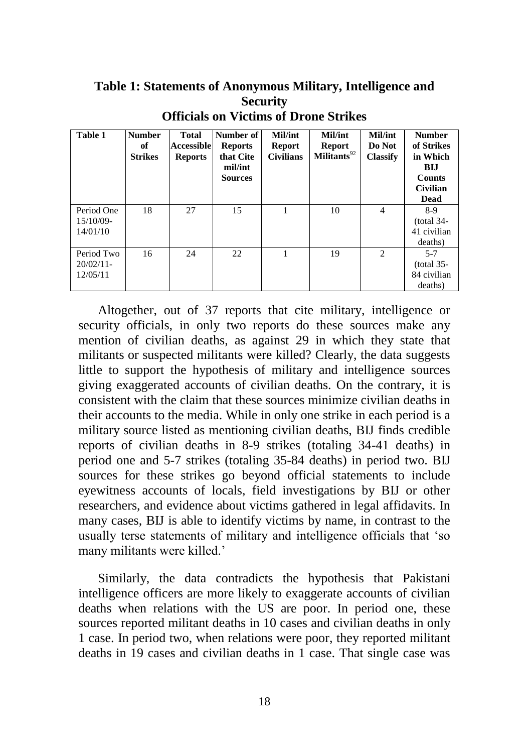**Table 1: Statements of Anonymous Military, Intelligence and Security Officials on Victims of Drone Strikes**

| Table 1 | Number of Strikes | Total Accessible Reports | Number of Reports that Cite mil/int Sources | Mil/int Report Civilians | Mil/int Report Militants[92] | Mil/int Do Not Classify | Number of Strikes in Which BIJ Counts Civilian Dead |
|---|---|---|---|---|---|---|---|
| Period One 15/10/09-14/01/10 | 18 | 27 | 15 | 1 | 10 | 4 | 8-9 (total 34-41 civilian deaths) |
| Period Two 20/02/11-12/05/11 | 16 | 24 | 22 | 1 | 19 | 2 | 5-7 (total 35-84 civilian deaths) |

Altogether, out of 37 reports that cite military, intelligence or security officials, in only two reports do these sources make any mention of civilian deaths, as against 29 in which they state that militants or suspected militants were killed? Clearly, the data suggests little to support the hypothesis of military and intelligence sources giving exaggerated accounts of civilian deaths. On the contrary, it is consistent with the claim that these sources minimize civilian deaths in their accounts to the media. While in only one strike in each period is a military source listed as mentioning civilian deaths, BIJ finds credible reports of civilian deaths in 8-9 strikes (totaling 34-41 deaths) in period one and 5-7 strikes (totaling 35-84 deaths) in period two. BIJ sources for these strikes go beyond official statements to include eyewitness accounts of locals, field investigations by BIJ or other researchers, and evidence about victims gathered in legal affidavits. In many cases, BIJ is able to identify victims by name, in contrast to the usually terse statements of military and intelligence officials that 'so many militants were killed.'

Similarly, the data contradicts the hypothesis that Pakistani intelligence officers are more likely to exaggerate accounts of civilian deaths when relations with the US are poor. In period one, these sources reported militant deaths in 10 cases and civilian deaths in only 1 case. In period two, when relations were poor, they reported militant deaths in 19 cases and civilian deaths in 1 case. That single case was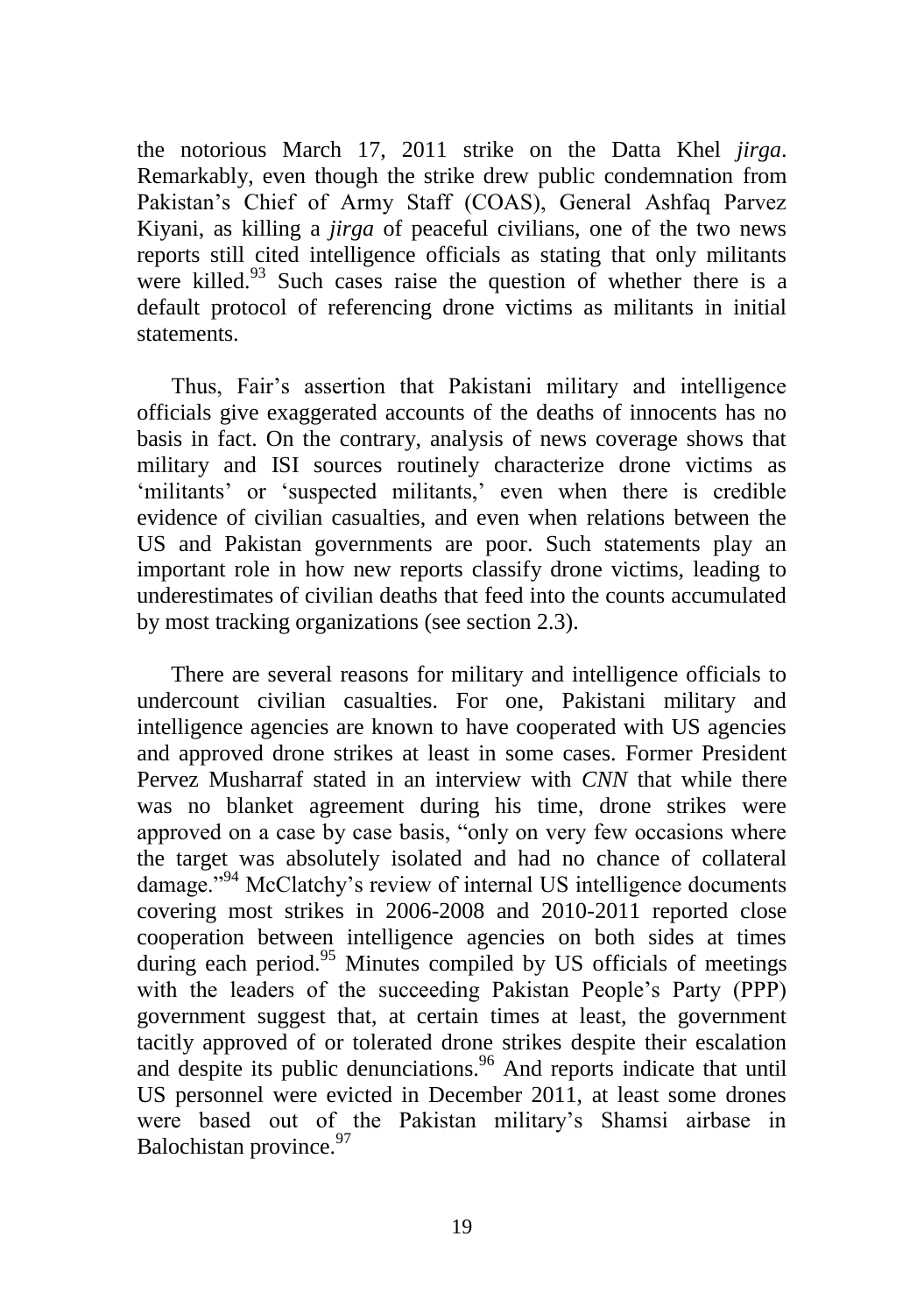the notorious March 17, 2011 strike on the Datta Khel *jirga*. Remarkably, even though the strike drew public condemnation from Pakistan's Chief of Army Staff (COAS), General Ashfaq Parvez Kiyani, as killing a *jirga* of peaceful civilians, one of the two news reports still cited intelligence officials as stating that only militants were killed.[93] Such cases raise the question of whether there is a default protocol of referencing drone victims as militants in initial statements.

Thus, Fair's assertion that Pakistani military and intelligence officials give exaggerated accounts of the deaths of innocents has no basis in fact. On the contrary, analysis of news coverage shows that military and ISI sources routinely characterize drone victims as 'militants' or 'suspected militants,' even when there is credible evidence of civilian casualties, and even when relations between the US and Pakistan governments are poor. Such statements play an important role in how new reports classify drone victims, leading to underestimates of civilian deaths that feed into the counts accumulated by most tracking organizations (see section 2.3).

There are several reasons for military and intelligence officials to undercount civilian casualties. For one, Pakistani military and intelligence agencies are known to have cooperated with US agencies and approved drone strikes at least in some cases. Former President Pervez Musharraf stated in an interview with *CNN* that while there was no blanket agreement during his time, drone strikes were approved on a case by case basis, "only on very few occasions where the target was absolutely isolated and had no chance of collateral damage."[94] McClatchy's review of internal US intelligence documents covering most strikes in 2006-2008 and 2010-2011 reported close cooperation between intelligence agencies on both sides at times during each period.[95] Minutes compiled by US officials of meetings with the leaders of the succeeding Pakistan People's Party (PPP) government suggest that, at certain times at least, the government tacitly approved of or tolerated drone strikes despite their escalation and despite its public denunciations.[96] And reports indicate that until US personnel were evicted in December 2011, at least some drones were based out of the Pakistan military's Shamsi airbase in Balochistan province.[97]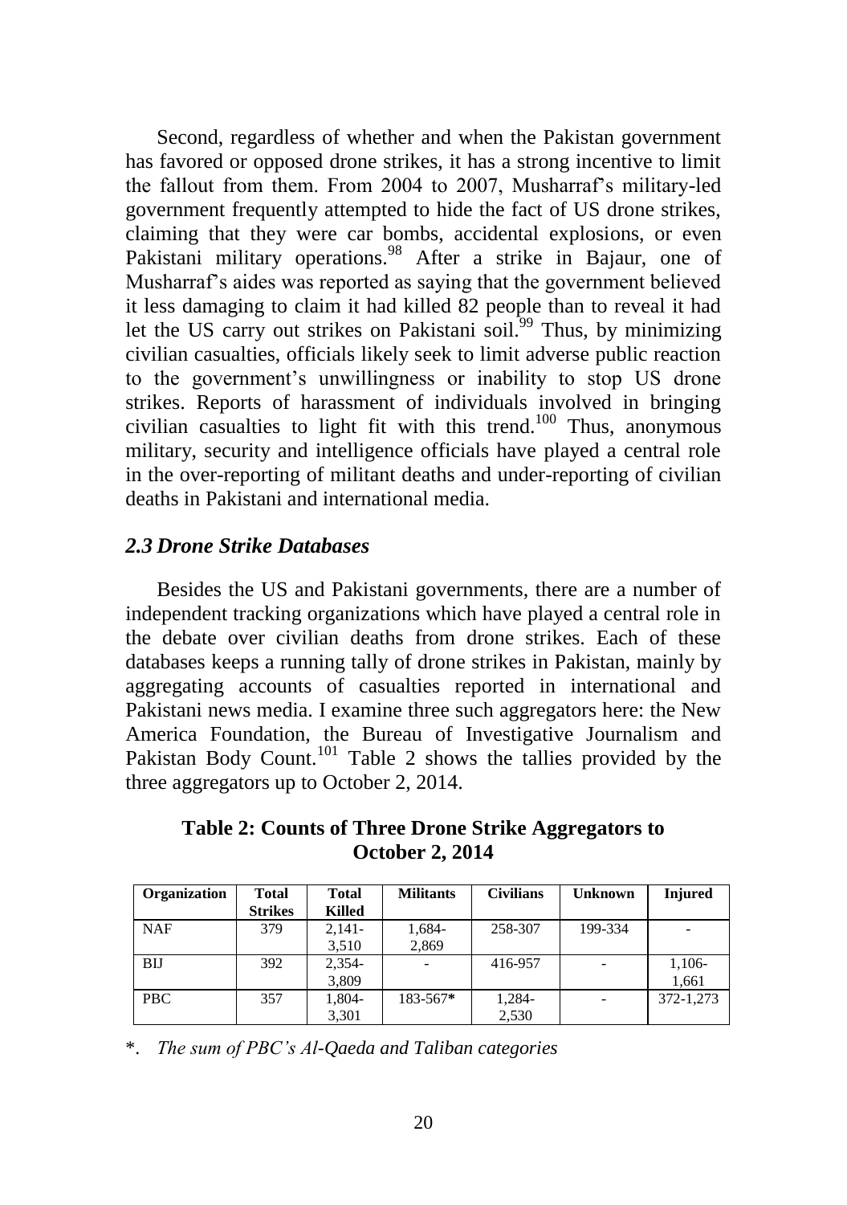Second, regardless of whether and when the Pakistan government has favored or opposed drone strikes, it has a strong incentive to limit the fallout from them. From 2004 to 2007, Musharraf's military-led government frequently attempted to hide the fact of US drone strikes, claiming that they were car bombs, accidental explosions, or even Pakistani military operations.[98] After a strike in Bajaur, one of Musharraf's aides was reported as saying that the government believed it less damaging to claim it had killed 82 people than to reveal it had let the US carry out strikes on Pakistani soil.[99] Thus, by minimizing civilian casualties, officials likely seek to limit adverse public reaction to the government's unwillingness or inability to stop US drone strikes. Reports of harassment of individuals involved in bringing civilian casualties to light fit with this trend.[100] Thus, anonymous military, security and intelligence officials have played a central role in the over-reporting of militant deaths and under-reporting of civilian deaths in Pakistani and international media.

### *2.3 Drone Strike Databases*

Besides the US and Pakistani governments, there are a number of independent tracking organizations which have played a central role in the debate over civilian deaths from drone strikes. Each of these databases keeps a running tally of drone strikes in Pakistan, mainly by aggregating accounts of casualties reported in international and Pakistani news media. I examine three such aggregators here: the New America Foundation, the Bureau of Investigative Journalism and Pakistan Body Count.[101] Table 2 shows the tallies provided by the three aggregators up to October 2, 2014.

**Table 2: Counts of Three Drone Strike Aggregators to October 2, 2014**

| Organization | Total Strikes | Total Killed | Militants | Civilians | Unknown | Injured |
|---|---|---|---|---|---|---|
| NAF | 379 | 2,141-3,510 | 1,684-2,869 | 258-307 | 199-334 | - |
| BIJ | 392 | 2,354-3,809 | - | 416-957 | - | 1,106-1,661 |
| PBC | 357 | 1,804-3,301 | 183-567* | 1,284-2,530 | - | 372-1,273 |

*. *The sum of PBC's Al-Qaeda and Taliban categories*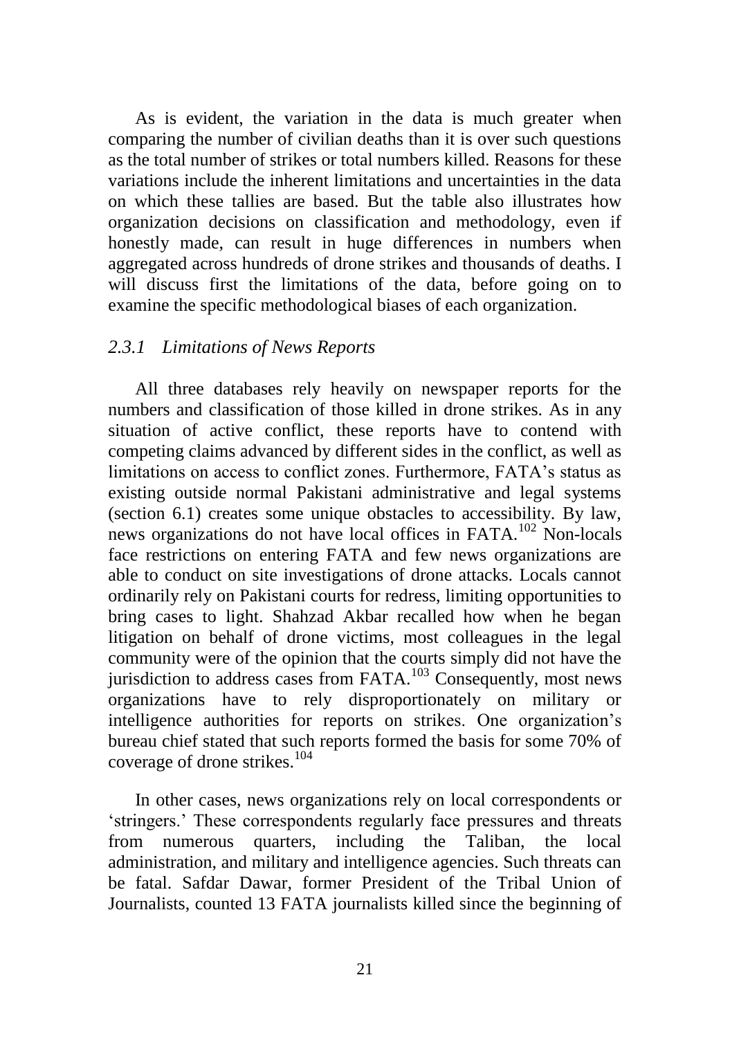As is evident, the variation in the data is much greater when comparing the number of civilian deaths than it is over such questions as the total number of strikes or total numbers killed. Reasons for these variations include the inherent limitations and uncertainties in the data on which these tallies are based. But the table also illustrates how organization decisions on classification and methodology, even if honestly made, can result in huge differences in numbers when aggregated across hundreds of drone strikes and thousands of deaths. I will discuss first the limitations of the data, before going on to examine the specific methodological biases of each organization.

### *2.3.1 Limitations of News Reports*

All three databases rely heavily on newspaper reports for the numbers and classification of those killed in drone strikes. As in any situation of active conflict, these reports have to contend with competing claims advanced by different sides in the conflict, as well as limitations on access to conflict zones. Furthermore, FATA's status as existing outside normal Pakistani administrative and legal systems (section 6.1) creates some unique obstacles to accessibility. By law, news organizations do not have local offices in FATA.[102] Non-locals face restrictions on entering FATA and few news organizations are able to conduct on site investigations of drone attacks. Locals cannot ordinarily rely on Pakistani courts for redress, limiting opportunities to bring cases to light. Shahzad Akbar recalled how when he began litigation on behalf of drone victims, most colleagues in the legal community were of the opinion that the courts simply did not have the jurisdiction to address cases from FATA.[103] Consequently, most news organizations have to rely disproportionately on military or intelligence authorities for reports on strikes. One organization's bureau chief stated that such reports formed the basis for some 70% of coverage of drone strikes.[104]

In other cases, news organizations rely on local correspondents or 'stringers.' These correspondents regularly face pressures and threats from numerous quarters, including the Taliban, the local administration, and military and intelligence agencies. Such threats can be fatal. Safdar Dawar, former President of the Tribal Union of Journalists, counted 13 FATA journalists killed since the beginning of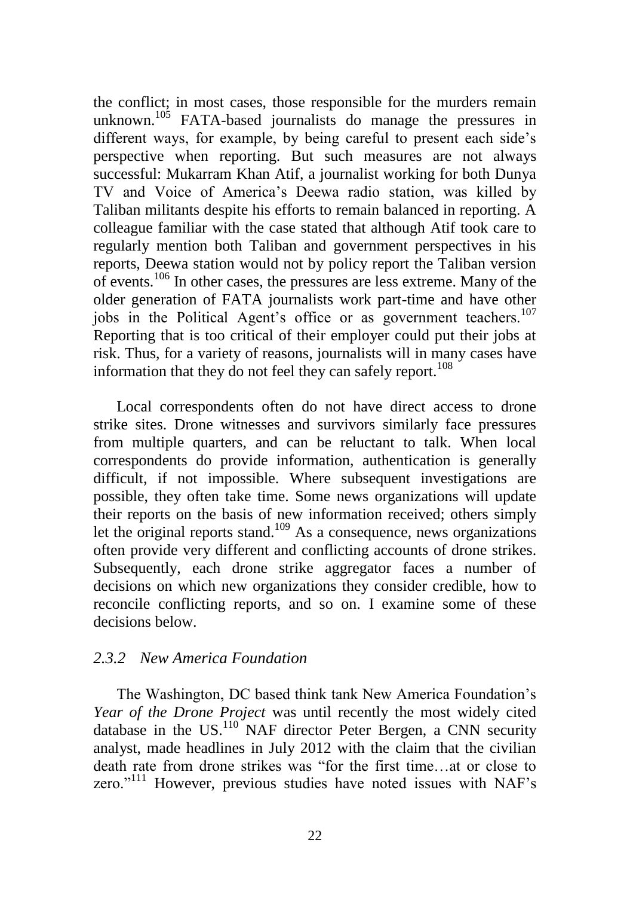the conflict; in most cases, those responsible for the murders remain unknown.[105] FATA-based journalists do manage the pressures in different ways, for example, by being careful to present each side's perspective when reporting. But such measures are not always successful: Mukarram Khan Atif, a journalist working for both Dunya TV and Voice of America's Deewa radio station, was killed by Taliban militants despite his efforts to remain balanced in reporting. A colleague familiar with the case stated that although Atif took care to regularly mention both Taliban and government perspectives in his reports, Deewa station would not by policy report the Taliban version of events.[106] In other cases, the pressures are less extreme. Many of the older generation of FATA journalists work part-time and have other jobs in the Political Agent's office or as government teachers.[107] Reporting that is too critical of their employer could put their jobs at risk. Thus, for a variety of reasons, journalists will in many cases have information that they do not feel they can safely report.[108]

Local correspondents often do not have direct access to drone strike sites. Drone witnesses and survivors similarly face pressures from multiple quarters, and can be reluctant to talk. When local correspondents do provide information, authentication is generally difficult, if not impossible. Where subsequent investigations are possible, they often take time. Some news organizations will update their reports on the basis of new information received; others simply let the original reports stand.[109] As a consequence, news organizations often provide very different and conflicting accounts of drone strikes. Subsequently, each drone strike aggregator faces a number of decisions on which new organizations they consider credible, how to reconcile conflicting reports, and so on. I examine some of these decisions below.

### *2.3.2 New America Foundation*

The Washington, DC based think tank New America Foundation's *Year of the Drone Project* was until recently the most widely cited database in the US.[110] NAF director Peter Bergen, a CNN security analyst, made headlines in July 2012 with the claim that the civilian death rate from drone strikes was "for the first time…at or close to zero."[111] However, previous studies have noted issues with NAF's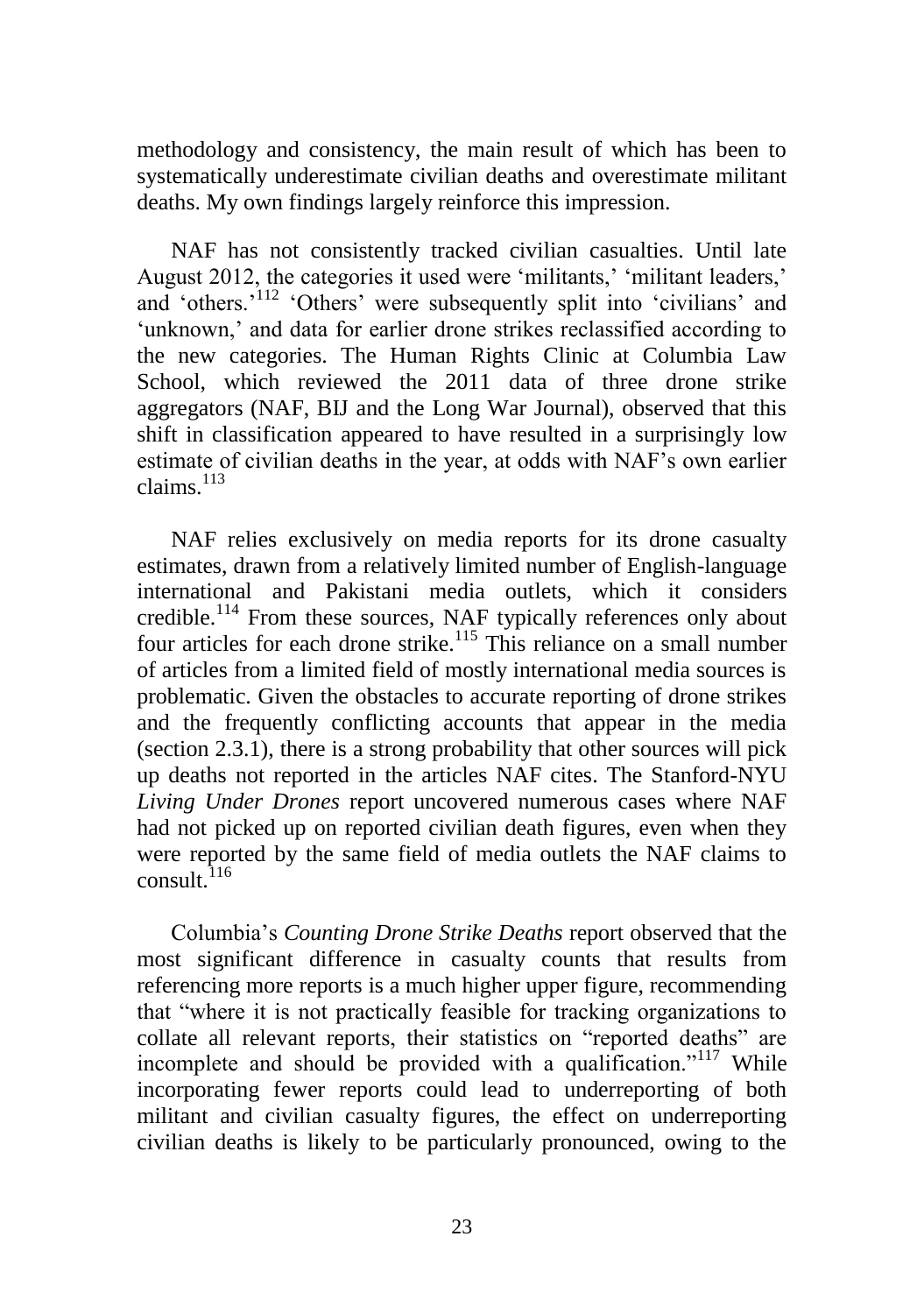methodology and consistency, the main result of which has been to systematically underestimate civilian deaths and overestimate militant deaths. My own findings largely reinforce this impression.

NAF has not consistently tracked civilian casualties. Until late August 2012, the categories it used were 'militants,' 'militant leaders,' and 'others.'[112] 'Others' were subsequently split into 'civilians' and 'unknown,' and data for earlier drone strikes reclassified according to the new categories. The Human Rights Clinic at Columbia Law School, which reviewed the 2011 data of three drone strike aggregators (NAF, BIJ and the Long War Journal), observed that this shift in classification appeared to have resulted in a surprisingly low estimate of civilian deaths in the year, at odds with NAF's own earlier claims.[113]

NAF relies exclusively on media reports for its drone casualty estimates, drawn from a relatively limited number of English-language international and Pakistani media outlets, which it considers credible.[114] From these sources, NAF typically references only about four articles for each drone strike.[115] This reliance on a small number of articles from a limited field of mostly international media sources is problematic. Given the obstacles to accurate reporting of drone strikes and the frequently conflicting accounts that appear in the media (section 2.3.1), there is a strong probability that other sources will pick up deaths not reported in the articles NAF cites. The Stanford-NYU *Living Under Drones* report uncovered numerous cases where NAF had not picked up on reported civilian death figures, even when they were reported by the same field of media outlets the NAF claims to consult.[116]

Columbia's *Counting Drone Strike Deaths* report observed that the most significant difference in casualty counts that results from referencing more reports is a much higher upper figure, recommending that "where it is not practically feasible for tracking organizations to collate all relevant reports, their statistics on "reported deaths" are incomplete and should be provided with a qualification."[117] While incorporating fewer reports could lead to underreporting of both militant and civilian casualty figures, the effect on underreporting civilian deaths is likely to be particularly pronounced, owing to the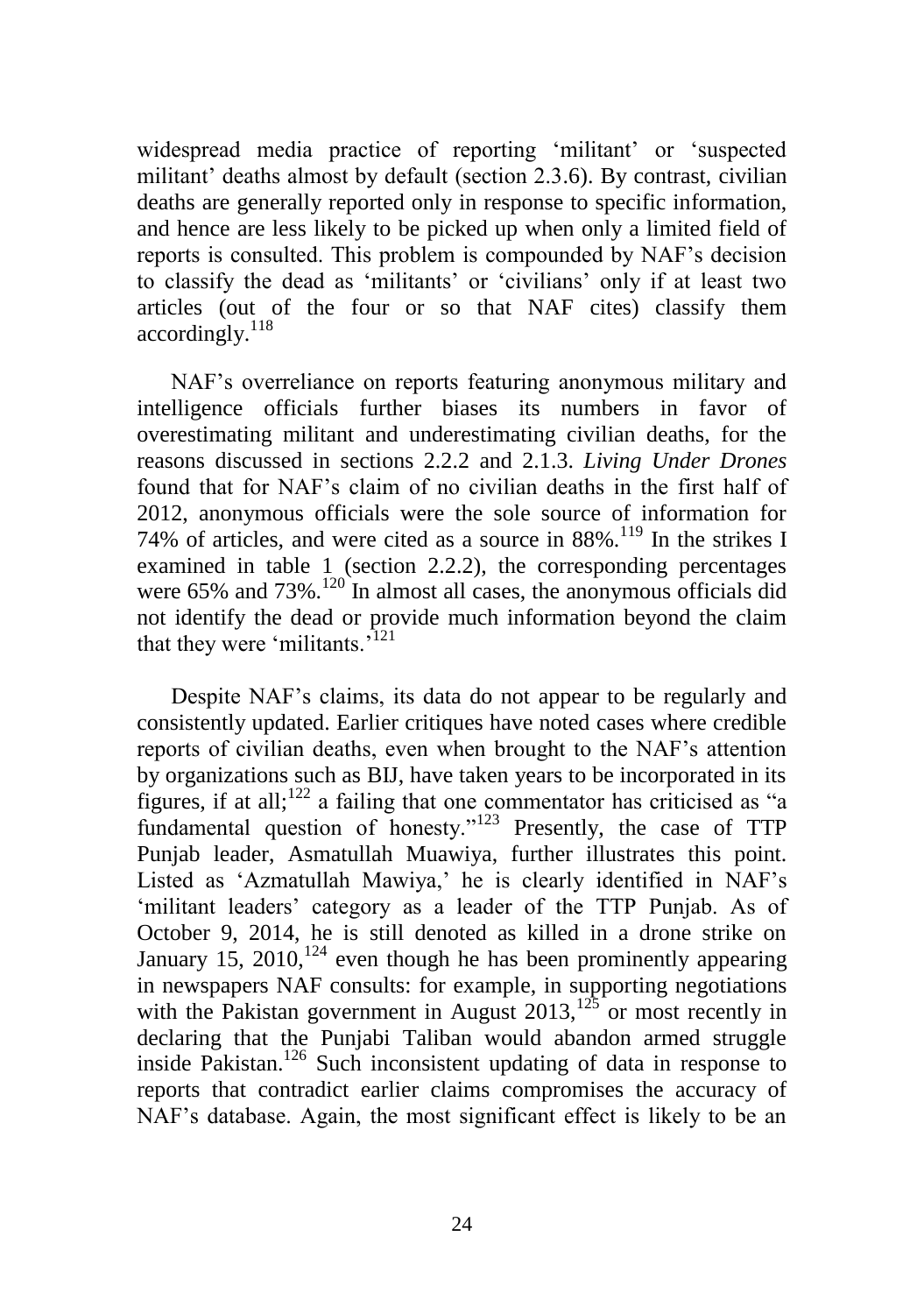widespread media practice of reporting 'militant' or 'suspected militant' deaths almost by default (section 2.3.6). By contrast, civilian deaths are generally reported only in response to specific information, and hence are less likely to be picked up when only a limited field of reports is consulted. This problem is compounded by NAF's decision to classify the dead as 'militants' or 'civilians' only if at least two articles (out of the four or so that NAF cites) classify them accordingly.[118]

NAF's overreliance on reports featuring anonymous military and intelligence officials further biases its numbers in favor of overestimating militant and underestimating civilian deaths, for the reasons discussed in sections 2.2.2 and 2.1.3. *Living Under Drones* found that for NAF's claim of no civilian deaths in the first half of 2012, anonymous officials were the sole source of information for 74% of articles, and were cited as a source in 88%.[119] In the strikes I examined in table 1 (section 2.2.2), the corresponding percentages were 65% and 73%.[120] In almost all cases, the anonymous officials did not identify the dead or provide much information beyond the claim that they were 'militants.'[121]

Despite NAF's claims, its data do not appear to be regularly and consistently updated. Earlier critiques have noted cases where credible reports of civilian deaths, even when brought to the NAF's attention by organizations such as BIJ, have taken years to be incorporated in its figures, if at all;[122] a failing that one commentator has criticised as "a fundamental question of honesty."[123] Presently, the case of TTP Punjab leader, Asmatullah Muawiya, further illustrates this point. Listed as 'Azmatullah Mawiya,' he is clearly identified in NAF's 'militant leaders' category as a leader of the TTP Punjab. As of October 9, 2014, he is still denoted as killed in a drone strike on January 15, 2010,[124] even though he has been prominently appearing in newspapers NAF consults: for example, in supporting negotiations with the Pakistan government in August 2013,[125] or most recently in declaring that the Punjabi Taliban would abandon armed struggle inside Pakistan.[126] Such inconsistent updating of data in response to reports that contradict earlier claims compromises the accuracy of NAF's database. Again, the most significant effect is likely to be an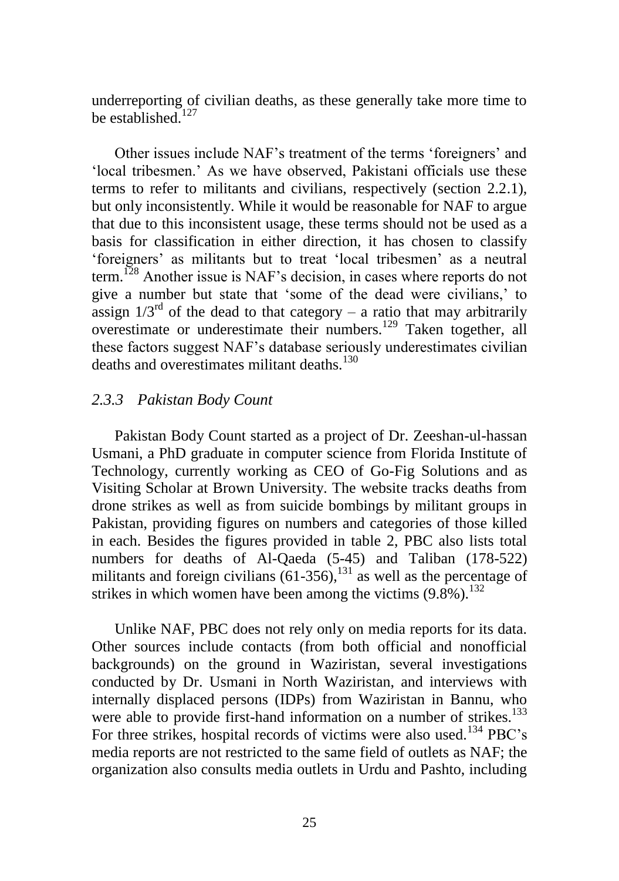underreporting of civilian deaths, as these generally take more time to be established.[127]

Other issues include NAF's treatment of the terms 'foreigners' and 'local tribesmen.' As we have observed, Pakistani officials use these terms to refer to militants and civilians, respectively (section 2.2.1), but only inconsistently. While it would be reasonable for NAF to argue that due to this inconsistent usage, these terms should not be used as a basis for classification in either direction, it has chosen to classify 'foreigners' as militants but to treat 'local tribesmen' as a neutral term.[128] Another issue is NAF's decision, in cases where reports do not give a number but state that 'some of the dead were civilians,' to assign 1/3rd of the dead to that category – a ratio that may arbitrarily overestimate or underestimate their numbers.[129] Taken together, all these factors suggest NAF's database seriously underestimates civilian deaths and overestimates militant deaths.[130]

### *2.3.3 Pakistan Body Count*

Pakistan Body Count started as a project of Dr. Zeeshan-ul-hassan Usmani, a PhD graduate in computer science from Florida Institute of Technology, currently working as CEO of Go-Fig Solutions and as Visiting Scholar at Brown University. The website tracks deaths from drone strikes as well as from suicide bombings by militant groups in Pakistan, providing figures on numbers and categories of those killed in each. Besides the figures provided in table 2, PBC also lists total numbers for deaths of Al-Qaeda (5-45) and Taliban (178-522) militants and foreign civilians (61-356),[131] as well as the percentage of strikes in which women have been among the victims (9.8%).[132]

Unlike NAF, PBC does not rely only on media reports for its data. Other sources include contacts (from both official and nonofficial backgrounds) on the ground in Waziristan, several investigations conducted by Dr. Usmani in North Waziristan, and interviews with internally displaced persons (IDPs) from Waziristan in Bannu, who were able to provide first-hand information on a number of strikes.[133] For three strikes, hospital records of victims were also used.[134] PBC's media reports are not restricted to the same field of outlets as NAF; the organization also consults media outlets in Urdu and Pashto, including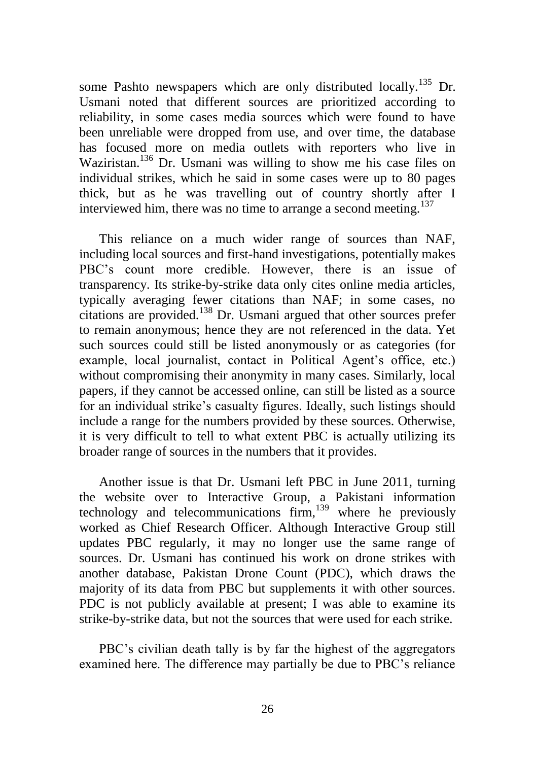some Pashto newspapers which are only distributed locally.[135] Dr. Usmani noted that different sources are prioritized according to reliability, in some cases media sources which were found to have been unreliable were dropped from use, and over time, the database has focused more on media outlets with reporters who live in Waziristan.[136] Dr. Usmani was willing to show me his case files on individual strikes, which he said in some cases were up to 80 pages thick, but as he was travelling out of country shortly after I interviewed him, there was no time to arrange a second meeting.[137]

This reliance on a much wider range of sources than NAF, including local sources and first-hand investigations, potentially makes PBC's count more credible. However, there is an issue of transparency. Its strike-by-strike data only cites online media articles, typically averaging fewer citations than NAF; in some cases, no citations are provided.[138] Dr. Usmani argued that other sources prefer to remain anonymous; hence they are not referenced in the data. Yet such sources could still be listed anonymously or as categories (for example, local journalist, contact in Political Agent's office, etc.) without compromising their anonymity in many cases. Similarly, local papers, if they cannot be accessed online, can still be listed as a source for an individual strike's casualty figures. Ideally, such listings should include a range for the numbers provided by these sources. Otherwise, it is very difficult to tell to what extent PBC is actually utilizing its broader range of sources in the numbers that it provides.

Another issue is that Dr. Usmani left PBC in June 2011, turning the website over to Interactive Group, a Pakistani information technology and telecommunications firm,[139] where he previously worked as Chief Research Officer. Although Interactive Group still updates PBC regularly, it may no longer use the same range of sources. Dr. Usmani has continued his work on drone strikes with another database, Pakistan Drone Count (PDC), which draws the majority of its data from PBC but supplements it with other sources. PDC is not publicly available at present; I was able to examine its strike-by-strike data, but not the sources that were used for each strike.

PBC's civilian death tally is by far the highest of the aggregators examined here. The difference may partially be due to PBC's reliance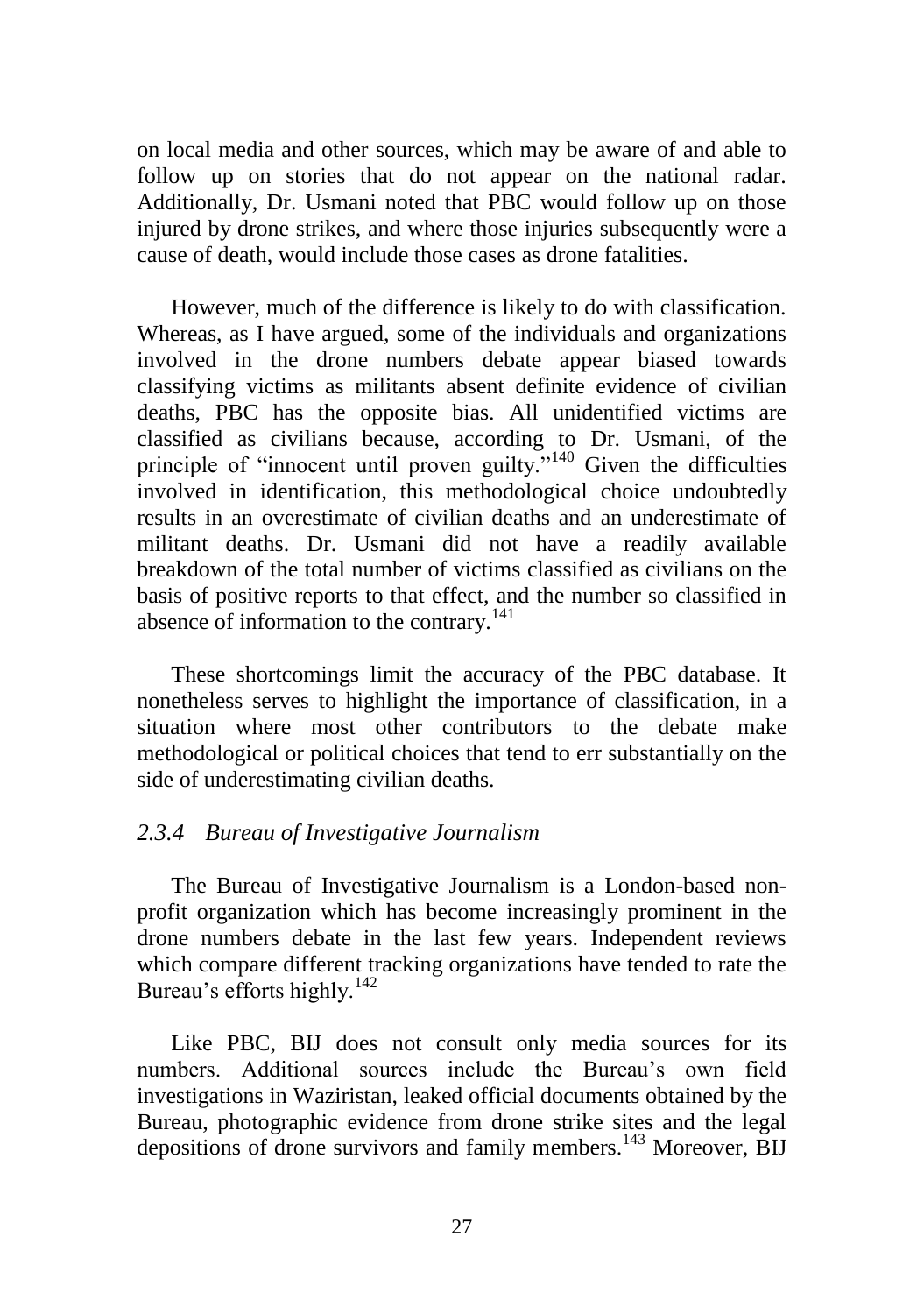on local media and other sources, which may be aware of and able to follow up on stories that do not appear on the national radar. Additionally, Dr. Usmani noted that PBC would follow up on those injured by drone strikes, and where those injuries subsequently were a cause of death, would include those cases as drone fatalities.

However, much of the difference is likely to do with classification. Whereas, as I have argued, some of the individuals and organizations involved in the drone numbers debate appear biased towards classifying victims as militants absent definite evidence of civilian deaths, PBC has the opposite bias. All unidentified victims are classified as civilians because, according to Dr. Usmani, of the principle of "innocent until proven guilty."[140] Given the difficulties involved in identification, this methodological choice undoubtedly results in an overestimate of civilian deaths and an underestimate of militant deaths. Dr. Usmani did not have a readily available breakdown of the total number of victims classified as civilians on the basis of positive reports to that effect, and the number so classified in absence of information to the contrary.[141]

These shortcomings limit the accuracy of the PBC database. It nonetheless serves to highlight the importance of classification, in a situation where most other contributors to the debate make methodological or political choices that tend to err substantially on the side of underestimating civilian deaths.

### *2.3.4 Bureau of Investigative Journalism*

The Bureau of Investigative Journalism is a London-based non-profit organization which has become increasingly prominent in the drone numbers debate in the last few years. Independent reviews which compare different tracking organizations have tended to rate the Bureau's efforts highly.[142]

Like PBC, BIJ does not consult only media sources for its numbers. Additional sources include the Bureau's own field investigations in Waziristan, leaked official documents obtained by the Bureau, photographic evidence from drone strike sites and the legal depositions of drone survivors and family members.[143] Moreover, BIJ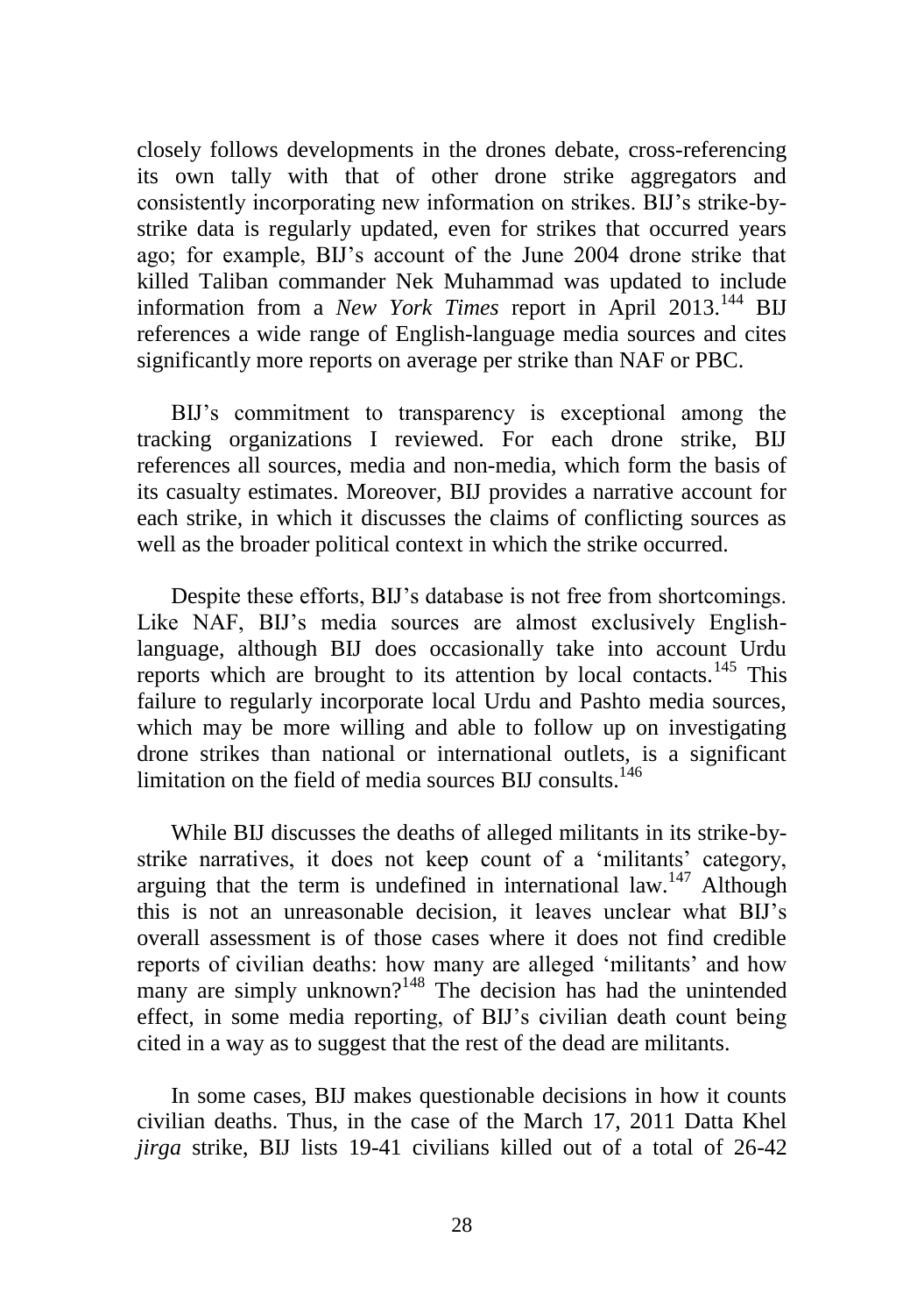closely follows developments in the drones debate, cross-referencing its own tally with that of other drone strike aggregators and consistently incorporating new information on strikes. BIJ's strike-by-strike data is regularly updated, even for strikes that occurred years ago; for example, BIJ's account of the June 2004 drone strike that killed Taliban commander Nek Muhammad was updated to include information from a *New York Times* report in April 2013.[144] BIJ references a wide range of English-language media sources and cites significantly more reports on average per strike than NAF or PBC.

BIJ's commitment to transparency is exceptional among the tracking organizations I reviewed. For each drone strike, BIJ references all sources, media and non-media, which form the basis of its casualty estimates. Moreover, BIJ provides a narrative account for each strike, in which it discusses the claims of conflicting sources as well as the broader political context in which the strike occurred.

Despite these efforts, BIJ's database is not free from shortcomings. Like NAF, BIJ's media sources are almost exclusively English-language, although BIJ does occasionally take into account Urdu reports which are brought to its attention by local contacts.[145] This failure to regularly incorporate local Urdu and Pashto media sources, which may be more willing and able to follow up on investigating drone strikes than national or international outlets, is a significant limitation on the field of media sources BIJ consults.[146]

While BIJ discusses the deaths of alleged militants in its strike-by-strike narratives, it does not keep count of a 'militants' category, arguing that the term is undefined in international law.[147] Although this is not an unreasonable decision, it leaves unclear what BIJ's overall assessment is of those cases where it does not find credible reports of civilian deaths: how many are alleged 'militants' and how many are simply unknown?[148] The decision has had the unintended effect, in some media reporting, of BIJ's civilian death count being cited in a way as to suggest that the rest of the dead are militants.

In some cases, BIJ makes questionable decisions in how it counts civilian deaths. Thus, in the case of the March 17, 2011 Datta Khel *jirga* strike, BIJ lists 19-41 civilians killed out of a total of 26-42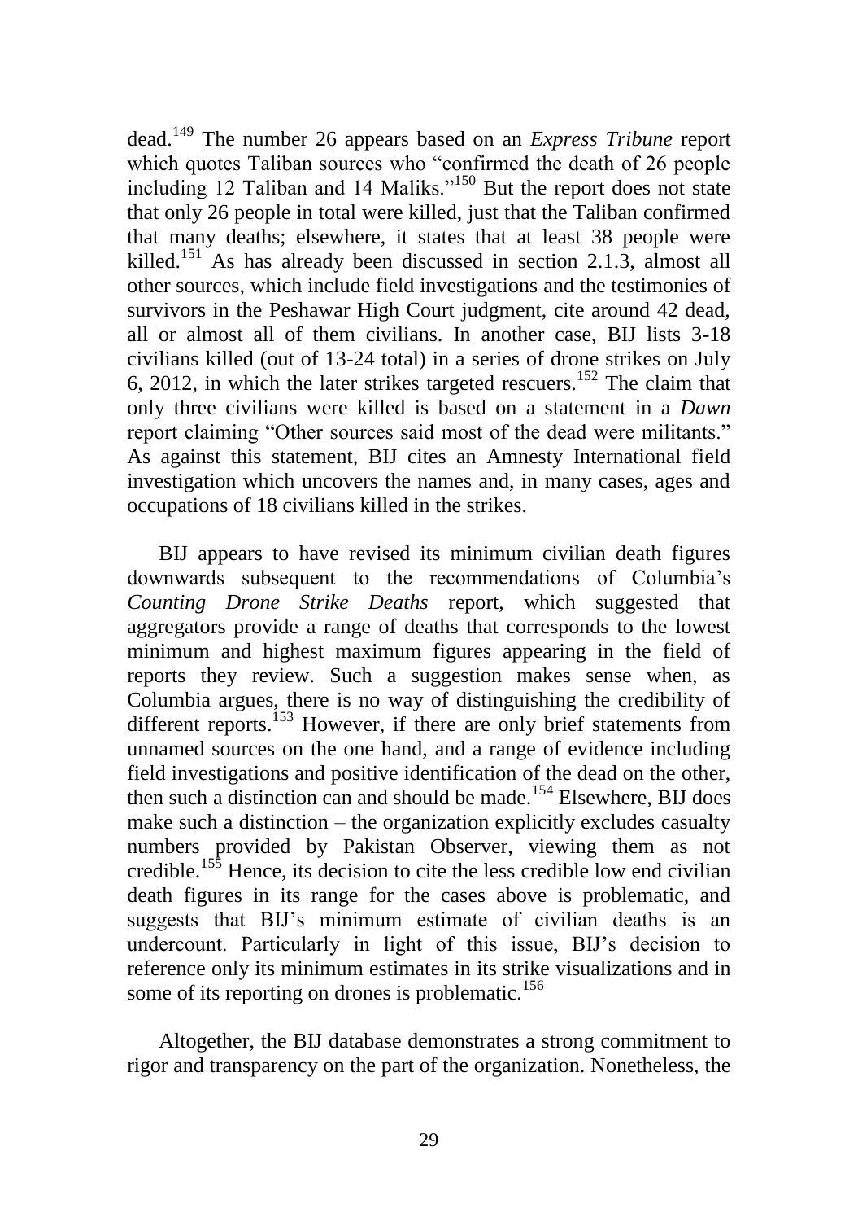dead.[149] The number 26 appears based on an *Express Tribune* report which quotes Taliban sources who "confirmed the death of 26 people including 12 Taliban and 14 Maliks."[150] But the report does not state that only 26 people in total were killed, just that the Taliban confirmed that many deaths; elsewhere, it states that at least 38 people were killed.[151] As has already been discussed in section 2.1.3, almost all other sources, which include field investigations and the testimonies of survivors in the Peshawar High Court judgment, cite around 42 dead, all or almost all of them civilians. In another case, BIJ lists 3-18 civilians killed (out of 13-24 total) in a series of drone strikes on July 6, 2012, in which the later strikes targeted rescuers.[152] The claim that only three civilians were killed is based on a statement in a *Dawn* report claiming "Other sources said most of the dead were militants." As against this statement, BIJ cites an Amnesty International field investigation which uncovers the names and, in many cases, ages and occupations of 18 civilians killed in the strikes.

BIJ appears to have revised its minimum civilian death figures downwards subsequent to the recommendations of Columbia's *Counting Drone Strike Deaths* report, which suggested that aggregators provide a range of deaths that corresponds to the lowest minimum and highest maximum figures appearing in the field of reports they review. Such a suggestion makes sense when, as Columbia argues, there is no way of distinguishing the credibility of different reports.[153] However, if there are only brief statements from unnamed sources on the one hand, and a range of evidence including field investigations and positive identification of the dead on the other, then such a distinction can and should be made.[154] Elsewhere, BIJ does make such a distinction – the organization explicitly excludes casualty numbers provided by Pakistan Observer, viewing them as not credible.[155] Hence, its decision to cite the less credible low end civilian death figures in its range for the cases above is problematic, and suggests that BIJ's minimum estimate of civilian deaths is an undercount. Particularly in light of this issue, BIJ's decision to reference only its minimum estimates in its strike visualizations and in some of its reporting on drones is problematic.[156]

Altogether, the BIJ database demonstrates a strong commitment to rigor and transparency on the part of the organization. Nonetheless, the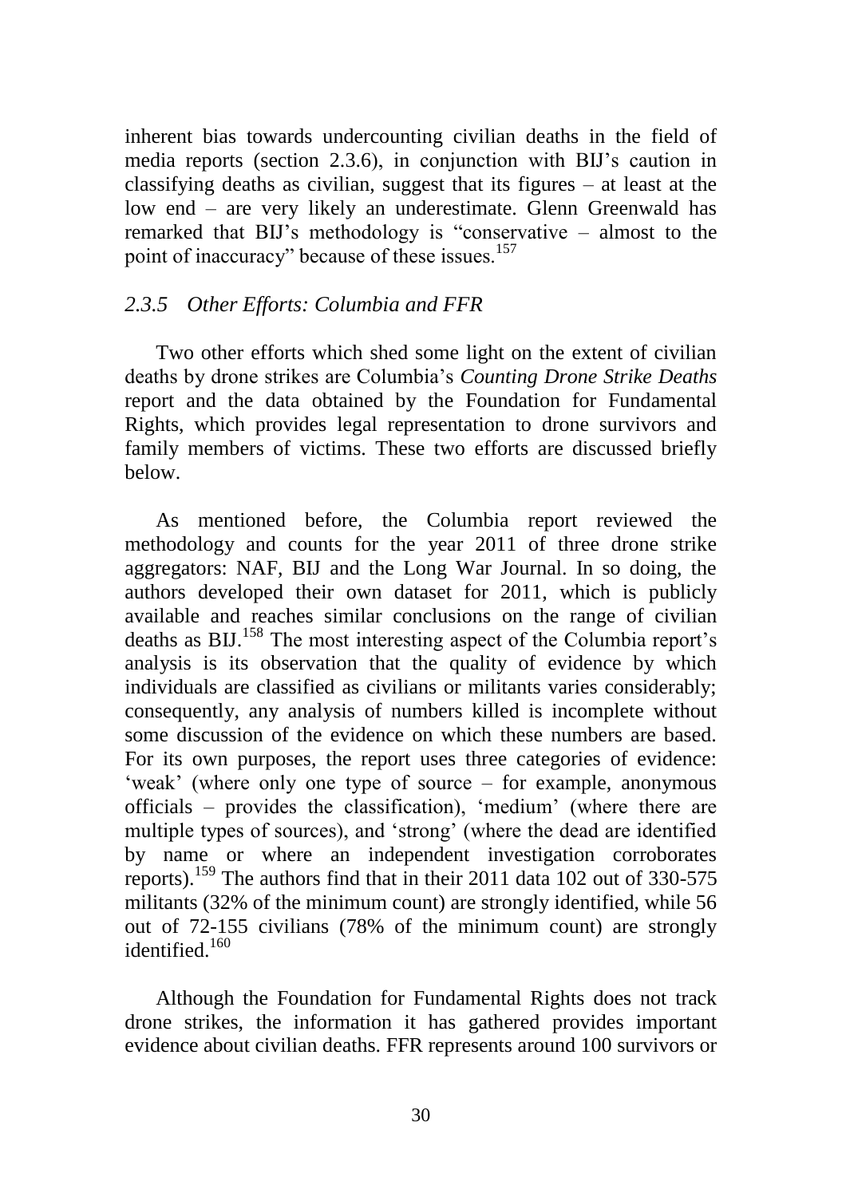inherent bias towards undercounting civilian deaths in the field of media reports (section 2.3.6), in conjunction with BIJ's caution in classifying deaths as civilian, suggest that its figures – at least at the low end – are very likely an underestimate. Glenn Greenwald has remarked that BIJ's methodology is "conservative – almost to the point of inaccuracy" because of these issues.[157]

### *2.3.5 Other Efforts: Columbia and FFR*

Two other efforts which shed some light on the extent of civilian deaths by drone strikes are Columbia's *Counting Drone Strike Deaths* report and the data obtained by the Foundation for Fundamental Rights, which provides legal representation to drone survivors and family members of victims. These two efforts are discussed briefly below.

As mentioned before, the Columbia report reviewed the methodology and counts for the year 2011 of three drone strike aggregators: NAF, BIJ and the Long War Journal. In so doing, the authors developed their own dataset for 2011, which is publicly available and reaches similar conclusions on the range of civilian deaths as BIJ.[158] The most interesting aspect of the Columbia report's analysis is its observation that the quality of evidence by which individuals are classified as civilians or militants varies considerably; consequently, any analysis of numbers killed is incomplete without some discussion of the evidence on which these numbers are based. For its own purposes, the report uses three categories of evidence: 'weak' (where only one type of source – for example, anonymous officials – provides the classification), 'medium' (where there are multiple types of sources), and 'strong' (where the dead are identified by name or where an independent investigation corroborates reports).[159] The authors find that in their 2011 data 102 out of 330-575 militants (32% of the minimum count) are strongly identified, while 56 out of 72-155 civilians (78% of the minimum count) are strongly identified.[160]

Although the Foundation for Fundamental Rights does not track drone strikes, the information it has gathered provides important evidence about civilian deaths. FFR represents around 100 survivors or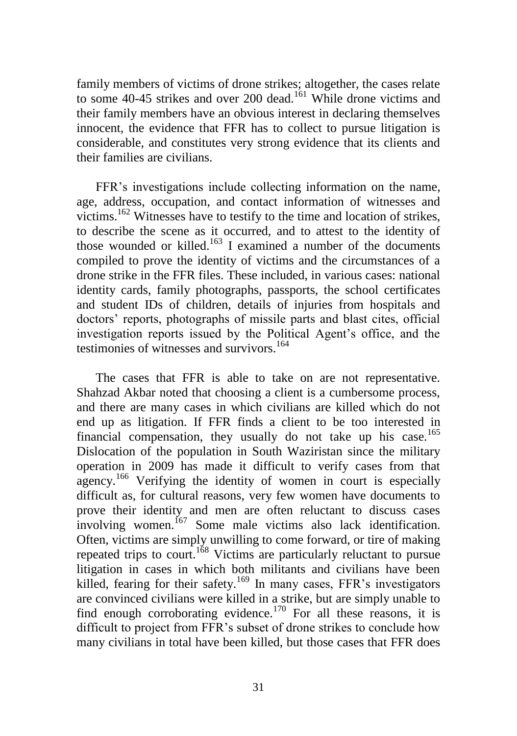family members of victims of drone strikes; altogether, the cases relate to some 40-45 strikes and over 200 dead.[161] While drone victims and their family members have an obvious interest in declaring themselves innocent, the evidence that FFR has to collect to pursue litigation is considerable, and constitutes very strong evidence that its clients and their families are civilians.

FFR's investigations include collecting information on the name, age, address, occupation, and contact information of witnesses and victims.[162] Witnesses have to testify to the time and location of strikes, to describe the scene as it occurred, and to attest to the identity of those wounded or killed.[163] I examined a number of the documents compiled to prove the identity of victims and the circumstances of a drone strike in the FFR files. These included, in various cases: national identity cards, family photographs, passports, the school certificates and student IDs of children, details of injuries from hospitals and doctors' reports, photographs of missile parts and blast cites, official investigation reports issued by the Political Agent's office, and the testimonies of witnesses and survivors.[164]

The cases that FFR is able to take on are not representative. Shahzad Akbar noted that choosing a client is a cumbersome process, and there are many cases in which civilians are killed which do not end up as litigation. If FFR finds a client to be too interested in financial compensation, they usually do not take up his case.[165] Dislocation of the population in South Waziristan since the military operation in 2009 has made it difficult to verify cases from that agency.[166] Verifying the identity of women in court is especially difficult as, for cultural reasons, very few women have documents to prove their identity and men are often reluctant to discuss cases involving women.[167] Some male victims also lack identification. Often, victims are simply unwilling to come forward, or tire of making repeated trips to court.[168] Victims are particularly reluctant to pursue litigation in cases in which both militants and civilians have been killed, fearing for their safety.[169] In many cases, FFR's investigators are convinced civilians were killed in a strike, but are simply unable to find enough corroborating evidence.[170] For all these reasons, it is difficult to project from FFR's subset of drone strikes to conclude how many civilians in total have been killed, but those cases that FFR does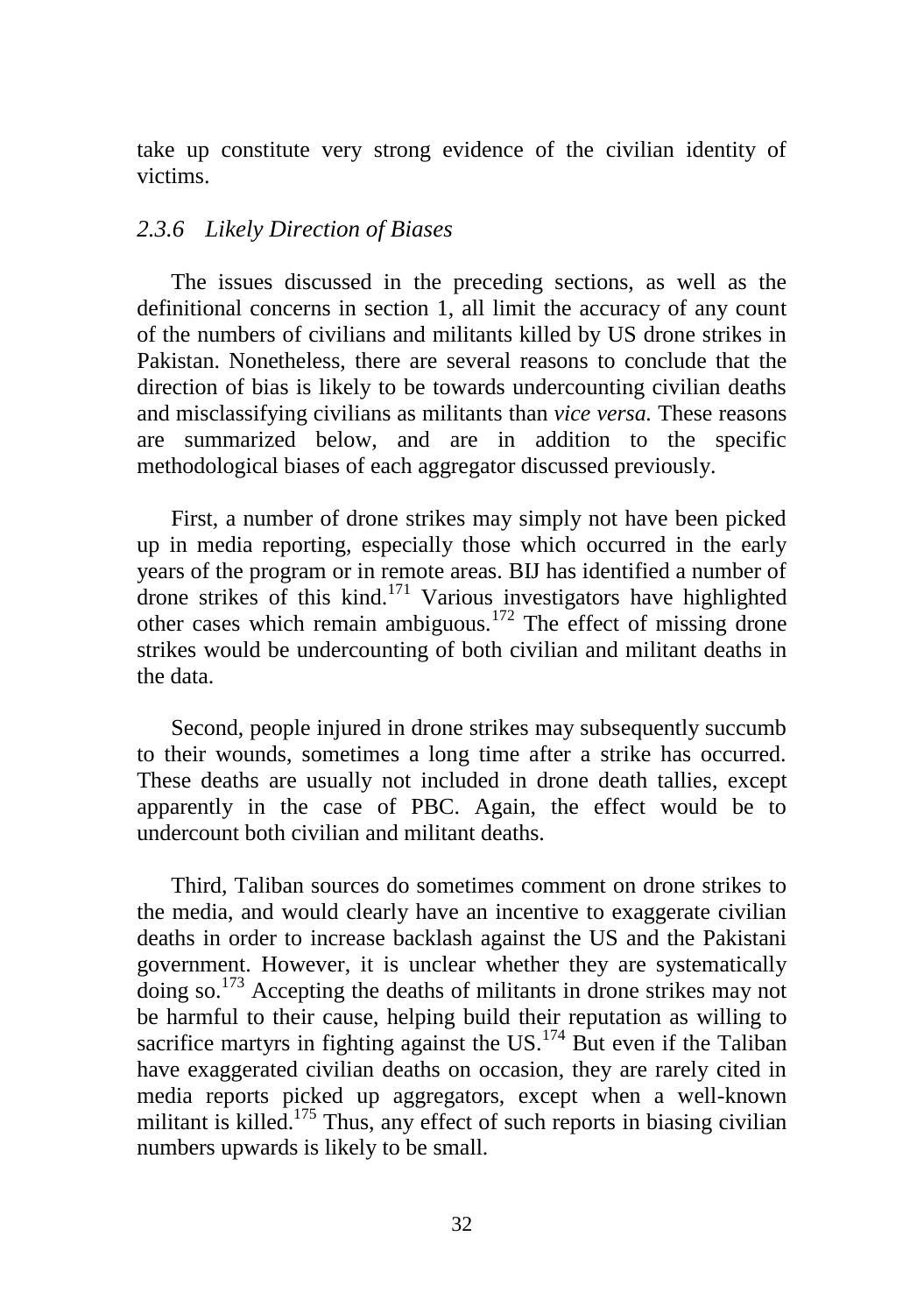take up constitute very strong evidence of the civilian identity of victims.

### *2.3.6 Likely Direction of Biases*

The issues discussed in the preceding sections, as well as the definitional concerns in section 1, all limit the accuracy of any count of the numbers of civilians and militants killed by US drone strikes in Pakistan. Nonetheless, there are several reasons to conclude that the direction of bias is likely to be towards undercounting civilian deaths and misclassifying civilians as militants than *vice versa.* These reasons are summarized below, and are in addition to the specific methodological biases of each aggregator discussed previously.

First, a number of drone strikes may simply not have been picked up in media reporting, especially those which occurred in the early years of the program or in remote areas. BIJ has identified a number of drone strikes of this kind.[171] Various investigators have highlighted other cases which remain ambiguous.[172] The effect of missing drone strikes would be undercounting of both civilian and militant deaths in the data.

Second, people injured in drone strikes may subsequently succumb to their wounds, sometimes a long time after a strike has occurred. These deaths are usually not included in drone death tallies, except apparently in the case of PBC. Again, the effect would be to undercount both civilian and militant deaths.

Third, Taliban sources do sometimes comment on drone strikes to the media, and would clearly have an incentive to exaggerate civilian deaths in order to increase backlash against the US and the Pakistani government. However, it is unclear whether they are systematically doing so.[173] Accepting the deaths of militants in drone strikes may not be harmful to their cause, helping build their reputation as willing to sacrifice martyrs in fighting against the US.[174] But even if the Taliban have exaggerated civilian deaths on occasion, they are rarely cited in media reports picked up aggregators, except when a well-known militant is killed.[175] Thus, any effect of such reports in biasing civilian numbers upwards is likely to be small.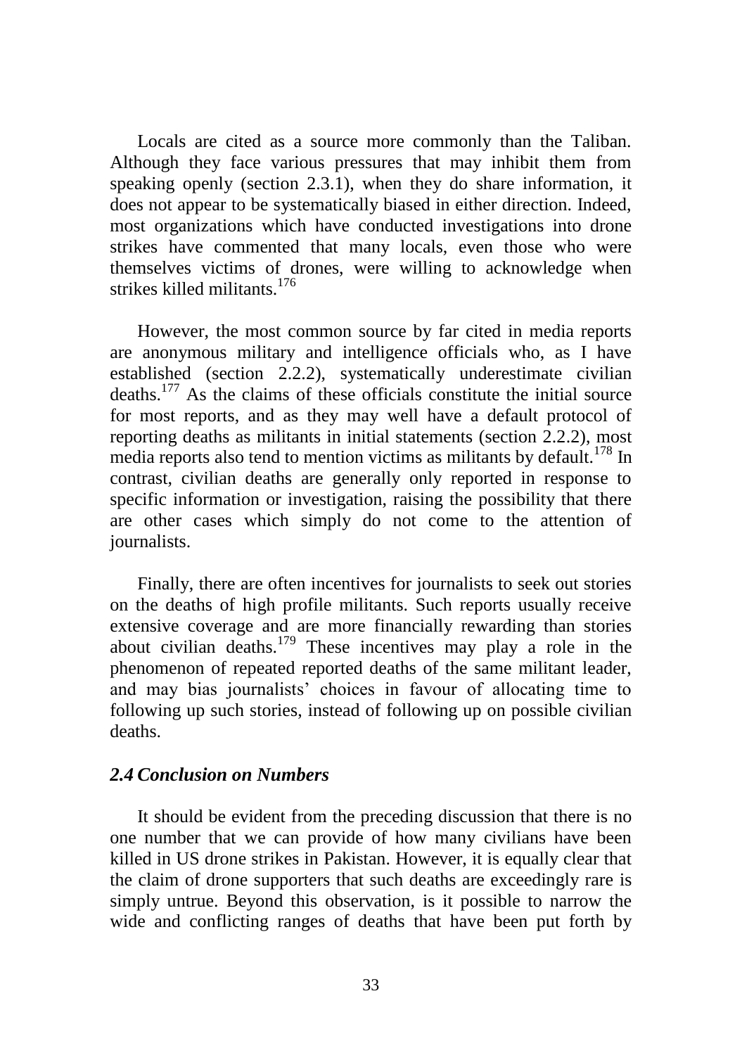Locals are cited as a source more commonly than the Taliban. Although they face various pressures that may inhibit them from speaking openly (section 2.3.1), when they do share information, it does not appear to be systematically biased in either direction. Indeed, most organizations which have conducted investigations into drone strikes have commented that many locals, even those who were themselves victims of drones, were willing to acknowledge when strikes killed militants.[176]

However, the most common source by far cited in media reports are anonymous military and intelligence officials who, as I have established (section 2.2.2), systematically underestimate civilian deaths.[177] As the claims of these officials constitute the initial source for most reports, and as they may well have a default protocol of reporting deaths as militants in initial statements (section 2.2.2), most media reports also tend to mention victims as militants by default.[178] In contrast, civilian deaths are generally only reported in response to specific information or investigation, raising the possibility that there are other cases which simply do not come to the attention of journalists.

Finally, there are often incentives for journalists to seek out stories on the deaths of high profile militants. Such reports usually receive extensive coverage and are more financially rewarding than stories about civilian deaths.[179] These incentives may play a role in the phenomenon of repeated reported deaths of the same militant leader, and may bias journalists' choices in favour of allocating time to following up such stories, instead of following up on possible civilian deaths.

## *2.4 Conclusion on Numbers*

It should be evident from the preceding discussion that there is no one number that we can provide of how many civilians have been killed in US drone strikes in Pakistan. However, it is equally clear that the claim of drone supporters that such deaths are exceedingly rare is simply untrue. Beyond this observation, is it possible to narrow the wide and conflicting ranges of deaths that have been put forth by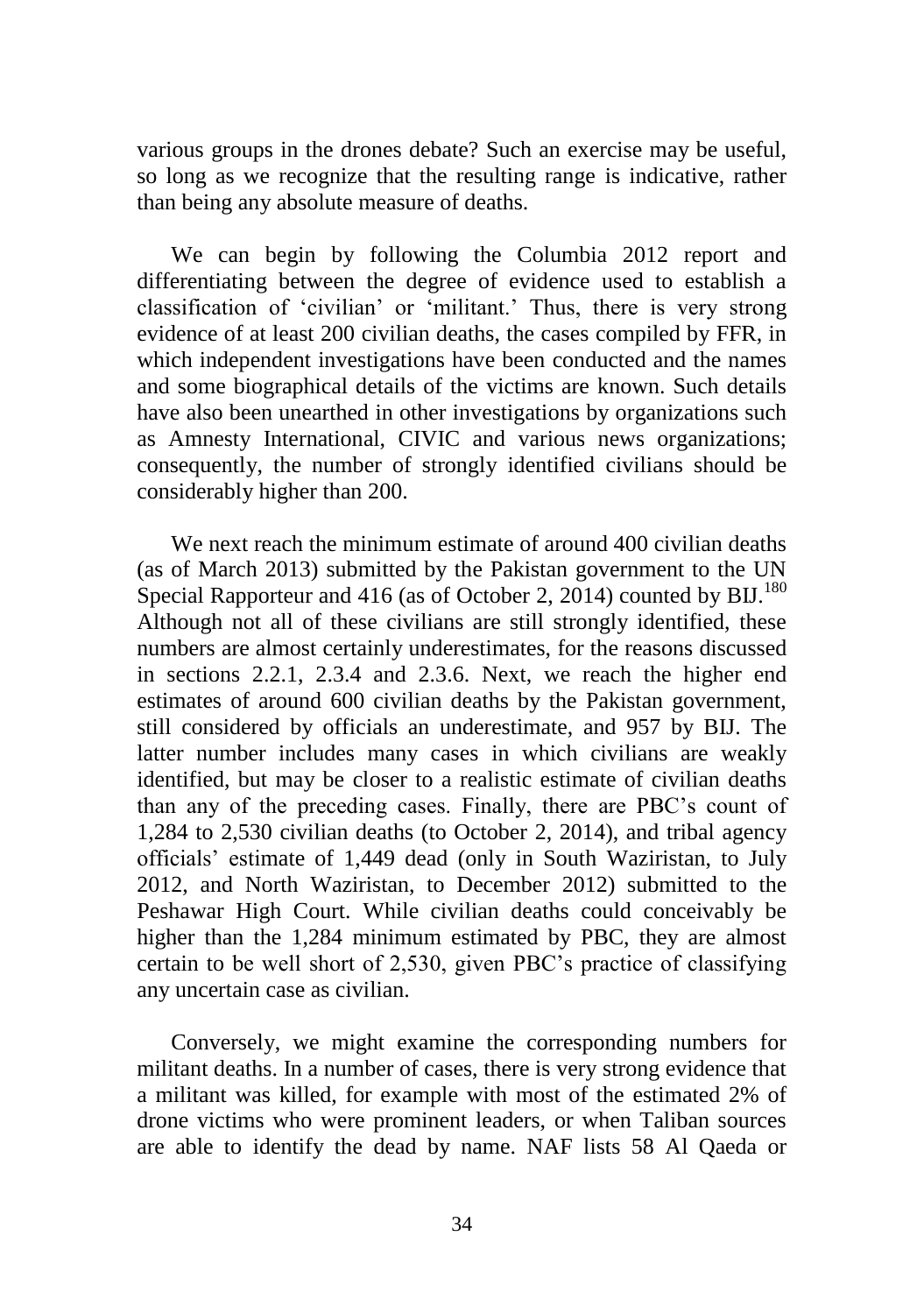various groups in the drones debate? Such an exercise may be useful, so long as we recognize that the resulting range is indicative, rather than being any absolute measure of deaths.

We can begin by following the Columbia 2012 report and differentiating between the degree of evidence used to establish a classification of 'civilian' or 'militant.' Thus, there is very strong evidence of at least 200 civilian deaths, the cases compiled by FFR, in which independent investigations have been conducted and the names and some biographical details of the victims are known. Such details have also been unearthed in other investigations by organizations such as Amnesty International, CIVIC and various news organizations; consequently, the number of strongly identified civilians should be considerably higher than 200.

We next reach the minimum estimate of around 400 civilian deaths (as of March 2013) submitted by the Pakistan government to the UN Special Rapporteur and 416 (as of October 2, 2014) counted by BIJ.[180] Although not all of these civilians are still strongly identified, these numbers are almost certainly underestimates, for the reasons discussed in sections 2.2.1, 2.3.4 and 2.3.6. Next, we reach the higher end estimates of around 600 civilian deaths by the Pakistan government, still considered by officials an underestimate, and 957 by BIJ. The latter number includes many cases in which civilians are weakly identified, but may be closer to a realistic estimate of civilian deaths than any of the preceding cases. Finally, there are PBC's count of 1,284 to 2,530 civilian deaths (to October 2, 2014), and tribal agency officials' estimate of 1,449 dead (only in South Waziristan, to July 2012, and North Waziristan, to December 2012) submitted to the Peshawar High Court. While civilian deaths could conceivably be higher than the 1,284 minimum estimated by PBC, they are almost certain to be well short of 2,530, given PBC's practice of classifying any uncertain case as civilian.

Conversely, we might examine the corresponding numbers for militant deaths. In a number of cases, there is very strong evidence that a militant was killed, for example with most of the estimated 2% of drone victims who were prominent leaders, or when Taliban sources are able to identify the dead by name. NAF lists 58 Al Qaeda or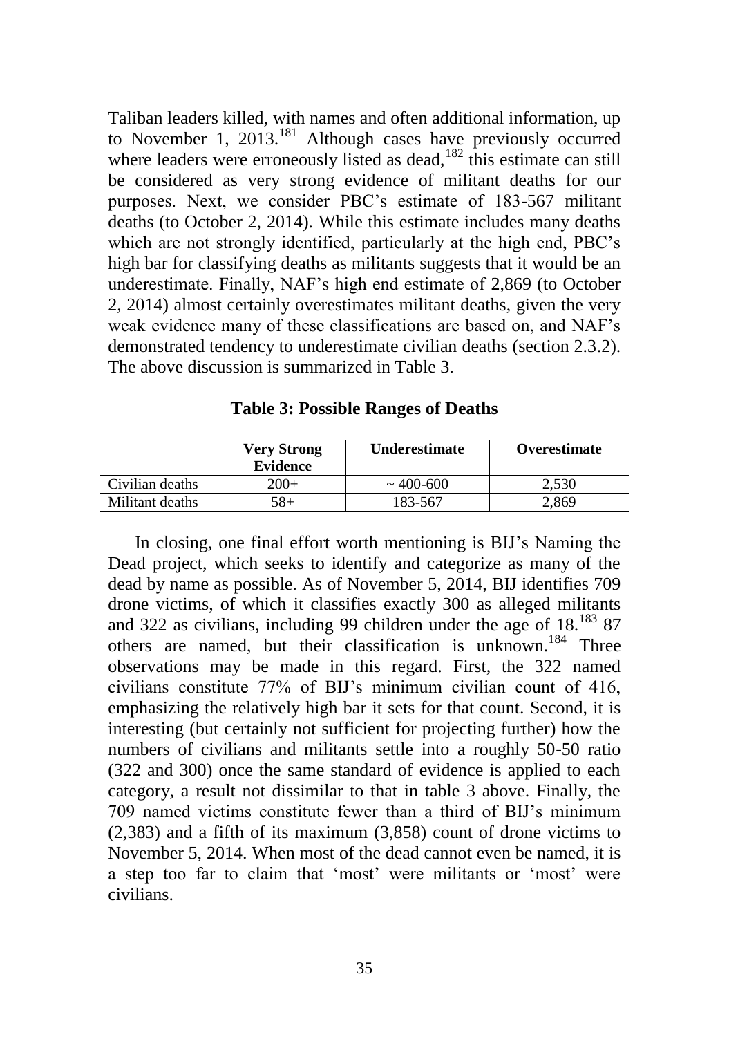Taliban leaders killed, with names and often additional information, up to November 1, 2013.[181] Although cases have previously occurred where leaders were erroneously listed as dead,[182] this estimate can still be considered as very strong evidence of militant deaths for our purposes. Next, we consider PBC's estimate of 183-567 militant deaths (to October 2, 2014). While this estimate includes many deaths which are not strongly identified, particularly at the high end, PBC's high bar for classifying deaths as militants suggests that it would be an underestimate. Finally, NAF's high end estimate of 2,869 (to October 2, 2014) almost certainly overestimates militant deaths, given the very weak evidence many of these classifications are based on, and NAF's demonstrated tendency to underestimate civilian deaths (section 2.3.2). The above discussion is summarized in Table 3.

**Table 3: Possible Ranges of Deaths**

| | Very Strong Evidence | Underestimate | Overestimate |
|---|---|---|---|
| Civilian deaths | 200+ | ~ 400-600 | 2,530 |
| Militant deaths | 58+ | 183-567 | 2,869 |

In closing, one final effort worth mentioning is BIJ's Naming the Dead project, which seeks to identify and categorize as many of the dead by name as possible. As of November 5, 2014, BIJ identifies 709 drone victims, of which it classifies exactly 300 as alleged militants and 322 as civilians, including 99 children under the age of 18.[183] 87 others are named, but their classification is unknown.[184] Three observations may be made in this regard. First, the 322 named civilians constitute 77% of BIJ's minimum civilian count of 416, emphasizing the relatively high bar it sets for that count. Second, it is interesting (but certainly not sufficient for projecting further) how the numbers of civilians and militants settle into a roughly 50-50 ratio (322 and 300) once the same standard of evidence is applied to each category, a result not dissimilar to that in table 3 above. Finally, the 709 named victims constitute fewer than a third of BIJ's minimum (2,383) and a fifth of its maximum (3,858) count of drone victims to November 5, 2014. When most of the dead cannot even be named, it is a step too far to claim that 'most' were militants or 'most' were civilians.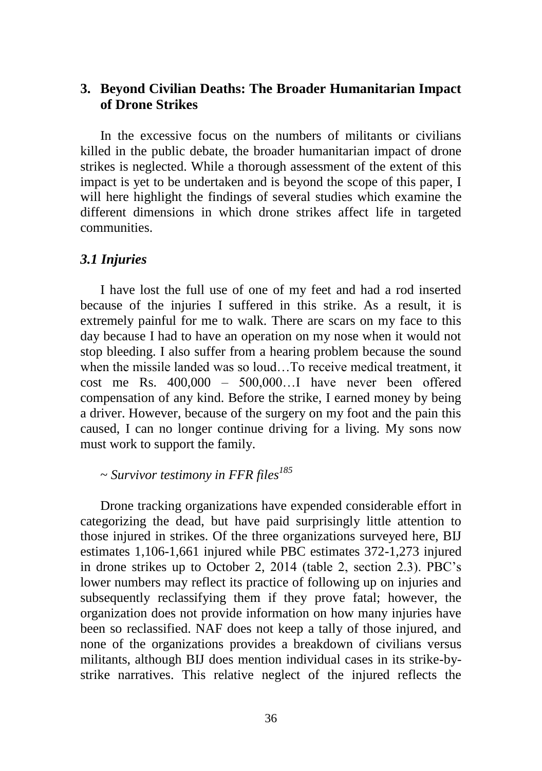## 3. Beyond Civilian Deaths: The Broader Humanitarian Impact of Drone Strikes

In the excessive focus on the numbers of militants or civilians killed in the public debate, the broader humanitarian impact of drone strikes is neglected. While a thorough assessment of the extent of this impact is yet to be undertaken and is beyond the scope of this paper, I will here highlight the findings of several studies which examine the different dimensions in which drone strikes affect life in targeted communities.

### *3.1 Injuries*

I have lost the full use of one of my feet and had a rod inserted because of the injuries I suffered in this strike. As a result, it is extremely painful for me to walk. There are scars on my face to this day because I had to have an operation on my nose when it would not stop bleeding. I also suffer from a hearing problem because the sound when the missile landed was so loud…To receive medical treatment, it cost me Rs. 400,000 – 500,000…I have never been offered compensation of any kind. Before the strike, I earned money by being a driver. However, because of the surgery on my foot and the pain this caused, I can no longer continue driving for a living. My sons now must work to support the family.

~ *Survivor testimony in FFR files*[185]

Drone tracking organizations have expended considerable effort in categorizing the dead, but have paid surprisingly little attention to those injured in strikes. Of the three organizations surveyed here, BIJ estimates 1,106-1,661 injured while PBC estimates 372-1,273 injured in drone strikes up to October 2, 2014 (table 2, section 2.3). PBC's lower numbers may reflect its practice of following up on injuries and subsequently reclassifying them if they prove fatal; however, the organization does not provide information on how many injuries have been so reclassified. NAF does not keep a tally of those injured, and none of the organizations provides a breakdown of civilians versus militants, although BIJ does mention individual cases in its strike-by-strike narratives. This relative neglect of the injured reflects the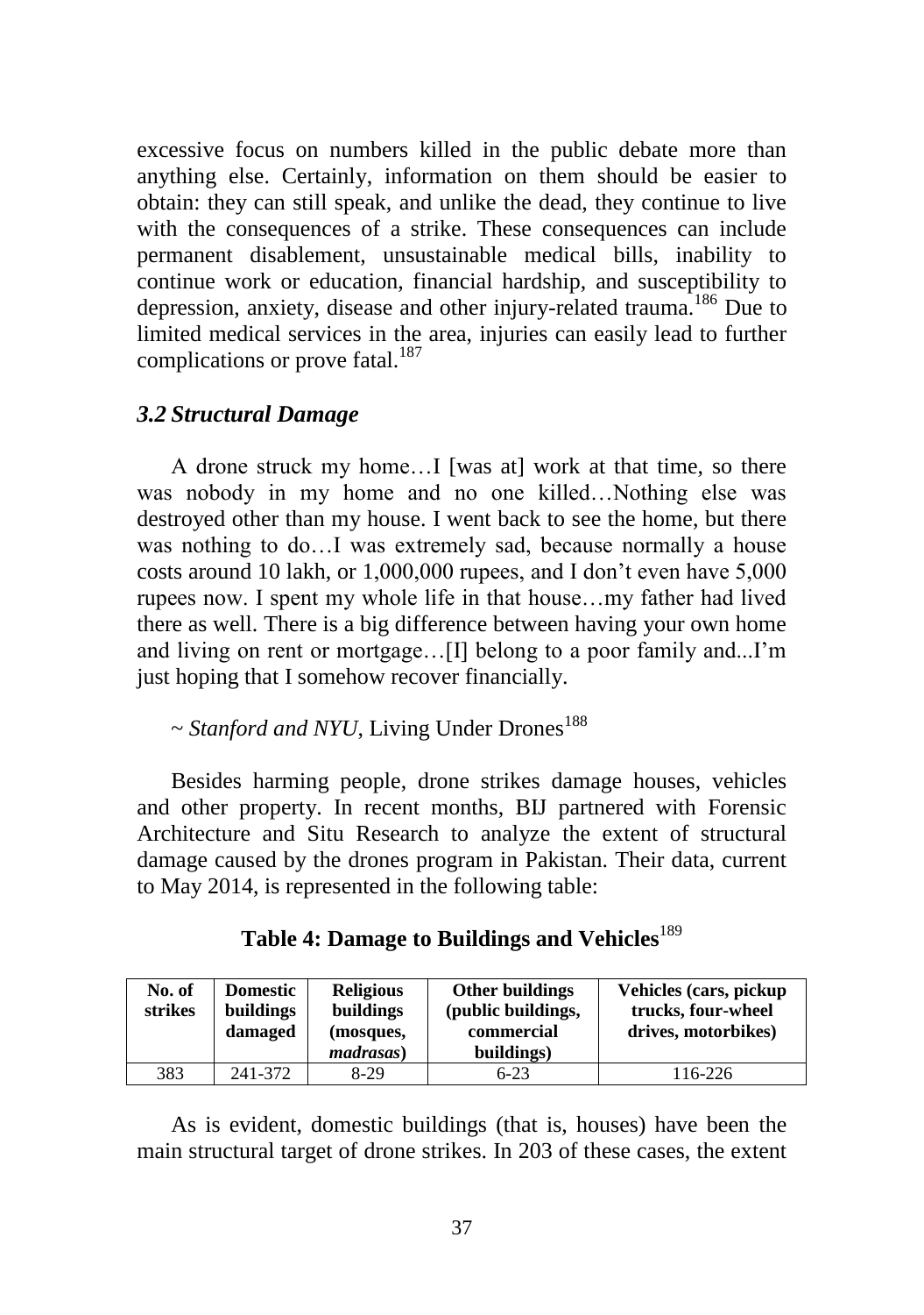excessive focus on numbers killed in the public debate more than anything else. Certainly, information on them should be easier to obtain: they can still speak, and unlike the dead, they continue to live with the consequences of a strike. These consequences can include permanent disablement, unsustainable medical bills, inability to continue work or education, financial hardship, and susceptibility to depression, anxiety, disease and other injury-related trauma.[186] Due to limited medical services in the area, injuries can easily lead to further complications or prove fatal.[187]

### *3.2 Structural Damage*

A drone struck my home…I [was at] work at that time, so there was nobody in my home and no one killed…Nothing else was destroyed other than my house. I went back to see the home, but there was nothing to do…I was extremely sad, because normally a house costs around 10 lakh, or 1,000,000 rupees, and I don't even have 5,000 rupees now. I spent my whole life in that house…my father had lived there as well. There is a big difference between having your own home and living on rent or mortgage…[I] belong to a poor family and...I'm just hoping that I somehow recover financially.

~ *Stanford and NYU*, Living Under Drones[188]

Besides harming people, drone strikes damage houses, vehicles and other property. In recent months, BIJ partnered with Forensic Architecture and Situ Research to analyze the extent of structural damage caused by the drones program in Pakistan. Their data, current to May 2014, is represented in the following table:

**Table 4: Damage to Buildings and Vehicles**[189]

| No. of strikes | Domestic buildings damaged | Religious buildings (mosques, *madrasas*) | Other buildings (public buildings, commercial buildings) | Vehicles (cars, pickup trucks, four-wheel drives, motorbikes) |
|---|---|---|---|---|
| 383 | 241-372 | 8-29 | 6-23 | 116-226 |

As is evident, domestic buildings (that is, houses) have been the main structural target of drone strikes. In 203 of these cases, the extent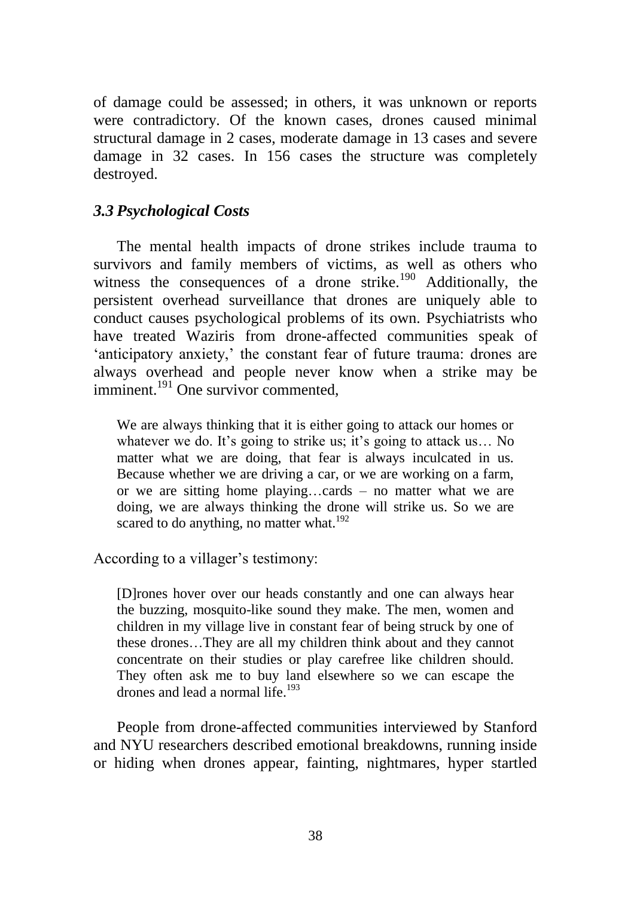of damage could be assessed; in others, it was unknown or reports were contradictory. Of the known cases, drones caused minimal structural damage in 2 cases, moderate damage in 13 cases and severe damage in 32 cases. In 156 cases the structure was completely destroyed.

### *3.3 Psychological Costs*

The mental health impacts of drone strikes include trauma to survivors and family members of victims, as well as others who witness the consequences of a drone strike.[190] Additionally, the persistent overhead surveillance that drones are uniquely able to conduct causes psychological problems of its own. Psychiatrists who have treated Waziris from drone-affected communities speak of 'anticipatory anxiety,' the constant fear of future trauma: drones are always overhead and people never know when a strike may be imminent.[191] One survivor commented,

> We are always thinking that it is either going to attack our homes or whatever we do. It's going to strike us; it's going to attack us… No matter what we are doing, that fear is always inculcated in us. Because whether we are driving a car, or we are working on a farm, or we are sitting home playing…cards – no matter what we are doing, we are always thinking the drone will strike us. So we are scared to do anything, no matter what.[192]

According to a villager's testimony:

> [D]rones hover over our heads constantly and one can always hear the buzzing, mosquito-like sound they make. The men, women and children in my village live in constant fear of being struck by one of these drones…They are all my children think about and they cannot concentrate on their studies or play carefree like children should. They often ask me to buy land elsewhere so we can escape the drones and lead a normal life.[193]

People from drone-affected communities interviewed by Stanford and NYU researchers described emotional breakdowns, running inside or hiding when drones appear, fainting, nightmares, hyper startled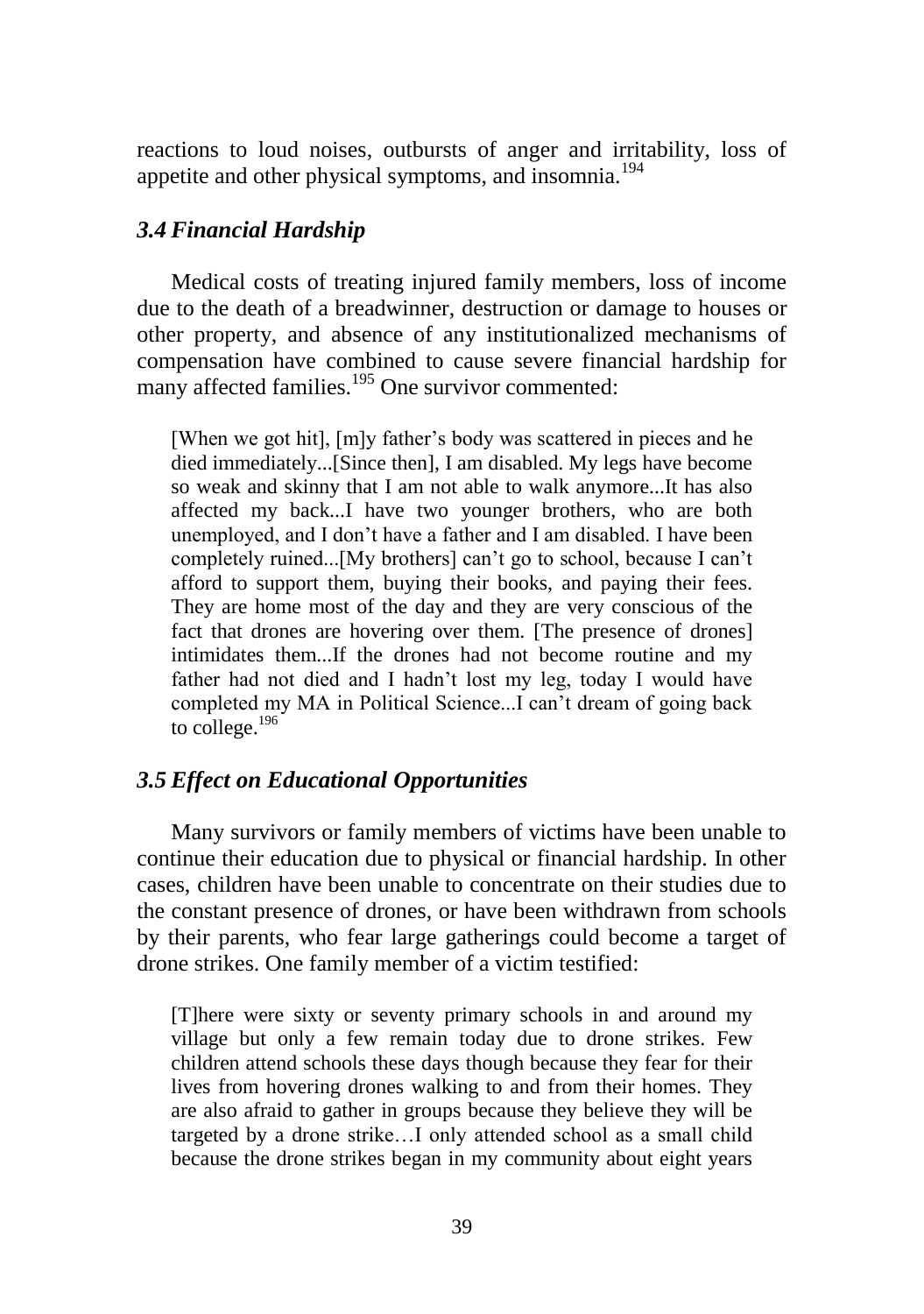reactions to loud noises, outbursts of anger and irritability, loss of appetite and other physical symptoms, and insomnia.[194]

### *3.4 Financial Hardship*

Medical costs of treating injured family members, loss of income due to the death of a breadwinner, destruction or damage to houses or other property, and absence of any institutionalized mechanisms of compensation have combined to cause severe financial hardship for many affected families.[195] One survivor commented:

> [When we got hit], [m]y father's body was scattered in pieces and he died immediately...[Since then], I am disabled. My legs have become so weak and skinny that I am not able to walk anymore...It has also affected my back...I have two younger brothers, who are both unemployed, and I don't have a father and I am disabled. I have been completely ruined...[My brothers] can't go to school, because I can't afford to support them, buying their books, and paying their fees. They are home most of the day and they are very conscious of the fact that drones are hovering over them. [The presence of drones] intimidates them...If the drones had not become routine and my father had not died and I hadn't lost my leg, today I would have completed my MA in Political Science...I can't dream of going back to college.[196]

### *3.5 Effect on Educational Opportunities*

Many survivors or family members of victims have been unable to continue their education due to physical or financial hardship. In other cases, children have been unable to concentrate on their studies due to the constant presence of drones, or have been withdrawn from schools by their parents, who fear large gatherings could become a target of drone strikes. One family member of a victim testified:

> [T]here were sixty or seventy primary schools in and around my village but only a few remain today due to drone strikes. Few children attend schools these days though because they fear for their lives from hovering drones walking to and from their homes. They are also afraid to gather in groups because they believe they will be targeted by a drone strike…I only attended school as a small child because the drone strikes began in my community about eight years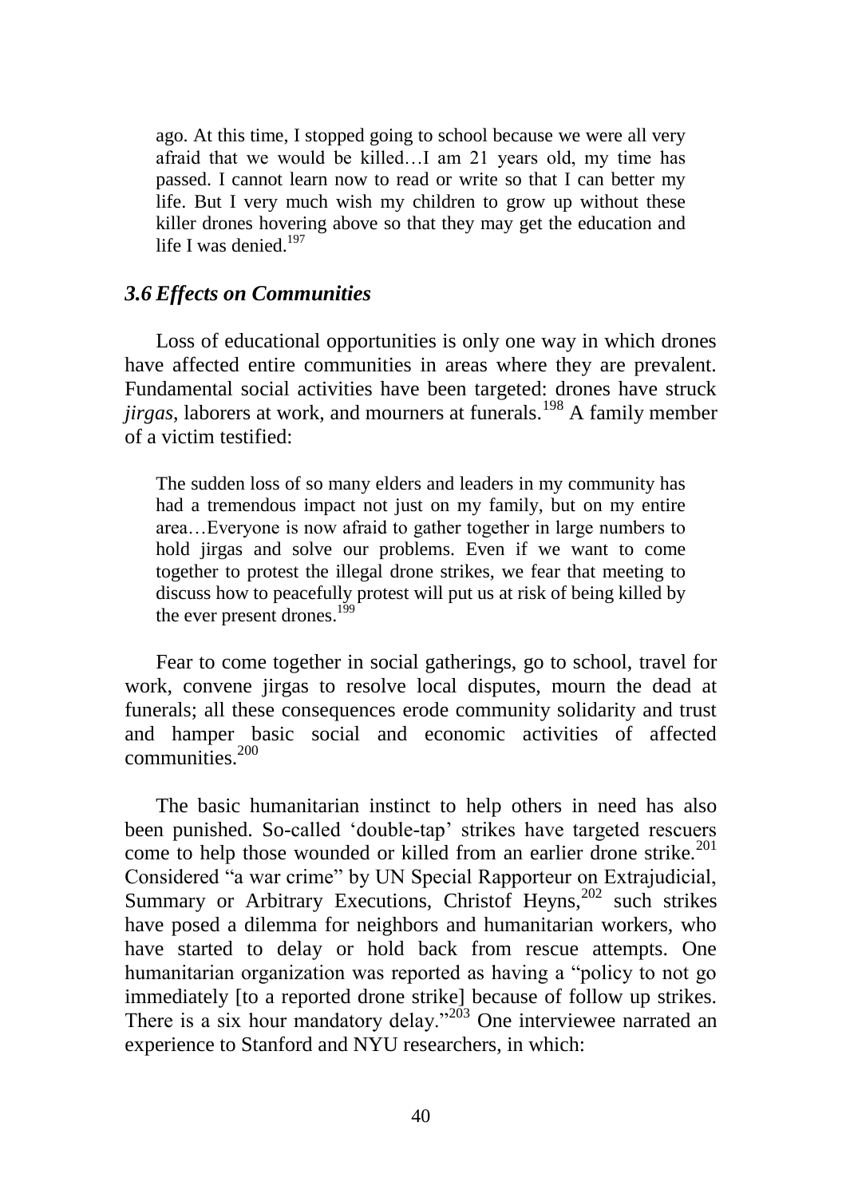> ago. At this time, I stopped going to school because we were all very afraid that we would be killed…I am 21 years old, my time has passed. I cannot learn now to read or write so that I can better my life. But I very much wish my children to grow up without these killer drones hovering above so that they may get the education and life I was denied.[197]

### *3.6 Effects on Communities*

Loss of educational opportunities is only one way in which drones have affected entire communities in areas where they are prevalent. Fundamental social activities have been targeted: drones have struck *jirgas*, laborers at work, and mourners at funerals.[198] A family member of a victim testified:

> The sudden loss of so many elders and leaders in my community has had a tremendous impact not just on my family, but on my entire area…Everyone is now afraid to gather together in large numbers to hold jirgas and solve our problems. Even if we want to come together to protest the illegal drone strikes, we fear that meeting to discuss how to peacefully protest will put us at risk of being killed by the ever present drones.[199]

Fear to come together in social gatherings, go to school, travel for work, convene jirgas to resolve local disputes, mourn the dead at funerals; all these consequences erode community solidarity and trust and hamper basic social and economic activities of affected communities.[200]

The basic humanitarian instinct to help others in need has also been punished. So-called 'double-tap' strikes have targeted rescuers come to help those wounded or killed from an earlier drone strike.[201] Considered "a war crime" by UN Special Rapporteur on Extrajudicial, Summary or Arbitrary Executions, Christof Heyns,[202] such strikes have posed a dilemma for neighbors and humanitarian workers, who have started to delay or hold back from rescue attempts. One humanitarian organization was reported as having a "policy to not go immediately [to a reported drone strike] because of follow up strikes. There is a six hour mandatory delay."[203] One interviewee narrated an experience to Stanford and NYU researchers, in which: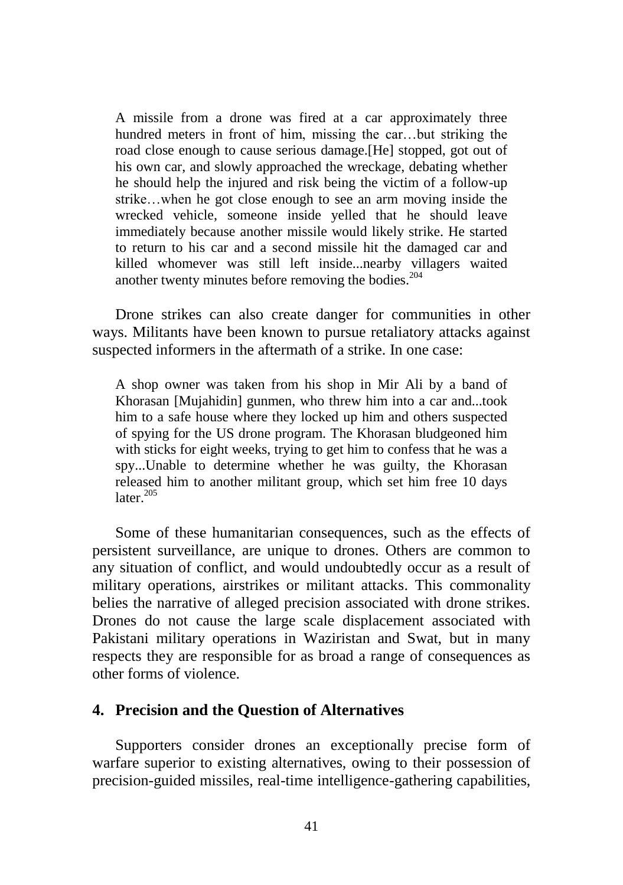> A missile from a drone was fired at a car approximately three hundred meters in front of him, missing the car…but striking the road close enough to cause serious damage.[He] stopped, got out of his own car, and slowly approached the wreckage, debating whether he should help the injured and risk being the victim of a follow-up strike…when he got close enough to see an arm moving inside the wrecked vehicle, someone inside yelled that he should leave immediately because another missile would likely strike. He started to return to his car and a second missile hit the damaged car and killed whomever was still left inside...nearby villagers waited another twenty minutes before removing the bodies.[204]

Drone strikes can also create danger for communities in other ways. Militants have been known to pursue retaliatory attacks against suspected informers in the aftermath of a strike. In one case:

> A shop owner was taken from his shop in Mir Ali by a band of Khorasan [Mujahidin] gunmen, who threw him into a car and...took him to a safe house where they locked up him and others suspected of spying for the US drone program. The Khorasan bludgeoned him with sticks for eight weeks, trying to get him to confess that he was a spy...Unable to determine whether he was guilty, the Khorasan released him to another militant group, which set him free 10 days later.[205]

Some of these humanitarian consequences, such as the effects of persistent surveillance, are unique to drones. Others are common to any situation of conflict, and would undoubtedly occur as a result of military operations, airstrikes or militant attacks. This commonality belies the narrative of alleged precision associated with drone strikes. Drones do not cause the large scale displacement associated with Pakistani military operations in Waziristan and Swat, but in many respects they are responsible for as broad a range of consequences as other forms of violence.

## 4. Precision and the Question of Alternatives

Supporters consider drones an exceptionally precise form of warfare superior to existing alternatives, owing to their possession of precision-guided missiles, real-time intelligence-gathering capabilities,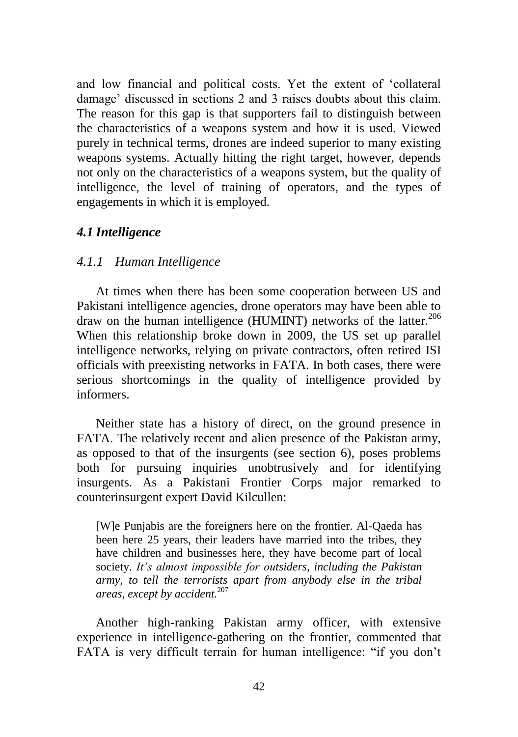and low financial and political costs. Yet the extent of 'collateral damage' discussed in sections 2 and 3 raises doubts about this claim. The reason for this gap is that supporters fail to distinguish between the characteristics of a weapons system and how it is used. Viewed purely in technical terms, drones are indeed superior to many existing weapons systems. Actually hitting the right target, however, depends not only on the characteristics of a weapons system, but the quality of intelligence, the level of training of operators, and the types of engagements in which it is employed.

## *4.1 Intelligence*

### *4.1.1 Human Intelligence*

At times when there has been some cooperation between US and Pakistani intelligence agencies, drone operators may have been able to draw on the human intelligence (HUMINT) networks of the latter.[206] When this relationship broke down in 2009, the US set up parallel intelligence networks, relying on private contractors, often retired ISI officials with preexisting networks in FATA. In both cases, there were serious shortcomings in the quality of intelligence provided by informers.

Neither state has a history of direct, on the ground presence in FATA. The relatively recent and alien presence of the Pakistan army, as opposed to that of the insurgents (see section 6), poses problems both for pursuing inquiries unobtrusively and for identifying insurgents. As a Pakistani Frontier Corps major remarked to counterinsurgent expert David Kilcullen:

> [W]e Punjabis are the foreigners here on the frontier. Al-Qaeda has been here 25 years, their leaders have married into the tribes, they have children and businesses here, they have become part of local society. *It's almost impossible for outsiders, including the Pakistan army, to tell the terrorists apart from anybody else in the tribal areas, except by accident.*[207]

Another high-ranking Pakistan army officer, with extensive experience in intelligence-gathering on the frontier, commented that FATA is very difficult terrain for human intelligence: "if you don't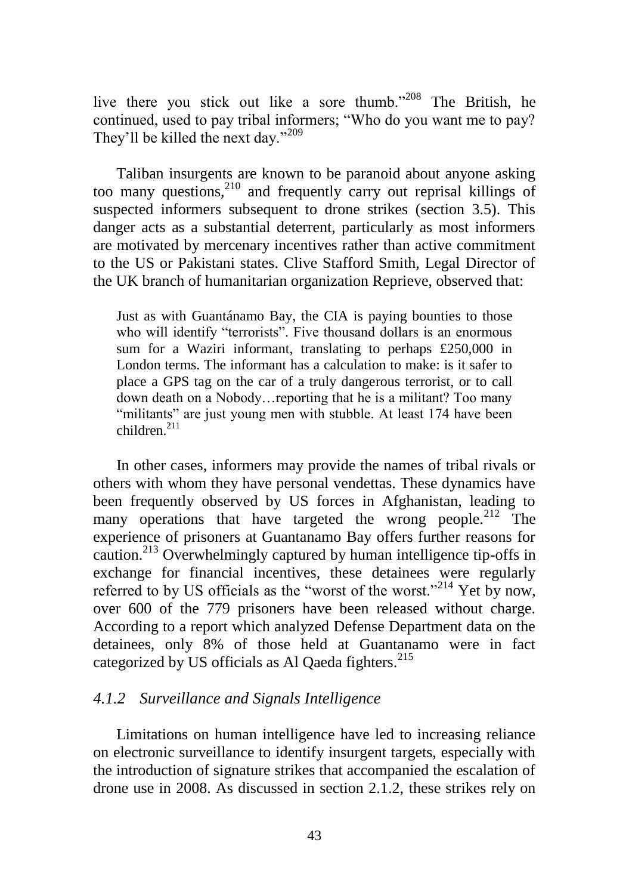live there you stick out like a sore thumb."[208] The British, he continued, used to pay tribal informers; "Who do you want me to pay? They'll be killed the next day."[209]

Taliban insurgents are known to be paranoid about anyone asking too many questions,[210] and frequently carry out reprisal killings of suspected informers subsequent to drone strikes (section 3.5). This danger acts as a substantial deterrent, particularly as most informers are motivated by mercenary incentives rather than active commitment to the US or Pakistani states. Clive Stafford Smith, Legal Director of the UK branch of humanitarian organization Reprieve, observed that:

> Just as with Guantánamo Bay, the CIA is paying bounties to those who will identify "terrorists". Five thousand dollars is an enormous sum for a Waziri informant, translating to perhaps £250,000 in London terms. The informant has a calculation to make: is it safer to place a GPS tag on the car of a truly dangerous terrorist, or to call down death on a Nobody…reporting that he is a militant? Too many "militants" are just young men with stubble. At least 174 have been children.[211]

In other cases, informers may provide the names of tribal rivals or others with whom they have personal vendettas. These dynamics have been frequently observed by US forces in Afghanistan, leading to many operations that have targeted the wrong people.[212] The experience of prisoners at Guantanamo Bay offers further reasons for caution.[213] Overwhelmingly captured by human intelligence tip-offs in exchange for financial incentives, these detainees were regularly referred to by US officials as the "worst of the worst."[214] Yet by now, over 600 of the 779 prisoners have been released without charge. According to a report which analyzed Defense Department data on the detainees, only 8% of those held at Guantanamo were in fact categorized by US officials as Al Qaeda fighters.[215]

### *4.1.2 Surveillance and Signals Intelligence*

Limitations on human intelligence have led to increasing reliance on electronic surveillance to identify insurgent targets, especially with the introduction of signature strikes that accompanied the escalation of drone use in 2008. As discussed in section 2.1.2, these strikes rely on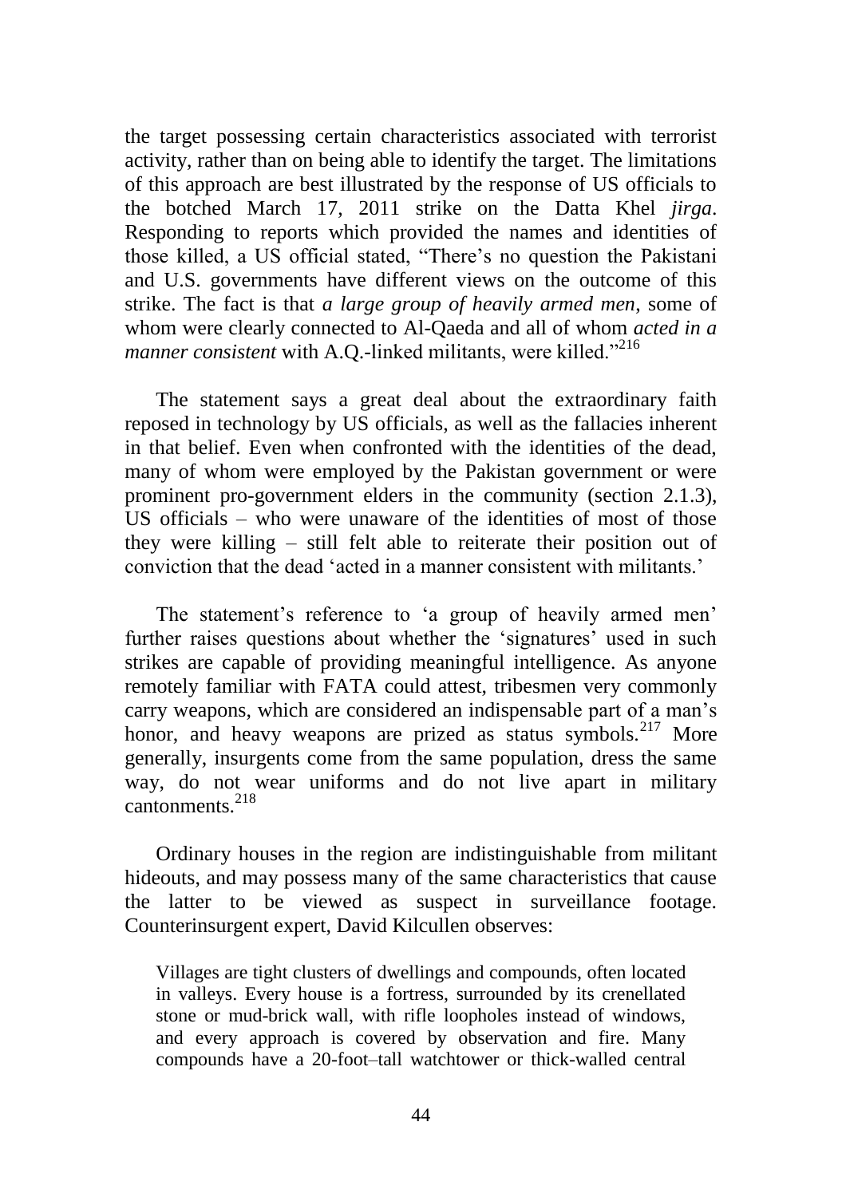the target possessing certain characteristics associated with terrorist activity, rather than on being able to identify the target. The limitations of this approach are best illustrated by the response of US officials to the botched March 17, 2011 strike on the Datta Khel *jirga*. Responding to reports which provided the names and identities of those killed, a US official stated, "There's no question the Pakistani and U.S. governments have different views on the outcome of this strike. The fact is that *a large group of heavily armed men*, some of whom were clearly connected to Al-Qaeda and all of whom *acted in a manner consistent* with A.Q.-linked militants, were killed."[216]

The statement says a great deal about the extraordinary faith reposed in technology by US officials, as well as the fallacies inherent in that belief. Even when confronted with the identities of the dead, many of whom were employed by the Pakistan government or were prominent pro-government elders in the community (section 2.1.3), US officials – who were unaware of the identities of most of those they were killing – still felt able to reiterate their position out of conviction that the dead 'acted in a manner consistent with militants.'

The statement's reference to 'a group of heavily armed men' further raises questions about whether the 'signatures' used in such strikes are capable of providing meaningful intelligence. As anyone remotely familiar with FATA could attest, tribesmen very commonly carry weapons, which are considered an indispensable part of a man's honor, and heavy weapons are prized as status symbols.[217] More generally, insurgents come from the same population, dress the same way, do not wear uniforms and do not live apart in military cantonments.[218]

Ordinary houses in the region are indistinguishable from militant hideouts, and may possess many of the same characteristics that cause the latter to be viewed as suspect in surveillance footage. Counterinsurgent expert, David Kilcullen observes:

> Villages are tight clusters of dwellings and compounds, often located in valleys. Every house is a fortress, surrounded by its crenellated stone or mud-brick wall, with rifle loopholes instead of windows, and every approach is covered by observation and fire. Many compounds have a 20-foot–tall watchtower or thick-walled central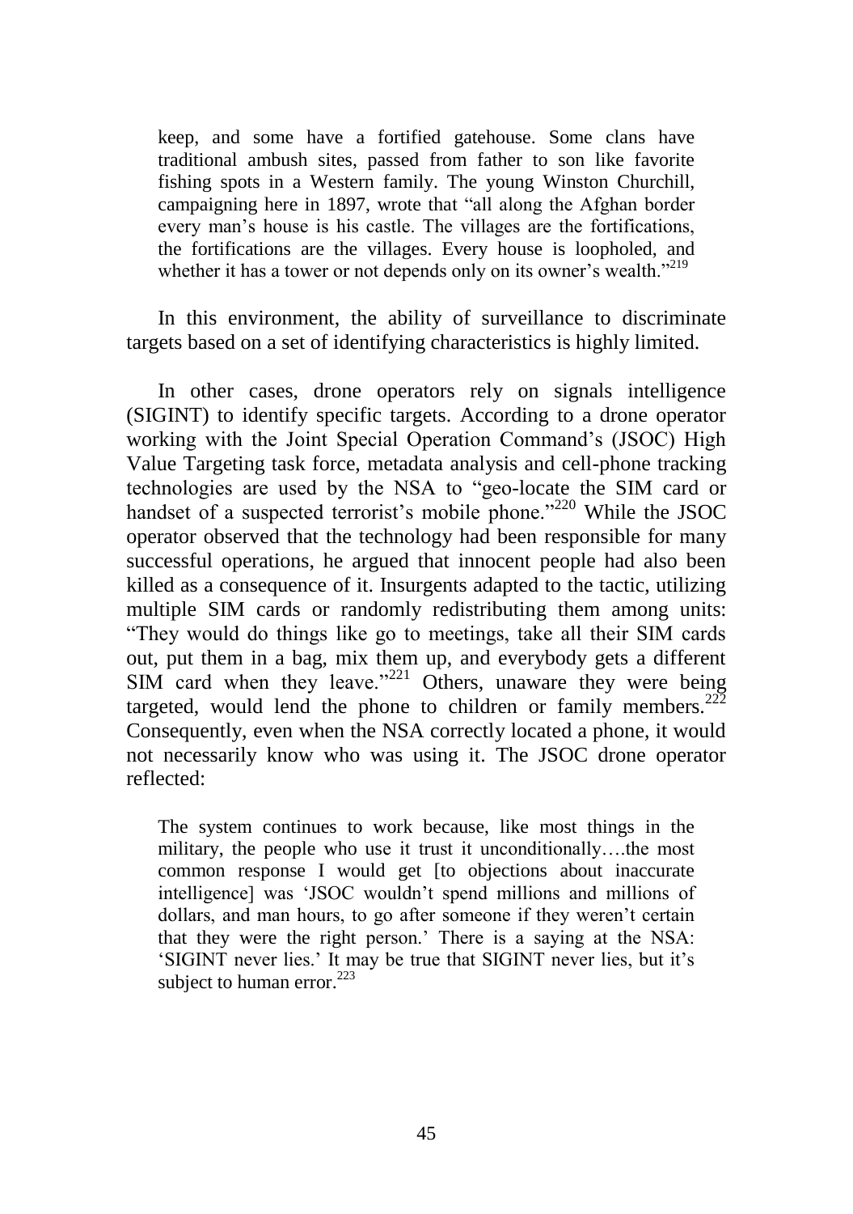> keep, and some have a fortified gatehouse. Some clans have traditional ambush sites, passed from father to son like favorite fishing spots in a Western family. The young Winston Churchill, campaigning here in 1897, wrote that "all along the Afghan border every man's house is his castle. The villages are the fortifications, the fortifications are the villages. Every house is loopholed, and whether it has a tower or not depends only on its owner's wealth."[219]

In this environment, the ability of surveillance to discriminate targets based on a set of identifying characteristics is highly limited.

In other cases, drone operators rely on signals intelligence (SIGINT) to identify specific targets. According to a drone operator working with the Joint Special Operation Command's (JSOC) High Value Targeting task force, metadata analysis and cell-phone tracking technologies are used by the NSA to "geo-locate the SIM card or handset of a suspected terrorist's mobile phone."[220] While the JSOC operator observed that the technology had been responsible for many successful operations, he argued that innocent people had also been killed as a consequence of it. Insurgents adapted to the tactic, utilizing multiple SIM cards or randomly redistributing them among units: "They would do things like go to meetings, take all their SIM cards out, put them in a bag, mix them up, and everybody gets a different SIM card when they leave."[221] Others, unaware they were being targeted, would lend the phone to children or family members.[222] Consequently, even when the NSA correctly located a phone, it would not necessarily know who was using it. The JSOC drone operator reflected:

> The system continues to work because, like most things in the military, the people who use it trust it unconditionally….the most common response I would get [to objections about inaccurate intelligence] was 'JSOC wouldn't spend millions and millions of dollars, and man hours, to go after someone if they weren't certain that they were the right person.' There is a saying at the NSA: 'SIGINT never lies.' It may be true that SIGINT never lies, but it's subject to human error.[223]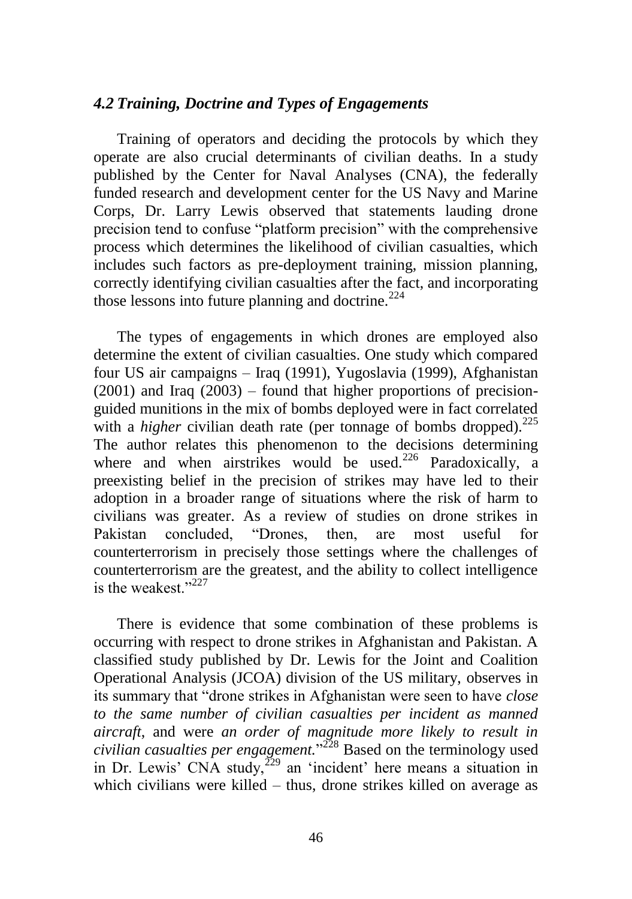### *4.2 Training, Doctrine and Types of Engagements*

Training of operators and deciding the protocols by which they operate are also crucial determinants of civilian deaths. In a study published by the Center for Naval Analyses (CNA), the federally funded research and development center for the US Navy and Marine Corps, Dr. Larry Lewis observed that statements lauding drone precision tend to confuse "platform precision" with the comprehensive process which determines the likelihood of civilian casualties, which includes such factors as pre-deployment training, mission planning, correctly identifying civilian casualties after the fact, and incorporating those lessons into future planning and doctrine.[224]

The types of engagements in which drones are employed also determine the extent of civilian casualties. One study which compared four US air campaigns – Iraq (1991), Yugoslavia (1999), Afghanistan (2001) and Iraq (2003) – found that higher proportions of precision-guided munitions in the mix of bombs deployed were in fact correlated with a *higher* civilian death rate (per tonnage of bombs dropped).[225] The author relates this phenomenon to the decisions determining where and when airstrikes would be used.[226] Paradoxically, a preexisting belief in the precision of strikes may have led to their adoption in a broader range of situations where the risk of harm to civilians was greater. As a review of studies on drone strikes in Pakistan concluded, "Drones, then, are most useful for counterterrorism in precisely those settings where the challenges of counterterrorism are the greatest, and the ability to collect intelligence is the weakest."[227]

There is evidence that some combination of these problems is occurring with respect to drone strikes in Afghanistan and Pakistan. A classified study published by Dr. Lewis for the Joint and Coalition Operational Analysis (JCOA) division of the US military, observes in its summary that "drone strikes in Afghanistan were seen to have *close to the same number of civilian casualties per incident as manned aircraft*, and were *an order of magnitude more likely to result in civilian casualties per engagement.*"[228] Based on the terminology used in Dr. Lewis' CNA study,[229] an 'incident' here means a situation in which civilians were killed – thus, drone strikes killed on average as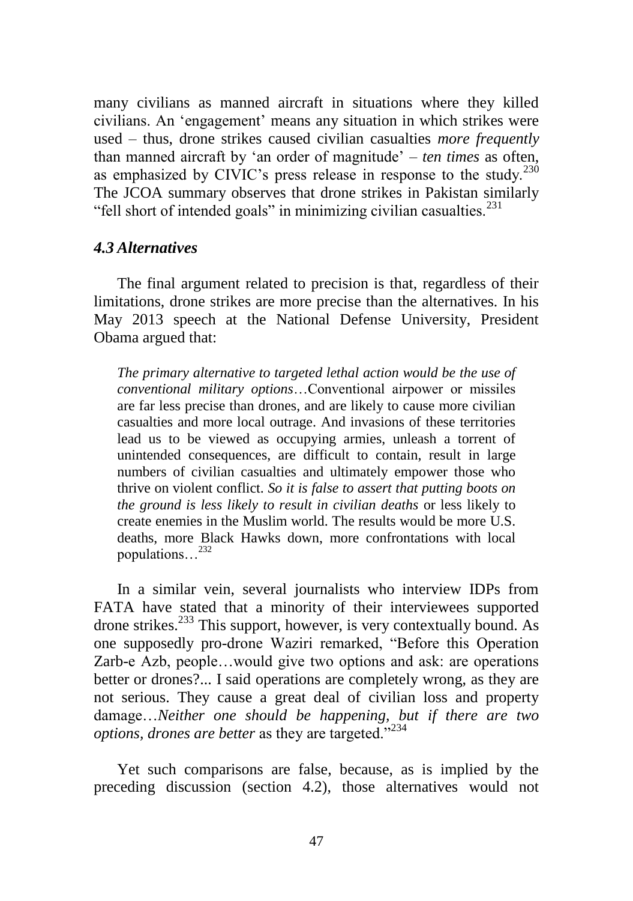many civilians as manned aircraft in situations where they killed civilians. An 'engagement' means any situation in which strikes were used – thus, drone strikes caused civilian casualties *more frequently* than manned aircraft by 'an order of magnitude' – *ten times* as often, as emphasized by CIVIC's press release in response to the study.[230] The JCOA summary observes that drone strikes in Pakistan similarly "fell short of intended goals" in minimizing civilian casualties.[231]

### *4.3 Alternatives*

The final argument related to precision is that, regardless of their limitations, drone strikes are more precise than the alternatives. In his May 2013 speech at the National Defense University, President Obama argued that:

> *The primary alternative to targeted lethal action would be the use of conventional military options*…Conventional airpower or missiles are far less precise than drones, and are likely to cause more civilian casualties and more local outrage. And invasions of these territories lead us to be viewed as occupying armies, unleash a torrent of unintended consequences, are difficult to contain, result in large numbers of civilian casualties and ultimately empower those who thrive on violent conflict. *So it is false to assert that putting boots on the ground is less likely to result in civilian deaths* or less likely to create enemies in the Muslim world. The results would be more U.S. deaths, more Black Hawks down, more confrontations with local populations…[232]

In a similar vein, several journalists who interview IDPs from FATA have stated that a minority of their interviewees supported drone strikes.[233] This support, however, is very contextually bound. As one supposedly pro-drone Waziri remarked, "Before this Operation Zarb-e Azb, people…would give two options and ask: are operations better or drones?... I said operations are completely wrong, as they are not serious. They cause a great deal of civilian loss and property damage…*Neither one should be happening, but if there are two options, drones are better* as they are targeted."[234]

Yet such comparisons are false, because, as is implied by the preceding discussion (section 4.2), those alternatives would not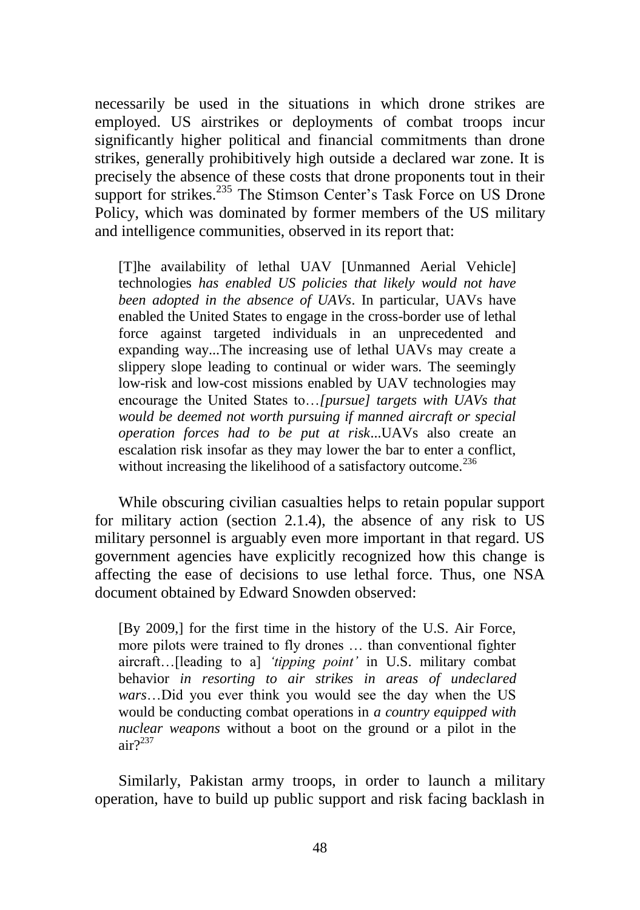necessarily be used in the situations in which drone strikes are employed. US airstrikes or deployments of combat troops incur significantly higher political and financial commitments than drone strikes, generally prohibitively high outside a declared war zone. It is precisely the absence of these costs that drone proponents tout in their support for strikes.[235] The Stimson Center's Task Force on US Drone Policy, which was dominated by former members of the US military and intelligence communities, observed in its report that:

> [T]he availability of lethal UAV [Unmanned Aerial Vehicle] technologies *has enabled US policies that likely would not have been adopted in the absence of UAVs*. In particular, UAVs have enabled the United States to engage in the cross-border use of lethal force against targeted individuals in an unprecedented and expanding way...The increasing use of lethal UAVs may create a slippery slope leading to continual or wider wars. The seemingly low-risk and low-cost missions enabled by UAV technologies may encourage the United States to…*[pursue] targets with UAVs that would be deemed not worth pursuing if manned aircraft or special operation forces had to be put at risk*...UAVs also create an escalation risk insofar as they may lower the bar to enter a conflict, without increasing the likelihood of a satisfactory outcome.[236]

While obscuring civilian casualties helps to retain popular support for military action (section 2.1.4), the absence of any risk to US military personnel is arguably even more important in that regard. US government agencies have explicitly recognized how this change is affecting the ease of decisions to use lethal force. Thus, one NSA document obtained by Edward Snowden observed:

> [By 2009,] for the first time in the history of the U.S. Air Force, more pilots were trained to fly drones … than conventional fighter aircraft…[leading to a] *'tipping point'* in U.S. military combat behavior *in resorting to air strikes in areas of undeclared wars*…Did you ever think you would see the day when the US would be conducting combat operations in *a country equipped with nuclear weapons* without a boot on the ground or a pilot in the air?[237]

Similarly, Pakistan army troops, in order to launch a military operation, have to build up public support and risk facing backlash in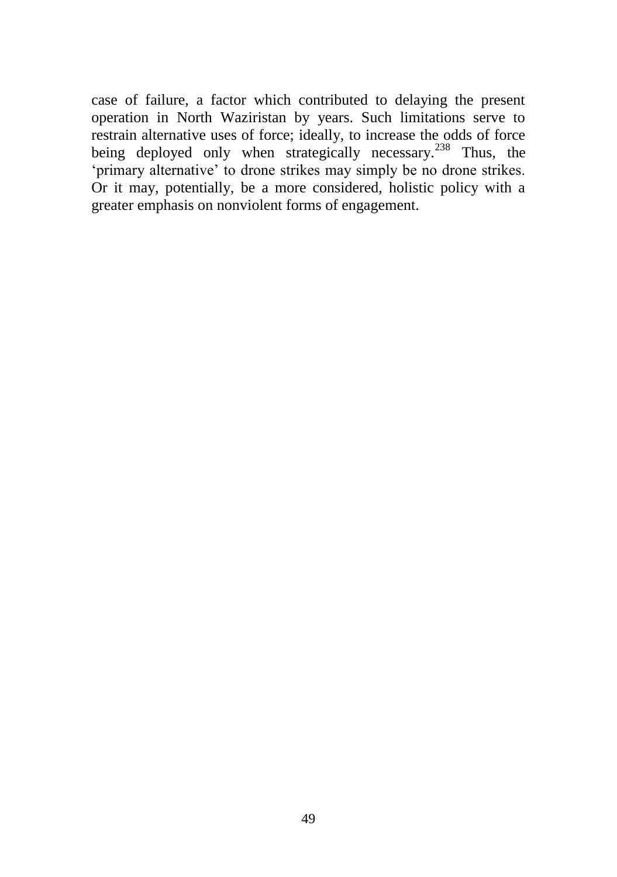case of failure, a factor which contributed to delaying the present operation in North Waziristan by years. Such limitations serve to restrain alternative uses of force; ideally, to increase the odds of force being deployed only when strategically necessary.[238] Thus, the 'primary alternative' to drone strikes may simply be no drone strikes. Or it may, potentially, be a more considered, holistic policy with a greater emphasis on nonviolent forms of engagement.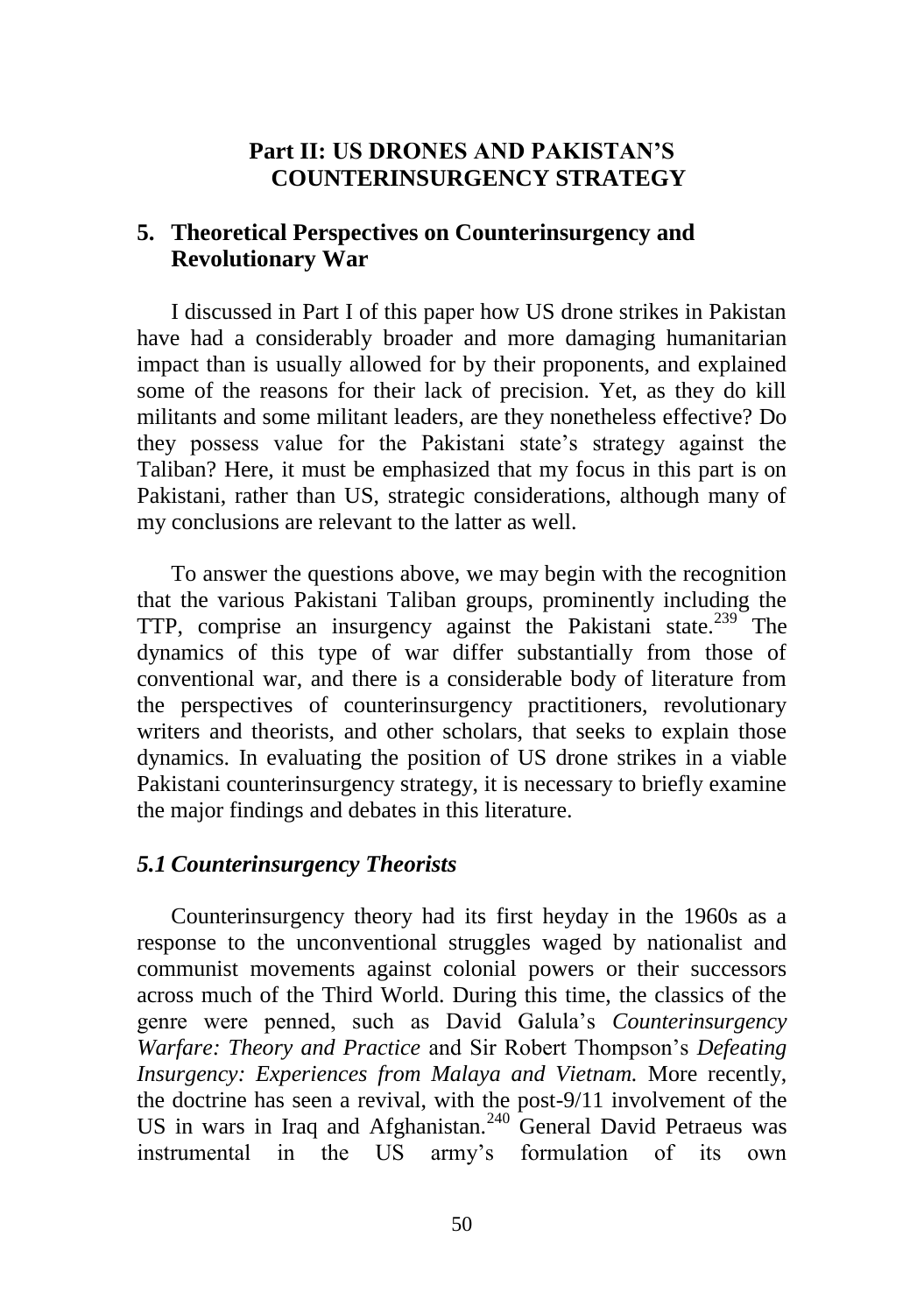# Part II: US DRONES AND PAKISTAN'S COUNTERINSURGENCY STRATEGY

## 5. Theoretical Perspectives on Counterinsurgency and Revolutionary War

I discussed in Part I of this paper how US drone strikes in Pakistan have had a considerably broader and more damaging humanitarian impact than is usually allowed for by their proponents, and explained some of the reasons for their lack of precision. Yet, as they do kill militants and some militant leaders, are they nonetheless effective? Do they possess value for the Pakistani state's strategy against the Taliban? Here, it must be emphasized that my focus in this part is on Pakistani, rather than US, strategic considerations, although many of my conclusions are relevant to the latter as well.

To answer the questions above, we may begin with the recognition that the various Pakistani Taliban groups, prominently including the TTP, comprise an insurgency against the Pakistani state.[239] The dynamics of this type of war differ substantially from those of conventional war, and there is a considerable body of literature from the perspectives of counterinsurgency practitioners, revolutionary writers and theorists, and other scholars, that seeks to explain those dynamics. In evaluating the position of US drone strikes in a viable Pakistani counterinsurgency strategy, it is necessary to briefly examine the major findings and debates in this literature.

### *5.1 Counterinsurgency Theorists*

Counterinsurgency theory had its first heyday in the 1960s as a response to the unconventional struggles waged by nationalist and communist movements against colonial powers or their successors across much of the Third World. During this time, the classics of the genre were penned, such as David Galula's *Counterinsurgency Warfare: Theory and Practice* and Sir Robert Thompson's *Defeating Insurgency: Experiences from Malaya and Vietnam.* More recently, the doctrine has seen a revival, with the post-9/11 involvement of the US in wars in Iraq and Afghanistan.[240] General David Petraeus was instrumental in the US army's formulation of its own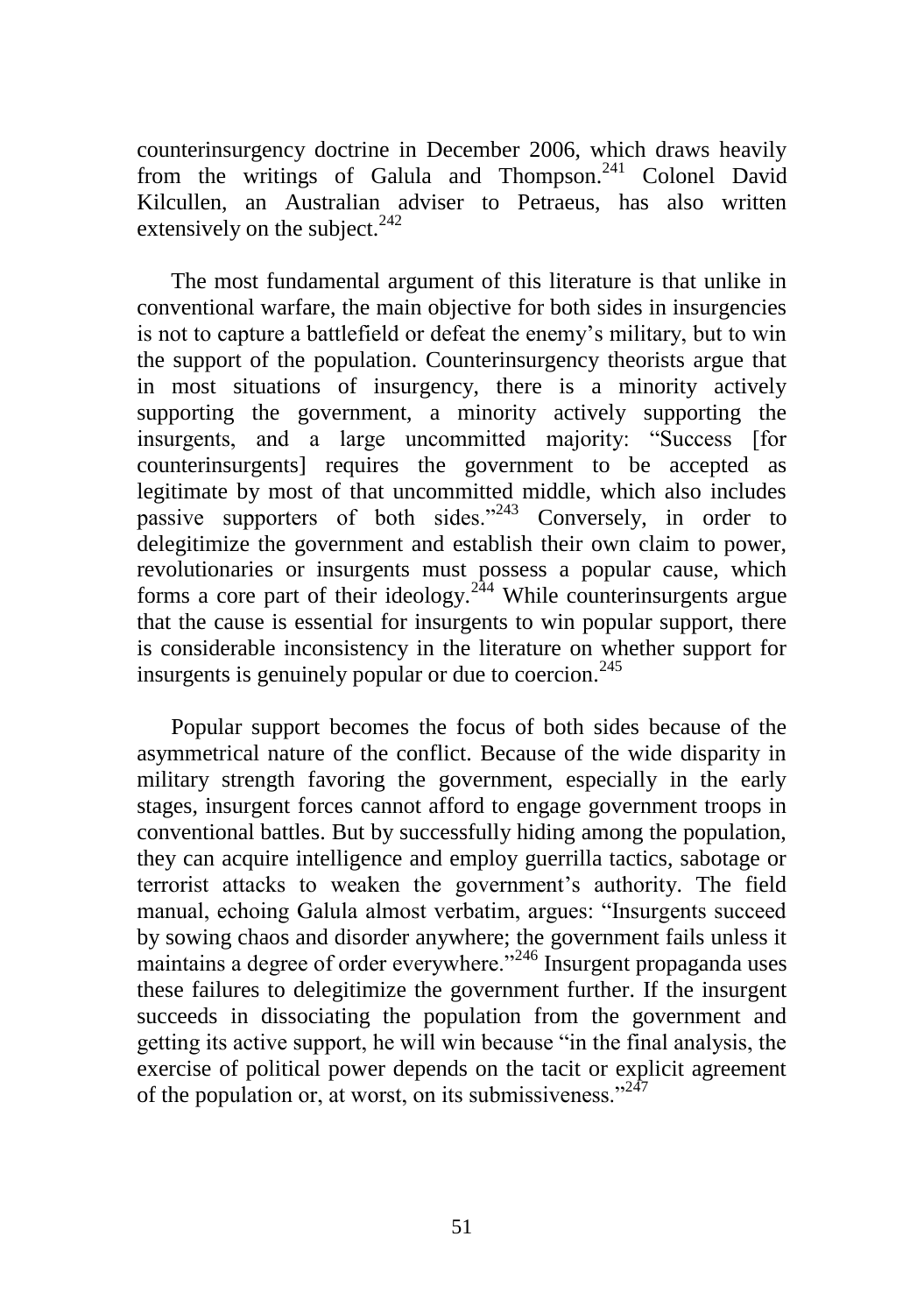counterinsurgency doctrine in December 2006, which draws heavily from the writings of Galula and Thompson.[241] Colonel David Kilcullen, an Australian adviser to Petraeus, has also written extensively on the subject.[242]

The most fundamental argument of this literature is that unlike in conventional warfare, the main objective for both sides in insurgencies is not to capture a battlefield or defeat the enemy's military, but to win the support of the population. Counterinsurgency theorists argue that in most situations of insurgency, there is a minority actively supporting the government, a minority actively supporting the insurgents, and a large uncommitted majority: "Success [for counterinsurgents] requires the government to be accepted as legitimate by most of that uncommitted middle, which also includes passive supporters of both sides."[243] Conversely, in order to delegitimize the government and establish their own claim to power, revolutionaries or insurgents must possess a popular cause, which forms a core part of their ideology.[244] While counterinsurgents argue that the cause is essential for insurgents to win popular support, there is considerable inconsistency in the literature on whether support for insurgents is genuinely popular or due to coercion.[245]

Popular support becomes the focus of both sides because of the asymmetrical nature of the conflict. Because of the wide disparity in military strength favoring the government, especially in the early stages, insurgent forces cannot afford to engage government troops in conventional battles. But by successfully hiding among the population, they can acquire intelligence and employ guerrilla tactics, sabotage or terrorist attacks to weaken the government's authority. The field manual, echoing Galula almost verbatim, argues: "Insurgents succeed by sowing chaos and disorder anywhere; the government fails unless it maintains a degree of order everywhere."[246] Insurgent propaganda uses these failures to delegitimize the government further. If the insurgent succeeds in dissociating the population from the government and getting its active support, he will win because "in the final analysis, the exercise of political power depends on the tacit or explicit agreement of the population or, at worst, on its submissiveness."[247]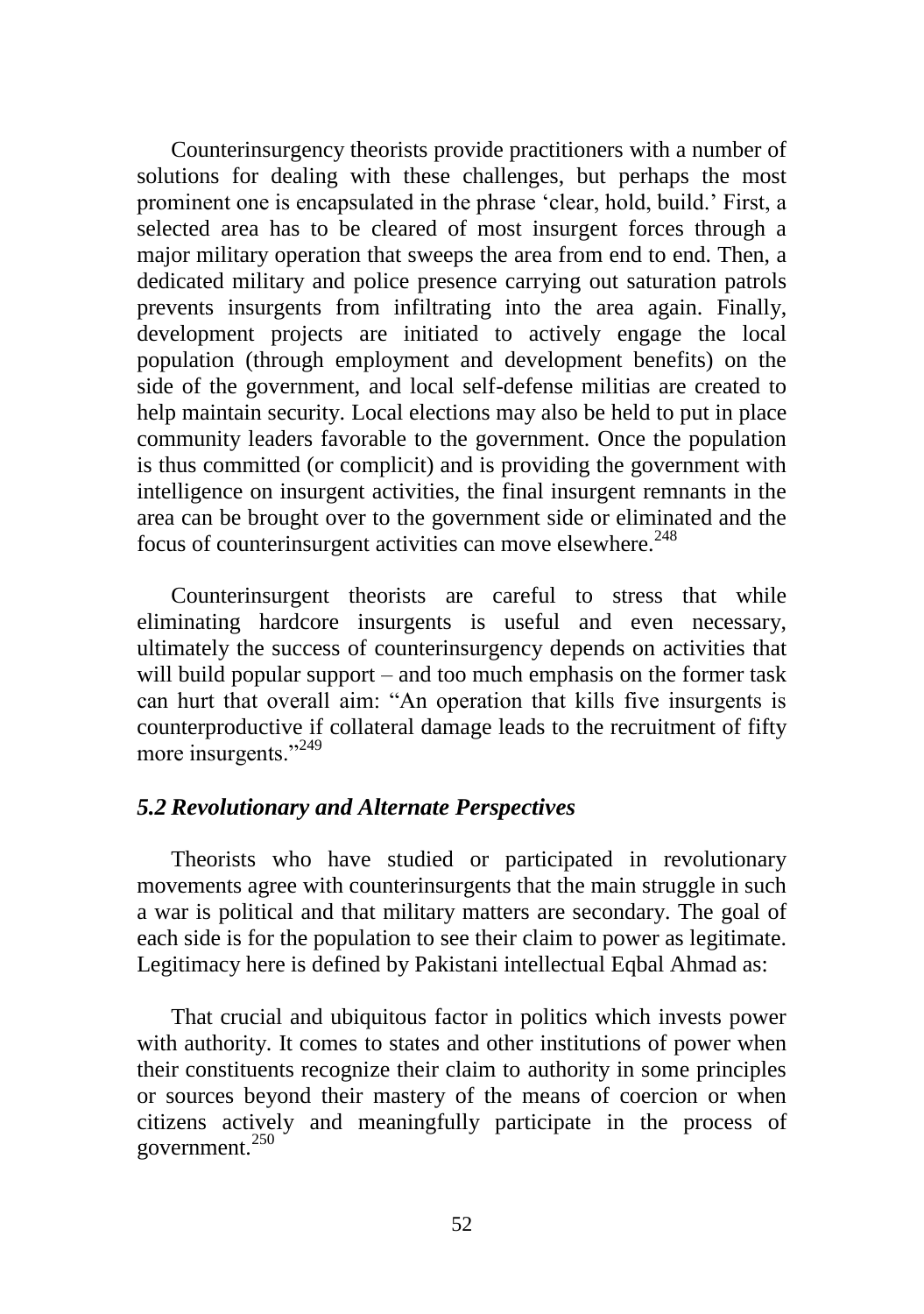Counterinsurgency theorists provide practitioners with a number of solutions for dealing with these challenges, but perhaps the most prominent one is encapsulated in the phrase 'clear, hold, build.' First, a selected area has to be cleared of most insurgent forces through a major military operation that sweeps the area from end to end. Then, a dedicated military and police presence carrying out saturation patrols prevents insurgents from infiltrating into the area again. Finally, development projects are initiated to actively engage the local population (through employment and development benefits) on the side of the government, and local self-defense militias are created to help maintain security. Local elections may also be held to put in place community leaders favorable to the government. Once the population is thus committed (or complicit) and is providing the government with intelligence on insurgent activities, the final insurgent remnants in the area can be brought over to the government side or eliminated and the focus of counterinsurgent activities can move elsewhere.[248]

Counterinsurgent theorists are careful to stress that while eliminating hardcore insurgents is useful and even necessary, ultimately the success of counterinsurgency depends on activities that will build popular support – and too much emphasis on the former task can hurt that overall aim: "An operation that kills five insurgents is counterproductive if collateral damage leads to the recruitment of fifty more insurgents."[249]

### *5.2 Revolutionary and Alternate Perspectives*

Theorists who have studied or participated in revolutionary movements agree with counterinsurgents that the main struggle in such a war is political and that military matters are secondary. The goal of each side is for the population to see their claim to power as legitimate. Legitimacy here is defined by Pakistani intellectual Eqbal Ahmad as:

> That crucial and ubiquitous factor in politics which invests power with authority. It comes to states and other institutions of power when their constituents recognize their claim to authority in some principles or sources beyond their mastery of the means of coercion or when citizens actively and meaningfully participate in the process of government.[250]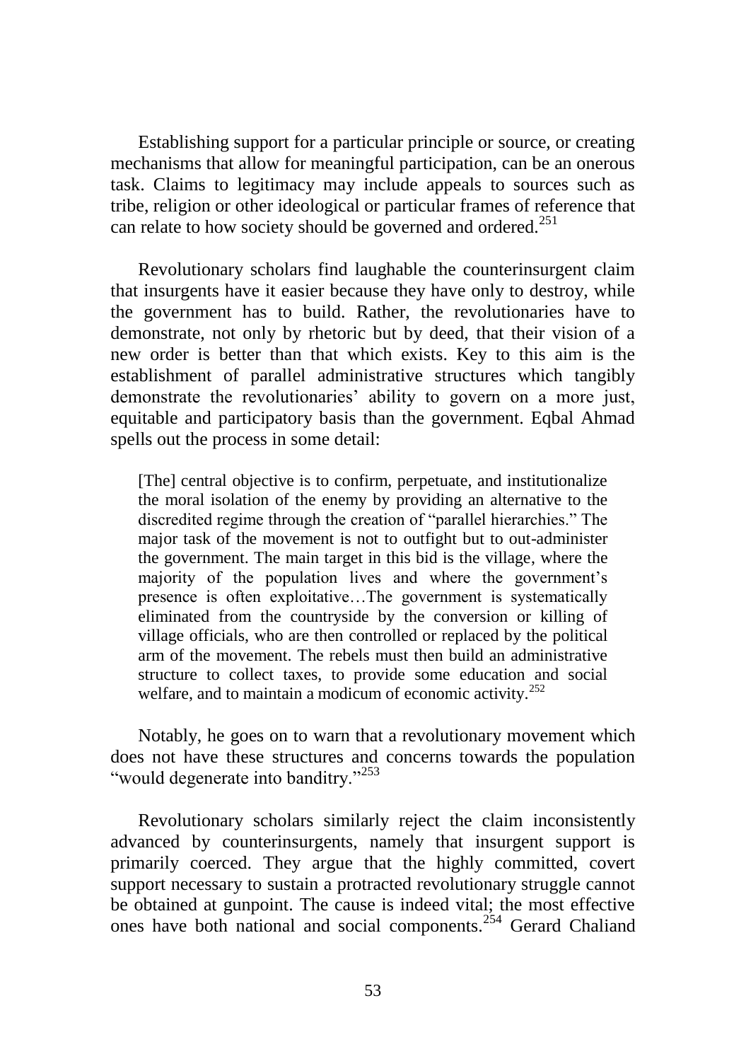Establishing support for a particular principle or source, or creating mechanisms that allow for meaningful participation, can be an onerous task. Claims to legitimacy may include appeals to sources such as tribe, religion or other ideological or particular frames of reference that can relate to how society should be governed and ordered.[251]

Revolutionary scholars find laughable the counterinsurgent claim that insurgents have it easier because they have only to destroy, while the government has to build. Rather, the revolutionaries have to demonstrate, not only by rhetoric but by deed, that their vision of a new order is better than that which exists. Key to this aim is the establishment of parallel administrative structures which tangibly demonstrate the revolutionaries' ability to govern on a more just, equitable and participatory basis than the government. Eqbal Ahmad spells out the process in some detail:

> [The] central objective is to confirm, perpetuate, and institutionalize the moral isolation of the enemy by providing an alternative to the discredited regime through the creation of "parallel hierarchies." The major task of the movement is not to outfight but to out-administer the government. The main target in this bid is the village, where the majority of the population lives and where the government's presence is often exploitative…The government is systematically eliminated from the countryside by the conversion or killing of village officials, who are then controlled or replaced by the political arm of the movement. The rebels must then build an administrative structure to collect taxes, to provide some education and social welfare, and to maintain a modicum of economic activity.[252]

Notably, he goes on to warn that a revolutionary movement which does not have these structures and concerns towards the population "would degenerate into banditry."[253]

Revolutionary scholars similarly reject the claim inconsistently advanced by counterinsurgents, namely that insurgent support is primarily coerced. They argue that the highly committed, covert support necessary to sustain a protracted revolutionary struggle cannot be obtained at gunpoint. The cause is indeed vital; the most effective ones have both national and social components.[254] Gerard Chaliand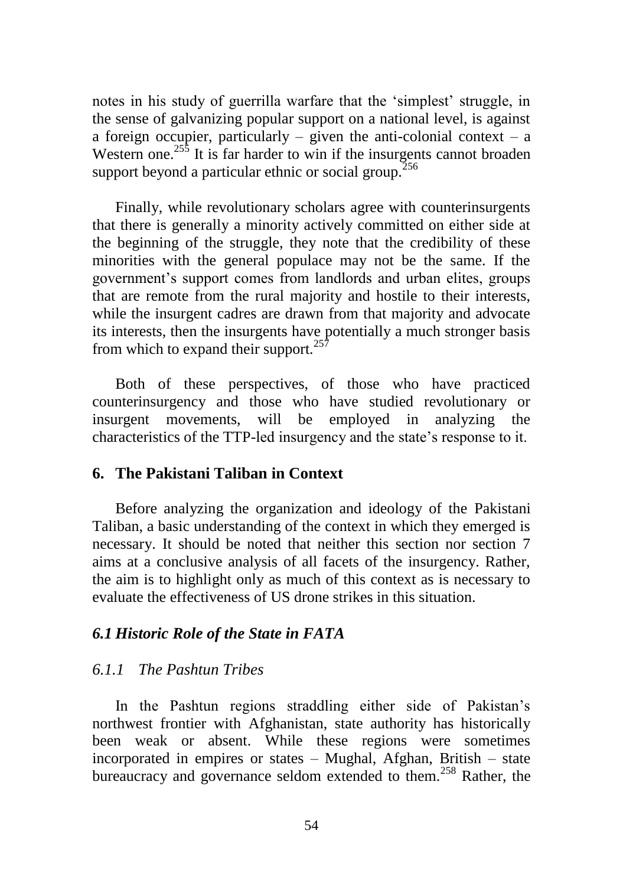notes in his study of guerrilla warfare that the 'simplest' struggle, in the sense of galvanizing popular support on a national level, is against a foreign occupier, particularly – given the anti-colonial context – a Western one.[255] It is far harder to win if the insurgents cannot broaden support beyond a particular ethnic or social group.[256]

Finally, while revolutionary scholars agree with counterinsurgents that there is generally a minority actively committed on either side at the beginning of the struggle, they note that the credibility of these minorities with the general populace may not be the same. If the government's support comes from landlords and urban elites, groups that are remote from the rural majority and hostile to their interests, while the insurgent cadres are drawn from that majority and advocate its interests, then the insurgents have potentially a much stronger basis from which to expand their support.[257]

Both of these perspectives, of those who have practiced counterinsurgency and those who have studied revolutionary or insurgent movements, will be employed in analyzing the characteristics of the TTP-led insurgency and the state's response to it.

## 6. The Pakistani Taliban in Context

Before analyzing the organization and ideology of the Pakistani Taliban, a basic understanding of the context in which they emerged is necessary. It should be noted that neither this section nor section 7 aims at a conclusive analysis of all facets of the insurgency. Rather, the aim is to highlight only as much of this context as is necessary to evaluate the effectiveness of US drone strikes in this situation.

### *6.1 Historic Role of the State in FATA*

#### *6.1.1 The Pashtun Tribes*

In the Pashtun regions straddling either side of Pakistan's northwest frontier with Afghanistan, state authority has historically been weak or absent. While these regions were sometimes incorporated in empires or states – Mughal, Afghan, British – state bureaucracy and governance seldom extended to them.[258] Rather, the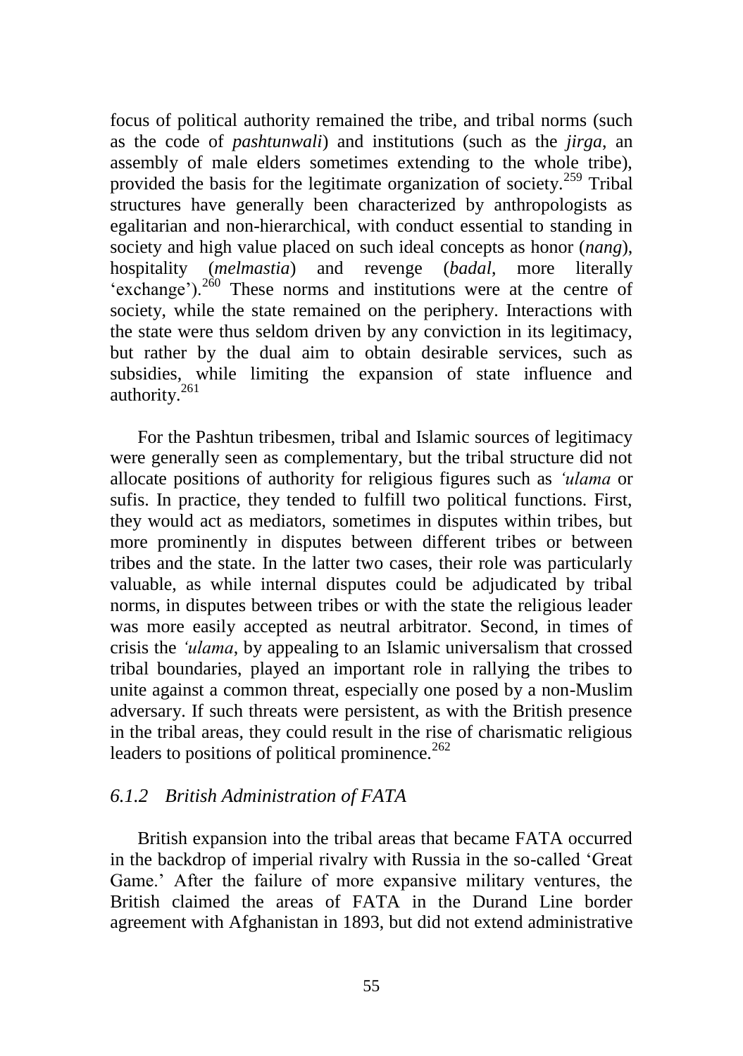focus of political authority remained the tribe, and tribal norms (such as the code of *pashtunwali*) and institutions (such as the *jirga*, an assembly of male elders sometimes extending to the whole tribe), provided the basis for the legitimate organization of society.[259] Tribal structures have generally been characterized by anthropologists as egalitarian and non-hierarchical, with conduct essential to standing in society and high value placed on such ideal concepts as honor (*nang*), hospitality (*melmastia*) and revenge (*badal*, more literally 'exchange').[260] These norms and institutions were at the centre of society, while the state remained on the periphery. Interactions with the state were thus seldom driven by any conviction in its legitimacy, but rather by the dual aim to obtain desirable services, such as subsidies, while limiting the expansion of state influence and authority.[261]

For the Pashtun tribesmen, tribal and Islamic sources of legitimacy were generally seen as complementary, but the tribal structure did not allocate positions of authority for religious figures such as *'ulama* or sufis. In practice, they tended to fulfill two political functions. First, they would act as mediators, sometimes in disputes within tribes, but more prominently in disputes between different tribes or between tribes and the state. In the latter two cases, their role was particularly valuable, as while internal disputes could be adjudicated by tribal norms, in disputes between tribes or with the state the religious leader was more easily accepted as neutral arbitrator. Second, in times of crisis the *'ulama*, by appealing to an Islamic universalism that crossed tribal boundaries, played an important role in rallying the tribes to unite against a common threat, especially one posed by a non-Muslim adversary. If such threats were persistent, as with the British presence in the tribal areas, they could result in the rise of charismatic religious leaders to positions of political prominence.[262]

### *6.1.2 British Administration of FATA*

British expansion into the tribal areas that became FATA occurred in the backdrop of imperial rivalry with Russia in the so-called 'Great Game.' After the failure of more expansive military ventures, the British claimed the areas of FATA in the Durand Line border agreement with Afghanistan in 1893, but did not extend administrative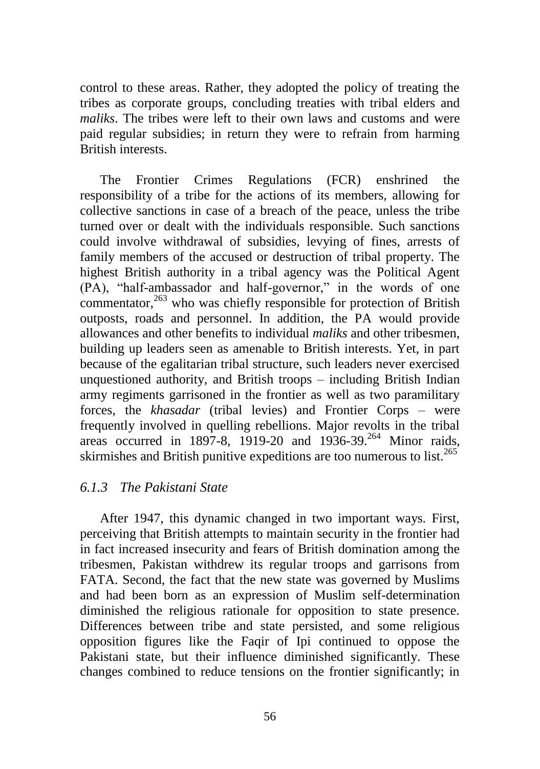control to these areas. Rather, they adopted the policy of treating the tribes as corporate groups, concluding treaties with tribal elders and *maliks*. The tribes were left to their own laws and customs and were paid regular subsidies; in return they were to refrain from harming British interests.

The Frontier Crimes Regulations (FCR) enshrined the responsibility of a tribe for the actions of its members, allowing for collective sanctions in case of a breach of the peace, unless the tribe turned over or dealt with the individuals responsible. Such sanctions could involve withdrawal of subsidies, levying of fines, arrests of family members of the accused or destruction of tribal property. The highest British authority in a tribal agency was the Political Agent (PA), "half-ambassador and half-governor," in the words of one commentator,[263] who was chiefly responsible for protection of British outposts, roads and personnel. In addition, the PA would provide allowances and other benefits to individual *maliks* and other tribesmen, building up leaders seen as amenable to British interests. Yet, in part because of the egalitarian tribal structure, such leaders never exercised unquestioned authority, and British troops – including British Indian army regiments garrisoned in the frontier as well as two paramilitary forces, the *khasadar* (tribal levies) and Frontier Corps – were frequently involved in quelling rebellions. Major revolts in the tribal areas occurred in 1897-8, 1919-20 and 1936-39.[264] Minor raids, skirmishes and British punitive expeditions are too numerous to list.[265]

### *6.1.3 The Pakistani State*

After 1947, this dynamic changed in two important ways. First, perceiving that British attempts to maintain security in the frontier had in fact increased insecurity and fears of British domination among the tribesmen, Pakistan withdrew its regular troops and garrisons from FATA. Second, the fact that the new state was governed by Muslims and had been born as an expression of Muslim self-determination diminished the religious rationale for opposition to state presence. Differences between tribe and state persisted, and some religious opposition figures like the Faqir of Ipi continued to oppose the Pakistani state, but their influence diminished significantly. These changes combined to reduce tensions on the frontier significantly; in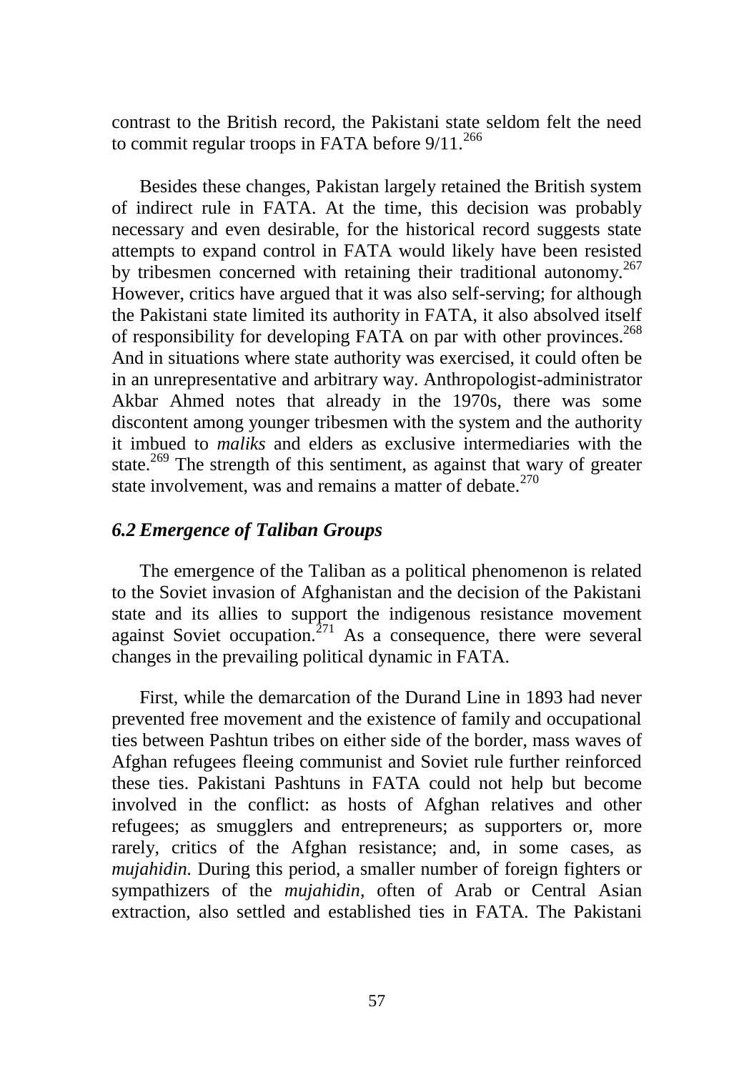contrast to the British record, the Pakistani state seldom felt the need to commit regular troops in FATA before 9/11.[266]

Besides these changes, Pakistan largely retained the British system of indirect rule in FATA. At the time, this decision was probably necessary and even desirable, for the historical record suggests state attempts to expand control in FATA would likely have been resisted by tribesmen concerned with retaining their traditional autonomy.[267] However, critics have argued that it was also self-serving; for although the Pakistani state limited its authority in FATA, it also absolved itself of responsibility for developing FATA on par with other provinces.[268] And in situations where state authority was exercised, it could often be in an unrepresentative and arbitrary way. Anthropologist-administrator Akbar Ahmed notes that already in the 1970s, there was some discontent among younger tribesmen with the system and the authority it imbued to *maliks* and elders as exclusive intermediaries with the state.[269] The strength of this sentiment, as against that wary of greater state involvement, was and remains a matter of debate.[270]

### *6.2 Emergence of Taliban Groups*

The emergence of the Taliban as a political phenomenon is related to the Soviet invasion of Afghanistan and the decision of the Pakistani state and its allies to support the indigenous resistance movement against Soviet occupation.[271] As a consequence, there were several changes in the prevailing political dynamic in FATA.

First, while the demarcation of the Durand Line in 1893 had never prevented free movement and the existence of family and occupational ties between Pashtun tribes on either side of the border, mass waves of Afghan refugees fleeing communist and Soviet rule further reinforced these ties. Pakistani Pashtuns in FATA could not help but become involved in the conflict: as hosts of Afghan relatives and other refugees; as smugglers and entrepreneurs; as supporters or, more rarely, critics of the Afghan resistance; and, in some cases, as *mujahidin*. During this period, a smaller number of foreign fighters or sympathizers of the *mujahidin*, often of Arab or Central Asian extraction, also settled and established ties in FATA. The Pakistani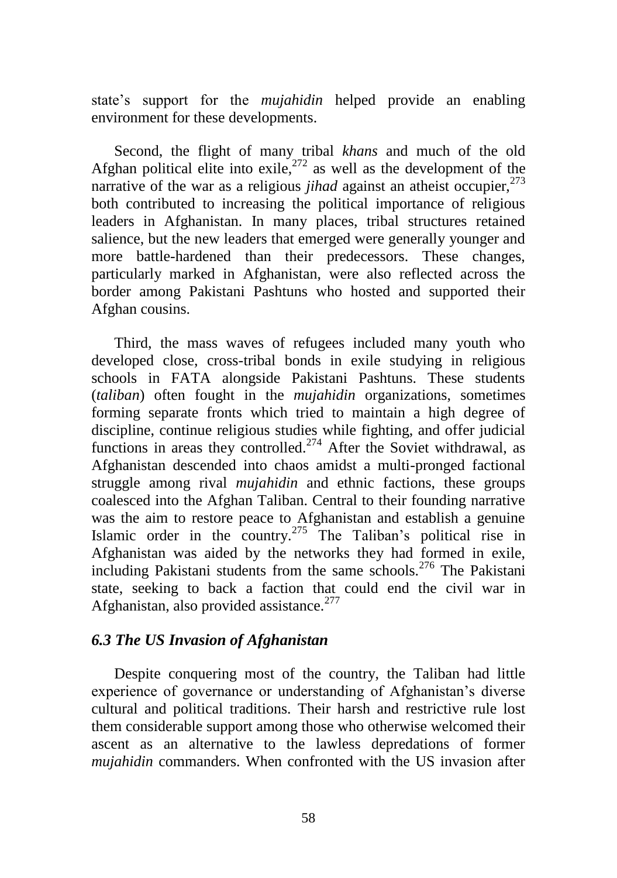state's support for the *mujahidin* helped provide an enabling environment for these developments.

Second, the flight of many tribal *khans* and much of the old Afghan political elite into exile,[272] as well as the development of the narrative of the war as a religious *jihad* against an atheist occupier,[273] both contributed to increasing the political importance of religious leaders in Afghanistan. In many places, tribal structures retained salience, but the new leaders that emerged were generally younger and more battle-hardened than their predecessors. These changes, particularly marked in Afghanistan, were also reflected across the border among Pakistani Pashtuns who hosted and supported their Afghan cousins.

Third, the mass waves of refugees included many youth who developed close, cross-tribal bonds in exile studying in religious schools in FATA alongside Pakistani Pashtuns. These students (*taliban*) often fought in the *mujahidin* organizations, sometimes forming separate fronts which tried to maintain a high degree of discipline, continue religious studies while fighting, and offer judicial functions in areas they controlled.[274] After the Soviet withdrawal, as Afghanistan descended into chaos amidst a multi-pronged factional struggle among rival *mujahidin* and ethnic factions, these groups coalesced into the Afghan Taliban. Central to their founding narrative was the aim to restore peace to Afghanistan and establish a genuine Islamic order in the country.[275] The Taliban's political rise in Afghanistan was aided by the networks they had formed in exile, including Pakistani students from the same schools.[276] The Pakistani state, seeking to back a faction that could end the civil war in Afghanistan, also provided assistance.[277]

### *6.3 The US Invasion of Afghanistan*

Despite conquering most of the country, the Taliban had little experience of governance or understanding of Afghanistan's diverse cultural and political traditions. Their harsh and restrictive rule lost them considerable support among those who otherwise welcomed their ascent as an alternative to the lawless depredations of former *mujahidin* commanders. When confronted with the US invasion after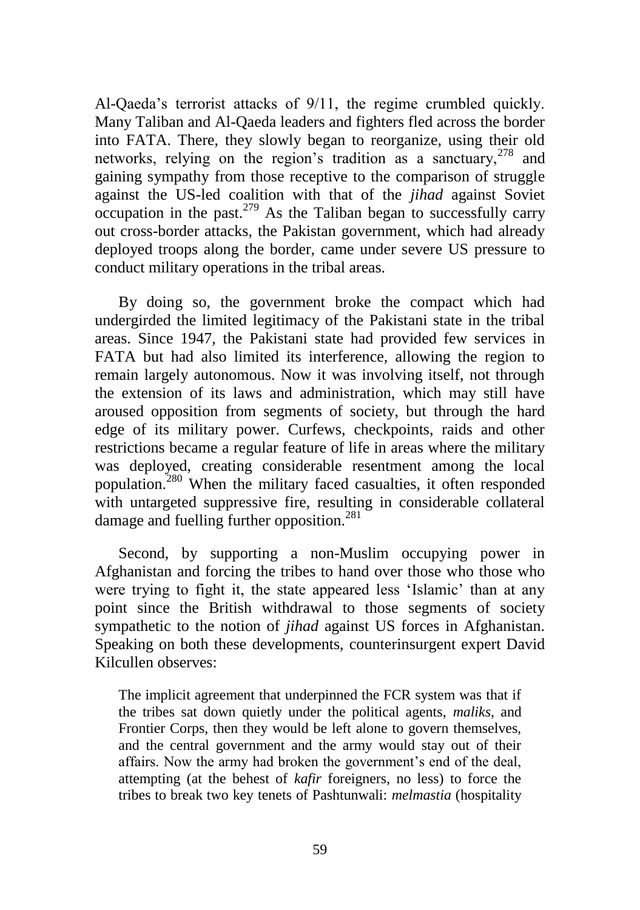Al-Qaeda's terrorist attacks of 9/11, the regime crumbled quickly. Many Taliban and Al-Qaeda leaders and fighters fled across the border into FATA. There, they slowly began to reorganize, using their old networks, relying on the region's tradition as a sanctuary,[278] and gaining sympathy from those receptive to the comparison of struggle against the US-led coalition with that of the *jihad* against Soviet occupation in the past.[279] As the Taliban began to successfully carry out cross-border attacks, the Pakistan government, which had already deployed troops along the border, came under severe US pressure to conduct military operations in the tribal areas.

By doing so, the government broke the compact which had undergirded the limited legitimacy of the Pakistani state in the tribal areas. Since 1947, the Pakistani state had provided few services in FATA but had also limited its interference, allowing the region to remain largely autonomous. Now it was involving itself, not through the extension of its laws and administration, which may still have aroused opposition from segments of society, but through the hard edge of its military power. Curfews, checkpoints, raids and other restrictions became a regular feature of life in areas where the military was deployed, creating considerable resentment among the local population.[280] When the military faced casualties, it often responded with untargeted suppressive fire, resulting in considerable collateral damage and fuelling further opposition.[281]

Second, by supporting a non-Muslim occupying power in Afghanistan and forcing the tribes to hand over those who those who were trying to fight it, the state appeared less 'Islamic' than at any point since the British withdrawal to those segments of society sympathetic to the notion of *jihad* against US forces in Afghanistan. Speaking on both these developments, counterinsurgent expert David Kilcullen observes:

> The implicit agreement that underpinned the FCR system was that if the tribes sat down quietly under the political agents, *maliks*, and Frontier Corps, then they would be left alone to govern themselves, and the central government and the army would stay out of their affairs. Now the army had broken the government's end of the deal, attempting (at the behest of *kafir* foreigners, no less) to force the tribes to break two key tenets of Pashtunwali: *melmastia* (hospitality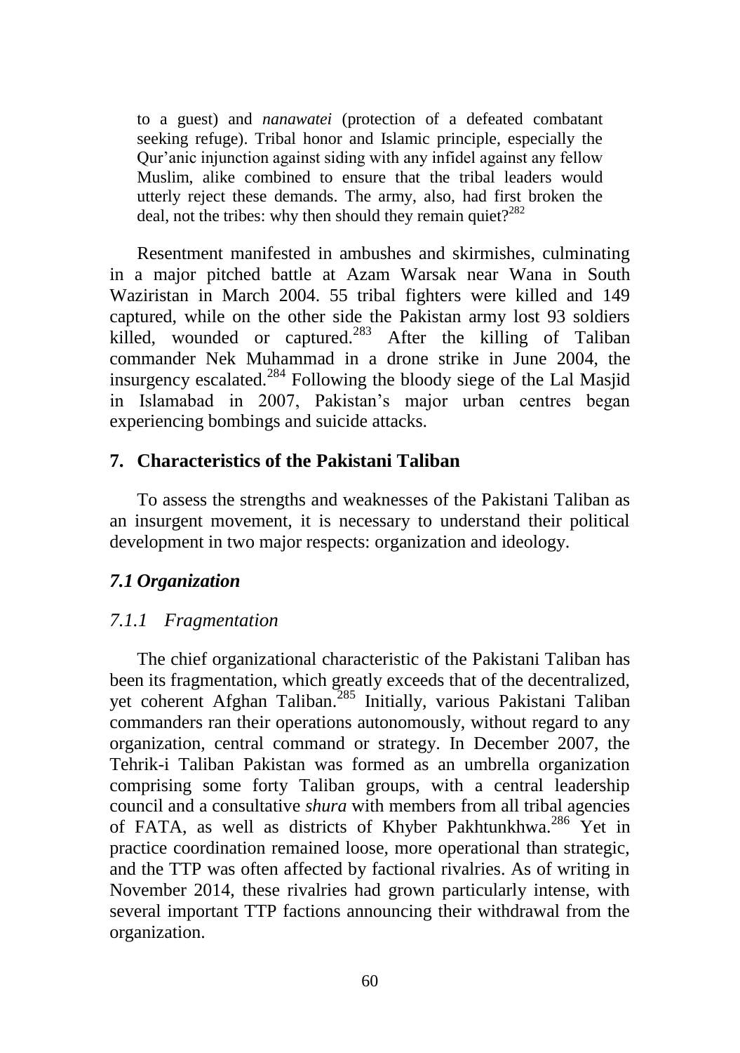to a guest) and *nanawatei* (protection of a defeated combatant seeking refuge). Tribal honor and Islamic principle, especially the Qur'anic injunction against siding with any infidel against any fellow Muslim, alike combined to ensure that the tribal leaders would utterly reject these demands. The army, also, had first broken the deal, not the tribes: why then should they remain quiet?[282]

Resentment manifested in ambushes and skirmishes, culminating in a major pitched battle at Azam Warsak near Wana in South Waziristan in March 2004. 55 tribal fighters were killed and 149 captured, while on the other side the Pakistan army lost 93 soldiers killed, wounded or captured.[283] After the killing of Taliban commander Nek Muhammad in a drone strike in June 2004, the insurgency escalated.[284] Following the bloody siege of the Lal Masjid in Islamabad in 2007, Pakistan's major urban centres began experiencing bombings and suicide attacks.

## 7. Characteristics of the Pakistani Taliban

To assess the strengths and weaknesses of the Pakistani Taliban as an insurgent movement, it is necessary to understand their political development in two major respects: organization and ideology.

### *7.1 Organization*

#### *7.1.1 Fragmentation*

The chief organizational characteristic of the Pakistani Taliban has been its fragmentation, which greatly exceeds that of the decentralized, yet coherent Afghan Taliban.[285] Initially, various Pakistani Taliban commanders ran their operations autonomously, without regard to any organization, central command or strategy. In December 2007, the Tehrik-i Taliban Pakistan was formed as an umbrella organization comprising some forty Taliban groups, with a central leadership council and a consultative *shura* with members from all tribal agencies of FATA, as well as districts of Khyber Pakhtunkhwa.[286] Yet in practice coordination remained loose, more operational than strategic, and the TTP was often affected by factional rivalries. As of writing in November 2014, these rivalries had grown particularly intense, with several important TTP factions announcing their withdrawal from the organization.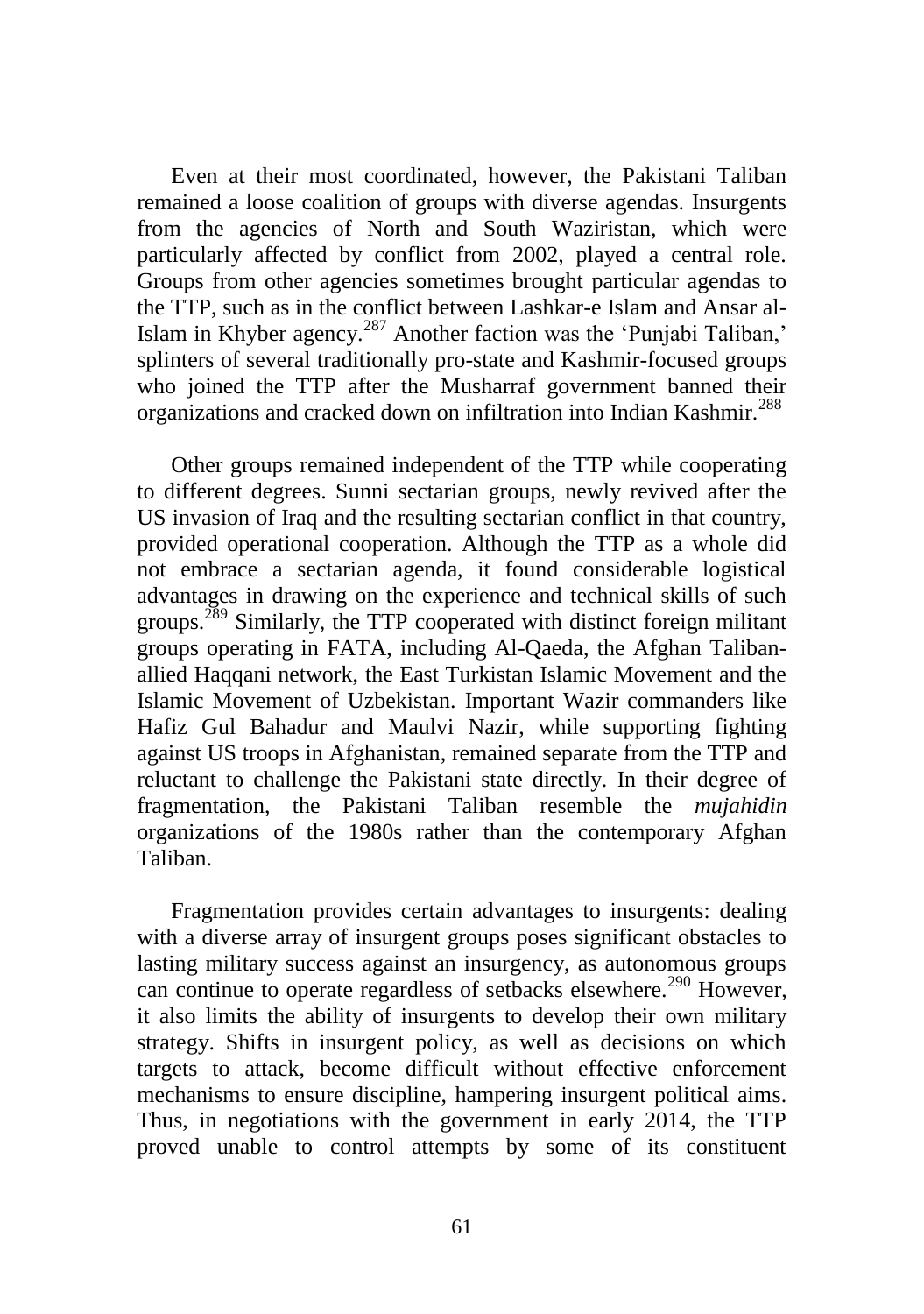Even at their most coordinated, however, the Pakistani Taliban remained a loose coalition of groups with diverse agendas. Insurgents from the agencies of North and South Waziristan, which were particularly affected by conflict from 2002, played a central role. Groups from other agencies sometimes brought particular agendas to the TTP, such as in the conflict between Lashkar-e Islam and Ansar al-Islam in Khyber agency.[287] Another faction was the 'Punjabi Taliban,' splinters of several traditionally pro-state and Kashmir-focused groups who joined the TTP after the Musharraf government banned their organizations and cracked down on infiltration into Indian Kashmir.[288]

Other groups remained independent of the TTP while cooperating to different degrees. Sunni sectarian groups, newly revived after the US invasion of Iraq and the resulting sectarian conflict in that country, provided operational cooperation. Although the TTP as a whole did not embrace a sectarian agenda, it found considerable logistical advantages in drawing on the experience and technical skills of such groups.[289] Similarly, the TTP cooperated with distinct foreign militant groups operating in FATA, including Al-Qaeda, the Afghan Taliban-allied Haqqani network, the East Turkistan Islamic Movement and the Islamic Movement of Uzbekistan. Important Wazir commanders like Hafiz Gul Bahadur and Maulvi Nazir, while supporting fighting against US troops in Afghanistan, remained separate from the TTP and reluctant to challenge the Pakistani state directly. In their degree of fragmentation, the Pakistani Taliban resemble the *mujahidin* organizations of the 1980s rather than the contemporary Afghan Taliban.

Fragmentation provides certain advantages to insurgents: dealing with a diverse array of insurgent groups poses significant obstacles to lasting military success against an insurgency, as autonomous groups can continue to operate regardless of setbacks elsewhere.[290] However, it also limits the ability of insurgents to develop their own military strategy. Shifts in insurgent policy, as well as decisions on which targets to attack, become difficult without effective enforcement mechanisms to ensure discipline, hampering insurgent political aims. Thus, in negotiations with the government in early 2014, the TTP proved unable to control attempts by some of its constituent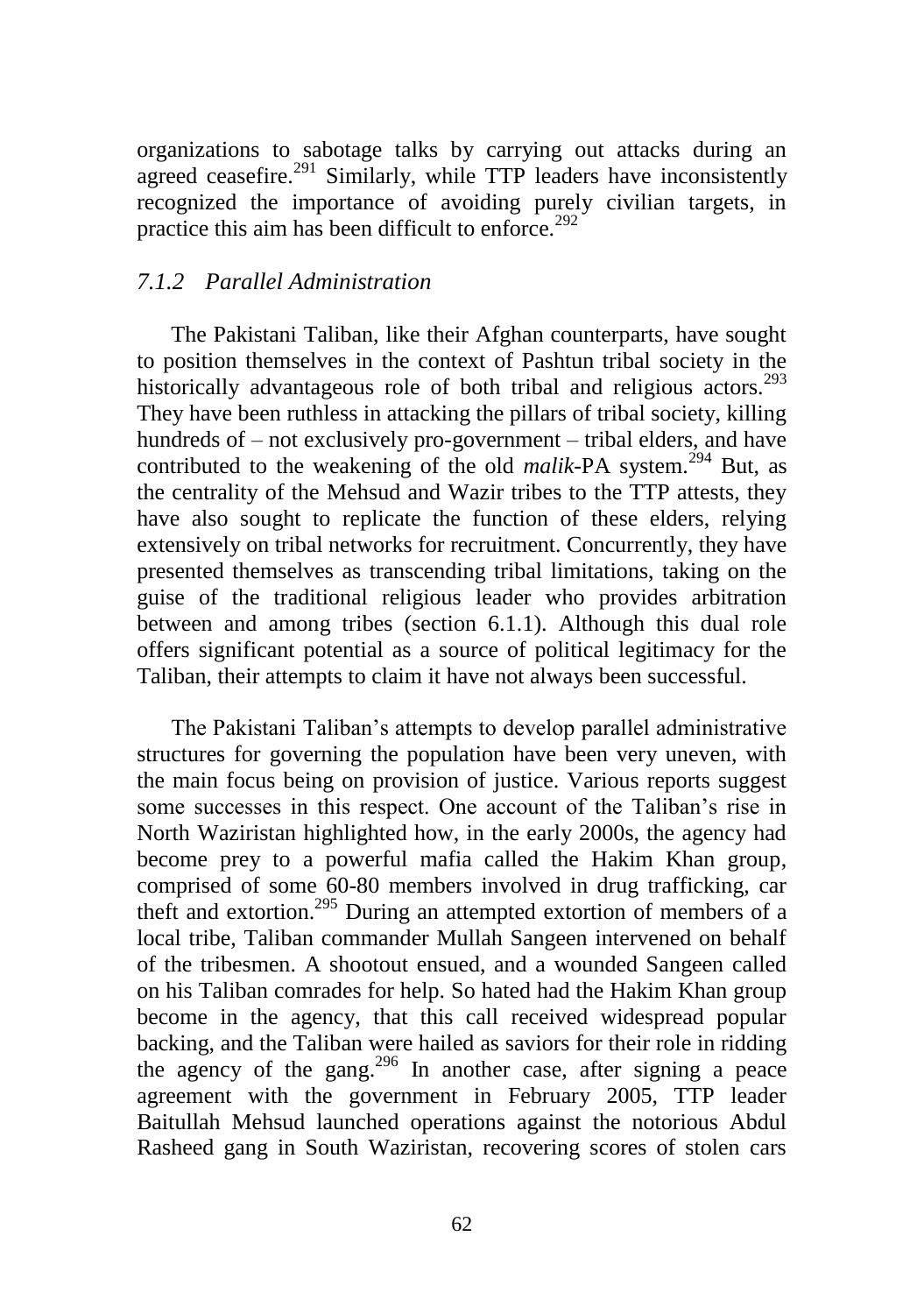organizations to sabotage talks by carrying out attacks during an agreed ceasefire.[291] Similarly, while TTP leaders have inconsistently recognized the importance of avoiding purely civilian targets, in practice this aim has been difficult to enforce.[292]

### *7.1.2 Parallel Administration*

The Pakistani Taliban, like their Afghan counterparts, have sought to position themselves in the context of Pashtun tribal society in the historically advantageous role of both tribal and religious actors.[293] They have been ruthless in attacking the pillars of tribal society, killing hundreds of – not exclusively pro-government – tribal elders, and have contributed to the weakening of the old *malik*-PA system.[294] But, as the centrality of the Mehsud and Wazir tribes to the TTP attests, they have also sought to replicate the function of these elders, relying extensively on tribal networks for recruitment. Concurrently, they have presented themselves as transcending tribal limitations, taking on the guise of the traditional religious leader who provides arbitration between and among tribes (section 6.1.1). Although this dual role offers significant potential as a source of political legitimacy for the Taliban, their attempts to claim it have not always been successful.

The Pakistani Taliban's attempts to develop parallel administrative structures for governing the population have been very uneven, with the main focus being on provision of justice. Various reports suggest some successes in this respect. One account of the Taliban's rise in North Waziristan highlighted how, in the early 2000s, the agency had become prey to a powerful mafia called the Hakim Khan group, comprised of some 60-80 members involved in drug trafficking, car theft and extortion.[295] During an attempted extortion of members of a local tribe, Taliban commander Mullah Sangeen intervened on behalf of the tribesmen. A shootout ensued, and a wounded Sangeen called on his Taliban comrades for help. So hated had the Hakim Khan group become in the agency, that this call received widespread popular backing, and the Taliban were hailed as saviors for their role in ridding the agency of the gang.[296] In another case, after signing a peace agreement with the government in February 2005, TTP leader Baitullah Mehsud launched operations against the notorious Abdul Rasheed gang in South Waziristan, recovering scores of stolen cars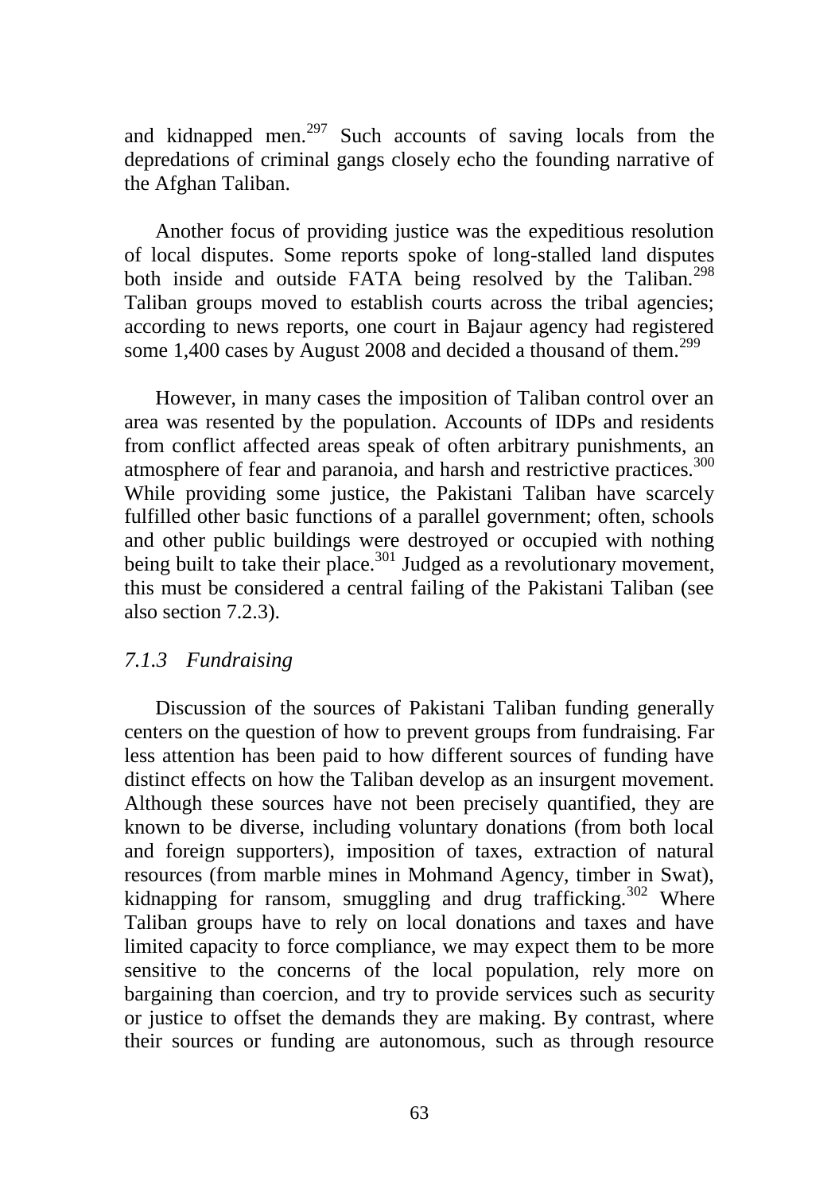and kidnapped men.[297] Such accounts of saving locals from the depredations of criminal gangs closely echo the founding narrative of the Afghan Taliban.

Another focus of providing justice was the expeditious resolution of local disputes. Some reports spoke of long-stalled land disputes both inside and outside FATA being resolved by the Taliban.[298] Taliban groups moved to establish courts across the tribal agencies; according to news reports, one court in Bajaur agency had registered some 1,400 cases by August 2008 and decided a thousand of them.[299]

However, in many cases the imposition of Taliban control over an area was resented by the population. Accounts of IDPs and residents from conflict affected areas speak of often arbitrary punishments, an atmosphere of fear and paranoia, and harsh and restrictive practices.[300] While providing some justice, the Pakistani Taliban have scarcely fulfilled other basic functions of a parallel government; often, schools and other public buildings were destroyed or occupied with nothing being built to take their place.[301] Judged as a revolutionary movement, this must be considered a central failing of the Pakistani Taliban (see also section 7.2.3).

### *7.1.3 Fundraising*

Discussion of the sources of Pakistani Taliban funding generally centers on the question of how to prevent groups from fundraising. Far less attention has been paid to how different sources of funding have distinct effects on how the Taliban develop as an insurgent movement. Although these sources have not been precisely quantified, they are known to be diverse, including voluntary donations (from both local and foreign supporters), imposition of taxes, extraction of natural resources (from marble mines in Mohmand Agency, timber in Swat), kidnapping for ransom, smuggling and drug trafficking.[302] Where Taliban groups have to rely on local donations and taxes and have limited capacity to force compliance, we may expect them to be more sensitive to the concerns of the local population, rely more on bargaining than coercion, and try to provide services such as security or justice to offset the demands they are making. By contrast, where their sources or funding are autonomous, such as through resource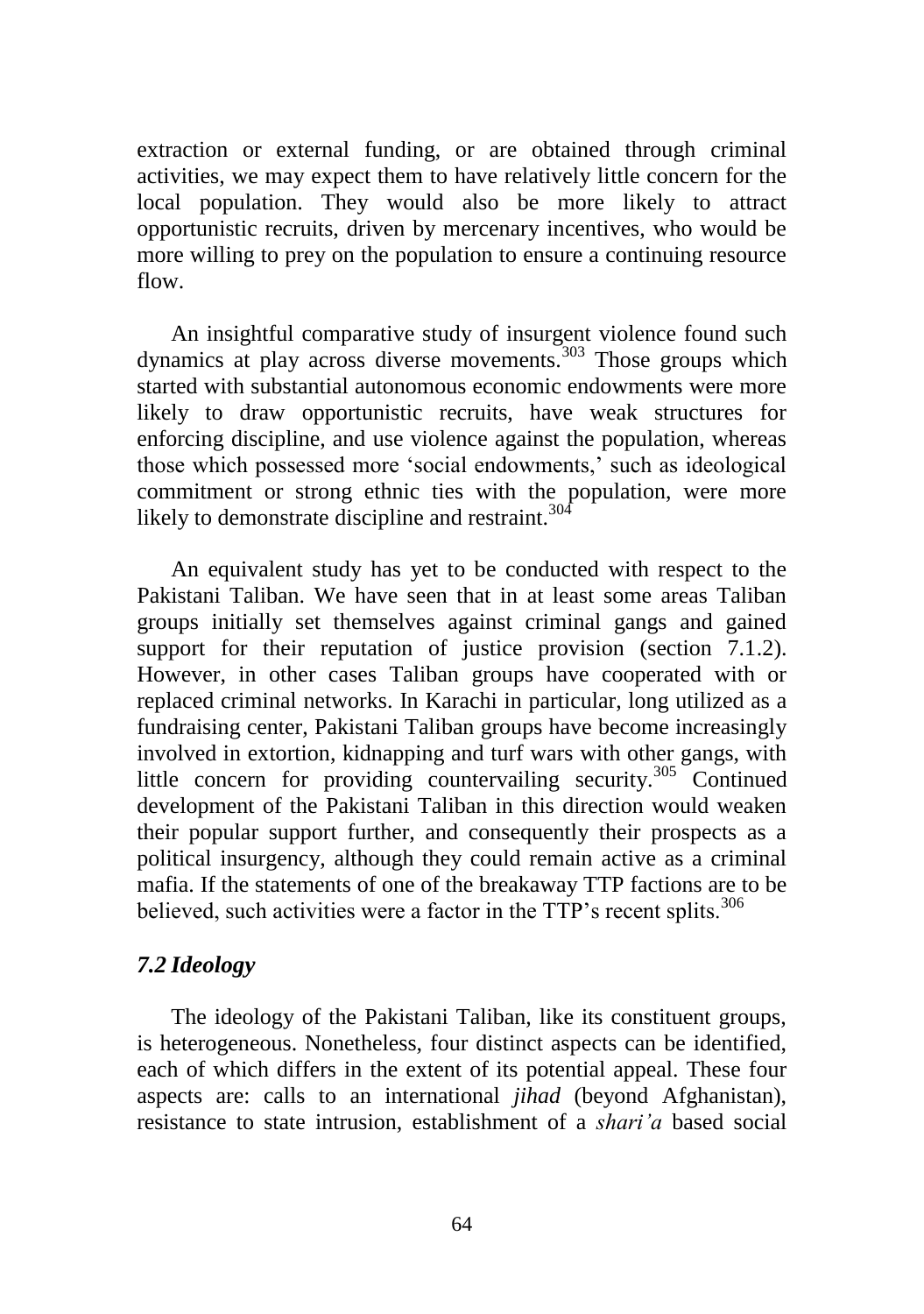extraction or external funding, or are obtained through criminal activities, we may expect them to have relatively little concern for the local population. They would also be more likely to attract opportunistic recruits, driven by mercenary incentives, who would be more willing to prey on the population to ensure a continuing resource flow.

An insightful comparative study of insurgent violence found such dynamics at play across diverse movements.[303] Those groups which started with substantial autonomous economic endowments were more likely to draw opportunistic recruits, have weak structures for enforcing discipline, and use violence against the population, whereas those which possessed more 'social endowments,' such as ideological commitment or strong ethnic ties with the population, were more likely to demonstrate discipline and restraint.[304]

An equivalent study has yet to be conducted with respect to the Pakistani Taliban. We have seen that in at least some areas Taliban groups initially set themselves against criminal gangs and gained support for their reputation of justice provision (section 7.1.2). However, in other cases Taliban groups have cooperated with or replaced criminal networks. In Karachi in particular, long utilized as a fundraising center, Pakistani Taliban groups have become increasingly involved in extortion, kidnapping and turf wars with other gangs, with little concern for providing countervailing security.[305] Continued development of the Pakistani Taliban in this direction would weaken their popular support further, and consequently their prospects as a political insurgency, although they could remain active as a criminal mafia. If the statements of one of the breakaway TTP factions are to be believed, such activities were a factor in the TTP's recent splits.[306]

## *7.2 Ideology*

The ideology of the Pakistani Taliban, like its constituent groups, is heterogeneous. Nonetheless, four distinct aspects can be identified, each of which differs in the extent of its potential appeal. These four aspects are: calls to an international *jihad* (beyond Afghanistan), resistance to state intrusion, establishment of a *shari'a* based social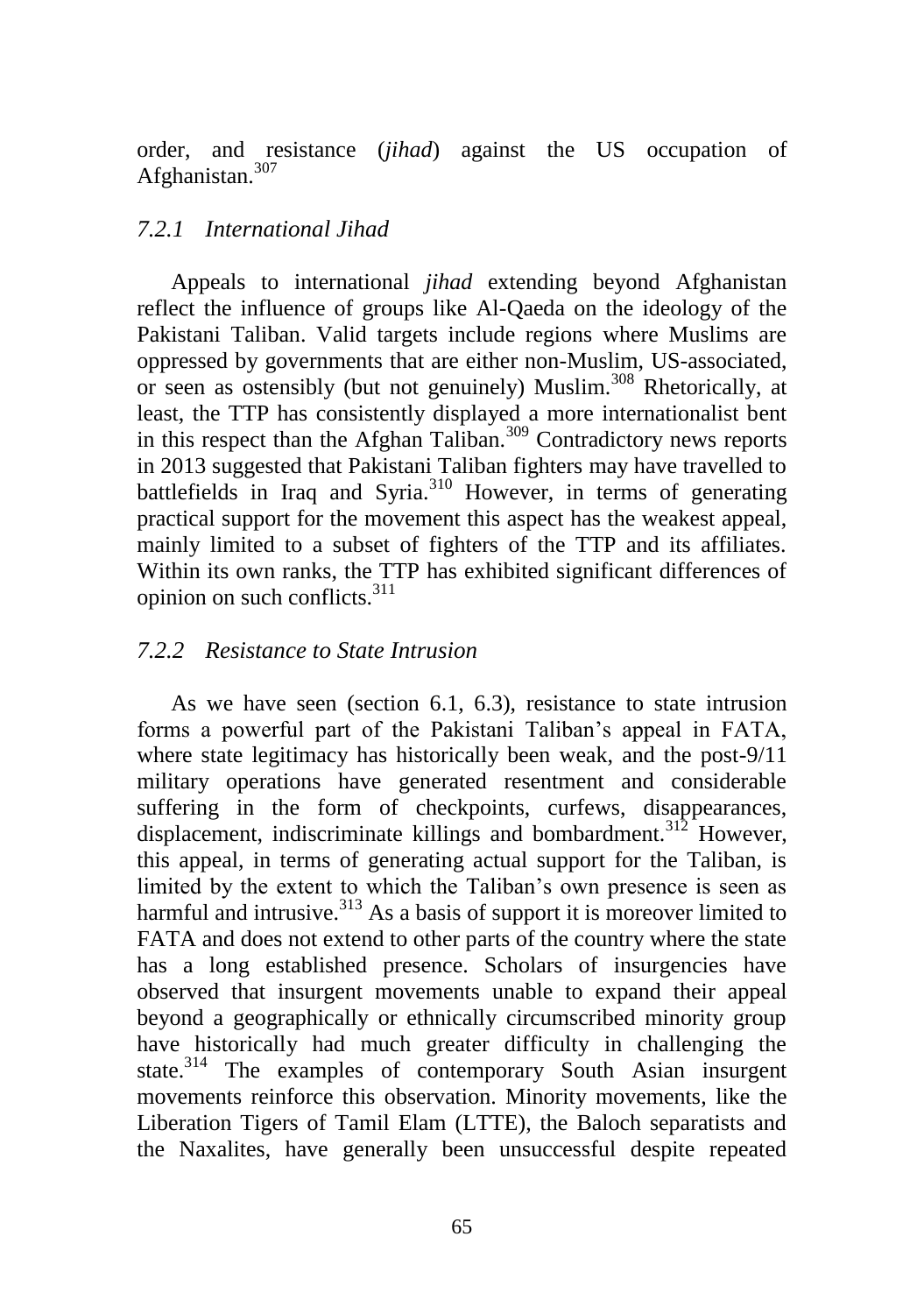order, and resistance (*jihad*) against the US occupation of Afghanistan.[307]

### *7.2.1 International Jihad*

Appeals to international *jihad* extending beyond Afghanistan reflect the influence of groups like Al-Qaeda on the ideology of the Pakistani Taliban. Valid targets include regions where Muslims are oppressed by governments that are either non-Muslim, US-associated, or seen as ostensibly (but not genuinely) Muslim.[308] Rhetorically, at least, the TTP has consistently displayed a more internationalist bent in this respect than the Afghan Taliban.[309] Contradictory news reports in 2013 suggested that Pakistani Taliban fighters may have travelled to battlefields in Iraq and Syria.[310] However, in terms of generating practical support for the movement this aspect has the weakest appeal, mainly limited to a subset of fighters of the TTP and its affiliates. Within its own ranks, the TTP has exhibited significant differences of opinion on such conflicts.[311]

### *7.2.2 Resistance to State Intrusion*

As we have seen (section 6.1, 6.3), resistance to state intrusion forms a powerful part of the Pakistani Taliban's appeal in FATA, where state legitimacy has historically been weak, and the post-9/11 military operations have generated resentment and considerable suffering in the form of checkpoints, curfews, disappearances, displacement, indiscriminate killings and bombardment.[312] However, this appeal, in terms of generating actual support for the Taliban, is limited by the extent to which the Taliban's own presence is seen as harmful and intrusive.[313] As a basis of support it is moreover limited to FATA and does not extend to other parts of the country where the state has a long established presence. Scholars of insurgencies have observed that insurgent movements unable to expand their appeal beyond a geographically or ethnically circumscribed minority group have historically had much greater difficulty in challenging the state.[314] The examples of contemporary South Asian insurgent movements reinforce this observation. Minority movements, like the Liberation Tigers of Tamil Elam (LTTE), the Baloch separatists and the Naxalites, have generally been unsuccessful despite repeated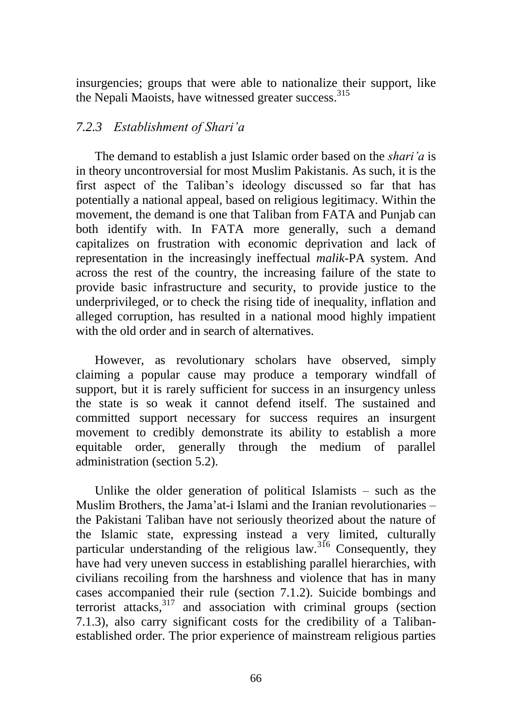insurgencies; groups that were able to nationalize their support, like the Nepali Maoists, have witnessed greater success.[315]

### *7.2.3 Establishment of Shari'a*

The demand to establish a just Islamic order based on the *shari'a* is in theory uncontroversial for most Muslim Pakistanis. As such, it is the first aspect of the Taliban's ideology discussed so far that has potentially a national appeal, based on religious legitimacy. Within the movement, the demand is one that Taliban from FATA and Punjab can both identify with. In FATA more generally, such a demand capitalizes on frustration with economic deprivation and lack of representation in the increasingly ineffectual *malik*-PA system. And across the rest of the country, the increasing failure of the state to provide basic infrastructure and security, to provide justice to the underprivileged, or to check the rising tide of inequality, inflation and alleged corruption, has resulted in a national mood highly impatient with the old order and in search of alternatives.

However, as revolutionary scholars have observed, simply claiming a popular cause may produce a temporary windfall of support, but it is rarely sufficient for success in an insurgency unless the state is so weak it cannot defend itself. The sustained and committed support necessary for success requires an insurgent movement to credibly demonstrate its ability to establish a more equitable order, generally through the medium of parallel administration (section 5.2).

Unlike the older generation of political Islamists – such as the Muslim Brothers, the Jama'at-i Islami and the Iranian revolutionaries – the Pakistani Taliban have not seriously theorized about the nature of the Islamic state, expressing instead a very limited, culturally particular understanding of the religious law.[316] Consequently, they have had very uneven success in establishing parallel hierarchies, with civilians recoiling from the harshness and violence that has in many cases accompanied their rule (section 7.1.2). Suicide bombings and terrorist attacks,[317] and association with criminal groups (section 7.1.3), also carry significant costs for the credibility of a Taliban-established order. The prior experience of mainstream religious parties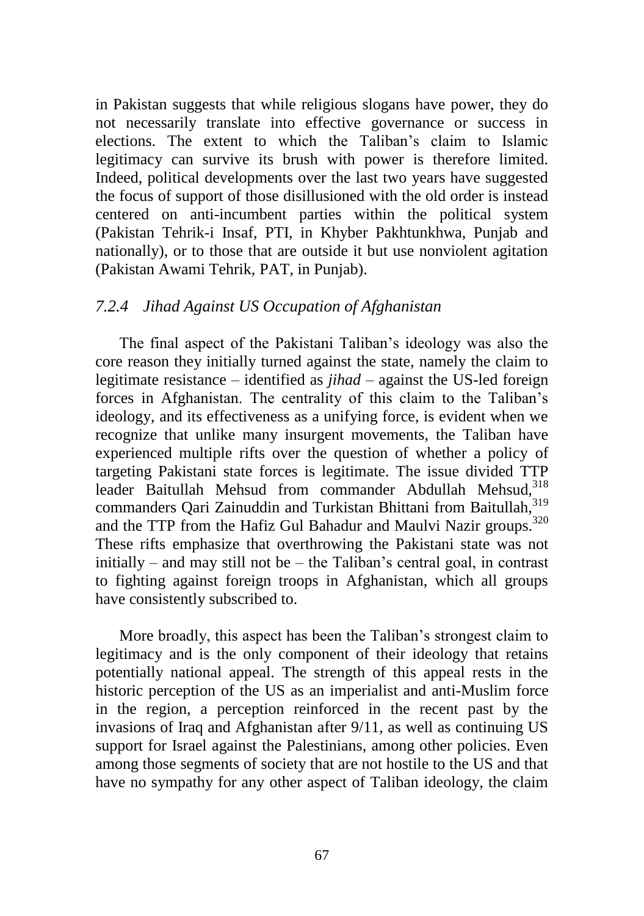in Pakistan suggests that while religious slogans have power, they do not necessarily translate into effective governance or success in elections. The extent to which the Taliban's claim to Islamic legitimacy can survive its brush with power is therefore limited. Indeed, political developments over the last two years have suggested the focus of support of those disillusioned with the old order is instead centered on anti-incumbent parties within the political system (Pakistan Tehrik-i Insaf, PTI, in Khyber Pakhtunkhwa, Punjab and nationally), or to those that are outside it but use nonviolent agitation (Pakistan Awami Tehrik, PAT, in Punjab).

### *7.2.4 Jihad Against US Occupation of Afghanistan*

The final aspect of the Pakistani Taliban's ideology was also the core reason they initially turned against the state, namely the claim to legitimate resistance – identified as *jihad* – against the US-led foreign forces in Afghanistan. The centrality of this claim to the Taliban's ideology, and its effectiveness as a unifying force, is evident when we recognize that unlike many insurgent movements, the Taliban have experienced multiple rifts over the question of whether a policy of targeting Pakistani state forces is legitimate. The issue divided TTP leader Baitullah Mehsud from commander Abdullah Mehsud,[318] commanders Qari Zainuddin and Turkistan Bhittani from Baitullah,[319] and the TTP from the Hafiz Gul Bahadur and Maulvi Nazir groups.[320] These rifts emphasize that overthrowing the Pakistani state was not initially – and may still not be – the Taliban's central goal, in contrast to fighting against foreign troops in Afghanistan, which all groups have consistently subscribed to.

More broadly, this aspect has been the Taliban's strongest claim to legitimacy and is the only component of their ideology that retains potentially national appeal. The strength of this appeal rests in the historic perception of the US as an imperialist and anti-Muslim force in the region, a perception reinforced in the recent past by the invasions of Iraq and Afghanistan after 9/11, as well as continuing US support for Israel against the Palestinians, among other policies. Even among those segments of society that are not hostile to the US and that have no sympathy for any other aspect of Taliban ideology, the claim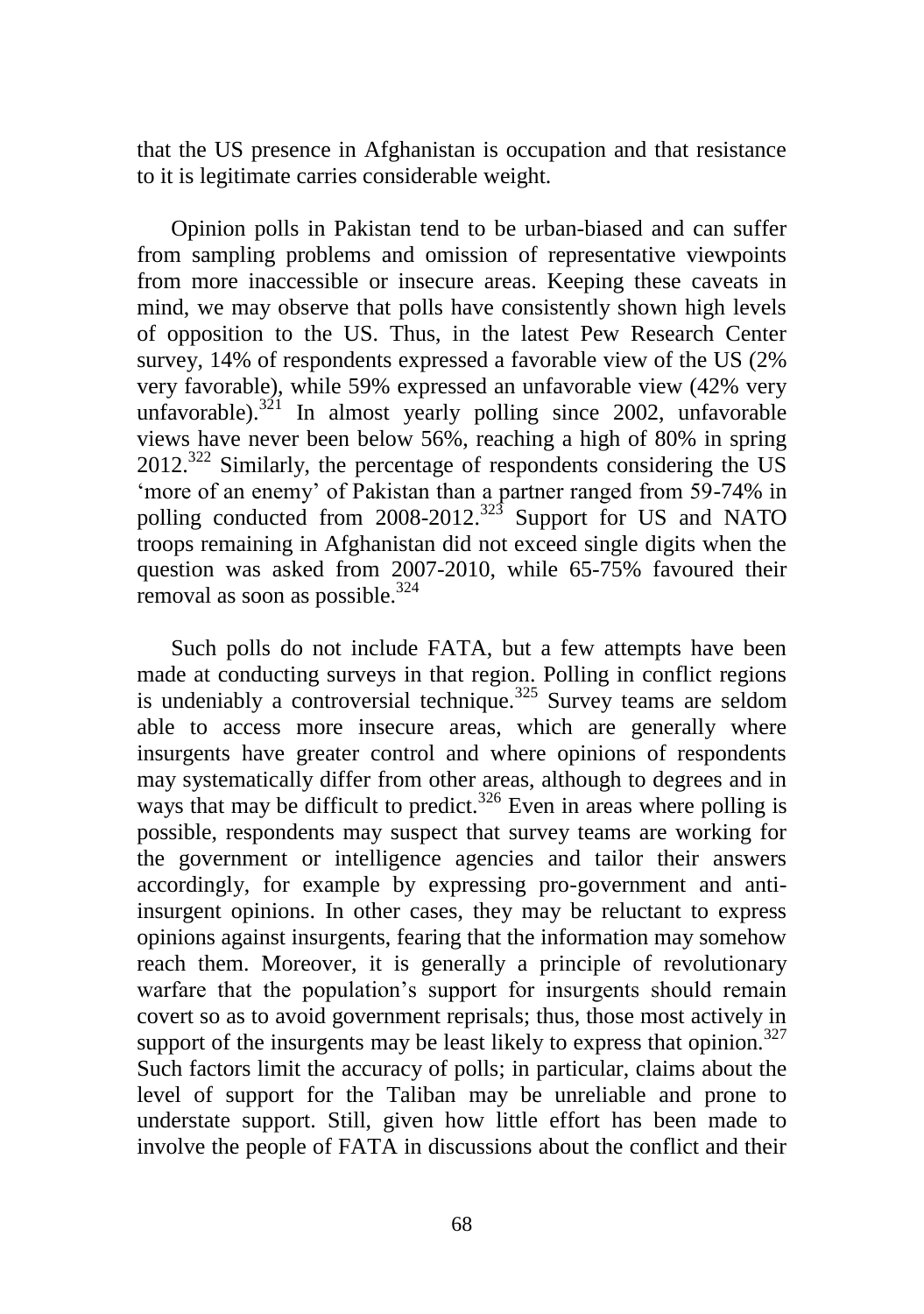that the US presence in Afghanistan is occupation and that resistance to it is legitimate carries considerable weight.

Opinion polls in Pakistan tend to be urban-biased and can suffer from sampling problems and omission of representative viewpoints from more inaccessible or insecure areas. Keeping these caveats in mind, we may observe that polls have consistently shown high levels of opposition to the US. Thus, in the latest Pew Research Center survey, 14% of respondents expressed a favorable view of the US (2% very favorable), while 59% expressed an unfavorable view (42% very unfavorable).[321] In almost yearly polling since 2002, unfavorable views have never been below 56%, reaching a high of 80% in spring 2012.[322] Similarly, the percentage of respondents considering the US 'more of an enemy' of Pakistan than a partner ranged from 59-74% in polling conducted from 2008-2012.[323] Support for US and NATO troops remaining in Afghanistan did not exceed single digits when the question was asked from 2007-2010, while 65-75% favoured their removal as soon as possible.[324]

Such polls do not include FATA, but a few attempts have been made at conducting surveys in that region. Polling in conflict regions is undeniably a controversial technique.[325] Survey teams are seldom able to access more insecure areas, which are generally where insurgents have greater control and where opinions of respondents may systematically differ from other areas, although to degrees and in ways that may be difficult to predict.[326] Even in areas where polling is possible, respondents may suspect that survey teams are working for the government or intelligence agencies and tailor their answers accordingly, for example by expressing pro-government and anti-insurgent opinions. In other cases, they may be reluctant to express opinions against insurgents, fearing that the information may somehow reach them. Moreover, it is generally a principle of revolutionary warfare that the population's support for insurgents should remain covert so as to avoid government reprisals; thus, those most actively in support of the insurgents may be least likely to express that opinion.[327] Such factors limit the accuracy of polls; in particular, claims about the level of support for the Taliban may be unreliable and prone to understate support. Still, given how little effort has been made to involve the people of FATA in discussions about the conflict and their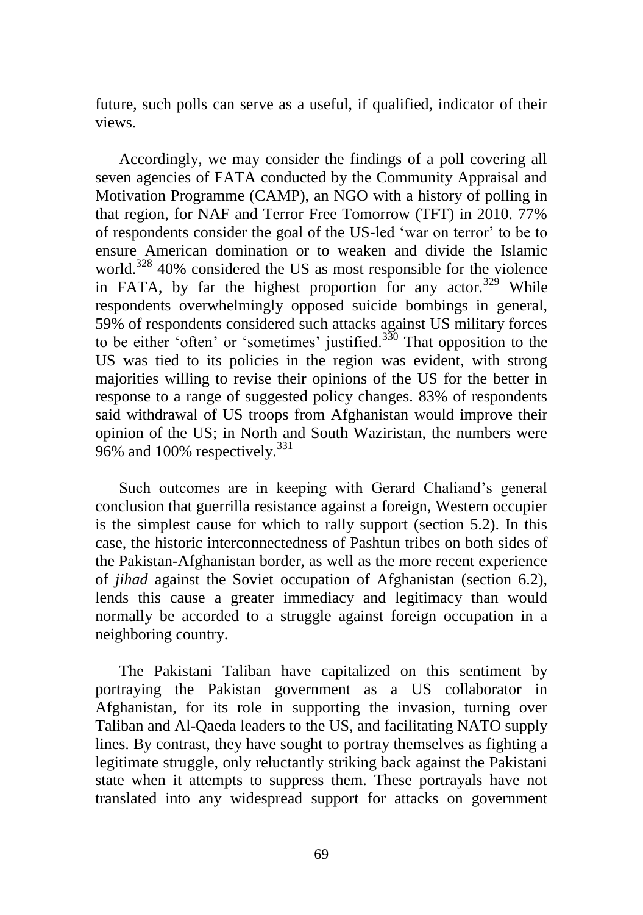future, such polls can serve as a useful, if qualified, indicator of their views.

Accordingly, we may consider the findings of a poll covering all seven agencies of FATA conducted by the Community Appraisal and Motivation Programme (CAMP), an NGO with a history of polling in that region, for NAF and Terror Free Tomorrow (TFT) in 2010. 77% of respondents consider the goal of the US-led 'war on terror' to be to ensure American domination or to weaken and divide the Islamic world.[328] 40% considered the US as most responsible for the violence in FATA, by far the highest proportion for any actor.[329] While respondents overwhelmingly opposed suicide bombings in general, 59% of respondents considered such attacks against US military forces to be either 'often' or 'sometimes' justified.[330] That opposition to the US was tied to its policies in the region was evident, with strong majorities willing to revise their opinions of the US for the better in response to a range of suggested policy changes. 83% of respondents said withdrawal of US troops from Afghanistan would improve their opinion of the US; in North and South Waziristan, the numbers were 96% and 100% respectively.[331]

Such outcomes are in keeping with Gerard Chaliand's general conclusion that guerrilla resistance against a foreign, Western occupier is the simplest cause for which to rally support (section 5.2). In this case, the historic interconnectedness of Pashtun tribes on both sides of the Pakistan-Afghanistan border, as well as the more recent experience of *jihad* against the Soviet occupation of Afghanistan (section 6.2), lends this cause a greater immediacy and legitimacy than would normally be accorded to a struggle against foreign occupation in a neighboring country.

The Pakistani Taliban have capitalized on this sentiment by portraying the Pakistan government as a US collaborator in Afghanistan, for its role in supporting the invasion, turning over Taliban and Al-Qaeda leaders to the US, and facilitating NATO supply lines. By contrast, they have sought to portray themselves as fighting a legitimate struggle, only reluctantly striking back against the Pakistani state when it attempts to suppress them. These portrayals have not translated into any widespread support for attacks on government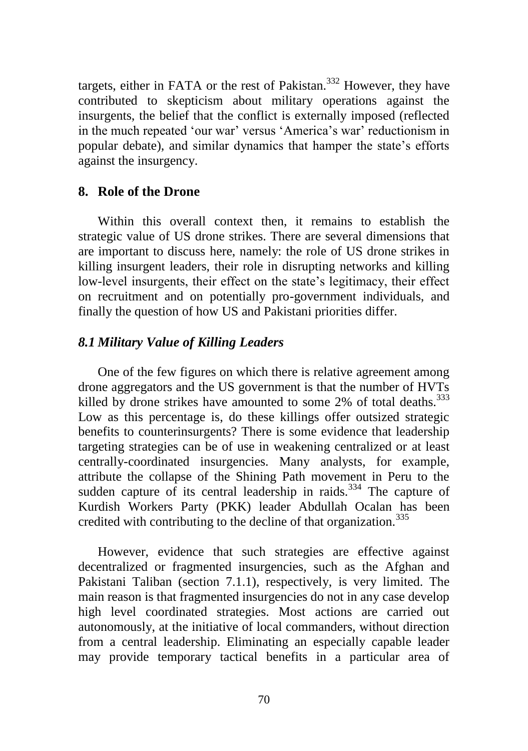targets, either in FATA or the rest of Pakistan.[332] However, they have contributed to skepticism about military operations against the insurgents, the belief that the conflict is externally imposed (reflected in the much repeated 'our war' versus 'America's war' reductionism in popular debate), and similar dynamics that hamper the state's efforts against the insurgency.

## 8. Role of the Drone

Within this overall context then, it remains to establish the strategic value of US drone strikes. There are several dimensions that are important to discuss here, namely: the role of US drone strikes in killing insurgent leaders, their role in disrupting networks and killing low-level insurgents, their effect on the state's legitimacy, their effect on recruitment and on potentially pro-government individuals, and finally the question of how US and Pakistani priorities differ.

### *8.1 Military Value of Killing Leaders*

One of the few figures on which there is relative agreement among drone aggregators and the US government is that the number of HVTs killed by drone strikes have amounted to some 2% of total deaths.[333] Low as this percentage is, do these killings offer outsized strategic benefits to counterinsurgents? There is some evidence that leadership targeting strategies can be of use in weakening centralized or at least centrally-coordinated insurgencies. Many analysts, for example, attribute the collapse of the Shining Path movement in Peru to the sudden capture of its central leadership in raids.[334] The capture of Kurdish Workers Party (PKK) leader Abdullah Ocalan has been credited with contributing to the decline of that organization.[335]

However, evidence that such strategies are effective against decentralized or fragmented insurgencies, such as the Afghan and Pakistani Taliban (section 7.1.1), respectively, is very limited. The main reason is that fragmented insurgencies do not in any case develop high level coordinated strategies. Most actions are carried out autonomously, at the initiative of local commanders, without direction from a central leadership. Eliminating an especially capable leader may provide temporary tactical benefits in a particular area of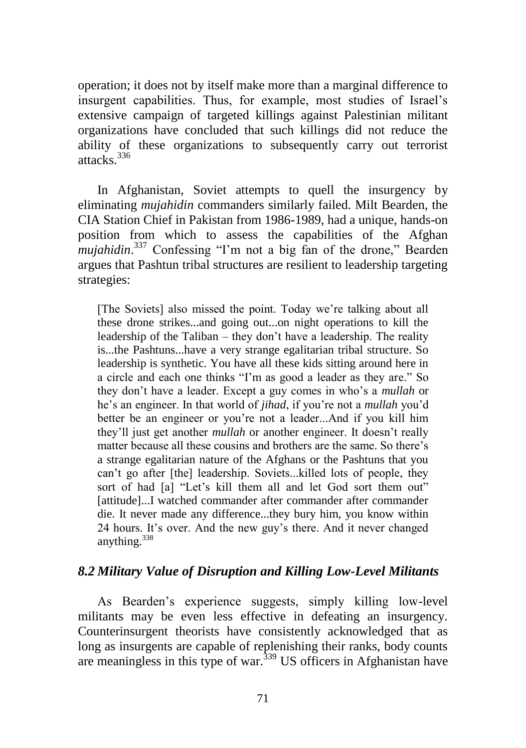operation; it does not by itself make more than a marginal difference to insurgent capabilities. Thus, for example, most studies of Israel's extensive campaign of targeted killings against Palestinian militant organizations have concluded that such killings did not reduce the ability of these organizations to subsequently carry out terrorist attacks.[336]

In Afghanistan, Soviet attempts to quell the insurgency by eliminating *mujahidin* commanders similarly failed. Milt Bearden, the CIA Station Chief in Pakistan from 1986-1989, had a unique, hands-on position from which to assess the capabilities of the Afghan *mujahidin*.[337] Confessing "I'm not a big fan of the drone," Bearden argues that Pashtun tribal structures are resilient to leadership targeting strategies:

> [The Soviets] also missed the point. Today we're talking about all these drone strikes...and going out...on night operations to kill the leadership of the Taliban – they don't have a leadership. The reality is...the Pashtuns...have a very strange egalitarian tribal structure. So leadership is synthetic. You have all these kids sitting around here in a circle and each one thinks "I'm as good a leader as they are." So they don't have a leader. Except a guy comes in who's a *mullah* or he's an engineer. In that world of *jihad*, if you're not a *mullah* you'd better be an engineer or you're not a leader...And if you kill him they'll just get another *mullah* or another engineer. It doesn't really matter because all these cousins and brothers are the same. So there's a strange egalitarian nature of the Afghans or the Pashtuns that you can't go after [the] leadership. Soviets...killed lots of people, they sort of had [a] "Let's kill them all and let God sort them out" [attitude]...I watched commander after commander after commander die. It never made any difference...they bury him, you know within 24 hours. It's over. And the new guy's there. And it never changed anything.[338]

### *8.2 Military Value of Disruption and Killing Low-Level Militants*

As Bearden's experience suggests, simply killing low-level militants may be even less effective in defeating an insurgency. Counterinsurgent theorists have consistently acknowledged that as long as insurgents are capable of replenishing their ranks, body counts are meaningless in this type of war.[339] US officers in Afghanistan have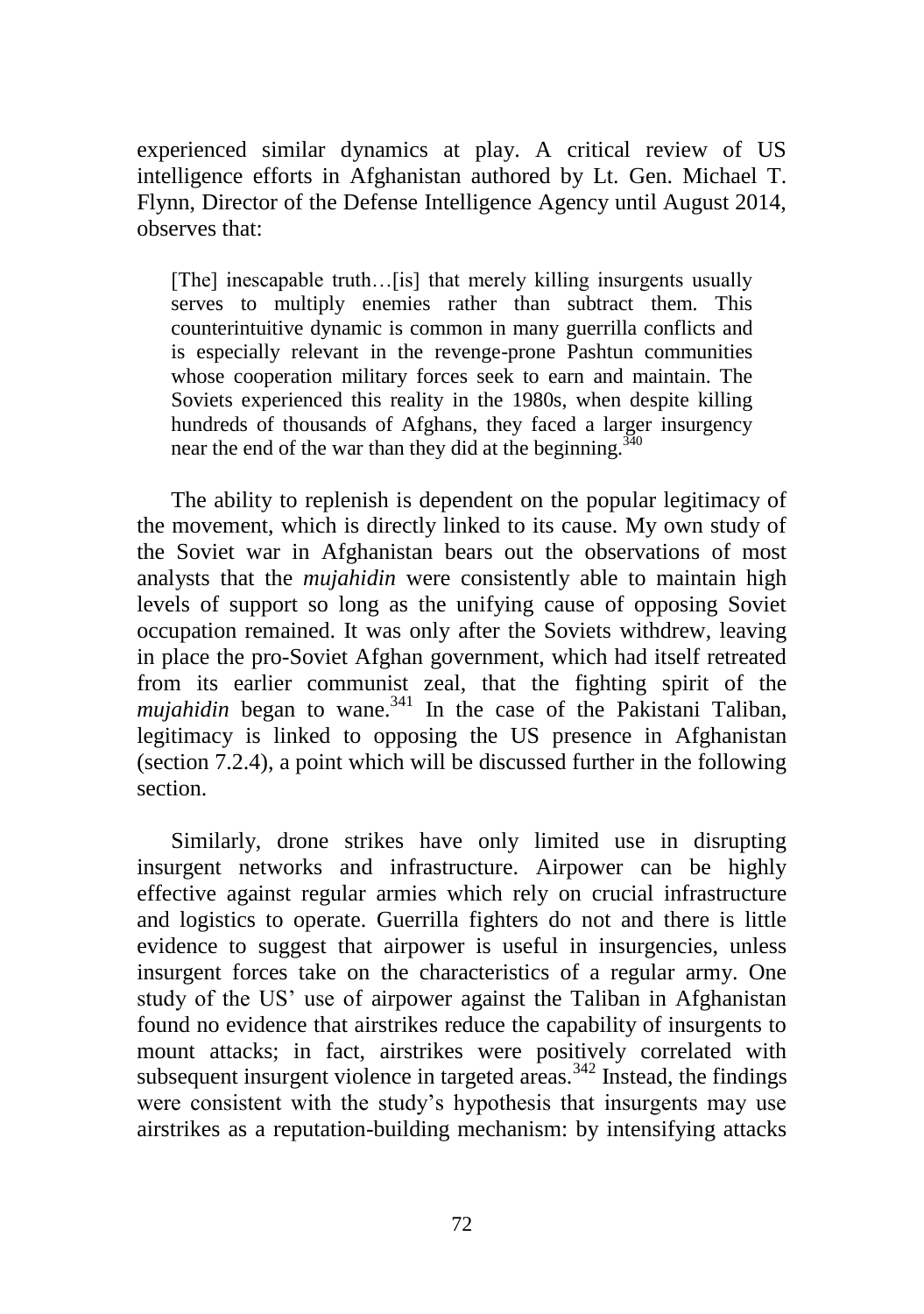experienced similar dynamics at play. A critical review of US intelligence efforts in Afghanistan authored by Lt. Gen. Michael T. Flynn, Director of the Defense Intelligence Agency until August 2014, observes that:

> [The] inescapable truth…[is] that merely killing insurgents usually serves to multiply enemies rather than subtract them. This counterintuitive dynamic is common in many guerrilla conflicts and is especially relevant in the revenge-prone Pashtun communities whose cooperation military forces seek to earn and maintain. The Soviets experienced this reality in the 1980s, when despite killing hundreds of thousands of Afghans, they faced a larger insurgency near the end of the war than they did at the beginning.[340]

The ability to replenish is dependent on the popular legitimacy of the movement, which is directly linked to its cause. My own study of the Soviet war in Afghanistan bears out the observations of most analysts that the *mujahidin* were consistently able to maintain high levels of support so long as the unifying cause of opposing Soviet occupation remained. It was only after the Soviets withdrew, leaving in place the pro-Soviet Afghan government, which had itself retreated from its earlier communist zeal, that the fighting spirit of the *mujahidin* began to wane.[341] In the case of the Pakistani Taliban, legitimacy is linked to opposing the US presence in Afghanistan (section 7.2.4), a point which will be discussed further in the following section.

Similarly, drone strikes have only limited use in disrupting insurgent networks and infrastructure. Airpower can be highly effective against regular armies which rely on crucial infrastructure and logistics to operate. Guerrilla fighters do not and there is little evidence to suggest that airpower is useful in insurgencies, unless insurgent forces take on the characteristics of a regular army. One study of the US' use of airpower against the Taliban in Afghanistan found no evidence that airstrikes reduce the capability of insurgents to mount attacks; in fact, airstrikes were positively correlated with subsequent insurgent violence in targeted areas.[342] Instead, the findings were consistent with the study's hypothesis that insurgents may use airstrikes as a reputation-building mechanism: by intensifying attacks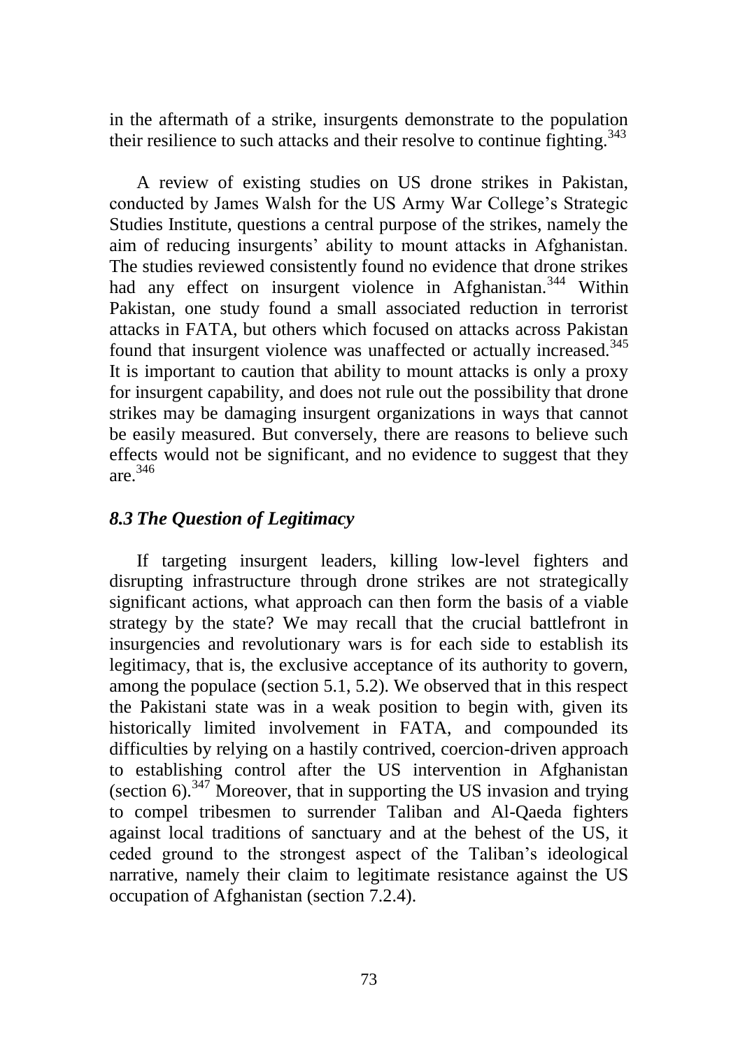in the aftermath of a strike, insurgents demonstrate to the population their resilience to such attacks and their resolve to continue fighting.[343]

A review of existing studies on US drone strikes in Pakistan, conducted by James Walsh for the US Army War College's Strategic Studies Institute, questions a central purpose of the strikes, namely the aim of reducing insurgents' ability to mount attacks in Afghanistan. The studies reviewed consistently found no evidence that drone strikes had any effect on insurgent violence in Afghanistan.[344] Within Pakistan, one study found a small associated reduction in terrorist attacks in FATA, but others which focused on attacks across Pakistan found that insurgent violence was unaffected or actually increased.[345] It is important to caution that ability to mount attacks is only a proxy for insurgent capability, and does not rule out the possibility that drone strikes may be damaging insurgent organizations in ways that cannot be easily measured. But conversely, there are reasons to believe such effects would not be significant, and no evidence to suggest that they are.[346]

### *8.3 The Question of Legitimacy*

If targeting insurgent leaders, killing low-level fighters and disrupting infrastructure through drone strikes are not strategically significant actions, what approach can then form the basis of a viable strategy by the state? We may recall that the crucial battlefront in insurgencies and revolutionary wars is for each side to establish its legitimacy, that is, the exclusive acceptance of its authority to govern, among the populace (section 5.1, 5.2). We observed that in this respect the Pakistani state was in a weak position to begin with, given its historically limited involvement in FATA, and compounded its difficulties by relying on a hastily contrived, coercion-driven approach to establishing control after the US intervention in Afghanistan (section 6).[347] Moreover, that in supporting the US invasion and trying to compel tribesmen to surrender Taliban and Al-Qaeda fighters against local traditions of sanctuary and at the behest of the US, it ceded ground to the strongest aspect of the Taliban's ideological narrative, namely their claim to legitimate resistance against the US occupation of Afghanistan (section 7.2.4).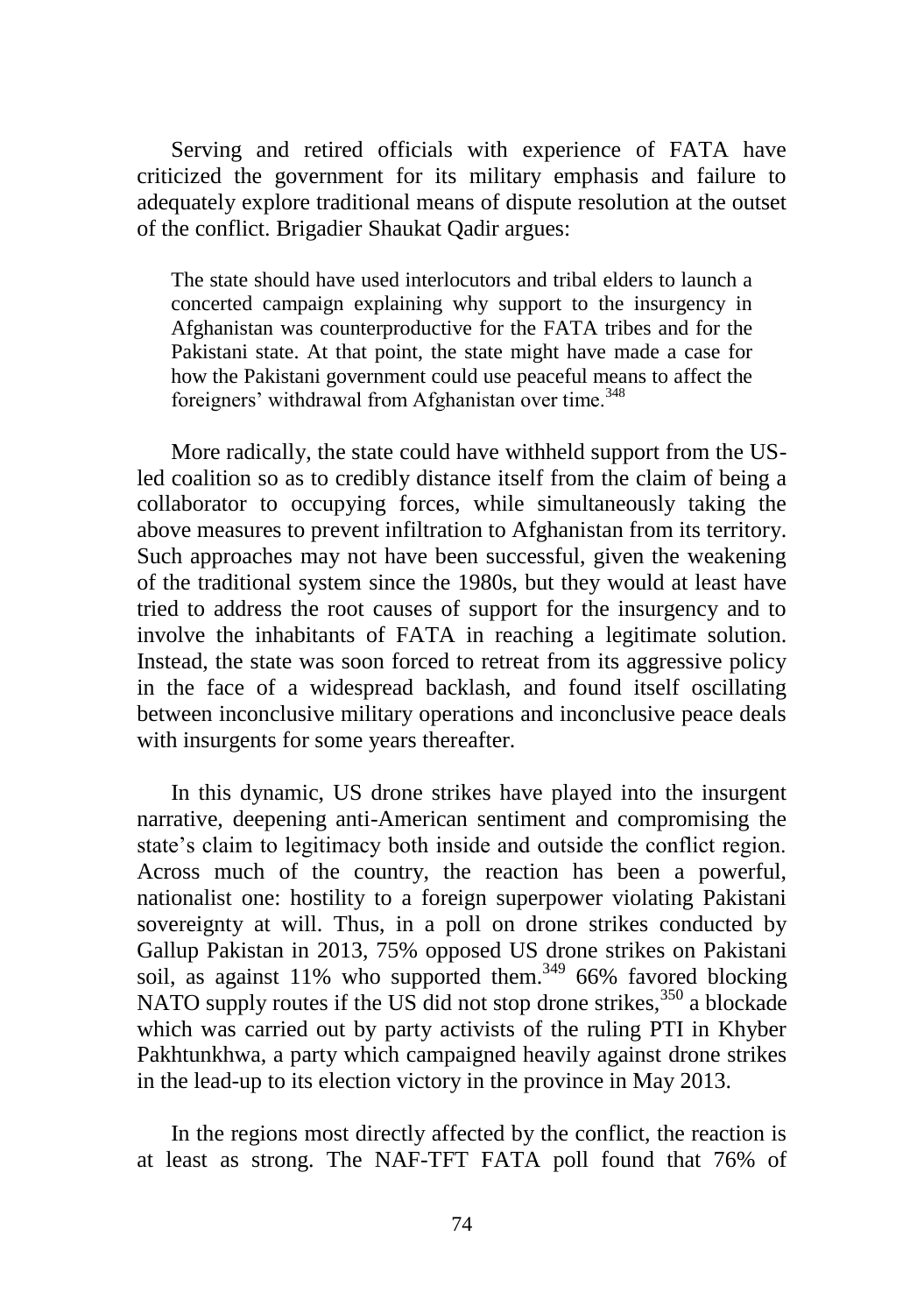Serving and retired officials with experience of FATA have criticized the government for its military emphasis and failure to adequately explore traditional means of dispute resolution at the outset of the conflict. Brigadier Shaukat Qadir argues:

> The state should have used interlocutors and tribal elders to launch a concerted campaign explaining why support to the insurgency in Afghanistan was counterproductive for the FATA tribes and for the Pakistani state. At that point, the state might have made a case for how the Pakistani government could use peaceful means to affect the foreigners' withdrawal from Afghanistan over time.[348]

More radically, the state could have withheld support from the US-led coalition so as to credibly distance itself from the claim of being a collaborator to occupying forces, while simultaneously taking the above measures to prevent infiltration to Afghanistan from its territory. Such approaches may not have been successful, given the weakening of the traditional system since the 1980s, but they would at least have tried to address the root causes of support for the insurgency and to involve the inhabitants of FATA in reaching a legitimate solution. Instead, the state was soon forced to retreat from its aggressive policy in the face of a widespread backlash, and found itself oscillating between inconclusive military operations and inconclusive peace deals with insurgents for some years thereafter.

In this dynamic, US drone strikes have played into the insurgent narrative, deepening anti-American sentiment and compromising the state's claim to legitimacy both inside and outside the conflict region. Across much of the country, the reaction has been a powerful, nationalist one: hostility to a foreign superpower violating Pakistani sovereignty at will. Thus, in a poll on drone strikes conducted by Gallup Pakistan in 2013, 75% opposed US drone strikes on Pakistani soil, as against 11% who supported them.[349] 66% favored blocking NATO supply routes if the US did not stop drone strikes,[350] a blockade which was carried out by party activists of the ruling PTI in Khyber Pakhtunkhwa, a party which campaigned heavily against drone strikes in the lead-up to its election victory in the province in May 2013.

In the regions most directly affected by the conflict, the reaction is at least as strong. The NAF-TFT FATA poll found that 76% of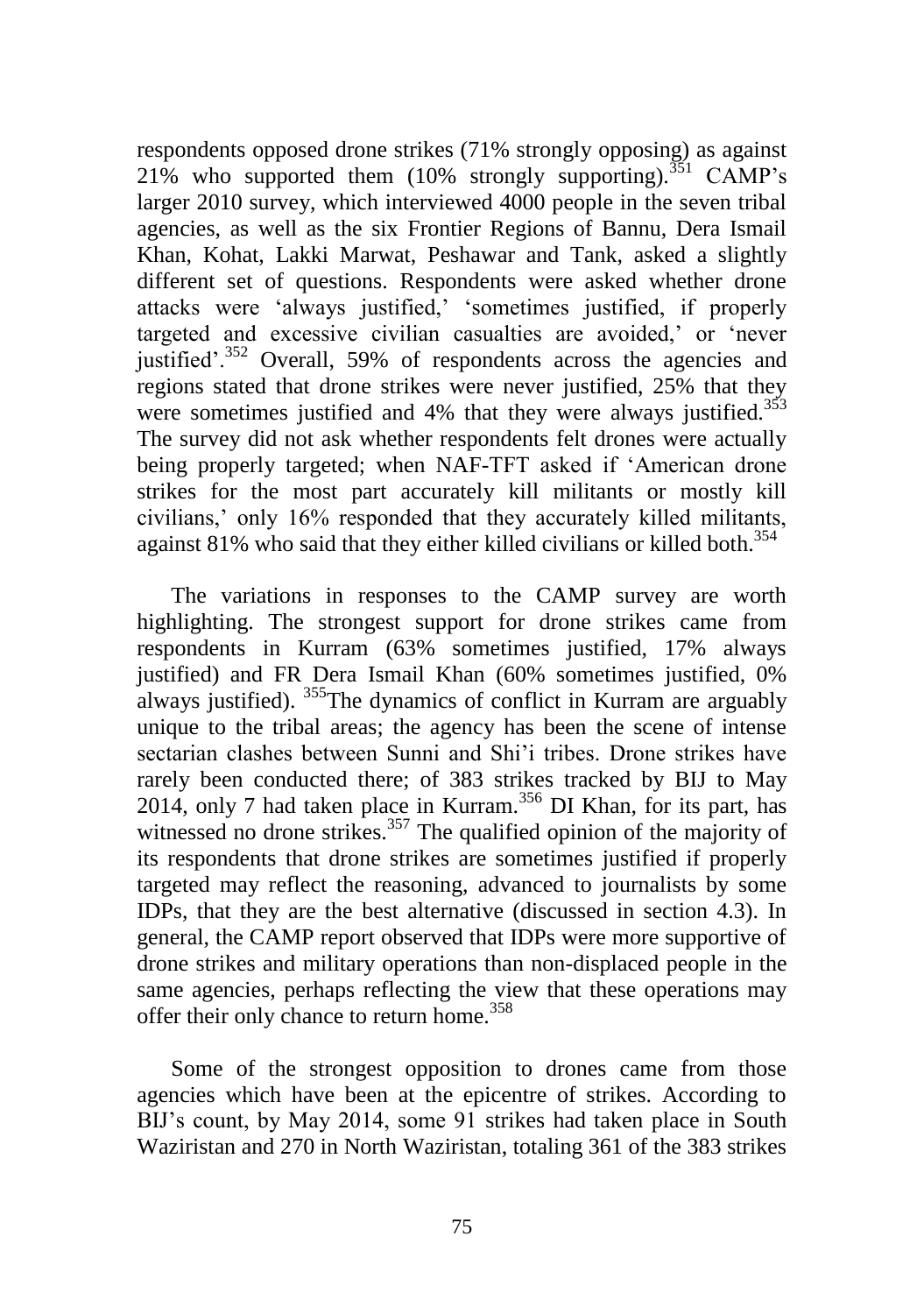respondents opposed drone strikes (71% strongly opposing) as against 21% who supported them (10% strongly supporting).[351] CAMP's larger 2010 survey, which interviewed 4000 people in the seven tribal agencies, as well as the six Frontier Regions of Bannu, Dera Ismail Khan, Kohat, Lakki Marwat, Peshawar and Tank, asked a slightly different set of questions. Respondents were asked whether drone attacks were 'always justified,' 'sometimes justified, if properly targeted and excessive civilian casualties are avoided,' or 'never justified'.[352] Overall, 59% of respondents across the agencies and regions stated that drone strikes were never justified, 25% that they were sometimes justified and 4% that they were always justified.[353] The survey did not ask whether respondents felt drones were actually being properly targeted; when NAF-TFT asked if 'American drone strikes for the most part accurately kill militants or mostly kill civilians,' only 16% responded that they accurately killed militants, against 81% who said that they either killed civilians or killed both.[354]

The variations in responses to the CAMP survey are worth highlighting. The strongest support for drone strikes came from respondents in Kurram (63% sometimes justified, 17% always justified) and FR Dera Ismail Khan (60% sometimes justified, 0% always justified). [355]The dynamics of conflict in Kurram are arguably unique to the tribal areas; the agency has been the scene of intense sectarian clashes between Sunni and Shi'i tribes. Drone strikes have rarely been conducted there; of 383 strikes tracked by BIJ to May 2014, only 7 had taken place in Kurram.[356] DI Khan, for its part, has witnessed no drone strikes.[357] The qualified opinion of the majority of its respondents that drone strikes are sometimes justified if properly targeted may reflect the reasoning, advanced to journalists by some IDPs, that they are the best alternative (discussed in section 4.3). In general, the CAMP report observed that IDPs were more supportive of drone strikes and military operations than non-displaced people in the same agencies, perhaps reflecting the view that these operations may offer their only chance to return home.[358]

Some of the strongest opposition to drones came from those agencies which have been at the epicentre of strikes. According to BIJ's count, by May 2014, some 91 strikes had taken place in South Waziristan and 270 in North Waziristan, totaling 361 of the 383 strikes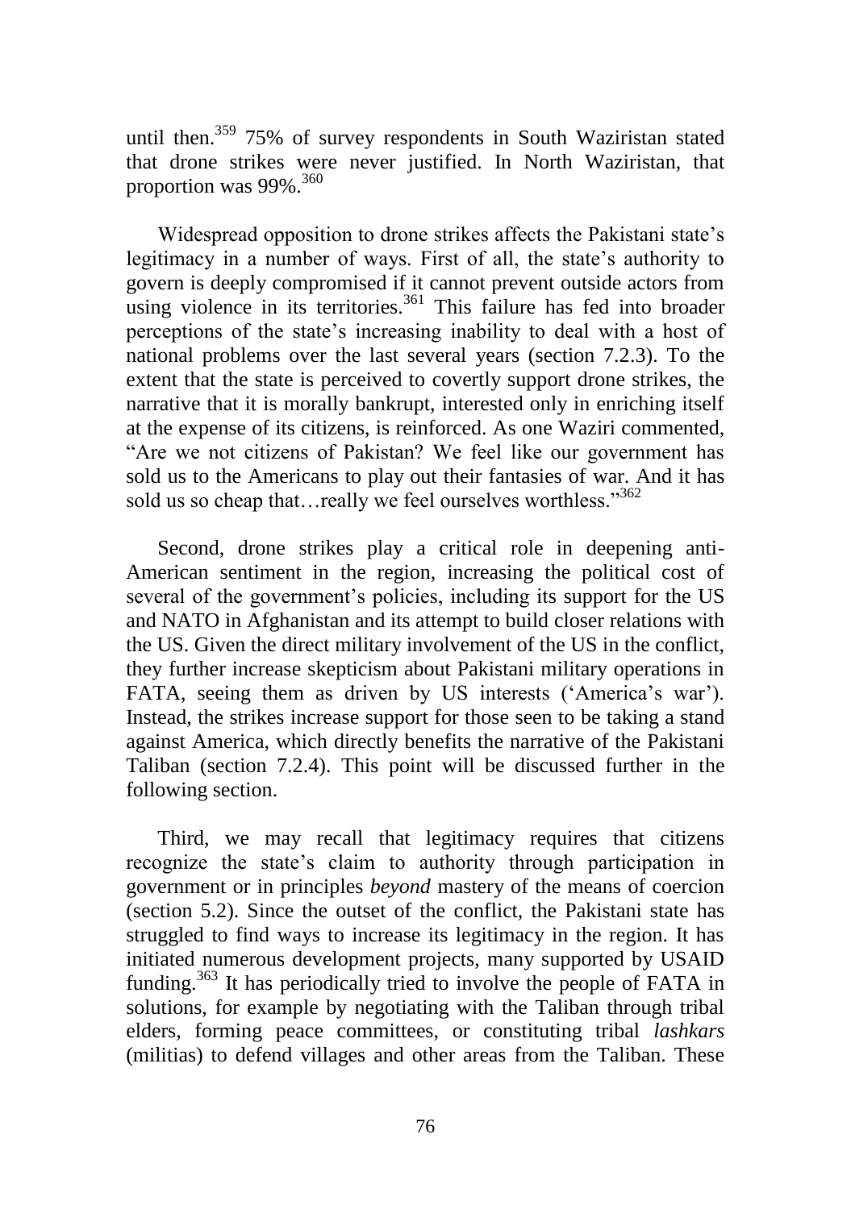until then.[359] 75% of survey respondents in South Waziristan stated that drone strikes were never justified. In North Waziristan, that proportion was 99%.[360]

Widespread opposition to drone strikes affects the Pakistani state's legitimacy in a number of ways. First of all, the state's authority to govern is deeply compromised if it cannot prevent outside actors from using violence in its territories.[361] This failure has fed into broader perceptions of the state's increasing inability to deal with a host of national problems over the last several years (section 7.2.3). To the extent that the state is perceived to covertly support drone strikes, the narrative that it is morally bankrupt, interested only in enriching itself at the expense of its citizens, is reinforced. As one Waziri commented, "Are we not citizens of Pakistan? We feel like our government has sold us to the Americans to play out their fantasies of war. And it has sold us so cheap that…really we feel ourselves worthless."[362]

Second, drone strikes play a critical role in deepening anti-American sentiment in the region, increasing the political cost of several of the government's policies, including its support for the US and NATO in Afghanistan and its attempt to build closer relations with the US. Given the direct military involvement of the US in the conflict, they further increase skepticism about Pakistani military operations in FATA, seeing them as driven by US interests ('America's war'). Instead, the strikes increase support for those seen to be taking a stand against America, which directly benefits the narrative of the Pakistani Taliban (section 7.2.4). This point will be discussed further in the following section.

Third, we may recall that legitimacy requires that citizens recognize the state's claim to authority through participation in government or in principles *beyond* mastery of the means of coercion (section 5.2). Since the outset of the conflict, the Pakistani state has struggled to find ways to increase its legitimacy in the region. It has initiated numerous development projects, many supported by USAID funding.[363] It has periodically tried to involve the people of FATA in solutions, for example by negotiating with the Taliban through tribal elders, forming peace committees, or constituting tribal *lashkars* (militias) to defend villages and other areas from the Taliban. These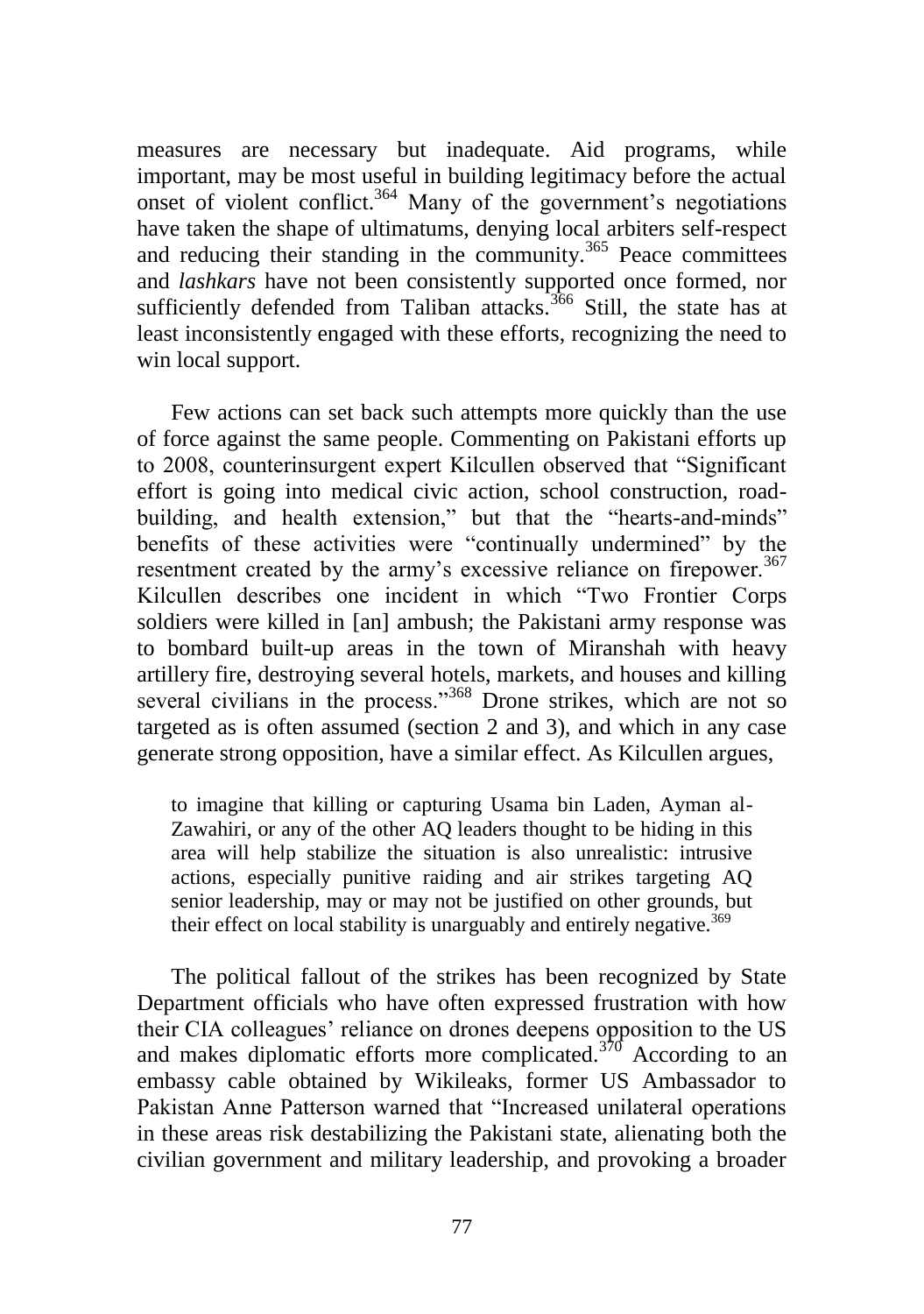measures are necessary but inadequate. Aid programs, while important, may be most useful in building legitimacy before the actual onset of violent conflict.[364] Many of the government's negotiations have taken the shape of ultimatums, denying local arbiters self-respect and reducing their standing in the community.[365] Peace committees and *lashkars* have not been consistently supported once formed, nor sufficiently defended from Taliban attacks.[366] Still, the state has at least inconsistently engaged with these efforts, recognizing the need to win local support.

Few actions can set back such attempts more quickly than the use of force against the same people. Commenting on Pakistani efforts up to 2008, counterinsurgent expert Kilcullen observed that "Significant effort is going into medical civic action, school construction, road-building, and health extension," but that the "hearts-and-minds" benefits of these activities were "continually undermined" by the resentment created by the army's excessive reliance on firepower.[367] Kilcullen describes one incident in which "Two Frontier Corps soldiers were killed in [an] ambush; the Pakistani army response was to bombard built-up areas in the town of Miranshah with heavy artillery fire, destroying several hotels, markets, and houses and killing several civilians in the process."[368] Drone strikes, which are not so targeted as is often assumed (section 2 and 3), and which in any case generate strong opposition, have a similar effect. As Kilcullen argues,

> to imagine that killing or capturing Usama bin Laden, Ayman al-Zawahiri, or any of the other AQ leaders thought to be hiding in this area will help stabilize the situation is also unrealistic: intrusive actions, especially punitive raiding and air strikes targeting AQ senior leadership, may or may not be justified on other grounds, but their effect on local stability is unarguably and entirely negative.[369]

The political fallout of the strikes has been recognized by State Department officials who have often expressed frustration with how their CIA colleagues' reliance on drones deepens opposition to the US and makes diplomatic efforts more complicated.[370] According to an embassy cable obtained by Wikileaks, former US Ambassador to Pakistan Anne Patterson warned that "Increased unilateral operations in these areas risk destabilizing the Pakistani state, alienating both the civilian government and military leadership, and provoking a broader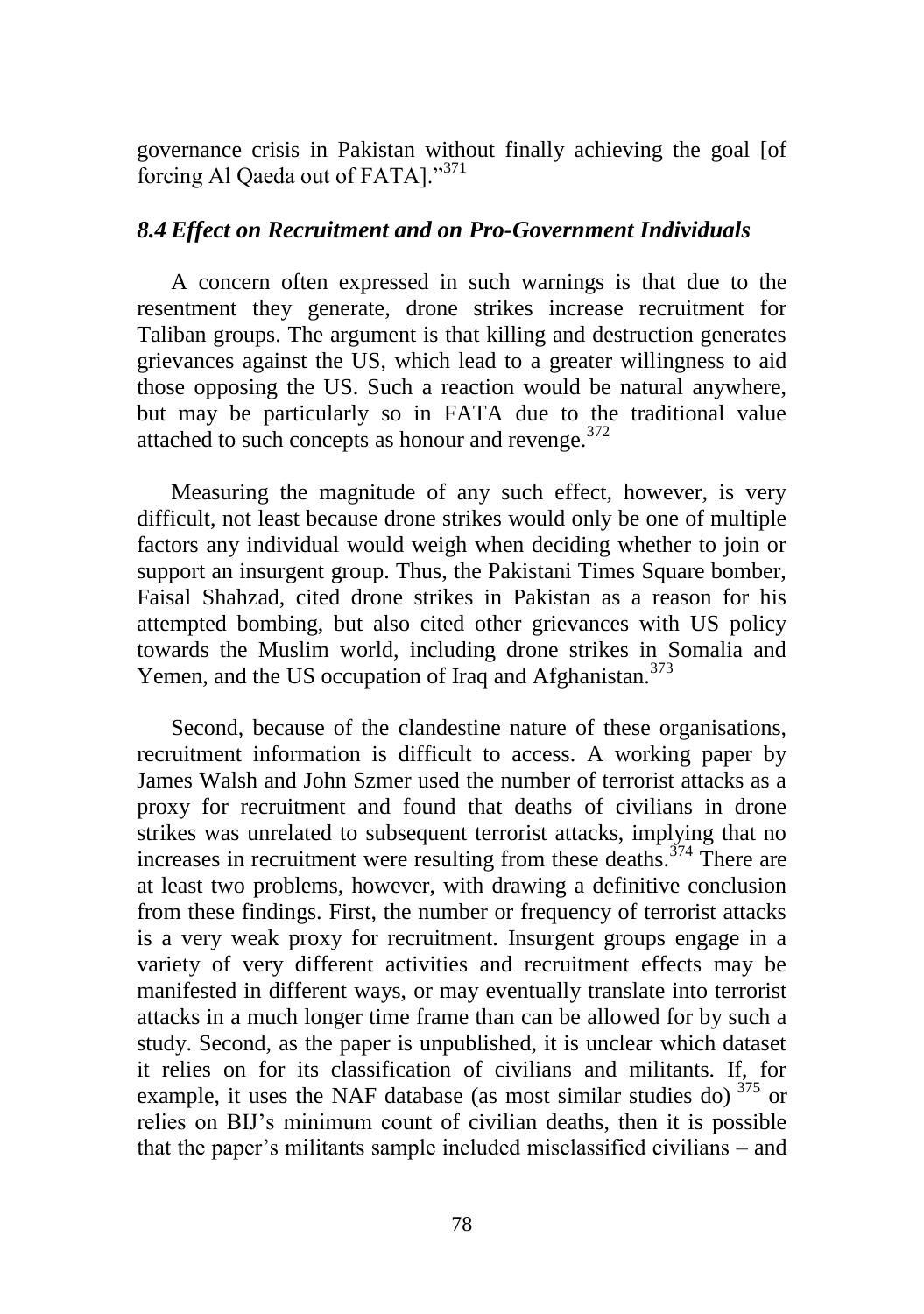governance crisis in Pakistan without finally achieving the goal [of forcing Al Qaeda out of FATA]."[371]

### *8.4 Effect on Recruitment and on Pro-Government Individuals*

A concern often expressed in such warnings is that due to the resentment they generate, drone strikes increase recruitment for Taliban groups. The argument is that killing and destruction generates grievances against the US, which lead to a greater willingness to aid those opposing the US. Such a reaction would be natural anywhere, but may be particularly so in FATA due to the traditional value attached to such concepts as honour and revenge.[372]

Measuring the magnitude of any such effect, however, is very difficult, not least because drone strikes would only be one of multiple factors any individual would weigh when deciding whether to join or support an insurgent group. Thus, the Pakistani Times Square bomber, Faisal Shahzad, cited drone strikes in Pakistan as a reason for his attempted bombing, but also cited other grievances with US policy towards the Muslim world, including drone strikes in Somalia and Yemen, and the US occupation of Iraq and Afghanistan.[373]

Second, because of the clandestine nature of these organisations, recruitment information is difficult to access. A working paper by James Walsh and John Szmer used the number of terrorist attacks as a proxy for recruitment and found that deaths of civilians in drone strikes was unrelated to subsequent terrorist attacks, implying that no increases in recruitment were resulting from these deaths.[374] There are at least two problems, however, with drawing a definitive conclusion from these findings. First, the number or frequency of terrorist attacks is a very weak proxy for recruitment. Insurgent groups engage in a variety of very different activities and recruitment effects may be manifested in different ways, or may eventually translate into terrorist attacks in a much longer time frame than can be allowed for by such a study. Second, as the paper is unpublished, it is unclear which dataset it relies on for its classification of civilians and militants. If, for example, it uses the NAF database (as most similar studies do) [375] or relies on BIJ's minimum count of civilian deaths, then it is possible that the paper's militants sample included misclassified civilians – and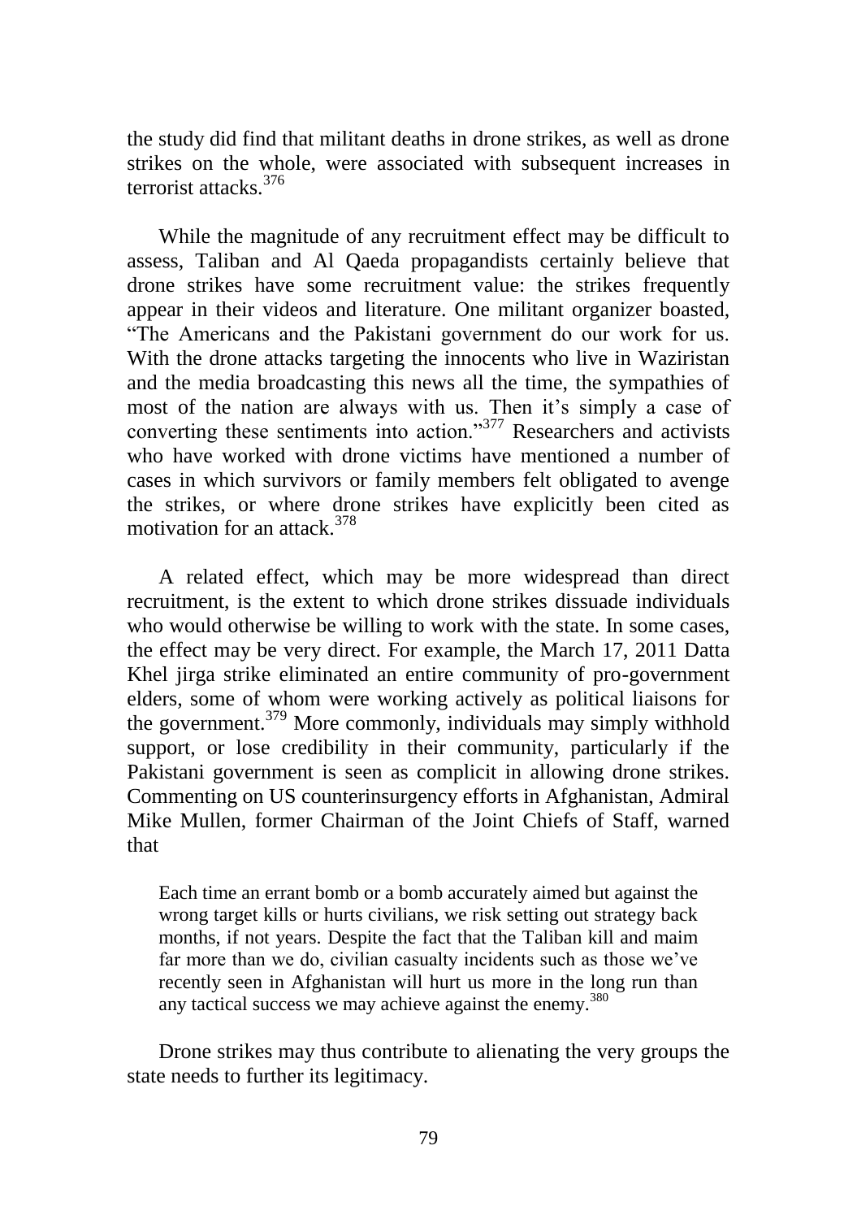the study did find that militant deaths in drone strikes, as well as drone strikes on the whole, were associated with subsequent increases in terrorist attacks.[376]

While the magnitude of any recruitment effect may be difficult to assess, Taliban and Al Qaeda propagandists certainly believe that drone strikes have some recruitment value: the strikes frequently appear in their videos and literature. One militant organizer boasted, "The Americans and the Pakistani government do our work for us. With the drone attacks targeting the innocents who live in Waziristan and the media broadcasting this news all the time, the sympathies of most of the nation are always with us. Then it's simply a case of converting these sentiments into action."[377] Researchers and activists who have worked with drone victims have mentioned a number of cases in which survivors or family members felt obligated to avenge the strikes, or where drone strikes have explicitly been cited as motivation for an attack.[378]

A related effect, which may be more widespread than direct recruitment, is the extent to which drone strikes dissuade individuals who would otherwise be willing to work with the state. In some cases, the effect may be very direct. For example, the March 17, 2011 Datta Khel jirga strike eliminated an entire community of pro-government elders, some of whom were working actively as political liaisons for the government.[379] More commonly, individuals may simply withhold support, or lose credibility in their community, particularly if the Pakistani government is seen as complicit in allowing drone strikes. Commenting on US counterinsurgency efforts in Afghanistan, Admiral Mike Mullen, former Chairman of the Joint Chiefs of Staff, warned that

> Each time an errant bomb or a bomb accurately aimed but against the wrong target kills or hurts civilians, we risk setting out strategy back months, if not years. Despite the fact that the Taliban kill and maim far more than we do, civilian casualty incidents such as those we've recently seen in Afghanistan will hurt us more in the long run than any tactical success we may achieve against the enemy.[380]

Drone strikes may thus contribute to alienating the very groups the state needs to further its legitimacy.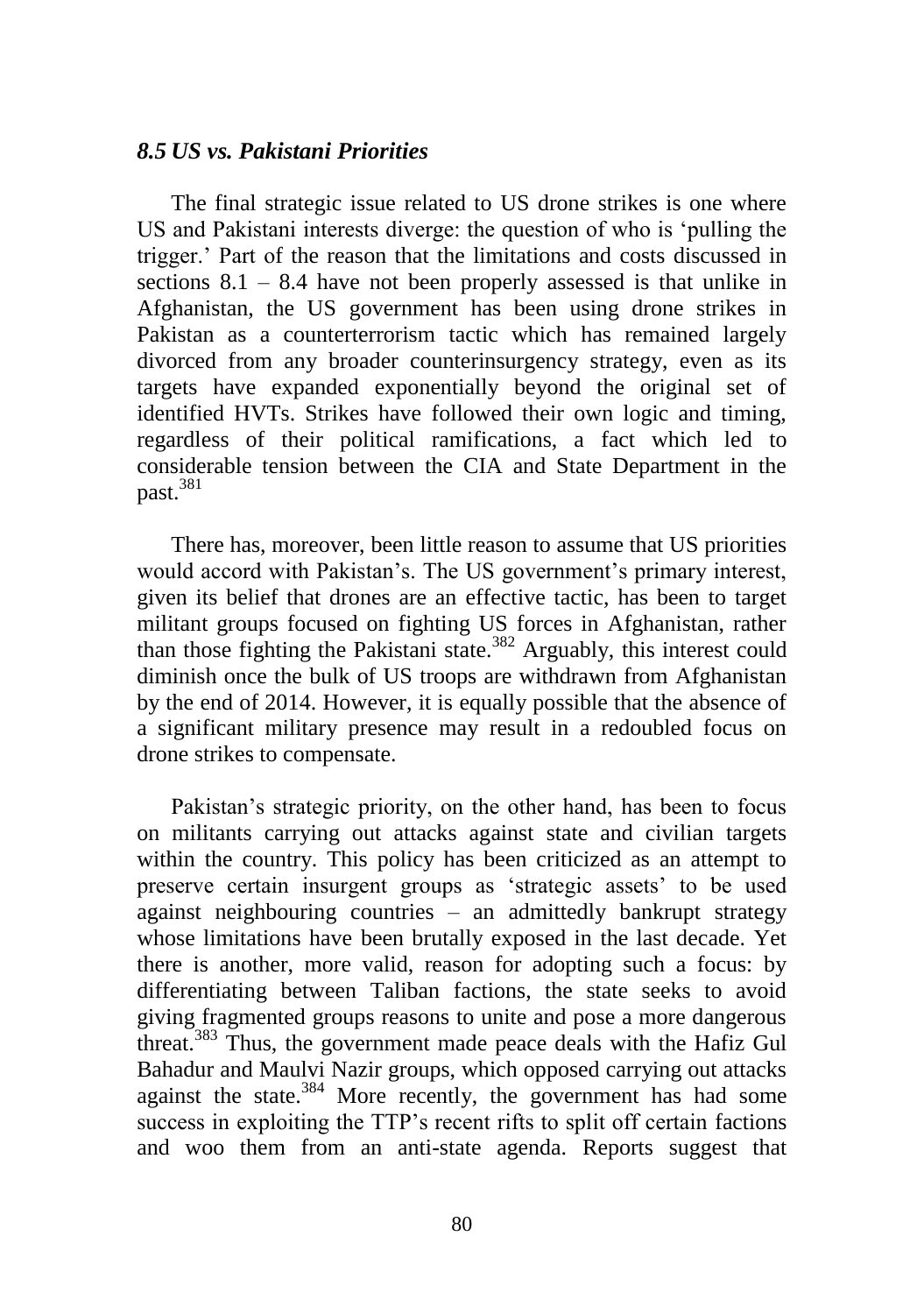### *8.5 US vs. Pakistani Priorities*

The final strategic issue related to US drone strikes is one where US and Pakistani interests diverge: the question of who is 'pulling the trigger.' Part of the reason that the limitations and costs discussed in sections 8.1 – 8.4 have not been properly assessed is that unlike in Afghanistan, the US government has been using drone strikes in Pakistan as a counterterrorism tactic which has remained largely divorced from any broader counterinsurgency strategy, even as its targets have expanded exponentially beyond the original set of identified HVTs. Strikes have followed their own logic and timing, regardless of their political ramifications, a fact which led to considerable tension between the CIA and State Department in the past.[381]

There has, moreover, been little reason to assume that US priorities would accord with Pakistan's. The US government's primary interest, given its belief that drones are an effective tactic, has been to target militant groups focused on fighting US forces in Afghanistan, rather than those fighting the Pakistani state.[382] Arguably, this interest could diminish once the bulk of US troops are withdrawn from Afghanistan by the end of 2014. However, it is equally possible that the absence of a significant military presence may result in a redoubled focus on drone strikes to compensate.

Pakistan's strategic priority, on the other hand, has been to focus on militants carrying out attacks against state and civilian targets within the country. This policy has been criticized as an attempt to preserve certain insurgent groups as 'strategic assets' to be used against neighbouring countries – an admittedly bankrupt strategy whose limitations have been brutally exposed in the last decade. Yet there is another, more valid, reason for adopting such a focus: by differentiating between Taliban factions, the state seeks to avoid giving fragmented groups reasons to unite and pose a more dangerous threat.[383] Thus, the government made peace deals with the Hafiz Gul Bahadur and Maulvi Nazir groups, which opposed carrying out attacks against the state.[384] More recently, the government has had some success in exploiting the TTP's recent rifts to split off certain factions and woo them from an anti-state agenda. Reports suggest that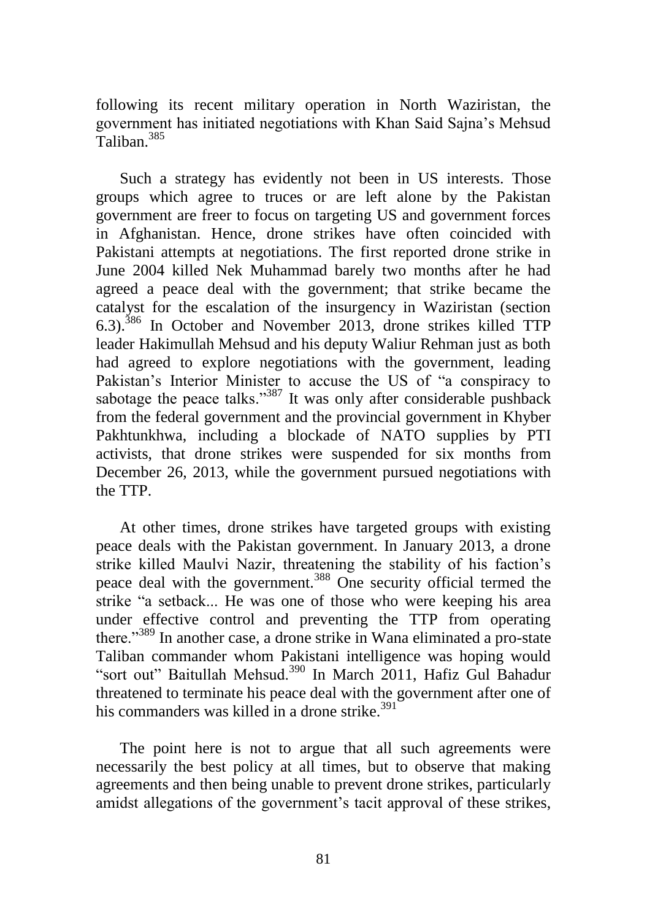following its recent military operation in North Waziristan, the government has initiated negotiations with Khan Said Sajna's Mehsud Taliban.[385]

Such a strategy has evidently not been in US interests. Those groups which agree to truces or are left alone by the Pakistan government are freer to focus on targeting US and government forces in Afghanistan. Hence, drone strikes have often coincided with Pakistani attempts at negotiations. The first reported drone strike in June 2004 killed Nek Muhammad barely two months after he had agreed a peace deal with the government; that strike became the catalyst for the escalation of the insurgency in Waziristan (section 6.3).[386] In October and November 2013, drone strikes killed TTP leader Hakimullah Mehsud and his deputy Waliur Rehman just as both had agreed to explore negotiations with the government, leading Pakistan's Interior Minister to accuse the US of "a conspiracy to sabotage the peace talks."[387] It was only after considerable pushback from the federal government and the provincial government in Khyber Pakhtunkhwa, including a blockade of NATO supplies by PTI activists, that drone strikes were suspended for six months from December 26, 2013, while the government pursued negotiations with the TTP.

At other times, drone strikes have targeted groups with existing peace deals with the Pakistan government. In January 2013, a drone strike killed Maulvi Nazir, threatening the stability of his faction's peace deal with the government.[388] One security official termed the strike "a setback... He was one of those who were keeping his area under effective control and preventing the TTP from operating there."[389] In another case, a drone strike in Wana eliminated a pro-state Taliban commander whom Pakistani intelligence was hoping would "sort out" Baitullah Mehsud.[390] In March 2011, Hafiz Gul Bahadur threatened to terminate his peace deal with the government after one of his commanders was killed in a drone strike.[391]

The point here is not to argue that all such agreements were necessarily the best policy at all times, but to observe that making agreements and then being unable to prevent drone strikes, particularly amidst allegations of the government's tacit approval of these strikes,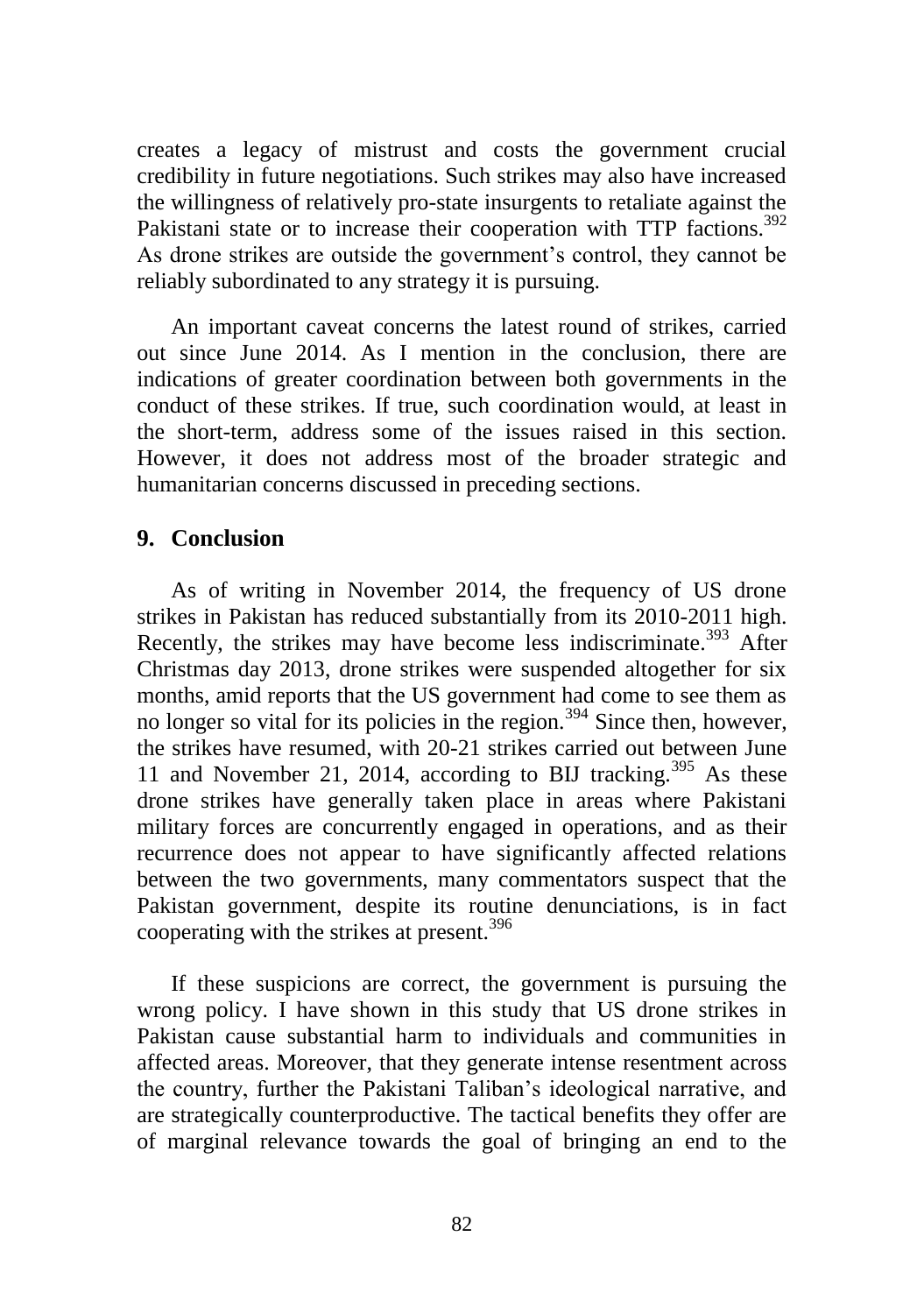creates a legacy of mistrust and costs the government crucial credibility in future negotiations. Such strikes may also have increased the willingness of relatively pro-state insurgents to retaliate against the Pakistani state or to increase their cooperation with TTP factions.[392] As drone strikes are outside the government's control, they cannot be reliably subordinated to any strategy it is pursuing.

An important caveat concerns the latest round of strikes, carried out since June 2014. As I mention in the conclusion, there are indications of greater coordination between both governments in the conduct of these strikes. If true, such coordination would, at least in the short-term, address some of the issues raised in this section. However, it does not address most of the broader strategic and humanitarian concerns discussed in preceding sections.

## 9. Conclusion

As of writing in November 2014, the frequency of US drone strikes in Pakistan has reduced substantially from its 2010-2011 high. Recently, the strikes may have become less indiscriminate.[393] After Christmas day 2013, drone strikes were suspended altogether for six months, amid reports that the US government had come to see them as no longer so vital for its policies in the region.[394] Since then, however, the strikes have resumed, with 20-21 strikes carried out between June 11 and November 21, 2014, according to BIJ tracking.[395] As these drone strikes have generally taken place in areas where Pakistani military forces are concurrently engaged in operations, and as their recurrence does not appear to have significantly affected relations between the two governments, many commentators suspect that the Pakistan government, despite its routine denunciations, is in fact cooperating with the strikes at present.[396]

If these suspicions are correct, the government is pursuing the wrong policy. I have shown in this study that US drone strikes in Pakistan cause substantial harm to individuals and communities in affected areas. Moreover, that they generate intense resentment across the country, further the Pakistani Taliban's ideological narrative, and are strategically counterproductive. The tactical benefits they offer are of marginal relevance towards the goal of bringing an end to the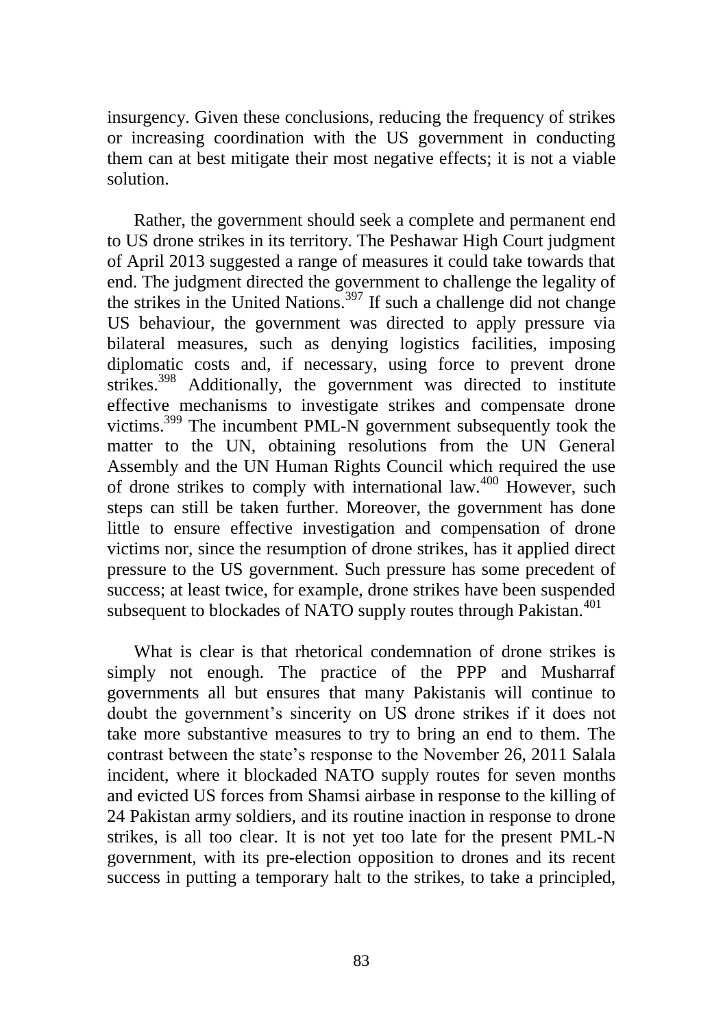insurgency. Given these conclusions, reducing the frequency of strikes or increasing coordination with the US government in conducting them can at best mitigate their most negative effects; it is not a viable solution.

Rather, the government should seek a complete and permanent end to US drone strikes in its territory. The Peshawar High Court judgment of April 2013 suggested a range of measures it could take towards that end. The judgment directed the government to challenge the legality of the strikes in the United Nations.[397] If such a challenge did not change US behaviour, the government was directed to apply pressure via bilateral measures, such as denying logistics facilities, imposing diplomatic costs and, if necessary, using force to prevent drone strikes.[398] Additionally, the government was directed to institute effective mechanisms to investigate strikes and compensate drone victims.[399] The incumbent PML-N government subsequently took the matter to the UN, obtaining resolutions from the UN General Assembly and the UN Human Rights Council which required the use of drone strikes to comply with international law.[400] However, such steps can still be taken further. Moreover, the government has done little to ensure effective investigation and compensation of drone victims nor, since the resumption of drone strikes, has it applied direct pressure to the US government. Such pressure has some precedent of success; at least twice, for example, drone strikes have been suspended subsequent to blockades of NATO supply routes through Pakistan.[401]

What is clear is that rhetorical condemnation of drone strikes is simply not enough. The practice of the PPP and Musharraf governments all but ensures that many Pakistanis will continue to doubt the government's sincerity on US drone strikes if it does not take more substantive measures to try to bring an end to them. The contrast between the state's response to the November 26, 2011 Salala incident, where it blockaded NATO supply routes for seven months and evicted US forces from Shamsi airbase in response to the killing of 24 Pakistan army soldiers, and its routine inaction in response to drone strikes, is all too clear. It is not yet too late for the present PML-N government, with its pre-election opposition to drones and its recent success in putting a temporary halt to the strikes, to take a principled,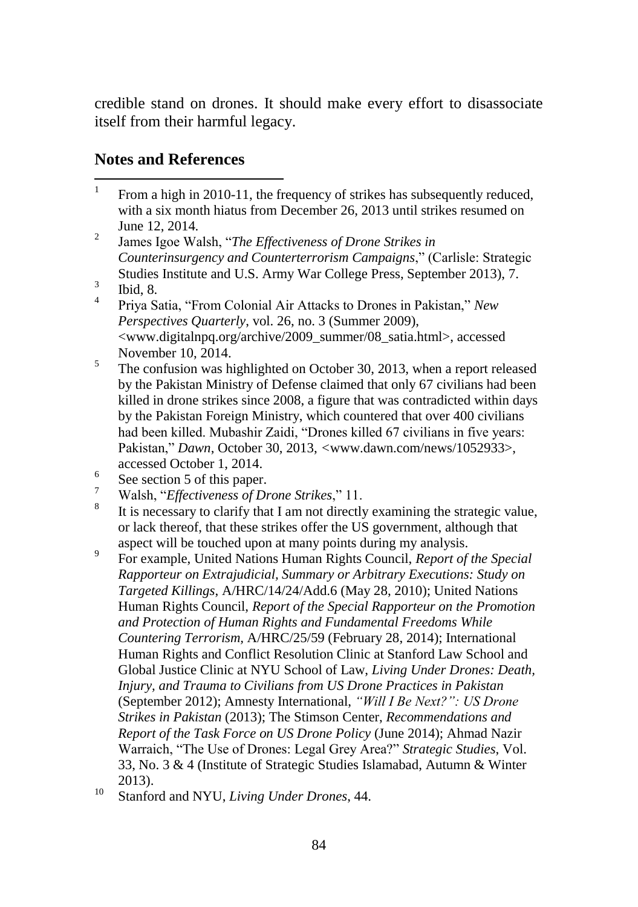credible stand on drones. It should make every effort to disassociate itself from their harmful legacy.

## Notes and References

1. From a high in 2010-11, the frequency of strikes has subsequently reduced, with a six month hiatus from December 26, 2013 until strikes resumed on June 12, 2014.
2. James Igoe Walsh, "*The Effectiveness of Drone Strikes in Counterinsurgency and Counterterrorism Campaigns*," (Carlisle: Strategic Studies Institute and U.S. Army War College Press, September 2013), 7.
3. Ibid, 8.
4. Priya Satia, "From Colonial Air Attacks to Drones in Pakistan," *New Perspectives Quarterly*, vol. 26, no. 3 (Summer 2009), <www.digitalnpq.org/archive/2009_summer/08_satia.html>, accessed November 10, 2014.
5. The confusion was highlighted on October 30, 2013, when a report released by the Pakistan Ministry of Defense claimed that only 67 civilians had been killed in drone strikes since 2008, a figure that was contradicted within days by the Pakistan Foreign Ministry, which countered that over 400 civilians had been killed. Mubashir Zaidi, "Drones killed 67 civilians in five years: Pakistan," *Dawn*, October 30, 2013, <www.dawn.com/news/1052933>, accessed October 1, 2014.
6. See section 5 of this paper.
7. Walsh, "*Effectiveness of Drone Strikes*," 11.
8. It is necessary to clarify that I am not directly examining the strategic value, or lack thereof, that these strikes offer the US government, although that aspect will be touched upon at many points during my analysis.
9. For example, United Nations Human Rights Council, *Report of the Special Rapporteur on Extrajudicial, Summary or Arbitrary Executions: Study on Targeted Killings*, A/HRC/14/24/Add.6 (May 28, 2010); United Nations Human Rights Council, *Report of the Special Rapporteur on the Promotion and Protection of Human Rights and Fundamental Freedoms While Countering Terrorism*, A/HRC/25/59 (February 28, 2014); International Human Rights and Conflict Resolution Clinic at Stanford Law School and Global Justice Clinic at NYU School of Law, *Living Under Drones: Death, Injury, and Trauma to Civilians from US Drone Practices in Pakistan* (September 2012); Amnesty International, *"Will I Be Next?": US Drone Strikes in Pakistan* (2013); The Stimson Center, *Recommendations and Report of the Task Force on US Drone Policy* (June 2014); Ahmad Nazir Warraich, "The Use of Drones: Legal Grey Area?" *Strategic Studies*, Vol. 33, No. 3 & 4 (Institute of Strategic Studies Islamabad, Autumn & Winter 2013).
10. Stanford and NYU, *Living Under Drones*, 44.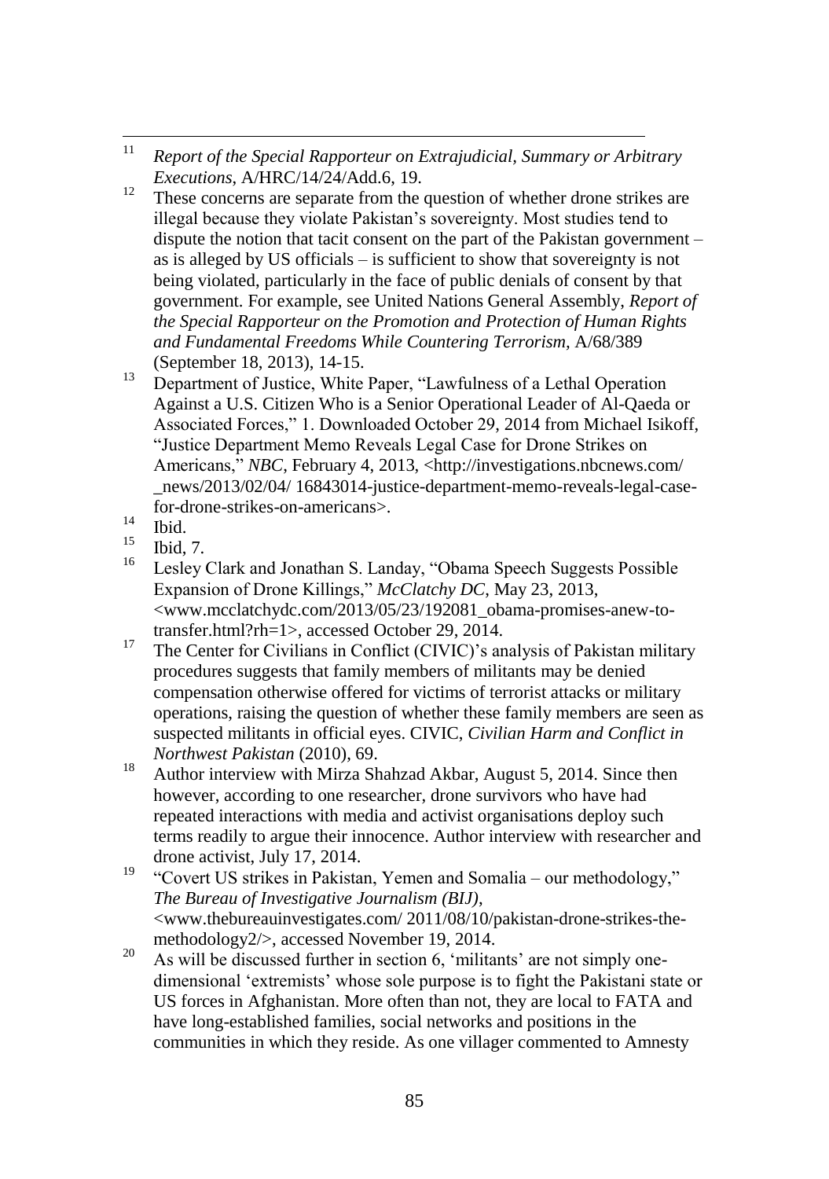[11] *Report of the Special Rapporteur on Extrajudicial, Summary or Arbitrary Executions*, A/HRC/14/24/Add.6, 19.

[12] These concerns are separate from the question of whether drone strikes are illegal because they violate Pakistan's sovereignty. Most studies tend to dispute the notion that tacit consent on the part of the Pakistan government – as is alleged by US officials – is sufficient to show that sovereignty is not being violated, particularly in the face of public denials of consent by that government. For example, see United Nations General Assembly, *Report of the Special Rapporteur on the Promotion and Protection of Human Rights and Fundamental Freedoms While Countering Terrorism*, A/68/389 (September 18, 2013), 14-15.

[13] Department of Justice, White Paper, "Lawfulness of a Lethal Operation Against a U.S. Citizen Who is a Senior Operational Leader of Al-Qaeda or Associated Forces," 1. Downloaded October 29, 2014 from Michael Isikoff, "Justice Department Memo Reveals Legal Case for Drone Strikes on Americans," *NBC*, February 4, 2013, <http://investigations.nbcnews.com/_news/2013/02/04/ 16843014-justice-department-memo-reveals-legal-case-for-drone-strikes-on-americans>.

[14] Ibid.

[15] Ibid, 7.

[16] Lesley Clark and Jonathan S. Landay, "Obama Speech Suggests Possible Expansion of Drone Killings," *McClatchy DC*, May 23, 2013, <www.mcclatchydc.com/2013/05/23/192081_obama-promises-anew-to-transfer.html?rh=1>, accessed October 29, 2014.

[17] The Center for Civilians in Conflict (CIVIC)'s analysis of Pakistan military procedures suggests that family members of militants may be denied compensation otherwise offered for victims of terrorist attacks or military operations, raising the question of whether these family members are seen as suspected militants in official eyes. CIVIC, *Civilian Harm and Conflict in Northwest Pakistan* (2010), 69.

[18] Author interview with Mirza Shahzad Akbar, August 5, 2014. Since then however, according to one researcher, drone survivors who have had repeated interactions with media and activist organisations deploy such terms readily to argue their innocence. Author interview with researcher and drone activist, July 17, 2014.

[19] "Covert US strikes in Pakistan, Yemen and Somalia – our methodology," *The Bureau of Investigative Journalism (BIJ)*, <www.thebureauinvestigates.com/ 2011/08/10/pakistan-drone-strikes-the-methodology2/>, accessed November 19, 2014.

[20] As will be discussed further in section 6, 'militants' are not simply one-dimensional 'extremists' whose sole purpose is to fight the Pakistani state or US forces in Afghanistan. More often than not, they are local to FATA and have long-established families, social networks and positions in the communities in which they reside. As one villager commented to Amnesty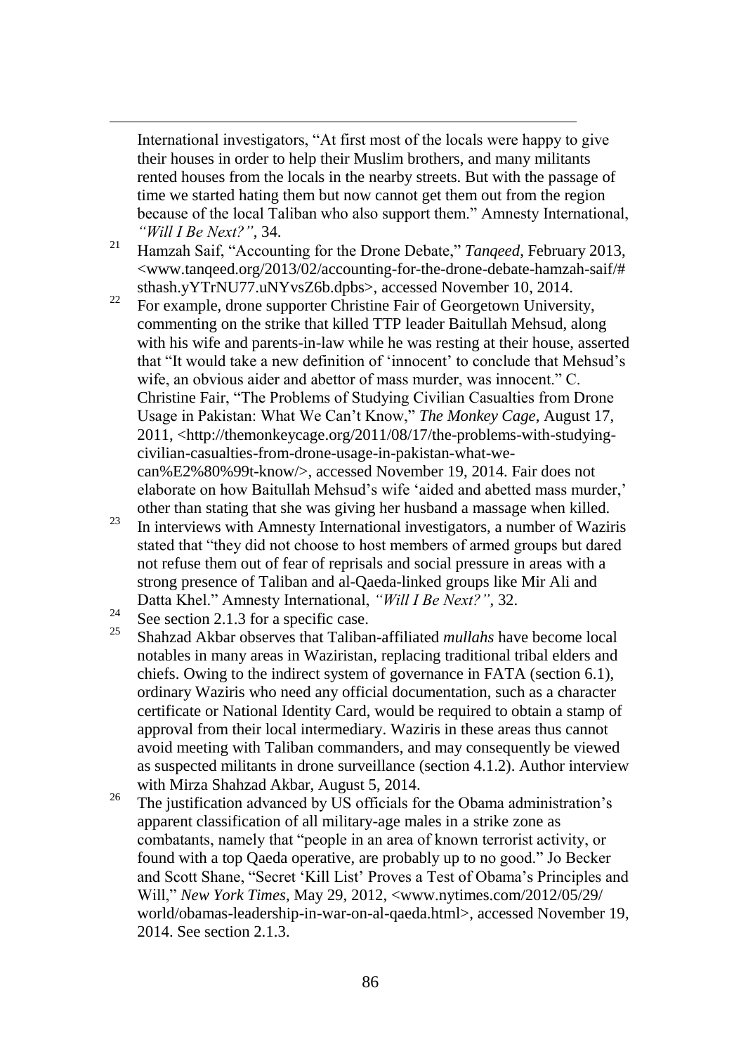International investigators, "At first most of the locals were happy to give their houses in order to help their Muslim brothers, and many militants rented houses from the locals in the nearby streets. But with the passage of time we started hating them but now cannot get them out from the region because of the local Taliban who also support them." Amnesty International, *"Will I Be Next?"*, 34.

[21] Hamzah Saif, "Accounting for the Drone Debate," *Tanqeed*, February 2013, <www.tanqeed.org/2013/02/accounting-for-the-drone-debate-hamzah-saif/#sthash.yYTrNU77.uNYvsZ6b.dpbs>, accessed November 10, 2014.

[22] For example, drone supporter Christine Fair of Georgetown University, commenting on the strike that killed TTP leader Baitullah Mehsud, along with his wife and parents-in-law while he was resting at their house, asserted that "It would take a new definition of 'innocent' to conclude that Mehsud's wife, an obvious aider and abettor of mass murder, was innocent." C. Christine Fair, "The Problems of Studying Civilian Casualties from Drone Usage in Pakistan: What We Can't Know," *The Monkey Cage*, August 17, 2011, <http://themonkeycage.org/2011/08/17/the-problems-with-studying-civilian-casualties-from-drone-usage-in-pakistan-what-we-can%E2%80%99t-know/>, accessed November 19, 2014. Fair does not elaborate on how Baitullah Mehsud's wife 'aided and abetted mass murder,' other than stating that she was giving her husband a massage when killed.

[23] In interviews with Amnesty International investigators, a number of Waziris stated that "they did not choose to host members of armed groups but dared not refuse them out of fear of reprisals and social pressure in areas with a strong presence of Taliban and al-Qaeda-linked groups like Mir Ali and Datta Khel." Amnesty International, *"Will I Be Next?"*, 32.

[24] See section 2.1.3 for a specific case.

[25] Shahzad Akbar observes that Taliban-affiliated *mullahs* have become local notables in many areas in Waziristan, replacing traditional tribal elders and chiefs. Owing to the indirect system of governance in FATA (section 6.1), ordinary Waziris who need any official documentation, such as a character certificate or National Identity Card, would be required to obtain a stamp of approval from their local intermediary. Waziris in these areas thus cannot avoid meeting with Taliban commanders, and may consequently be viewed as suspected militants in drone surveillance (section 4.1.2). Author interview with Mirza Shahzad Akbar, August 5, 2014.

[26] The justification advanced by US officials for the Obama administration's apparent classification of all military-age males in a strike zone as combatants, namely that "people in an area of known terrorist activity, or found with a top Qaeda operative, are probably up to no good." Jo Becker and Scott Shane, "Secret 'Kill List' Proves a Test of Obama's Principles and Will," *New York Times*, May 29, 2012, <www.nytimes.com/2012/05/29/world/obamas-leadership-in-war-on-al-qaeda.html>, accessed November 19, 2014. See section 2.1.3.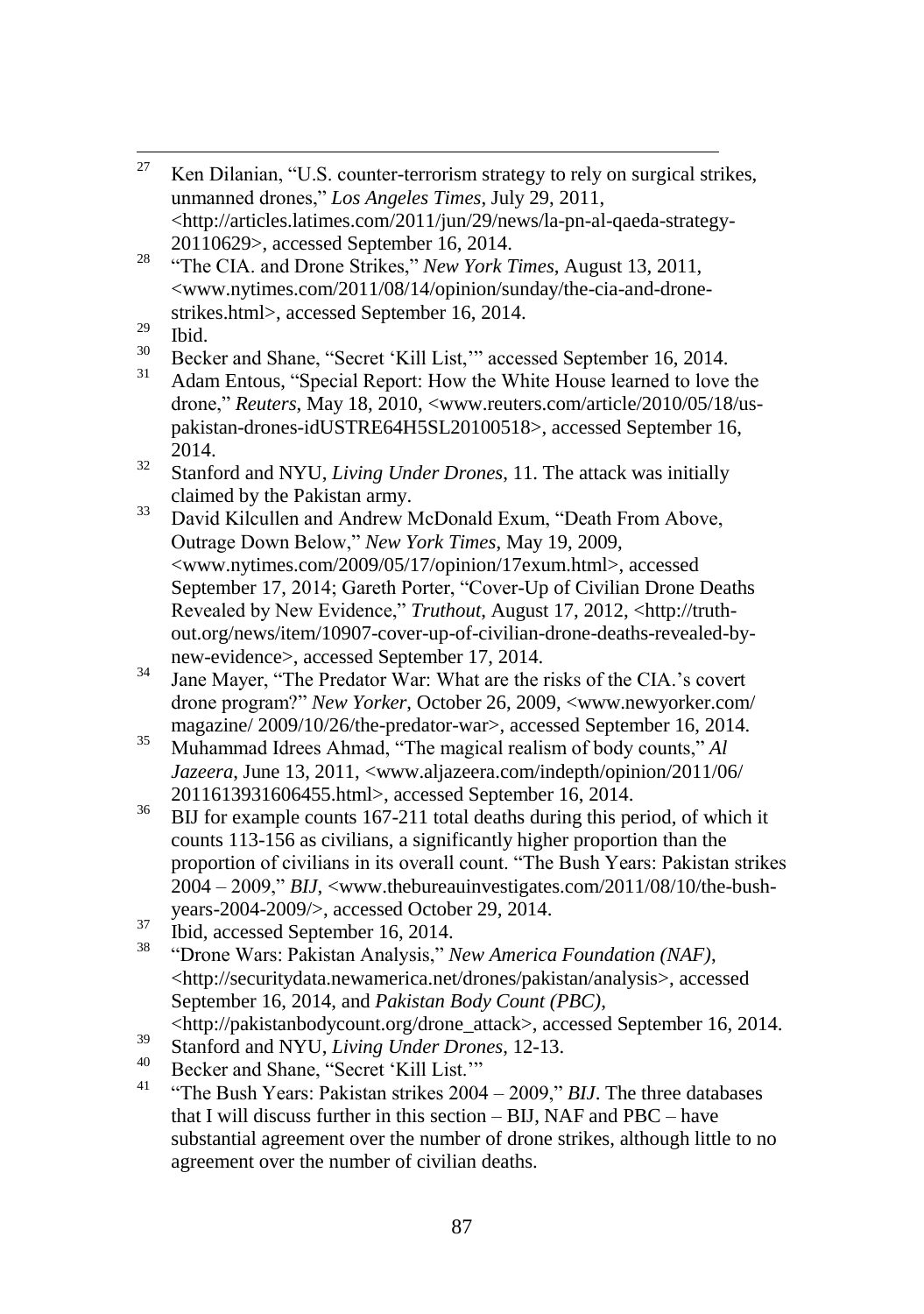[27] Ken Dilanian, "U.S. counter-terrorism strategy to rely on surgical strikes, unmanned drones," *Los Angeles Times*, July 29, 2011, <http://articles.latimes.com/2011/jun/29/news/la-pn-al-qaeda-strategy-20110629>, accessed September 16, 2014.

[28] "The CIA. and Drone Strikes," *New York Times*, August 13, 2011, <www.nytimes.com/2011/08/14/opinion/sunday/the-cia-and-drone-strikes.html>, accessed September 16, 2014.

[29] Ibid.

[30] Becker and Shane, "Secret 'Kill List,'" accessed September 16, 2014.

[31] Adam Entous, "Special Report: How the White House learned to love the drone," *Reuters*, May 18, 2010, <www.reuters.com/article/2010/05/18/us-pakistan-drones-idUSTRE64H5SL20100518>, accessed September 16, 2014.

[32] Stanford and NYU, *Living Under Drones*, 11. The attack was initially claimed by the Pakistan army.

[33] David Kilcullen and Andrew McDonald Exum, "Death From Above, Outrage Down Below," *New York Times*, May 19, 2009, <www.nytimes.com/2009/05/17/opinion/17exum.html>, accessed September 17, 2014; Gareth Porter, "Cover-Up of Civilian Drone Deaths Revealed by New Evidence," *Truthout*, August 17, 2012, <http://truth-out.org/news/item/10907-cover-up-of-civilian-drone-deaths-revealed-by-new-evidence>, accessed September 17, 2014.

[34] Jane Mayer, "The Predator War: What are the risks of the CIA.'s covert drone program?" *New Yorker*, October 26, 2009, <www.newyorker.com/ magazine/ 2009/10/26/the-predator-war>, accessed September 16, 2014.

[35] Muhammad Idrees Ahmad, "The magical realism of body counts," *Al Jazeera*, June 13, 2011, <www.aljazeera.com/indepth/opinion/2011/06/ 2011613931606455.html>, accessed September 16, 2014.

[36] BIJ for example counts 167-211 total deaths during this period, of which it counts 113-156 as civilians, a significantly higher proportion than the proportion of civilians in its overall count. "The Bush Years: Pakistan strikes 2004 – 2009," *BIJ*, <www.thebureauinvestigates.com/2011/08/10/the-bush-years-2004-2009/>, accessed October 29, 2014.

[37] Ibid, accessed September 16, 2014.

[38] "Drone Wars: Pakistan Analysis," *New America Foundation (NAF)*, <http://securitydata.newamerica.net/drones/pakistan/analysis>, accessed September 16, 2014, and *Pakistan Body Count (PBC)*, <http://pakistanbodycount.org/drone_attack>, accessed September 16, 2014.

[39] Stanford and NYU, *Living Under Drones*, 12-13.

[40] Becker and Shane, "Secret 'Kill List.'"

[41] "The Bush Years: Pakistan strikes 2004 – 2009," *BIJ*. The three databases that I will discuss further in this section – BIJ, NAF and PBC – have substantial agreement over the number of drone strikes, although little to no agreement over the number of civilian deaths.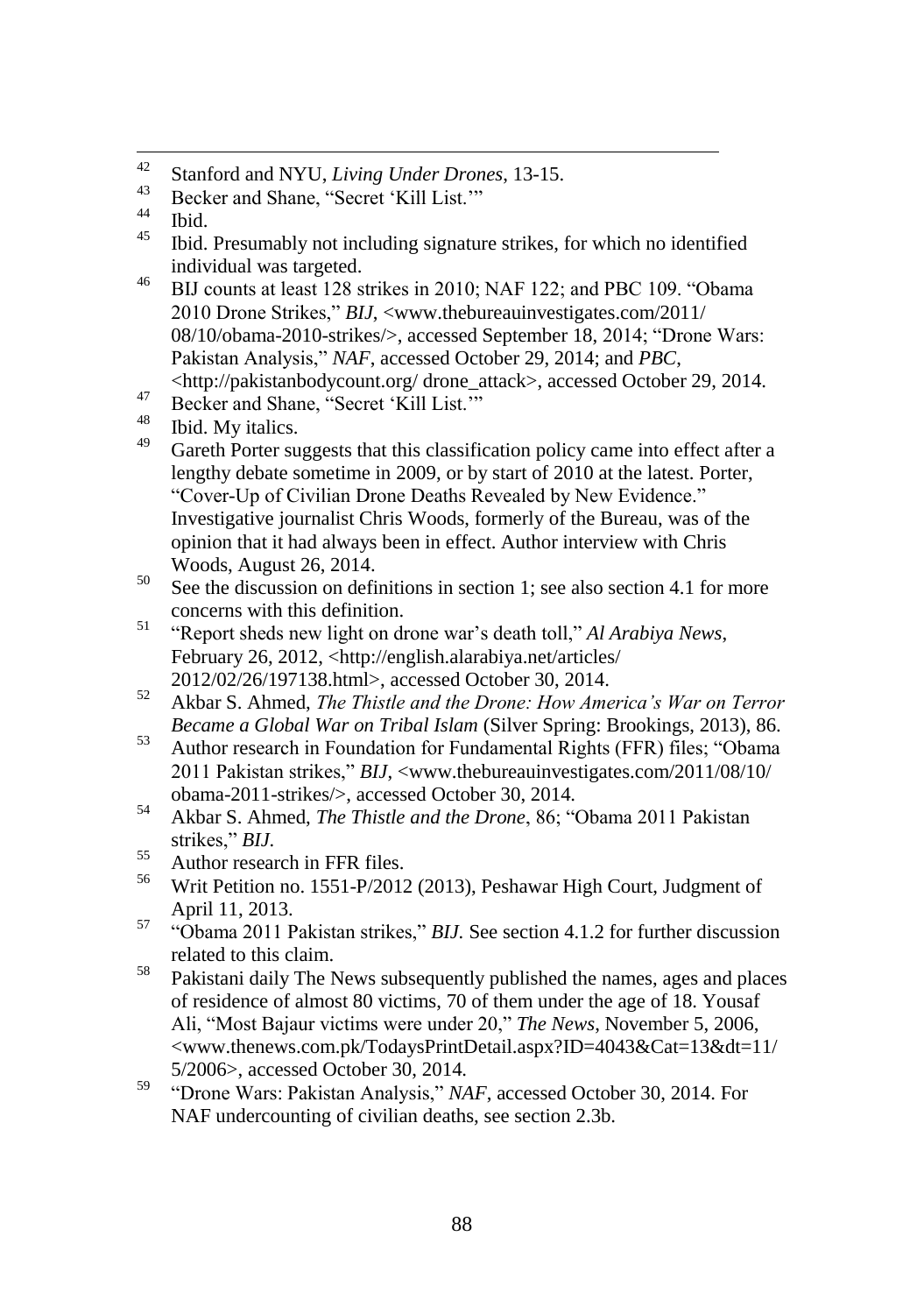[42] Stanford and NYU, *Living Under Drones*, 13-15.

[43] Becker and Shane, "Secret 'Kill List.'"

[44] Ibid.

[45] Ibid. Presumably not including signature strikes, for which no identified individual was targeted.

[46] BIJ counts at least 128 strikes in 2010; NAF 122; and PBC 109. "Obama 2010 Drone Strikes," *BIJ*, <www.thebureauinvestigates.com/2011/08/10/obama-2010-strikes/>, accessed September 18, 2014; "Drone Wars: Pakistan Analysis," *NAF*, accessed October 29, 2014; and *PBC*, <http://pakistanbodycount.org/ drone_attack>, accessed October 29, 2014.

[47] Becker and Shane, "Secret 'Kill List.'"

[48] Ibid. My italics.

[49] Gareth Porter suggests that this classification policy came into effect after a lengthy debate sometime in 2009, or by start of 2010 at the latest. Porter, "Cover-Up of Civilian Drone Deaths Revealed by New Evidence." Investigative journalist Chris Woods, formerly of the Bureau, was of the opinion that it had always been in effect. Author interview with Chris Woods, August 26, 2014.

[50] See the discussion on definitions in section 1; see also section 4.1 for more concerns with this definition.

[51] "Report sheds new light on drone war's death toll," *Al Arabiya News*, February 26, 2012, <http://english.alarabiya.net/articles/2012/02/26/197138.html>, accessed October 30, 2014.

[52] Akbar S. Ahmed, *The Thistle and the Drone: How America's War on Terror Became a Global War on Tribal Islam* (Silver Spring: Brookings, 2013), 86.

[53] Author research in Foundation for Fundamental Rights (FFR) files; "Obama 2011 Pakistan strikes," *BIJ*, <www.thebureauinvestigates.com/2011/08/10/obama-2011-strikes/>, accessed October 30, 2014.

[54] Akbar S. Ahmed, *The Thistle and the Drone*, 86; "Obama 2011 Pakistan strikes," *BIJ*.

[55] Author research in FFR files.

[56] Writ Petition no. 1551-P/2012 (2013), Peshawar High Court, Judgment of April 11, 2013.

[57] "Obama 2011 Pakistan strikes," *BIJ*. See section 4.1.2 for further discussion related to this claim.

[58] Pakistani daily The News subsequently published the names, ages and places of residence of almost 80 victims, 70 of them under the age of 18. Yousaf Ali, "Most Bajaur victims were under 20," *The News*, November 5, 2006, <www.thenews.com.pk/TodaysPrintDetail.aspx?ID=4043&Cat=13&dt=11/5/2006>, accessed October 30, 2014.

[59] "Drone Wars: Pakistan Analysis," *NAF*, accessed October 30, 2014. For NAF undercounting of civilian deaths, see section 2.3b.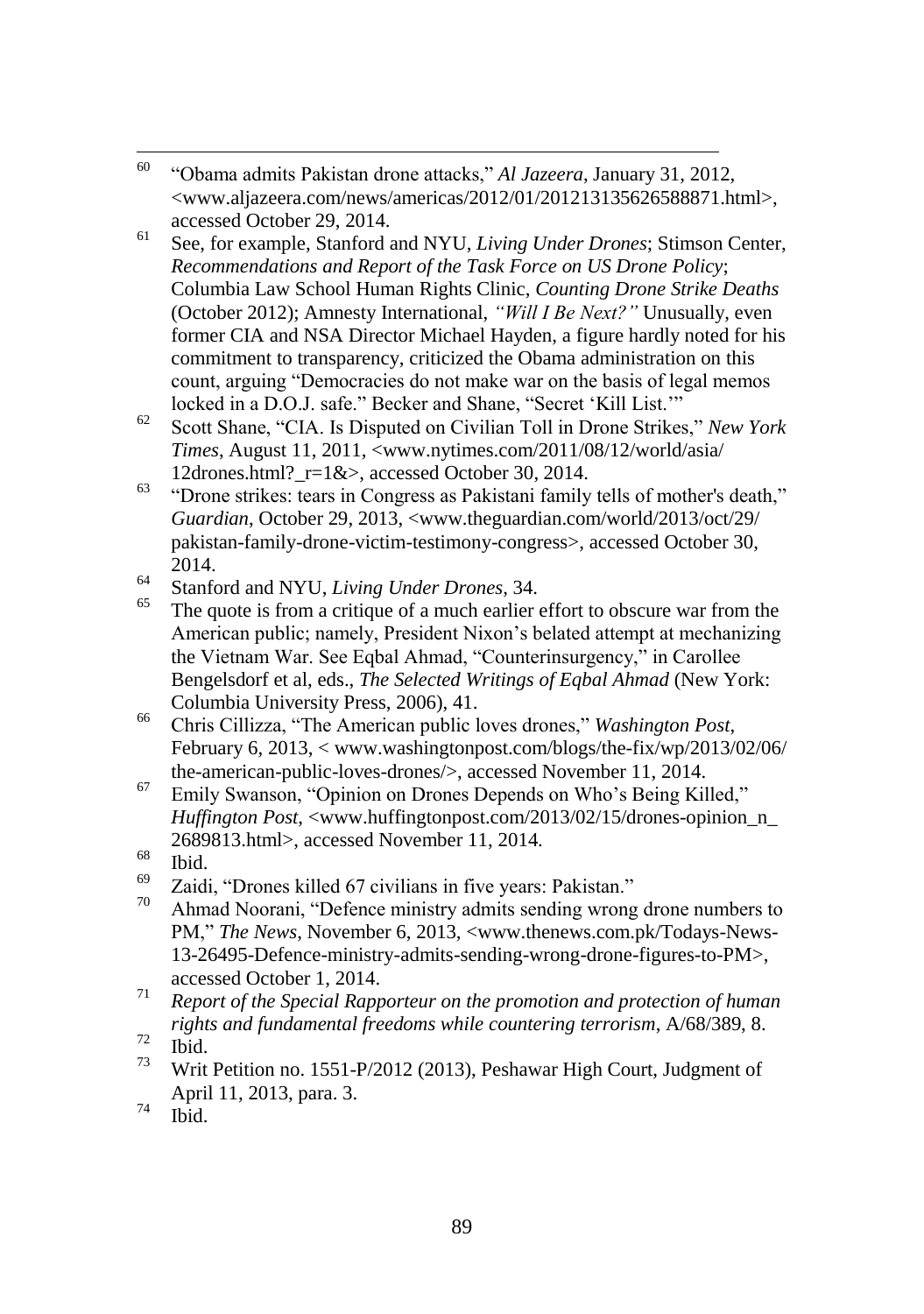[60] "Obama admits Pakistan drone attacks," *Al Jazeera*, January 31, 2012, <www.aljazeera.com/news/americas/2012/01/201213135626588871.html>, accessed October 29, 2014.

[61] See, for example, Stanford and NYU, *Living Under Drones*; Stimson Center, *Recommendations and Report of the Task Force on US Drone Policy*; Columbia Law School Human Rights Clinic, *Counting Drone Strike Deaths* (October 2012); Amnesty International, *"Will I Be Next?"* Unusually, even former CIA and NSA Director Michael Hayden, a figure hardly noted for his commitment to transparency, criticized the Obama administration on this count, arguing "Democracies do not make war on the basis of legal memos locked in a D.O.J. safe." Becker and Shane, "Secret 'Kill List.'"

[62] Scott Shane, "CIA. Is Disputed on Civilian Toll in Drone Strikes," *New York Times*, August 11, 2011, <www.nytimes.com/2011/08/12/world/asia/12drones.html?_r=1&>, accessed October 30, 2014.

[63] "Drone strikes: tears in Congress as Pakistani family tells of mother's death," *Guardian*, October 29, 2013, <www.theguardian.com/world/2013/oct/29/pakistan-family-drone-victim-testimony-congress>, accessed October 30, 2014.

[64] Stanford and NYU, *Living Under Drones*, 34.

[65] The quote is from a critique of a much earlier effort to obscure war from the American public; namely, President Nixon's belated attempt at mechanizing the Vietnam War. See Eqbal Ahmad, "Counterinsurgency," in Carollee Bengelsdorf et al, eds., *The Selected Writings of Eqbal Ahmad* (New York: Columbia University Press, 2006), 41.

[66] Chris Cillizza, "The American public loves drones," *Washington Post*, February 6, 2013, < www.washingtonpost.com/blogs/the-fix/wp/2013/02/06/the-american-public-loves-drones/>, accessed November 11, 2014.

[67] Emily Swanson, "Opinion on Drones Depends on Who's Being Killed," *Huffington Post*, <www.huffingtonpost.com/2013/02/15/drones-opinion_n_2689813.html>, accessed November 11, 2014.

[68] Ibid.

[69] Zaidi, "Drones killed 67 civilians in five years: Pakistan."

[70] Ahmad Noorani, "Defence ministry admits sending wrong drone numbers to PM," *The News*, November 6, 2013, <www.thenews.com.pk/Todays-News-13-26495-Defence-ministry-admits-sending-wrong-drone-figures-to-PM>, accessed October 1, 2014.

[71] *Report of the Special Rapporteur on the promotion and protection of human rights and fundamental freedoms while countering terrorism*, A/68/389, 8.

[72] Ibid.

[73] Writ Petition no. 1551-P/2012 (2013), Peshawar High Court, Judgment of April 11, 2013, para. 3.

[74] Ibid.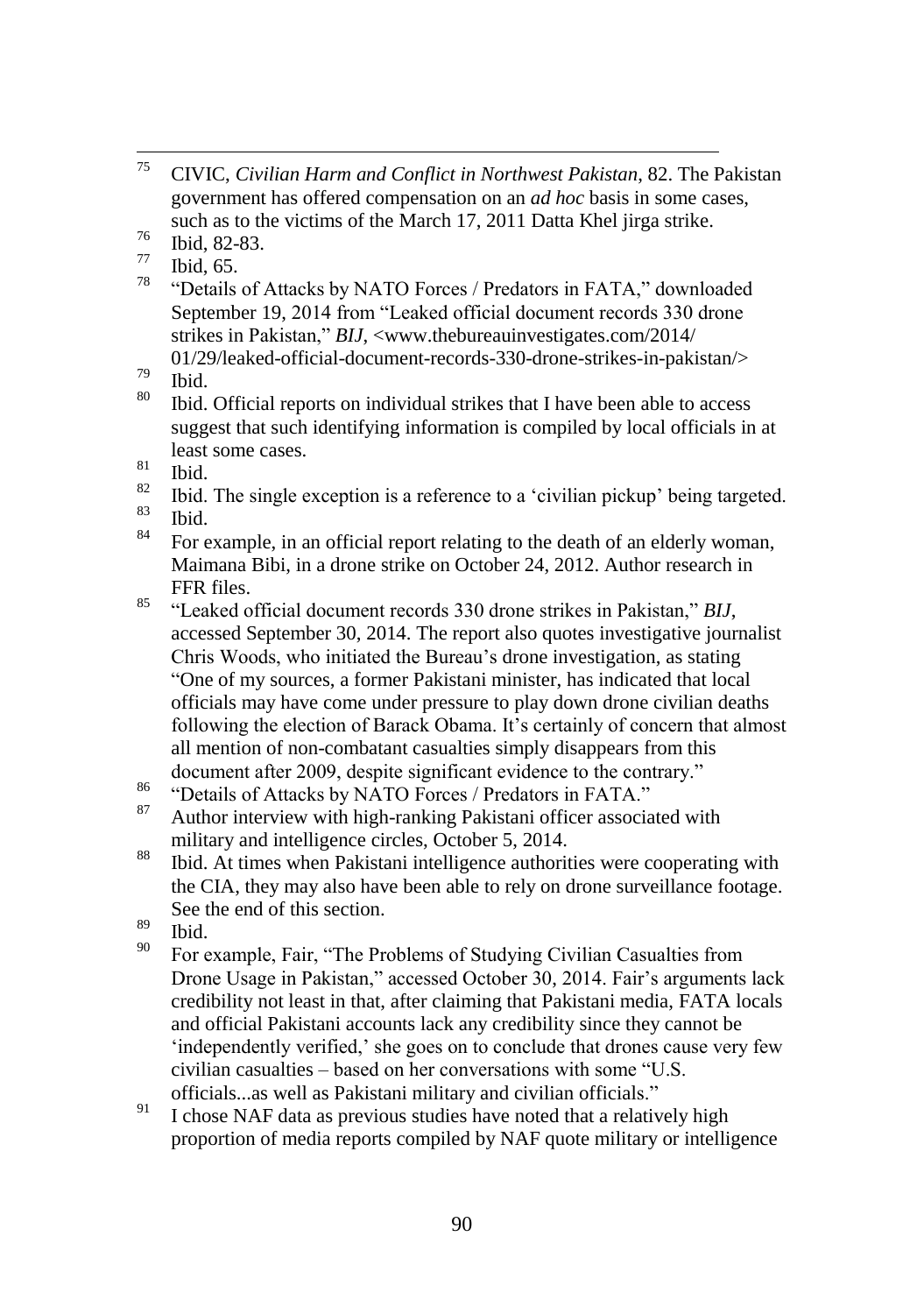[75] CIVIC, *Civilian Harm and Conflict in Northwest Pakistan*, 82. The Pakistan government has offered compensation on an *ad hoc* basis in some cases, such as to the victims of the March 17, 2011 Datta Khel jirga strike.

[76] Ibid, 82-83.

[77] Ibid, 65.

[78] "Details of Attacks by NATO Forces / Predators in FATA," downloaded September 19, 2014 from "Leaked official document records 330 drone strikes in Pakistan," *BIJ*, <www.thebureauinvestigates.com/2014/01/29/leaked-official-document-records-330-drone-strikes-in-pakistan/>

[79] Ibid.

[80] Ibid. Official reports on individual strikes that I have been able to access suggest that such identifying information is compiled by local officials in at least some cases.

[81] Ibid.

[82] Ibid. The single exception is a reference to a 'civilian pickup' being targeted.

[83] Ibid.

[84] For example, in an official report relating to the death of an elderly woman, Maimana Bibi, in a drone strike on October 24, 2012. Author research in FFR files.

[85] "Leaked official document records 330 drone strikes in Pakistan," *BIJ*, accessed September 30, 2014. The report also quotes investigative journalist Chris Woods, who initiated the Bureau's drone investigation, as stating "One of my sources, a former Pakistani minister, has indicated that local officials may have come under pressure to play down drone civilian deaths following the election of Barack Obama. It's certainly of concern that almost all mention of non-combatant casualties simply disappears from this document after 2009, despite significant evidence to the contrary."

[86] "Details of Attacks by NATO Forces / Predators in FATA."

[87] Author interview with high-ranking Pakistani officer associated with military and intelligence circles, October 5, 2014.

[88] Ibid. At times when Pakistani intelligence authorities were cooperating with the CIA, they may also have been able to rely on drone surveillance footage. See the end of this section.

[89] Ibid.

[90] For example, Fair, "The Problems of Studying Civilian Casualties from Drone Usage in Pakistan," accessed October 30, 2014. Fair's arguments lack credibility not least in that, after claiming that Pakistani media, FATA locals and official Pakistani accounts lack any credibility since they cannot be 'independently verified,' she goes on to conclude that drones cause very few civilian casualties – based on her conversations with some "U.S. officials...as well as Pakistani military and civilian officials."

[91] I chose NAF data as previous studies have noted that a relatively high proportion of media reports compiled by NAF quote military or intelligence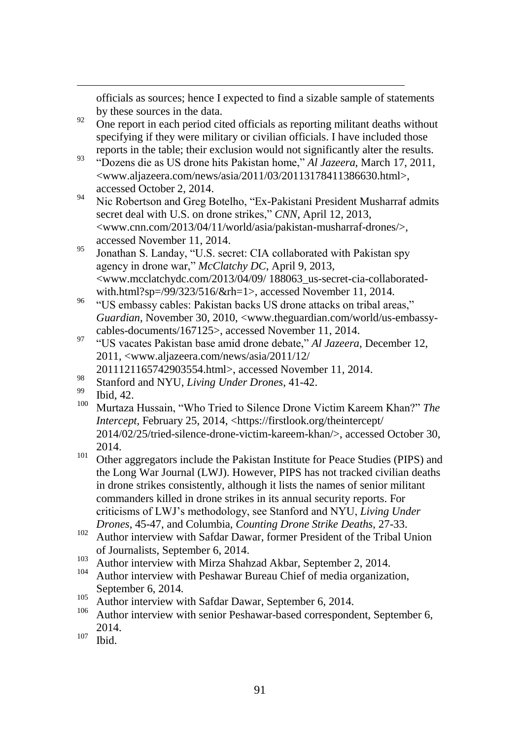officials as sources; hence I expected to find a sizable sample of statements by these sources in the data.

[92] One report in each period cited officials as reporting militant deaths without specifying if they were military or civilian officials. I have included those reports in the table; their exclusion would not significantly alter the results.

[93] "Dozens die as US drone hits Pakistan home," *Al Jazeera*, March 17, 2011, <www.aljazeera.com/news/asia/2011/03/20113178411386630.html>, accessed October 2, 2014.

[94] Nic Robertson and Greg Botelho, "Ex-Pakistani President Musharraf admits secret deal with U.S. on drone strikes," *CNN*, April 12, 2013, <www.cnn.com/2013/04/11/world/asia/pakistan-musharraf-drones/>, accessed November 11, 2014.

[95] Jonathan S. Landay, "U.S. secret: CIA collaborated with Pakistan spy agency in drone war," *McClatchy DC*, April 9, 2013, <www.mcclatchydc.com/2013/04/09/ 188063_us-secret-cia-collaborated-with.html?sp=/99/323/516/&rh=1>, accessed November 11, 2014.

[96] "US embassy cables: Pakistan backs US drone attacks on tribal areas," *Guardian*, November 30, 2010, <www.theguardian.com/world/us-embassy-cables-documents/167125>, accessed November 11, 2014.

[97] "US vacates Pakistan base amid drone debate," *Al Jazeera*, December 12, 2011, <www.aljazeera.com/news/asia/2011/12/ 20111211165742903554.html>, accessed November 11, 2014.

[98] Stanford and NYU, *Living Under Drones*, 41-42.

[99] Ibid, 42.

[100] Murtaza Hussain, "Who Tried to Silence Drone Victim Kareem Khan?" *The Intercept*, February 25, 2014, <https://firstlook.org/theintercept/ 2014/02/25/tried-silence-drone-victim-kareem-khan/>, accessed October 30, 2014.

[101] Other aggregators include the Pakistan Institute for Peace Studies (PIPS) and the Long War Journal (LWJ). However, PIPS has not tracked civilian deaths in drone strikes consistently, although it lists the names of senior militant commanders killed in drone strikes in its annual security reports. For criticisms of LWJ's methodology, see Stanford and NYU, *Living Under Drones*, 45-47, and Columbia, *Counting Drone Strike Deaths*, 27-33.

[102] Author interview with Safdar Dawar, former President of the Tribal Union of Journalists, September 6, 2014.

[103] Author interview with Mirza Shahzad Akbar, September 2, 2014.

[104] Author interview with Peshawar Bureau Chief of media organization, September 6, 2014.

[105] Author interview with Safdar Dawar, September 6, 2014.

[106] Author interview with senior Peshawar-based correspondent, September 6, 2014.

[107] Ibid.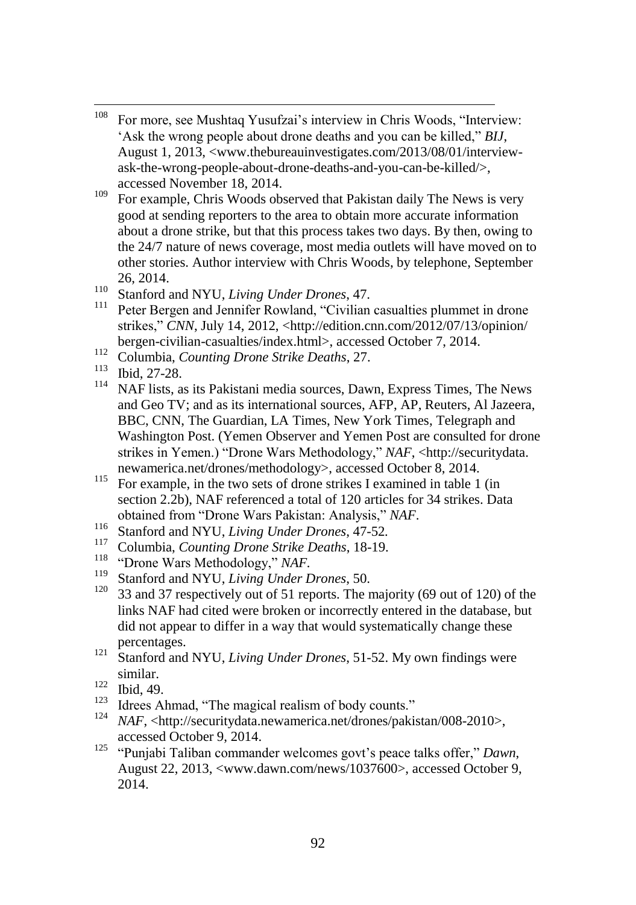[108] For more, see Mushtaq Yusufzai's interview in Chris Woods, "Interview: 'Ask the wrong people about drone deaths and you can be killed," *BIJ*, August 1, 2013, <www.thebureauinvestigates.com/2013/08/01/interview-ask-the-wrong-people-about-drone-deaths-and-you-can-be-killed/>, accessed November 18, 2014.

[109] For example, Chris Woods observed that Pakistan daily The News is very good at sending reporters to the area to obtain more accurate information about a drone strike, but that this process takes two days. By then, owing to the 24/7 nature of news coverage, most media outlets will have moved on to other stories. Author interview with Chris Woods, by telephone, September 26, 2014.

[110] Stanford and NYU, *Living Under Drones*, 47.

[111] Peter Bergen and Jennifer Rowland, "Civilian casualties plummet in drone strikes," *CNN*, July 14, 2012, <http://edition.cnn.com/2012/07/13/opinion/bergen-civilian-casualties/index.html>, accessed October 7, 2014.

[112] Columbia, *Counting Drone Strike Deaths*, 27.

[113] Ibid, 27-28.

[114] NAF lists, as its Pakistani media sources, Dawn, Express Times, The News and Geo TV; and as its international sources, AFP, AP, Reuters, Al Jazeera, BBC, CNN, The Guardian, LA Times, New York Times, Telegraph and Washington Post. (Yemen Observer and Yemen Post are consulted for drone strikes in Yemen.) "Drone Wars Methodology," *NAF*, <http://securitydata.newamerica.net/drones/methodology>, accessed October 8, 2014.

[115] For example, in the two sets of drone strikes I examined in table 1 (in section 2.2b), NAF referenced a total of 120 articles for 34 strikes. Data obtained from "Drone Wars Pakistan: Analysis," *NAF*.

[116] Stanford and NYU, *Living Under Drones*, 47-52.

[117] Columbia, *Counting Drone Strike Deaths*, 18-19.

[118] "Drone Wars Methodology," *NAF*.

[119] Stanford and NYU, *Living Under Drones*, 50.

[120] 33 and 37 respectively out of 51 reports. The majority (69 out of 120) of the links NAF had cited were broken or incorrectly entered in the database, but did not appear to differ in a way that would systematically change these percentages.

[121] Stanford and NYU, *Living Under Drones*, 51-52. My own findings were similar.

[122] Ibid, 49.

[123] Idrees Ahmad, "The magical realism of body counts."

[124] *NAF*, <http://securitydata.newamerica.net/drones/pakistan/008-2010>, accessed October 9, 2014.

[125] "Punjabi Taliban commander welcomes govt's peace talks offer," *Dawn*, August 22, 2013, <www.dawn.com/news/1037600>, accessed October 9, 2014.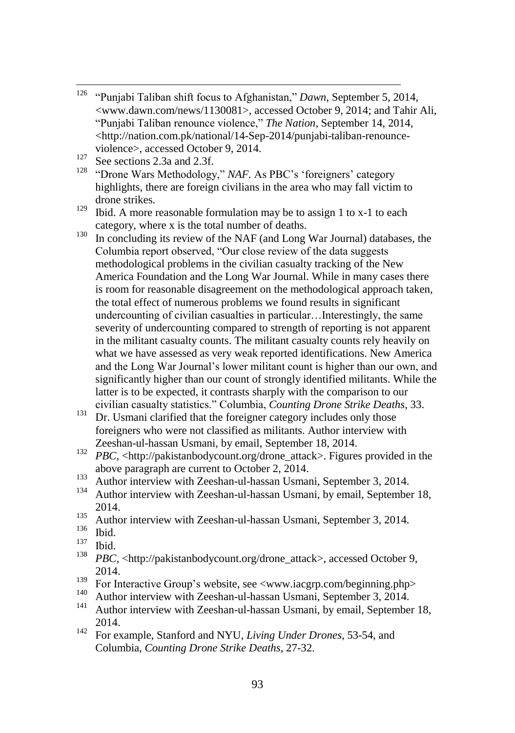[126] "Punjabi Taliban shift focus to Afghanistan," *Dawn*, September 5, 2014, <www.dawn.com/news/1130081>, accessed October 9, 2014; and Tahir Ali, "Punjabi Taliban renounce violence," *The Nation*, September 14, 2014, <http://nation.com.pk/national/14-Sep-2014/punjabi-taliban-renounce-violence>, accessed October 9, 2014.

[127] See sections 2.3a and 2.3f.

[128] "Drone Wars Methodology," *NAF*. As PBC's 'foreigners' category highlights, there are foreign civilians in the area who may fall victim to drone strikes.

[129] Ibid. A more reasonable formulation may be to assign 1 to x-1 to each category, where x is the total number of deaths.

[130] In concluding its review of the NAF (and Long War Journal) databases, the Columbia report observed, "Our close review of the data suggests methodological problems in the civilian casualty tracking of the New America Foundation and the Long War Journal. While in many cases there is room for reasonable disagreement on the methodological approach taken, the total effect of numerous problems we found results in significant undercounting of civilian casualties in particular…Interestingly, the same severity of undercounting compared to strength of reporting is not apparent in the militant casualty counts. The militant casualty counts rely heavily on what we have assessed as very weak reported identifications. New America and the Long War Journal's lower militant count is higher than our own, and significantly higher than our count of strongly identified militants. While the latter is to be expected, it contrasts sharply with the comparison to our civilian casualty statistics." Columbia, *Counting Drone Strike Deaths*, 33.

[131] Dr. Usmani clarified that the foreigner category includes only those foreigners who were not classified as militants. Author interview with Zeeshan-ul-hassan Usmani, by email, September 18, 2014.

[132] *PBC*, <http://pakistanbodycount.org/drone_attack>. Figures provided in the above paragraph are current to October 2, 2014.

[133] Author interview with Zeeshan-ul-hassan Usmani, September 3, 2014.

[134] Author interview with Zeeshan-ul-hassan Usmani, by email, September 18, 2014.

[135] Author interview with Zeeshan-ul-hassan Usmani, September 3, 2014.

[136] Ibid.

[137] Ibid.

[138] *PBC*, <http://pakistanbodycount.org/drone_attack>, accessed October 9, 2014.

[139] For Interactive Group's website, see <www.iacgrp.com/beginning.php>

[140] Author interview with Zeeshan-ul-hassan Usmani, September 3, 2014.

[141] Author interview with Zeeshan-ul-hassan Usmani, by email, September 18, 2014.

[142] For example, Stanford and NYU, *Living Under Drones*, 53-54, and Columbia, *Counting Drone Strike Deaths*, 27-32.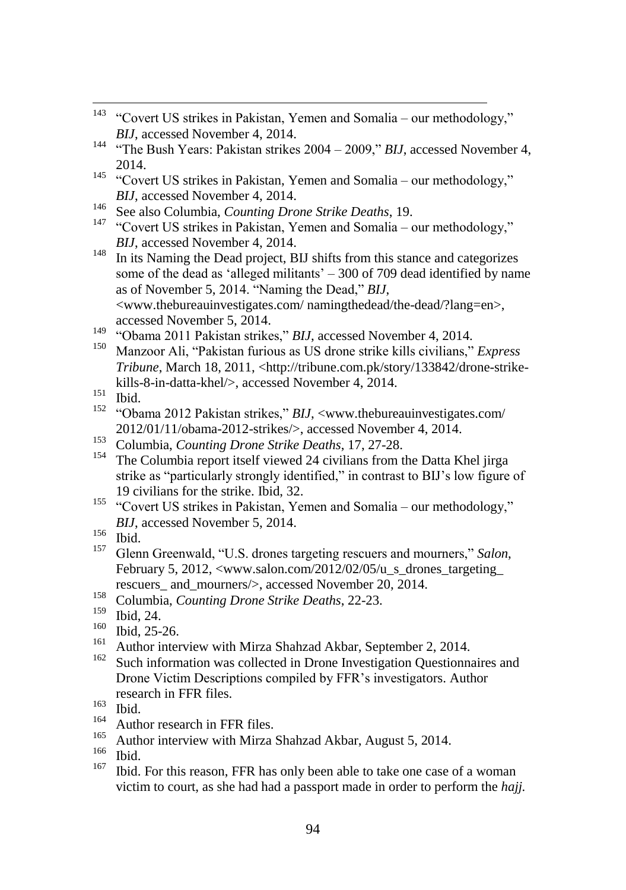[143] "Covert US strikes in Pakistan, Yemen and Somalia – our methodology," *BIJ*, accessed November 4, 2014.

[144] "The Bush Years: Pakistan strikes 2004 – 2009," *BIJ*, accessed November 4, 2014.

[145] "Covert US strikes in Pakistan, Yemen and Somalia – our methodology," *BIJ*, accessed November 4, 2014.

[146] See also Columbia, *Counting Drone Strike Deaths*, 19.

[147] "Covert US strikes in Pakistan, Yemen and Somalia – our methodology," *BIJ*, accessed November 4, 2014.

[148] In its Naming the Dead project, BIJ shifts from this stance and categorizes some of the dead as 'alleged militants' – 300 of 709 dead identified by name as of November 5, 2014. "Naming the Dead," *BIJ*, <www.thebureauinvestigates.com/ namingthedead/the-dead/?lang=en>, accessed November 5, 2014.

[149] "Obama 2011 Pakistan strikes," *BIJ*, accessed November 4, 2014.

[150] Manzoor Ali, "Pakistan furious as US drone strike kills civilians," *Express Tribune*, March 18, 2011, <http://tribune.com.pk/story/133842/drone-strike-kills-8-in-datta-khel/>, accessed November 4, 2014.

[151] Ibid.

[152] "Obama 2012 Pakistan strikes," *BIJ*, <www.thebureauinvestigates.com/ 2012/01/11/obama-2012-strikes/>, accessed November 4, 2014.

[153] Columbia, *Counting Drone Strike Deaths*, 17, 27-28.

[154] The Columbia report itself viewed 24 civilians from the Datta Khel jirga strike as "particularly strongly identified," in contrast to BIJ's low figure of 19 civilians for the strike. Ibid, 32.

[155] "Covert US strikes in Pakistan, Yemen and Somalia – our methodology," *BIJ*, accessed November 5, 2014.

[156] Ibid.

[157] Glenn Greenwald, "U.S. drones targeting rescuers and mourners," *Salon*, February 5, 2012, <www.salon.com/2012/02/05/u_s_drones_targeting_ rescuers_ and_mourners/>, accessed November 20, 2014.

[158] Columbia, *Counting Drone Strike Deaths*, 22-23.

[159] Ibid, 24.

[160] Ibid, 25-26.

[161] Author interview with Mirza Shahzad Akbar, September 2, 2014.

[162] Such information was collected in Drone Investigation Questionnaires and Drone Victim Descriptions compiled by FFR's investigators. Author research in FFR files.

[163] Ibid.

[164] Author research in FFR files.

[165] Author interview with Mirza Shahzad Akbar, August 5, 2014.

[166] Ibid.

[167] Ibid. For this reason, FFR has only been able to take one case of a woman victim to court, as she had had a passport made in order to perform the *hajj*.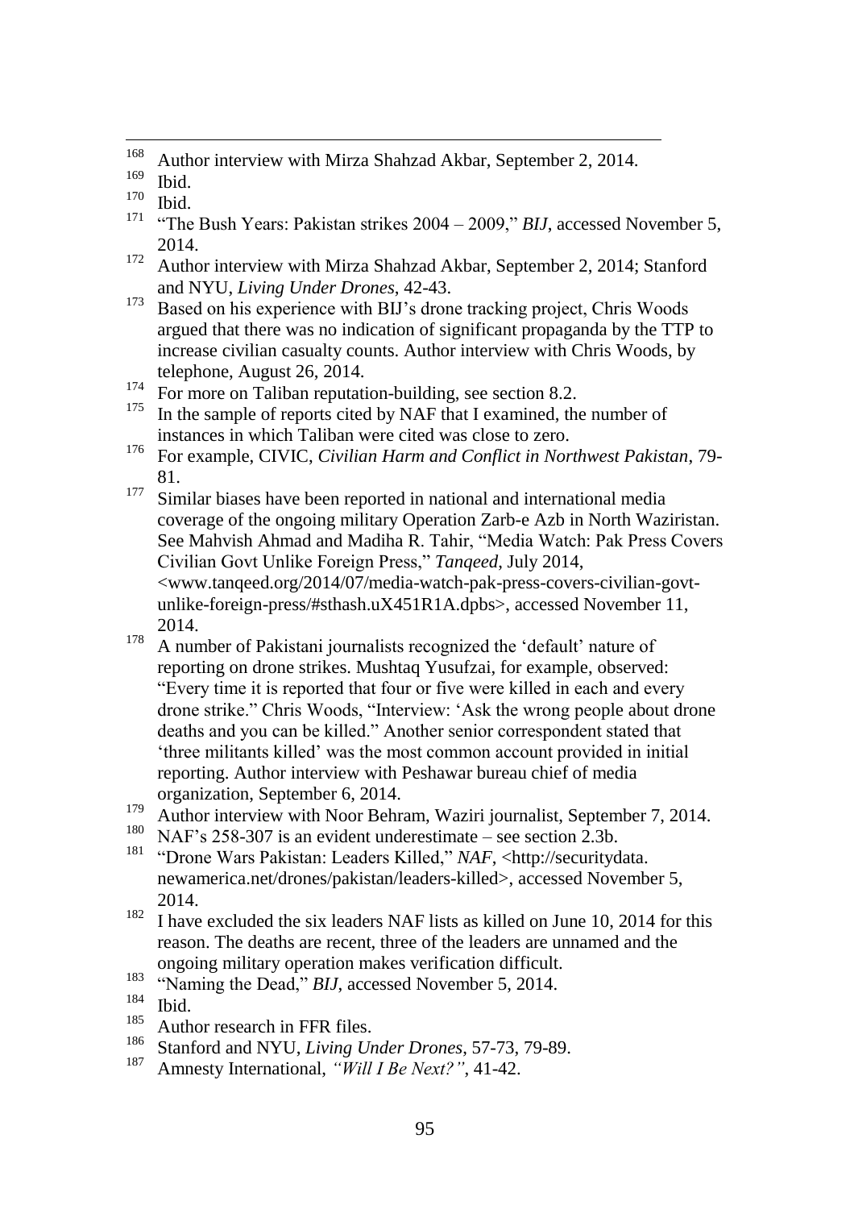[168] Author interview with Mirza Shahzad Akbar, September 2, 2014.

[169] Ibid.

[170] Ibid.

[171] "The Bush Years: Pakistan strikes 2004 – 2009," *BIJ*, accessed November 5, 2014.

[172] Author interview with Mirza Shahzad Akbar, September 2, 2014; Stanford and NYU, *Living Under Drones*, 42-43.

[173] Based on his experience with BIJ's drone tracking project, Chris Woods argued that there was no indication of significant propaganda by the TTP to increase civilian casualty counts. Author interview with Chris Woods, by telephone, August 26, 2014.

[174] For more on Taliban reputation-building, see section 8.2.

[175] In the sample of reports cited by NAF that I examined, the number of instances in which Taliban were cited was close to zero.

[176] For example, CIVIC, *Civilian Harm and Conflict in Northwest Pakistan*, 79-81.

[177] Similar biases have been reported in national and international media coverage of the ongoing military Operation Zarb-e Azb in North Waziristan. See Mahvish Ahmad and Madiha R. Tahir, "Media Watch: Pak Press Covers Civilian Govt Unlike Foreign Press," *Tanqeed*, July 2014, <www.tanqeed.org/2014/07/media-watch-pak-press-covers-civilian-govt-unlike-foreign-press/#sthash.uX451R1A.dpbs>, accessed November 11, 2014.

[178] A number of Pakistani journalists recognized the 'default' nature of reporting on drone strikes. Mushtaq Yusufzai, for example, observed: "Every time it is reported that four or five were killed in each and every drone strike." Chris Woods, "Interview: 'Ask the wrong people about drone deaths and you can be killed." Another senior correspondent stated that 'three militants killed' was the most common account provided in initial reporting. Author interview with Peshawar bureau chief of media organization, September 6, 2014.

[179] Author interview with Noor Behram, Waziri journalist, September 7, 2014.

[180] NAF's 258-307 is an evident underestimate – see section 2.3b.

[181] "Drone Wars Pakistan: Leaders Killed," *NAF*, <http://securitydata.newamerica.net/drones/pakistan/leaders-killed>, accessed November 5, 2014.

[182] I have excluded the six leaders NAF lists as killed on June 10, 2014 for this reason. The deaths are recent, three of the leaders are unnamed and the ongoing military operation makes verification difficult.

[183] "Naming the Dead," *BIJ*, accessed November 5, 2014.

[184] Ibid.

[185] Author research in FFR files.

[186] Stanford and NYU, *Living Under Drones*, 57-73, 79-89.

[187] Amnesty International, *"Will I Be Next?"*, 41-42.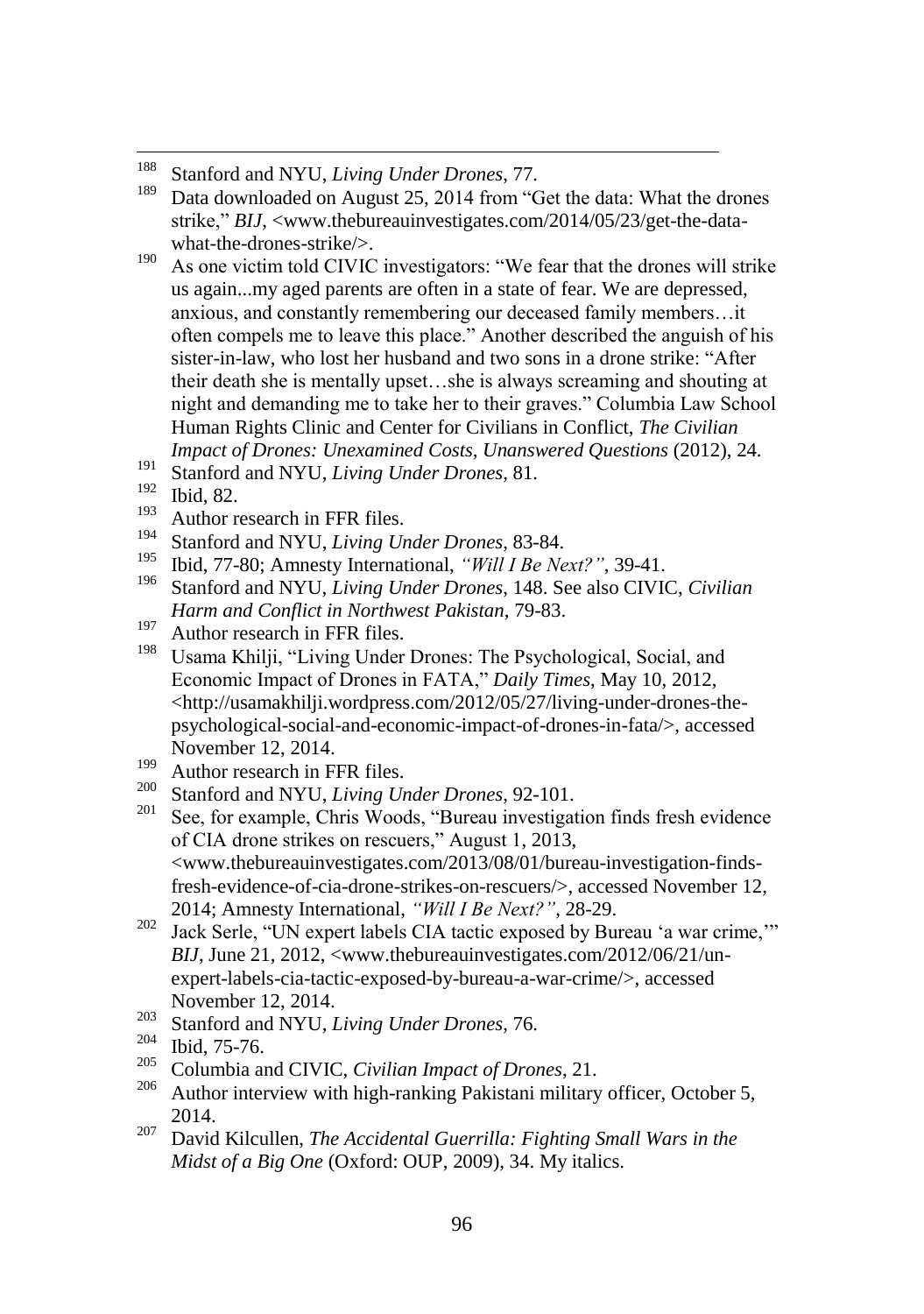[188] Stanford and NYU, *Living Under Drones*, 77.

[189] Data downloaded on August 25, 2014 from "Get the data: What the drones strike," *BIJ*, <www.thebureauinvestigates.com/2014/05/23/get-the-data-what-the-drones-strike/>.

[190] As one victim told CIVIC investigators: "We fear that the drones will strike us again...my aged parents are often in a state of fear. We are depressed, anxious, and constantly remembering our deceased family members…it often compels me to leave this place." Another described the anguish of his sister-in-law, who lost her husband and two sons in a drone strike: "After their death she is mentally upset…she is always screaming and shouting at night and demanding me to take her to their graves." Columbia Law School Human Rights Clinic and Center for Civilians in Conflict, *The Civilian Impact of Drones: Unexamined Costs, Unanswered Questions* (2012), 24.

[191] Stanford and NYU, *Living Under Drones*, 81.

[192] Ibid, 82.

[193] Author research in FFR files.

[194] Stanford and NYU, *Living Under Drones*, 83-84.

[195] Ibid, 77-80; Amnesty International, *"Will I Be Next?"*, 39-41.

[196] Stanford and NYU, *Living Under Drones*, 148. See also CIVIC, *Civilian Harm and Conflict in Northwest Pakistan*, 79-83.

[197] Author research in FFR files.

[198] Usama Khilji, "Living Under Drones: The Psychological, Social, and Economic Impact of Drones in FATA," *Daily Times*, May 10, 2012, <http://usamakhilji.wordpress.com/2012/05/27/living-under-drones-the-psychological-social-and-economic-impact-of-drones-in-fata/>, accessed November 12, 2014.

[199] Author research in FFR files.

[200] Stanford and NYU, *Living Under Drones*, 92-101.

[201] See, for example, Chris Woods, "Bureau investigation finds fresh evidence of CIA drone strikes on rescuers," August 1, 2013, <www.thebureauinvestigates.com/2013/08/01/bureau-investigation-finds-fresh-evidence-of-cia-drone-strikes-on-rescuers/>, accessed November 12, 2014; Amnesty International, *"Will I Be Next?"*, 28-29.

[202] Jack Serle, "UN expert labels CIA tactic exposed by Bureau 'a war crime,'" *BIJ*, June 21, 2012, <www.thebureauinvestigates.com/2012/06/21/un-expert-labels-cia-tactic-exposed-by-bureau-a-war-crime/>, accessed November 12, 2014.

[203] Stanford and NYU, *Living Under Drones*, 76.

[204] Ibid, 75-76.

[205] Columbia and CIVIC, *Civilian Impact of Drones*, 21.

[206] Author interview with high-ranking Pakistani military officer, October 5, 2014.

[207] David Kilcullen, *The Accidental Guerrilla: Fighting Small Wars in the Midst of a Big One* (Oxford: OUP, 2009), 34. My italics.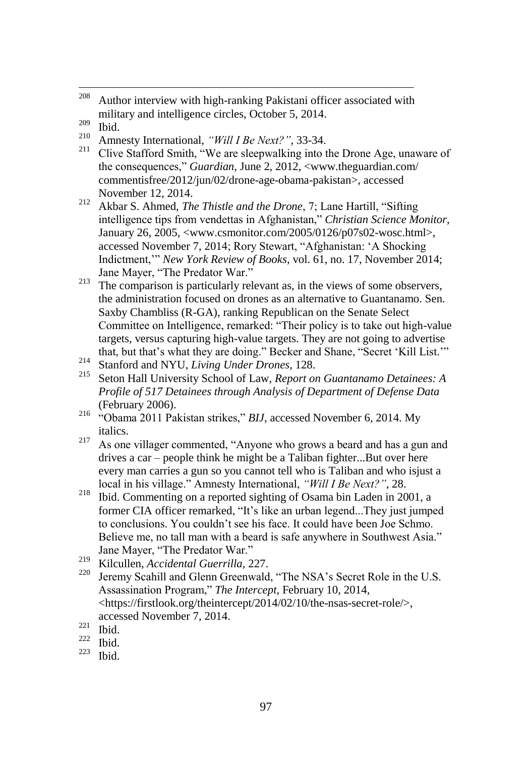[208] Author interview with high-ranking Pakistani officer associated with military and intelligence circles, October 5, 2014.

[209] Ibid.

[210] Amnesty International, *"Will I Be Next?"*, 33-34.

[211] Clive Stafford Smith, "We are sleepwalking into the Drone Age, unaware of the consequences," *Guardian*, June 2, 2012, <www.theguardian.com/commentisfree/2012/jun/02/drone-age-obama-pakistan>, accessed November 12, 2014.

[212] Akbar S. Ahmed, *The Thistle and the Drone*, 7; Lane Hartill, "Sifting intelligence tips from vendettas in Afghanistan," *Christian Science Monitor*, January 26, 2005, <www.csmonitor.com/2005/0126/p07s02-wosc.html>, accessed November 7, 2014; Rory Stewart, "Afghanistan: 'A Shocking Indictment,'" *New York Review of Books*, vol. 61, no. 17, November 2014; Jane Mayer, "The Predator War."

[213] The comparison is particularly relevant as, in the views of some observers, the administration focused on drones as an alternative to Guantanamo. Sen. Saxby Chambliss (R-GA), ranking Republican on the Senate Select Committee on Intelligence, remarked: "Their policy is to take out high-value targets, versus capturing high-value targets. They are not going to advertise that, but that's what they are doing." Becker and Shane, "Secret 'Kill List.'"

[214] Stanford and NYU, *Living Under Drones*, 128.

[215] Seton Hall University School of Law, *Report on Guantanamo Detainees: A Profile of 517 Detainees through Analysis of Department of Defense Data* (February 2006).

[216] "Obama 2011 Pakistan strikes," *BIJ*, accessed November 6, 2014. My italics.

[217] As one villager commented, "Anyone who grows a beard and has a gun and drives a car – people think he might be a Taliban fighter...But over here every man carries a gun so you cannot tell who is Taliban and who isjust a local in his village." Amnesty International, *"Will I Be Next?"*, 28.

[218] Ibid. Commenting on a reported sighting of Osama bin Laden in 2001, a former CIA officer remarked, "It's like an urban legend...They just jumped to conclusions. You couldn't see his face. It could have been Joe Schmo. Believe me, no tall man with a beard is safe anywhere in Southwest Asia." Jane Mayer, "The Predator War."

[219] Kilcullen, *Accidental Guerrilla*, 227.

[220] Jeremy Scahill and Glenn Greenwald, "The NSA's Secret Role in the U.S. Assassination Program," *The Intercept*, February 10, 2014, <https://firstlook.org/theintercept/2014/02/10/the-nsas-secret-role/>, accessed November 7, 2014.

[221] Ibid.

[222] Ibid.

[223] Ibid.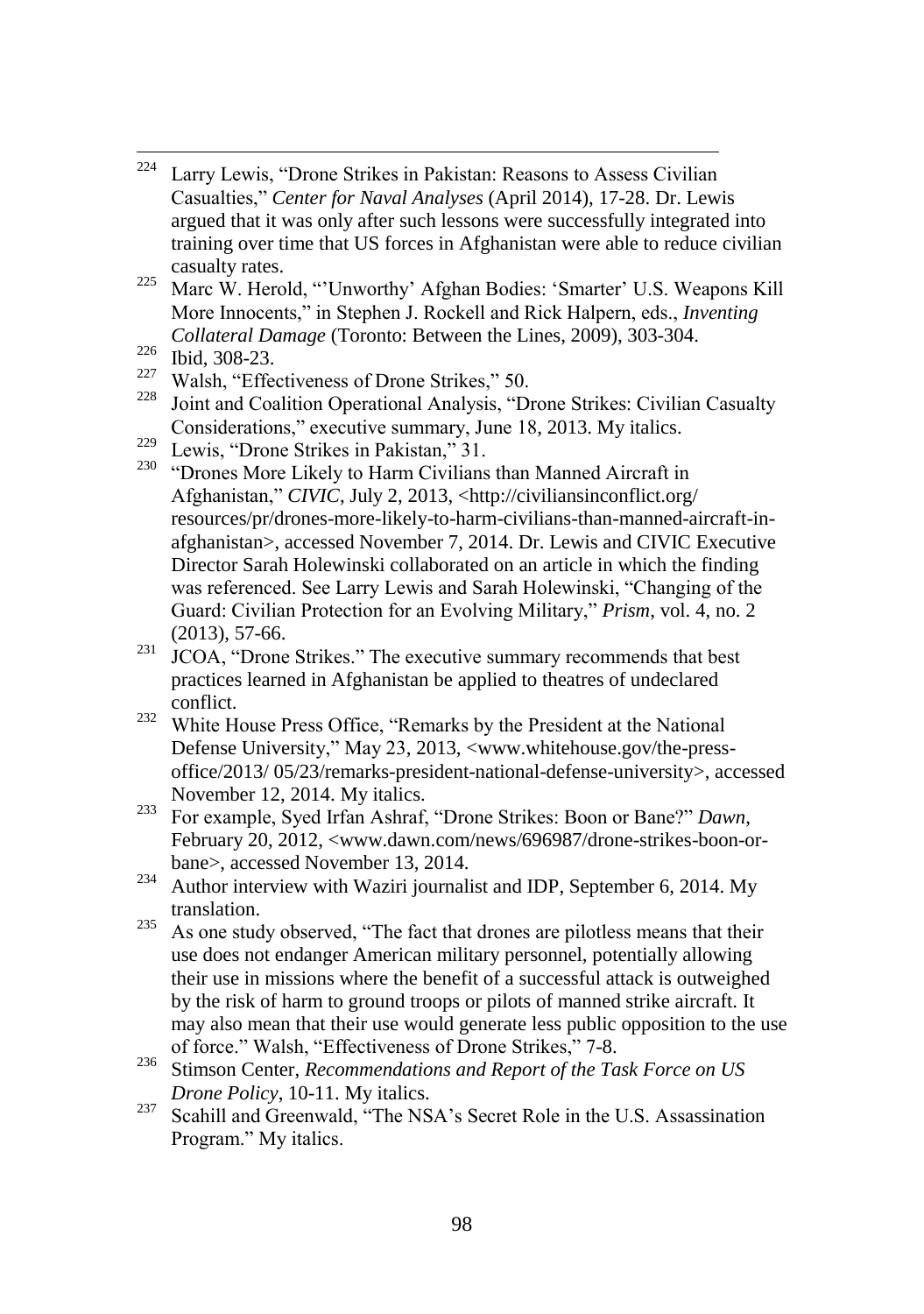[224] Larry Lewis, "Drone Strikes in Pakistan: Reasons to Assess Civilian Casualties," *Center for Naval Analyses* (April 2014), 17-28. Dr. Lewis argued that it was only after such lessons were successfully integrated into training over time that US forces in Afghanistan were able to reduce civilian casualty rates.

[225] Marc W. Herold, "'Unworthy' Afghan Bodies: 'Smarter' U.S. Weapons Kill More Innocents," in Stephen J. Rockell and Rick Halpern, eds., *Inventing Collateral Damage* (Toronto: Between the Lines, 2009), 303-304.

[226] Ibid, 308-23.

[227] Walsh, "Effectiveness of Drone Strikes," 50.

[228] Joint and Coalition Operational Analysis, "Drone Strikes: Civilian Casualty Considerations," executive summary, June 18, 2013. My italics.

[229] Lewis, "Drone Strikes in Pakistan," 31.

[230] "Drones More Likely to Harm Civilians than Manned Aircraft in Afghanistan," *CIVIC*, July 2, 2013, <http://civiliansinconflict.org/resources/pr/drones-more-likely-to-harm-civilians-than-manned-aircraft-in-afghanistan>, accessed November 7, 2014. Dr. Lewis and CIVIC Executive Director Sarah Holewinski collaborated on an article in which the finding was referenced. See Larry Lewis and Sarah Holewinski, "Changing of the Guard: Civilian Protection for an Evolving Military," *Prism*, vol. 4, no. 2 (2013), 57-66.

[231] JCOA, "Drone Strikes." The executive summary recommends that best practices learned in Afghanistan be applied to theatres of undeclared conflict.

[232] White House Press Office, "Remarks by the President at the National Defense University," May 23, 2013, <www.whitehouse.gov/the-press-office/2013/ 05/23/remarks-president-national-defense-university>, accessed November 12, 2014. My italics.

[233] For example, Syed Irfan Ashraf, "Drone Strikes: Boon or Bane?" *Dawn*, February 20, 2012, <www.dawn.com/news/696987/drone-strikes-boon-or-bane>, accessed November 13, 2014.

[234] Author interview with Waziri journalist and IDP, September 6, 2014. My translation.

[235] As one study observed, "The fact that drones are pilotless means that their use does not endanger American military personnel, potentially allowing their use in missions where the benefit of a successful attack is outweighed by the risk of harm to ground troops or pilots of manned strike aircraft. It may also mean that their use would generate less public opposition to the use of force." Walsh, "Effectiveness of Drone Strikes," 7-8.

[236] Stimson Center, *Recommendations and Report of the Task Force on US Drone Policy*, 10-11. My italics.

[237] Scahill and Greenwald, "The NSA's Secret Role in the U.S. Assassination Program." My italics.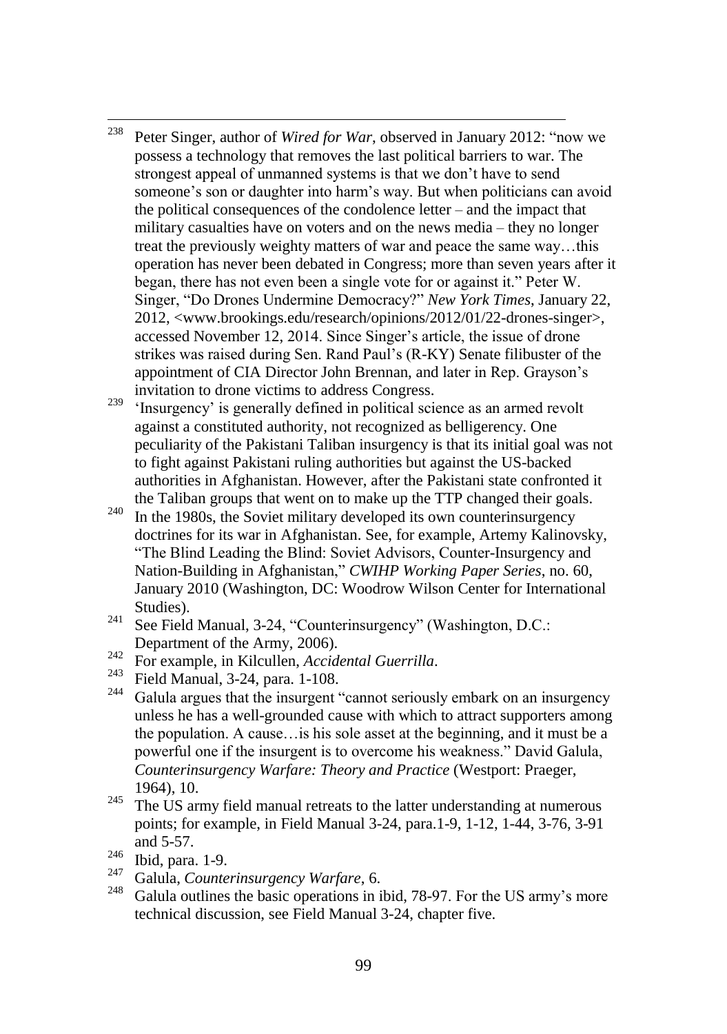[238] Peter Singer, author of *Wired for War*, observed in January 2012: "now we possess a technology that removes the last political barriers to war. The strongest appeal of unmanned systems is that we don't have to send someone's son or daughter into harm's way. But when politicians can avoid the political consequences of the condolence letter – and the impact that military casualties have on voters and on the news media – they no longer treat the previously weighty matters of war and peace the same way…this operation has never been debated in Congress; more than seven years after it began, there has not even been a single vote for or against it." Peter W. Singer, "Do Drones Undermine Democracy?" *New York Times*, January 22, 2012, <www.brookings.edu/research/opinions/2012/01/22-drones-singer>, accessed November 12, 2014. Since Singer's article, the issue of drone strikes was raised during Sen. Rand Paul's (R-KY) Senate filibuster of the appointment of CIA Director John Brennan, and later in Rep. Grayson's invitation to drone victims to address Congress.

[239] 'Insurgency' is generally defined in political science as an armed revolt against a constituted authority, not recognized as belligerency. One peculiarity of the Pakistani Taliban insurgency is that its initial goal was not to fight against Pakistani ruling authorities but against the US-backed authorities in Afghanistan. However, after the Pakistani state confronted it the Taliban groups that went on to make up the TTP changed their goals.

[240] In the 1980s, the Soviet military developed its own counterinsurgency doctrines for its war in Afghanistan. See, for example, Artemy Kalinovsky, "The Blind Leading the Blind: Soviet Advisors, Counter-Insurgency and Nation-Building in Afghanistan," *CWIHP Working Paper Series*, no. 60, January 2010 (Washington, DC: Woodrow Wilson Center for International Studies).

[241] See Field Manual, 3-24, "Counterinsurgency" (Washington, D.C.: Department of the Army, 2006).

[242] For example, in Kilcullen, *Accidental Guerrilla*.

[243] Field Manual, 3-24, para. 1-108.

[244] Galula argues that the insurgent "cannot seriously embark on an insurgency unless he has a well-grounded cause with which to attract supporters among the population. A cause…is his sole asset at the beginning, and it must be a powerful one if the insurgent is to overcome his weakness." David Galula, *Counterinsurgency Warfare: Theory and Practice* (Westport: Praeger, 1964), 10.

[245] The US army field manual retreats to the latter understanding at numerous points; for example, in Field Manual 3-24, para.1-9, 1-12, 1-44, 3-76, 3-91 and 5-57.

[246] Ibid, para. 1-9.

[247] Galula, *Counterinsurgency Warfare*, 6.

[248] Galula outlines the basic operations in ibid, 78-97. For the US army's more technical discussion, see Field Manual 3-24, chapter five.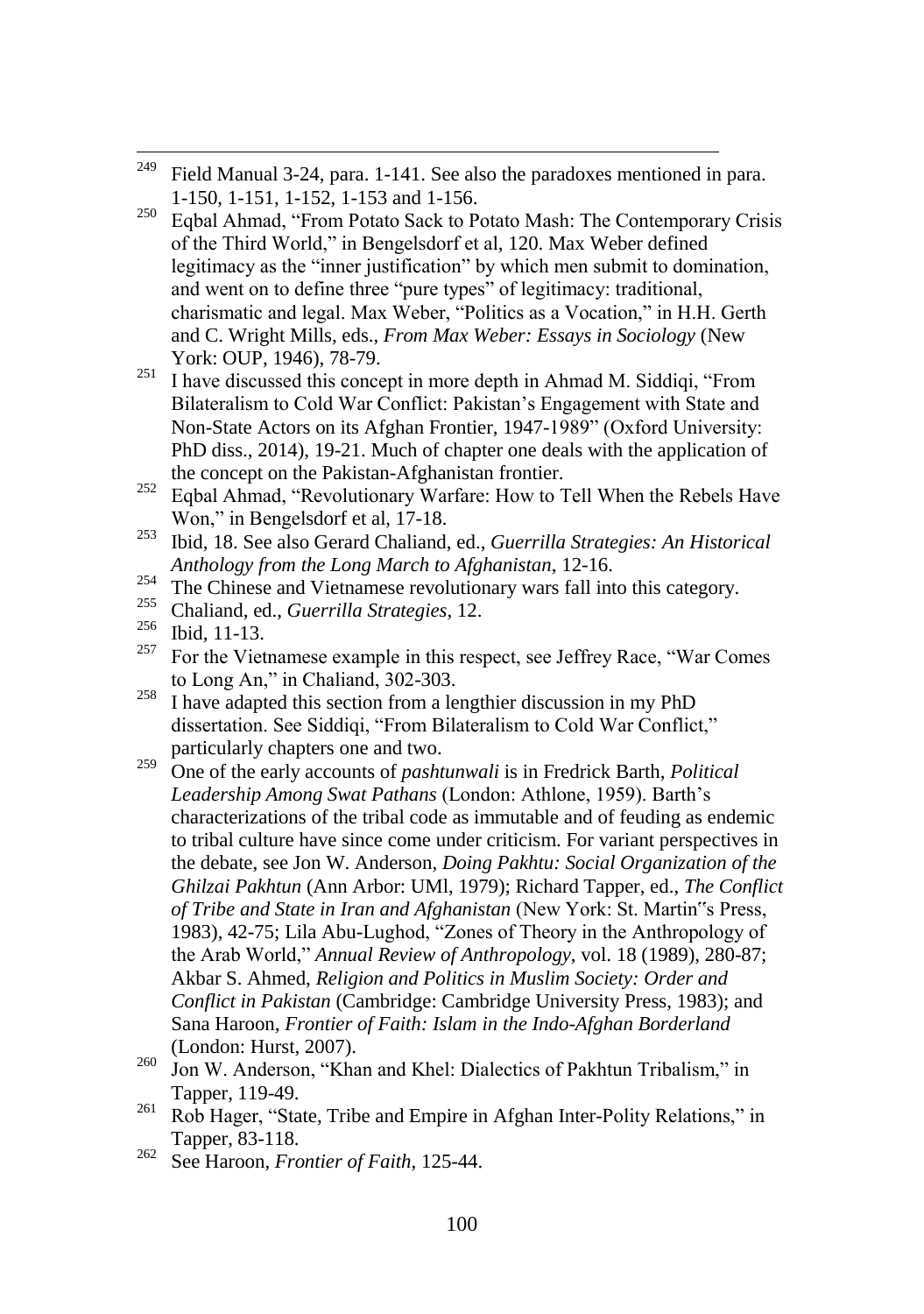[249] Field Manual 3-24, para. 1-141. See also the paradoxes mentioned in para. 1-150, 1-151, 1-152, 1-153 and 1-156.

[250] Eqbal Ahmad, "From Potato Sack to Potato Mash: The Contemporary Crisis of the Third World," in Bengelsdorf et al, 120. Max Weber defined legitimacy as the "inner justification" by which men submit to domination, and went on to define three "pure types" of legitimacy: traditional, charismatic and legal. Max Weber, "Politics as a Vocation," in H.H. Gerth and C. Wright Mills, eds., *From Max Weber: Essays in Sociology* (New York: OUP, 1946), 78-79.

[251] I have discussed this concept in more depth in Ahmad M. Siddiqi, "From Bilateralism to Cold War Conflict: Pakistan's Engagement with State and Non-State Actors on its Afghan Frontier, 1947-1989" (Oxford University: PhD diss., 2014), 19-21. Much of chapter one deals with the application of the concept on the Pakistan-Afghanistan frontier.

[252] Eqbal Ahmad, "Revolutionary Warfare: How to Tell When the Rebels Have Won," in Bengelsdorf et al, 17-18.

[253] Ibid, 18. See also Gerard Chaliand, ed., *Guerrilla Strategies: An Historical Anthology from the Long March to Afghanistan*, 12-16.

[254] The Chinese and Vietnamese revolutionary wars fall into this category.

[255] Chaliand, ed., *Guerrilla Strategies*, 12.

[256] Ibid, 11-13.

[257] For the Vietnamese example in this respect, see Jeffrey Race, "War Comes to Long An," in Chaliand, 302-303.

[258] I have adapted this section from a lengthier discussion in my PhD dissertation. See Siddiqi, "From Bilateralism to Cold War Conflict," particularly chapters one and two.

[259] One of the early accounts of *pashtunwali* is in Fredrick Barth, *Political Leadership Among Swat Pathans* (London: Athlone, 1959). Barth's characterizations of the tribal code as immutable and of feuding as endemic to tribal culture have since come under criticism. For variant perspectives in the debate, see Jon W. Anderson, *Doing Pakhtu: Social Organization of the Ghilzai Pakhtun* (Ann Arbor: UMl, 1979); Richard Tapper, ed., *The Conflict of Tribe and State in Iran and Afghanistan* (New York: St. Martin"s Press, 1983), 42-75; Lila Abu-Lughod, "Zones of Theory in the Anthropology of the Arab World," *Annual Review of Anthropology*, vol. 18 (1989), 280-87; Akbar S. Ahmed, *Religion and Politics in Muslim Society: Order and Conflict in Pakistan* (Cambridge: Cambridge University Press, 1983); and Sana Haroon, *Frontier of Faith: Islam in the Indo-Afghan Borderland* (London: Hurst, 2007).

[260] Jon W. Anderson, "Khan and Khel: Dialectics of Pakhtun Tribalism," in Tapper, 119-49.

[261] Rob Hager, "State, Tribe and Empire in Afghan Inter-Polity Relations," in Tapper, 83-118.

[262] See Haroon, *Frontier of Faith*, 125-44.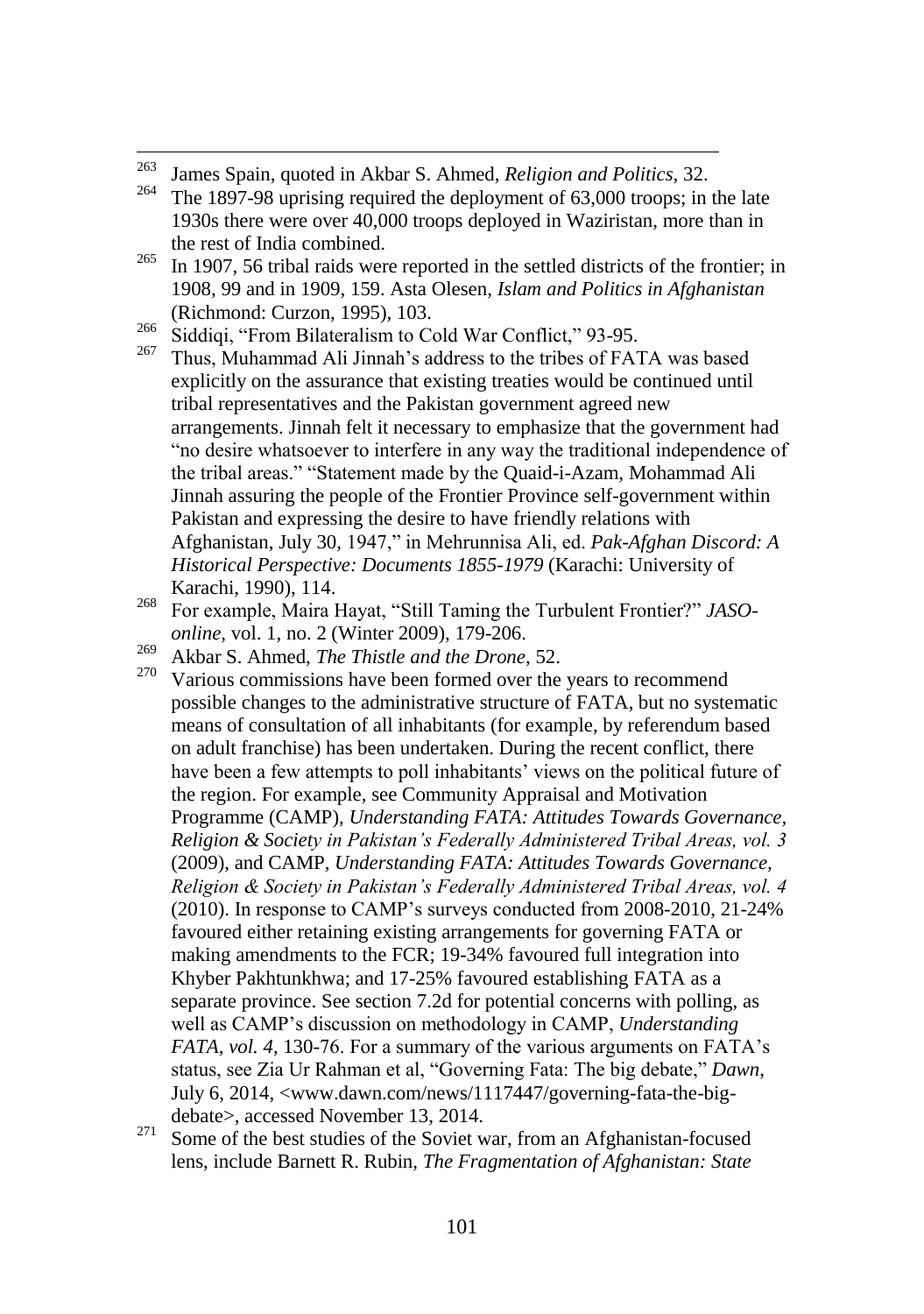[263] James Spain, quoted in Akbar S. Ahmed, *Religion and Politics*, 32.

[264] The 1897-98 uprising required the deployment of 63,000 troops; in the late 1930s there were over 40,000 troops deployed in Waziristan, more than in the rest of India combined.

[265] In 1907, 56 tribal raids were reported in the settled districts of the frontier; in 1908, 99 and in 1909, 159. Asta Olesen, *Islam and Politics in Afghanistan* (Richmond: Curzon, 1995), 103.

[266] Siddiqi, "From Bilateralism to Cold War Conflict," 93-95.

[267] Thus, Muhammad Ali Jinnah's address to the tribes of FATA was based explicitly on the assurance that existing treaties would be continued until tribal representatives and the Pakistan government agreed new arrangements. Jinnah felt it necessary to emphasize that the government had "no desire whatsoever to interfere in any way the traditional independence of the tribal areas." "Statement made by the Quaid-i-Azam, Mohammad Ali Jinnah assuring the people of the Frontier Province self-government within Pakistan and expressing the desire to have friendly relations with Afghanistan, July 30, 1947," in Mehrunnisa Ali, ed. *Pak-Afghan Discord: A Historical Perspective: Documents 1855-1979* (Karachi: University of Karachi, 1990), 114.

[268] For example, Maira Hayat, "Still Taming the Turbulent Frontier?" *JASO-online*, vol. 1, no. 2 (Winter 2009), 179-206.

[269] Akbar S. Ahmed, *The Thistle and the Drone*, 52.

[270] Various commissions have been formed over the years to recommend possible changes to the administrative structure of FATA, but no systematic means of consultation of all inhabitants (for example, by referendum based on adult franchise) has been undertaken. During the recent conflict, there have been a few attempts to poll inhabitants' views on the political future of the region. For example, see Community Appraisal and Motivation Programme (CAMP), *Understanding FATA: Attitudes Towards Governance, Religion & Society in Pakistan's Federally Administered Tribal Areas, vol. 3* (2009), and CAMP, *Understanding FATA: Attitudes Towards Governance, Religion & Society in Pakistan's Federally Administered Tribal Areas, vol. 4* (2010). In response to CAMP's surveys conducted from 2008-2010, 21-24% favoured either retaining existing arrangements for governing FATA or making amendments to the FCR; 19-34% favoured full integration into Khyber Pakhtunkhwa; and 17-25% favoured establishing FATA as a separate province. See section 7.2d for potential concerns with polling, as well as CAMP's discussion on methodology in CAMP, *Understanding FATA, vol. 4*, 130-76. For a summary of the various arguments on FATA's status, see Zia Ur Rahman et al, "Governing Fata: The big debate," *Dawn*, July 6, 2014, <www.dawn.com/news/1117447/governing-fata-the-big-debate>, accessed November 13, 2014.

[271] Some of the best studies of the Soviet war, from an Afghanistan-focused lens, include Barnett R. Rubin, *The Fragmentation of Afghanistan: State*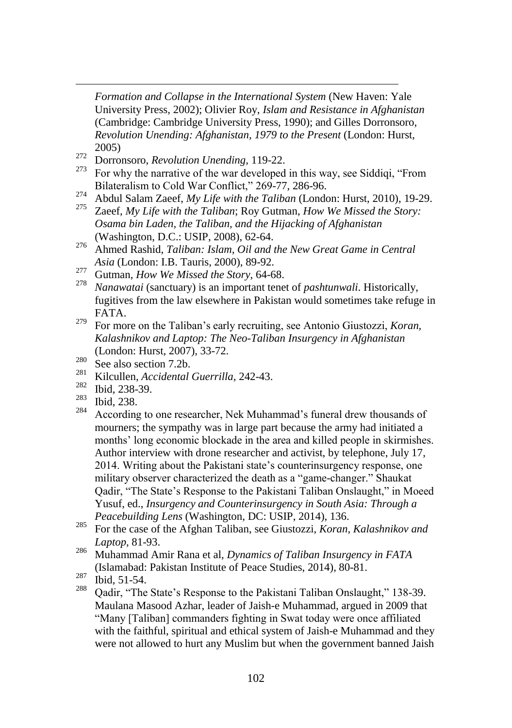*Formation and Collapse in the International System* (New Haven: Yale University Press, 2002); Olivier Roy, *Islam and Resistance in Afghanistan* (Cambridge: Cambridge University Press, 1990); and Gilles Dorronsoro, *Revolution Unending: Afghanistan, 1979 to the Present* (London: Hurst, 2005)

[272] Dorronsoro, *Revolution Unending*, 119-22.

[273] For why the narrative of the war developed in this way, see Siddiqi, "From Bilateralism to Cold War Conflict," 269-77, 286-96.

[274] Abdul Salam Zaeef, *My Life with the Taliban* (London: Hurst, 2010), 19-29.

[275] Zaeef, *My Life with the Taliban*; Roy Gutman, *How We Missed the Story: Osama bin Laden, the Taliban, and the Hijacking of Afghanistan* (Washington, D.C.: USIP, 2008), 62-64.

[276] Ahmed Rashid, *Taliban: Islam, Oil and the New Great Game in Central Asia* (London: I.B. Tauris, 2000), 89-92.

[277] Gutman, *How We Missed the Story*, 64-68.

[278] *Nanawatai* (sanctuary) is an important tenet of *pashtunwali*. Historically, fugitives from the law elsewhere in Pakistan would sometimes take refuge in FATA.

[279] For more on the Taliban's early recruiting, see Antonio Giustozzi, *Koran, Kalashnikov and Laptop: The Neo-Taliban Insurgency in Afghanistan* (London: Hurst, 2007), 33-72.

[280] See also section 7.2b.

[281] Kilcullen, *Accidental Guerrilla*, 242-43.

[282] Ibid, 238-39.

[283] Ibid, 238.

[284] According to one researcher, Nek Muhammad's funeral drew thousands of mourners; the sympathy was in large part because the army had initiated a months' long economic blockade in the area and killed people in skirmishes. Author interview with drone researcher and activist, by telephone, July 17, 2014. Writing about the Pakistani state's counterinsurgency response, one military observer characterized the death as a "game-changer." Shaukat Qadir, "The State's Response to the Pakistani Taliban Onslaught," in Moeed Yusuf, ed., *Insurgency and Counterinsurgency in South Asia: Through a Peacebuilding Lens* (Washington, DC: USIP, 2014), 136.

[285] For the case of the Afghan Taliban, see Giustozzi, *Koran, Kalashnikov and Laptop*, 81-93.

[286] Muhammad Amir Rana et al, *Dynamics of Taliban Insurgency in FATA* (Islamabad: Pakistan Institute of Peace Studies, 2014), 80-81.

[287] Ibid, 51-54.

[288] Qadir, "The State's Response to the Pakistani Taliban Onslaught," 138-39. Maulana Masood Azhar, leader of Jaish-e Muhammad, argued in 2009 that "Many [Taliban] commanders fighting in Swat today were once affiliated with the faithful, spiritual and ethical system of Jaish-e Muhammad and they were not allowed to hurt any Muslim but when the government banned Jaish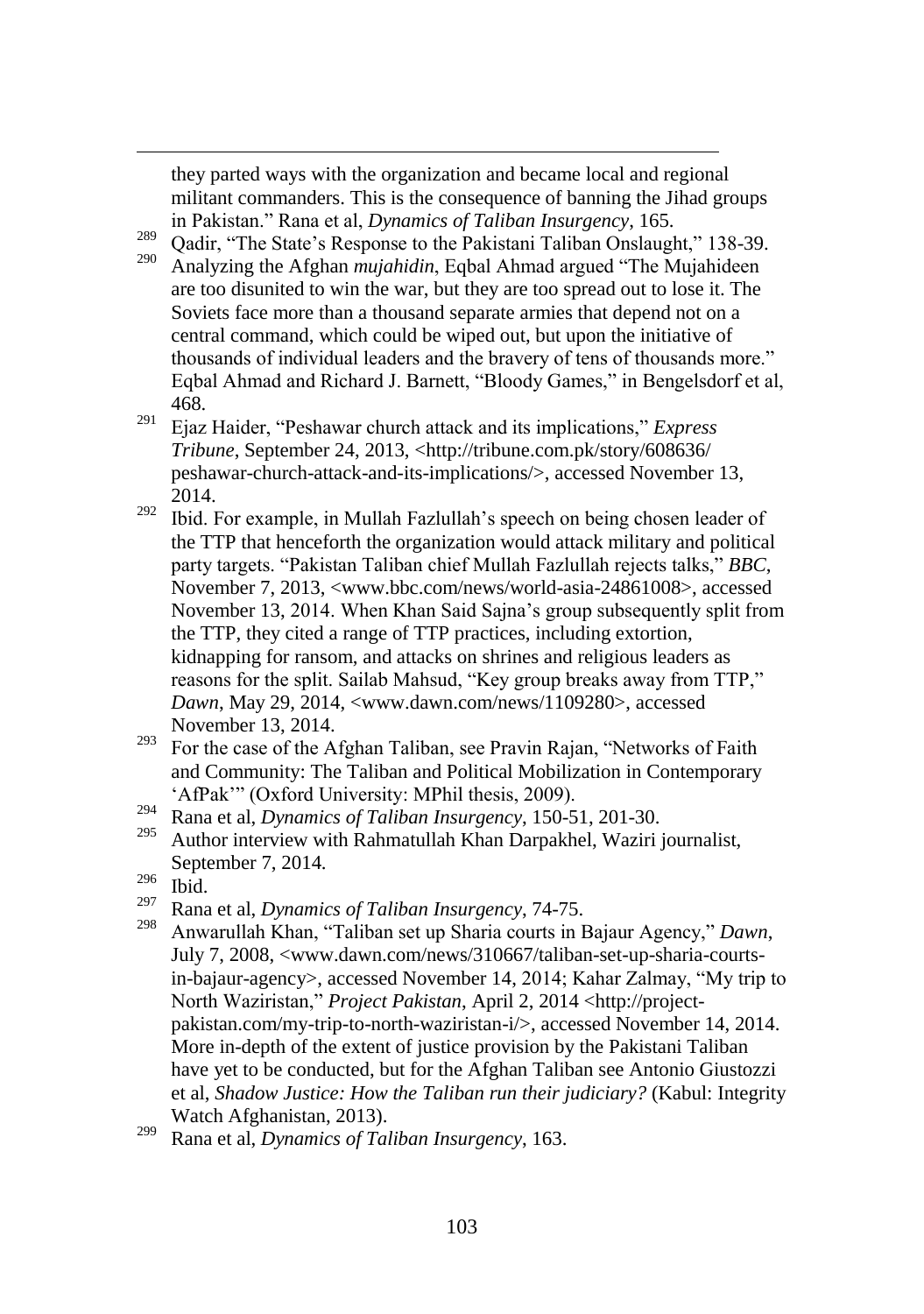they parted ways with the organization and became local and regional militant commanders. This is the consequence of banning the Jihad groups in Pakistan." Rana et al, *Dynamics of Taliban Insurgency*, 165.

[289] Qadir, "The State's Response to the Pakistani Taliban Onslaught," 138-39.

[290] Analyzing the Afghan *mujahidin*, Eqbal Ahmad argued "The Mujahideen are too disunited to win the war, but they are too spread out to lose it. The Soviets face more than a thousand separate armies that depend not on a central command, which could be wiped out, but upon the initiative of thousands of individual leaders and the bravery of tens of thousands more." Eqbal Ahmad and Richard J. Barnett, "Bloody Games," in Bengelsdorf et al, 468.

[291] Ejaz Haider, "Peshawar church attack and its implications," *Express Tribune*, September 24, 2013, <http://tribune.com.pk/story/608636/peshawar-church-attack-and-its-implications/>, accessed November 13, 2014.

[292] Ibid. For example, in Mullah Fazlullah's speech on being chosen leader of the TTP that henceforth the organization would attack military and political party targets. "Pakistan Taliban chief Mullah Fazlullah rejects talks," *BBC*, November 7, 2013, <www.bbc.com/news/world-asia-24861008>, accessed November 13, 2014. When Khan Said Sajna's group subsequently split from the TTP, they cited a range of TTP practices, including extortion, kidnapping for ransom, and attacks on shrines and religious leaders as reasons for the split. Sailab Mahsud, "Key group breaks away from TTP," *Dawn*, May 29, 2014, <www.dawn.com/news/1109280>, accessed November 13, 2014.

[293] For the case of the Afghan Taliban, see Pravin Rajan, "Networks of Faith and Community: The Taliban and Political Mobilization in Contemporary 'AfPak'" (Oxford University: MPhil thesis, 2009).

[294] Rana et al, *Dynamics of Taliban Insurgency*, 150-51, 201-30.

[295] Author interview with Rahmatullah Khan Darpakhel, Waziri journalist, September 7, 2014.

[296] Ibid.

[297] Rana et al, *Dynamics of Taliban Insurgency*, 74-75.

[298] Anwarullah Khan, "Taliban set up Sharia courts in Bajaur Agency," *Dawn*, July 7, 2008, <www.dawn.com/news/310667/taliban-set-up-sharia-courts-in-bajaur-agency>, accessed November 14, 2014; Kahar Zalmay, "My trip to North Waziristan," *Project Pakistan*, April 2, 2014 <http://project-pakistan.com/my-trip-to-north-waziristan-i/>, accessed November 14, 2014. More in-depth of the extent of justice provision by the Pakistani Taliban have yet to be conducted, but for the Afghan Taliban see Antonio Giustozzi et al, *Shadow Justice: How the Taliban run their judiciary?* (Kabul: Integrity Watch Afghanistan, 2013).

[299] Rana et al, *Dynamics of Taliban Insurgency*, 163.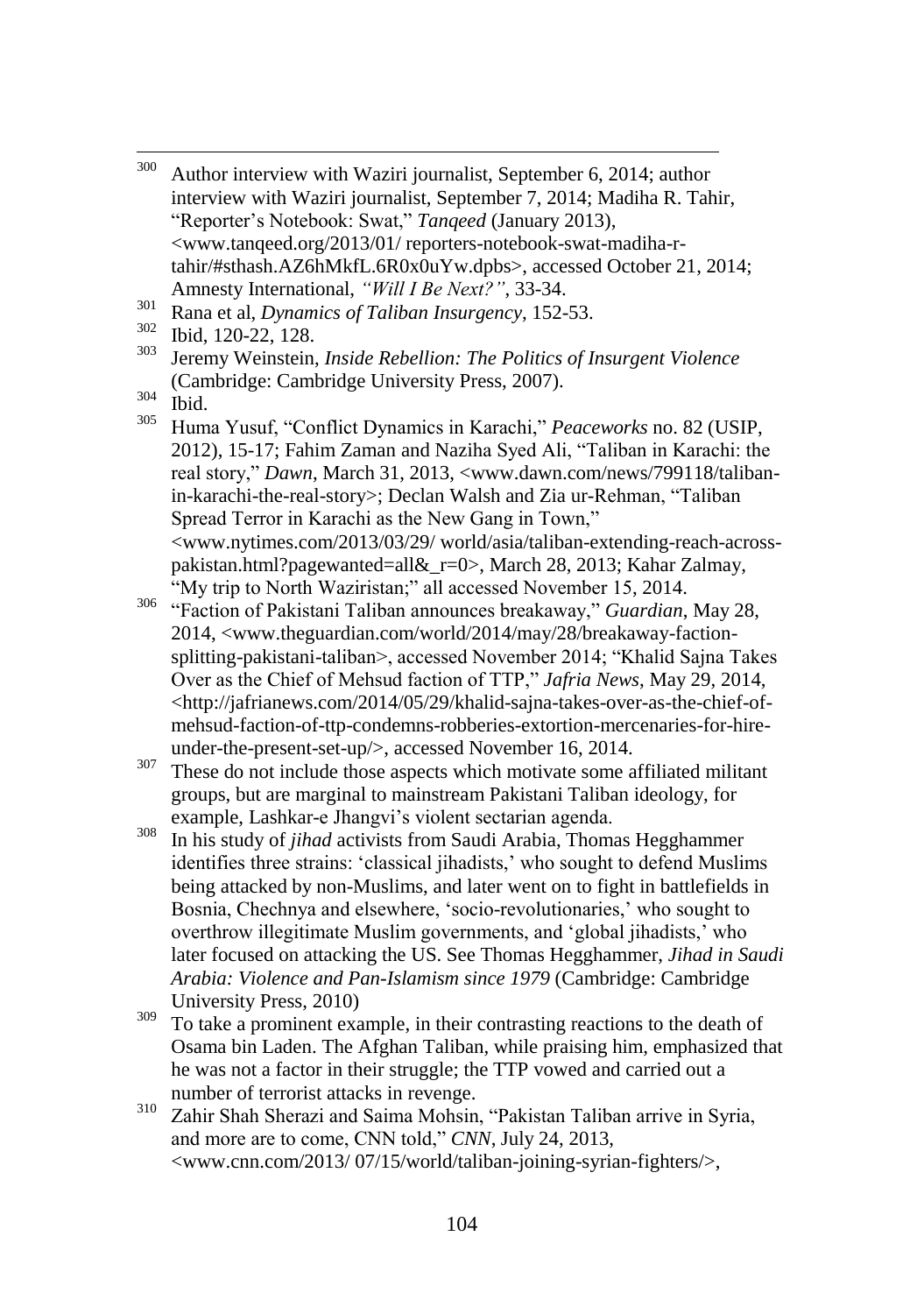[300] Author interview with Waziri journalist, September 6, 2014; author interview with Waziri journalist, September 7, 2014; Madiha R. Tahir, "Reporter's Notebook: Swat," *Tanqeed* (January 2013), <www.tanqeed.org/2013/01/ reporters-notebook-swat-madiha-r-tahir/#sthash.AZ6hMkfL.6R0x0uYw.dpbs>, accessed October 21, 2014; Amnesty International, *"Will I Be Next?"*, 33-34.

[301] Rana et al, *Dynamics of Taliban Insurgency*, 152-53.

[302] Ibid, 120-22, 128.

[303] Jeremy Weinstein, *Inside Rebellion: The Politics of Insurgent Violence* (Cambridge: Cambridge University Press, 2007).

[304] Ibid.

[305] Huma Yusuf, "Conflict Dynamics in Karachi," *Peaceworks* no. 82 (USIP, 2012), 15-17; Fahim Zaman and Naziha Syed Ali, "Taliban in Karachi: the real story," *Dawn*, March 31, 2013, <www.dawn.com/news/799118/taliban-in-karachi-the-real-story>; Declan Walsh and Zia ur-Rehman, "Taliban Spread Terror in Karachi as the New Gang in Town," <www.nytimes.com/2013/03/29/ world/asia/taliban-extending-reach-across-pakistan.html?pagewanted=all&_r=0>, March 28, 2013; Kahar Zalmay, "My trip to North Waziristan;" all accessed November 15, 2014.

[306] "Faction of Pakistani Taliban announces breakaway," *Guardian*, May 28, 2014, <www.theguardian.com/world/2014/may/28/breakaway-faction-splitting-pakistani-taliban>, accessed November 2014; "Khalid Sajna Takes Over as the Chief of Mehsud faction of TTP," *Jafria News*, May 29, 2014, <http://jafrianews.com/2014/05/29/khalid-sajna-takes-over-as-the-chief-of-mehsud-faction-of-ttp-condemns-robberies-extortion-mercenaries-for-hire-under-the-present-set-up/>, accessed November 16, 2014.

[307] These do not include those aspects which motivate some affiliated militant groups, but are marginal to mainstream Pakistani Taliban ideology, for example, Lashkar-e Jhangvi's violent sectarian agenda.

[308] In his study of *jihad* activists from Saudi Arabia, Thomas Hegghammer identifies three strains: 'classical jihadists,' who sought to defend Muslims being attacked by non-Muslims, and later went on to fight in battlefields in Bosnia, Chechnya and elsewhere, 'socio-revolutionaries,' who sought to overthrow illegitimate Muslim governments, and 'global jihadists,' who later focused on attacking the US. See Thomas Hegghammer, *Jihad in Saudi Arabia: Violence and Pan-Islamism since 1979* (Cambridge: Cambridge University Press, 2010)

[309] To take a prominent example, in their contrasting reactions to the death of Osama bin Laden. The Afghan Taliban, while praising him, emphasized that he was not a factor in their struggle; the TTP vowed and carried out a number of terrorist attacks in revenge.

[310] Zahir Shah Sherazi and Saima Mohsin, "Pakistan Taliban arrive in Syria, and more are to come, CNN told," *CNN*, July 24, 2013, <www.cnn.com/2013/ 07/15/world/taliban-joining-syrian-fighters/>,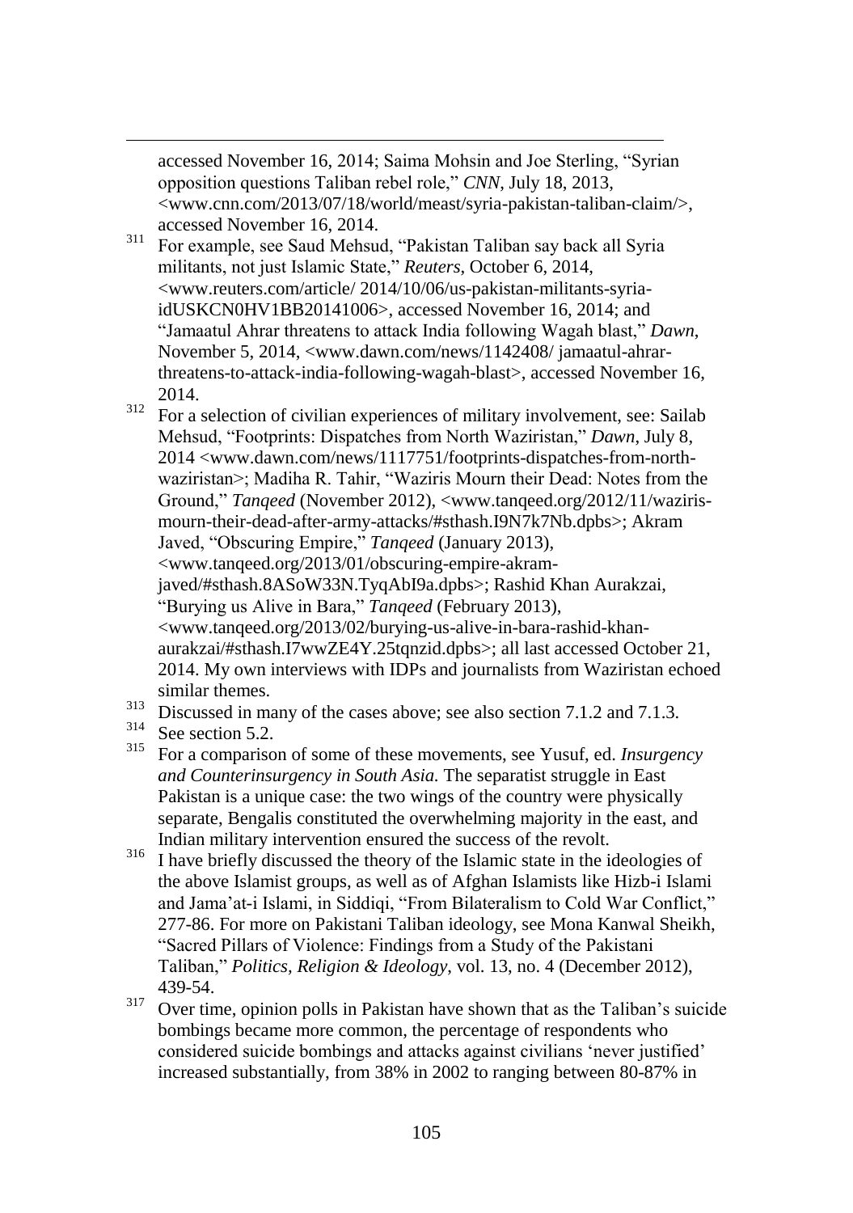accessed November 16, 2014; Saima Mohsin and Joe Sterling, "Syrian opposition questions Taliban rebel role," *CNN*, July 18, 2013, <www.cnn.com/2013/07/18/world/meast/syria-pakistan-taliban-claim/>, accessed November 16, 2014.

[311] For example, see Saud Mehsud, "Pakistan Taliban say back all Syria militants, not just Islamic State," *Reuters*, October 6, 2014, <www.reuters.com/article/ 2014/10/06/us-pakistan-militants-syria-idUSKCN0HV1BB20141006>, accessed November 16, 2014; and "Jamaatul Ahrar threatens to attack India following Wagah blast," *Dawn*, November 5, 2014, <www.dawn.com/news/1142408/ jamaatul-ahrar-threatens-to-attack-india-following-wagah-blast>, accessed November 16, 2014.

[312] For a selection of civilian experiences of military involvement, see: Sailab Mehsud, "Footprints: Dispatches from North Waziristan," *Dawn*, July 8, 2014 <www.dawn.com/news/1117751/footprints-dispatches-from-north-waziristan>; Madiha R. Tahir, "Waziris Mourn their Dead: Notes from the Ground," *Tanqeed* (November 2012), <www.tanqeed.org/2012/11/waziris-mourn-their-dead-after-army-attacks/#sthash.I9N7k7Nb.dpbs>; Akram Javed, "Obscuring Empire," *Tanqeed* (January 2013), <www.tanqeed.org/2013/01/obscuring-empire-akram-javed/#sthash.8ASoW33N.TyqAbI9a.dpbs>; Rashid Khan Aurakzai, "Burying us Alive in Bara," *Tanqeed* (February 2013), <www.tanqeed.org/2013/02/burying-us-alive-in-bara-rashid-khan-aurakzai/#sthash.I7wwZE4Y.25tqnzid.dpbs>; all last accessed October 21, 2014. My own interviews with IDPs and journalists from Waziristan echoed similar themes.

[313] Discussed in many of the cases above; see also section 7.1.2 and 7.1.3.

[314] See section 5.2.

[315] For a comparison of some of these movements, see Yusuf, ed. *Insurgency and Counterinsurgency in South Asia.* The separatist struggle in East Pakistan is a unique case: the two wings of the country were physically separate, Bengalis constituted the overwhelming majority in the east, and Indian military intervention ensured the success of the revolt.

[316] I have briefly discussed the theory of the Islamic state in the ideologies of the above Islamist groups, as well as of Afghan Islamists like Hizb-i Islami and Jama'at-i Islami, in Siddiqi, "From Bilateralism to Cold War Conflict," 277-86. For more on Pakistani Taliban ideology, see Mona Kanwal Sheikh, "Sacred Pillars of Violence: Findings from a Study of the Pakistani Taliban," *Politics, Religion & Ideology*, vol. 13, no. 4 (December 2012), 439-54.

[317] Over time, opinion polls in Pakistan have shown that as the Taliban's suicide bombings became more common, the percentage of respondents who considered suicide bombings and attacks against civilians 'never justified' increased substantially, from 38% in 2002 to ranging between 80-87% in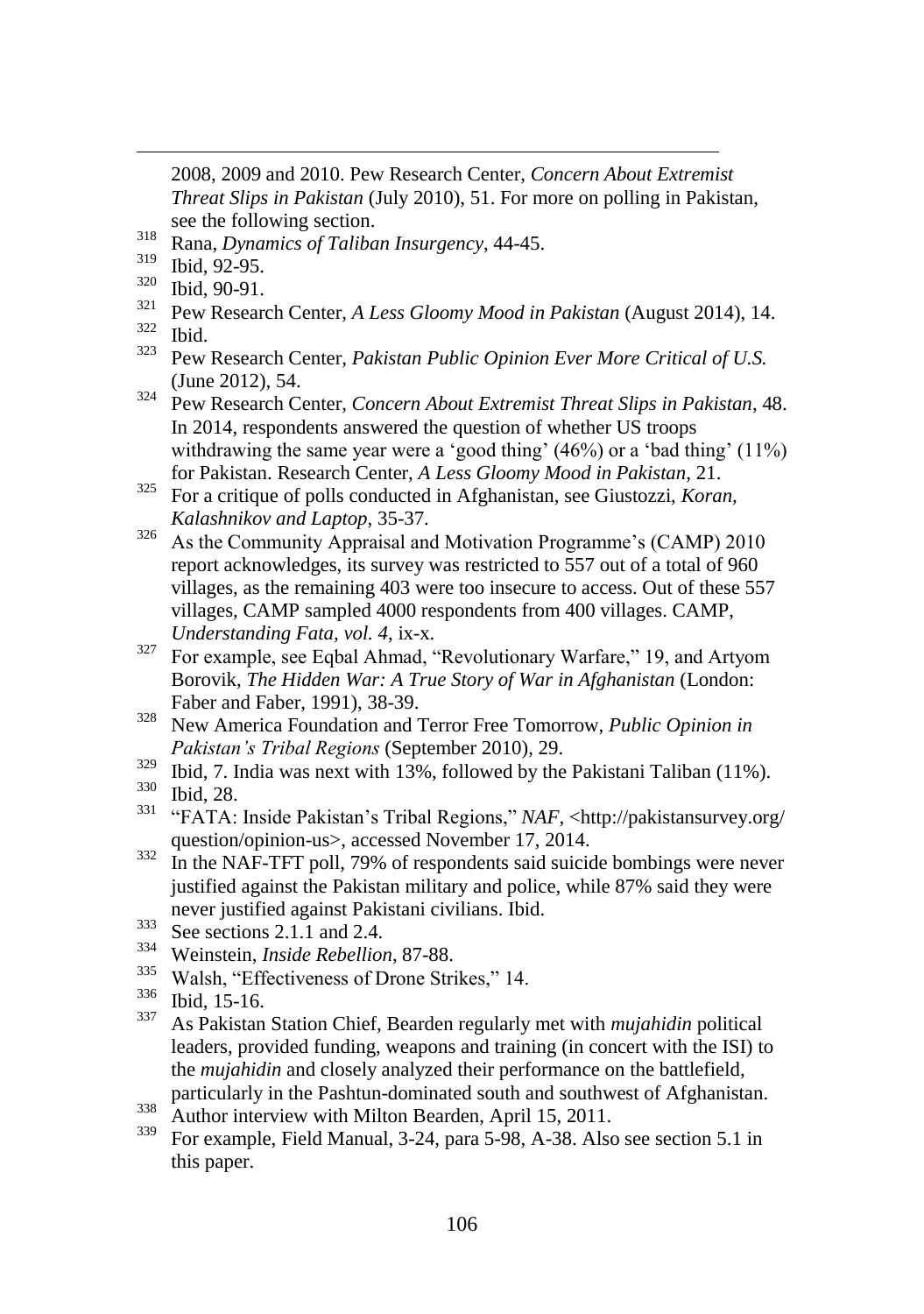2008, 2009 and 2010. Pew Research Center, *Concern About Extremist Threat Slips in Pakistan* (July 2010), 51. For more on polling in Pakistan, see the following section.

[318] Rana, *Dynamics of Taliban Insurgency*, 44-45.

[319] Ibid, 92-95.

[320] Ibid, 90-91.

[321] Pew Research Center, *A Less Gloomy Mood in Pakistan* (August 2014), 14.

[322] Ibid.

[323] Pew Research Center, *Pakistan Public Opinion Ever More Critical of U.S.* (June 2012), 54.

[324] Pew Research Center, *Concern About Extremist Threat Slips in Pakistan*, 48. In 2014, respondents answered the question of whether US troops withdrawing the same year were a 'good thing' (46%) or a 'bad thing' (11%) for Pakistan. Research Center, *A Less Gloomy Mood in Pakistan*, 21.

[325] For a critique of polls conducted in Afghanistan, see Giustozzi, *Koran, Kalashnikov and Laptop*, 35-37.

[326] As the Community Appraisal and Motivation Programme's (CAMP) 2010 report acknowledges, its survey was restricted to 557 out of a total of 960 villages, as the remaining 403 were too insecure to access. Out of these 557 villages, CAMP sampled 4000 respondents from 400 villages. CAMP, *Understanding Fata, vol. 4*, ix-x.

[327] For example, see Eqbal Ahmad, "Revolutionary Warfare," 19, and Artyom Borovik, *The Hidden War: A True Story of War in Afghanistan* (London: Faber and Faber, 1991), 38-39.

[328] New America Foundation and Terror Free Tomorrow, *Public Opinion in Pakistan's Tribal Regions* (September 2010), 29.

[329] Ibid, 7. India was next with 13%, followed by the Pakistani Taliban (11%).

[330] Ibid, 28.

[331] "FATA: Inside Pakistan's Tribal Regions," *NAF*, <http://pakistansurvey.org/question/opinion-us>, accessed November 17, 2014.

[332] In the NAF-TFT poll, 79% of respondents said suicide bombings were never justified against the Pakistan military and police, while 87% said they were never justified against Pakistani civilians. Ibid.

[333] See sections 2.1.1 and 2.4.

[334] Weinstein, *Inside Rebellion*, 87-88.

[335] Walsh, "Effectiveness of Drone Strikes," 14.

[336] Ibid, 15-16.

[337] As Pakistan Station Chief, Bearden regularly met with *mujahidin* political leaders, provided funding, weapons and training (in concert with the ISI) to the *mujahidin* and closely analyzed their performance on the battlefield, particularly in the Pashtun-dominated south and southwest of Afghanistan.

[338] Author interview with Milton Bearden, April 15, 2011.

[339] For example, Field Manual, 3-24, para 5-98, A-38. Also see section 5.1 in this paper.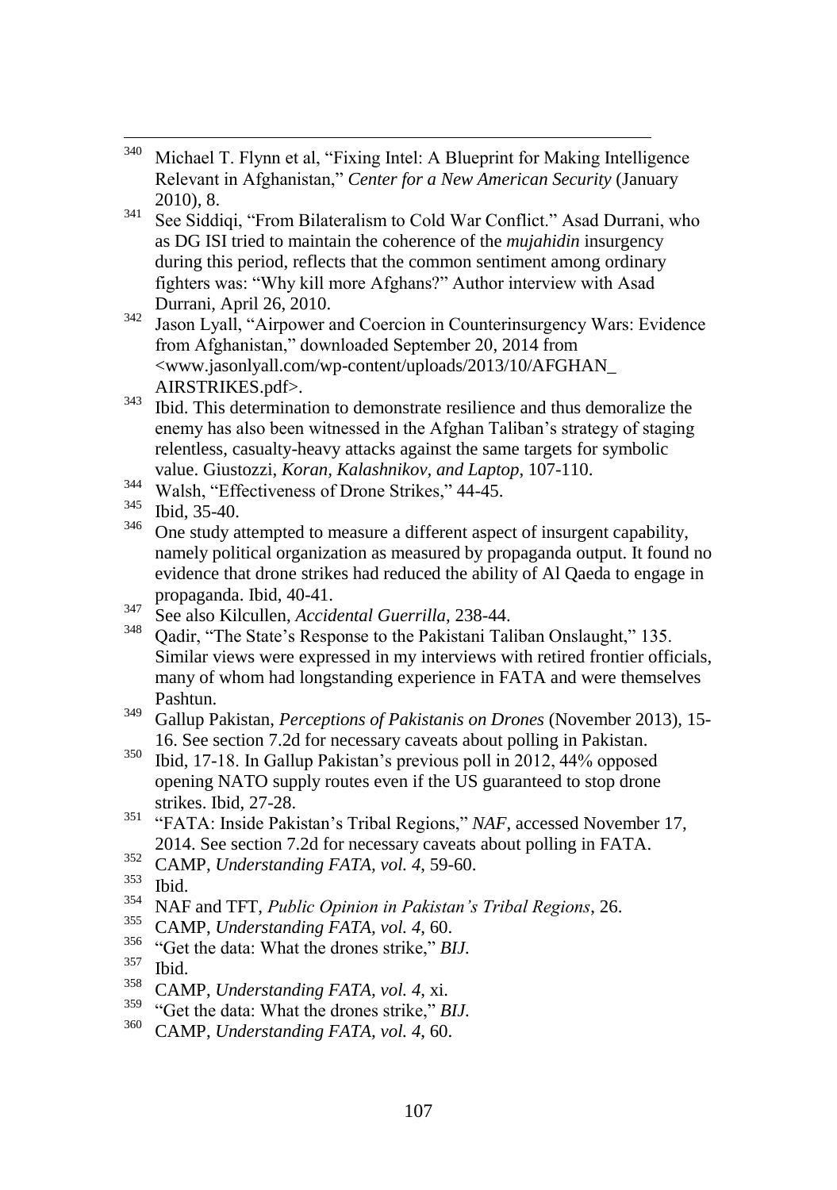[340] Michael T. Flynn et al, "Fixing Intel: A Blueprint for Making Intelligence Relevant in Afghanistan," *Center for a New American Security* (January 2010), 8.

[341] See Siddiqi, "From Bilateralism to Cold War Conflict." Asad Durrani, who as DG ISI tried to maintain the coherence of the *mujahidin* insurgency during this period, reflects that the common sentiment among ordinary fighters was: "Why kill more Afghans?" Author interview with Asad Durrani, April 26, 2010.

[342] Jason Lyall, "Airpower and Coercion in Counterinsurgency Wars: Evidence from Afghanistan," downloaded September 20, 2014 from <www.jasonlyall.com/wp-content/uploads/2013/10/AFGHAN_AIRSTRIKES.pdf>.

[343] Ibid. This determination to demonstrate resilience and thus demoralize the enemy has also been witnessed in the Afghan Taliban's strategy of staging relentless, casualty-heavy attacks against the same targets for symbolic value. Giustozzi, *Koran, Kalashnikov, and Laptop*, 107-110.

[344] Walsh, "Effectiveness of Drone Strikes," 44-45.

[345] Ibid, 35-40.

[346] One study attempted to measure a different aspect of insurgent capability, namely political organization as measured by propaganda output. It found no evidence that drone strikes had reduced the ability of Al Qaeda to engage in propaganda. Ibid, 40-41.

[347] See also Kilcullen, *Accidental Guerrilla*, 238-44.

[348] Qadir, "The State's Response to the Pakistani Taliban Onslaught," 135. Similar views were expressed in my interviews with retired frontier officials, many of whom had longstanding experience in FATA and were themselves Pashtun.

[349] Gallup Pakistan, *Perceptions of Pakistanis on Drones* (November 2013), 15-16. See section 7.2d for necessary caveats about polling in Pakistan.

[350] Ibid, 17-18. In Gallup Pakistan's previous poll in 2012, 44% opposed opening NATO supply routes even if the US guaranteed to stop drone strikes. Ibid, 27-28.

[351] "FATA: Inside Pakistan's Tribal Regions," *NAF*, accessed November 17, 2014. See section 7.2d for necessary caveats about polling in FATA.

[352] CAMP, *Understanding FATA, vol. 4*, 59-60.

[353] Ibid.

[354] NAF and TFT, *Public Opinion in Pakistan's Tribal Regions*, 26.

[355] CAMP, *Understanding FATA, vol. 4*, 60.

[356] "Get the data: What the drones strike," *BIJ.*

[357] Ibid.

[358] CAMP, *Understanding FATA, vol. 4*, xi.

[359] "Get the data: What the drones strike," *BIJ.*

[360] CAMP, *Understanding FATA, vol. 4*, 60.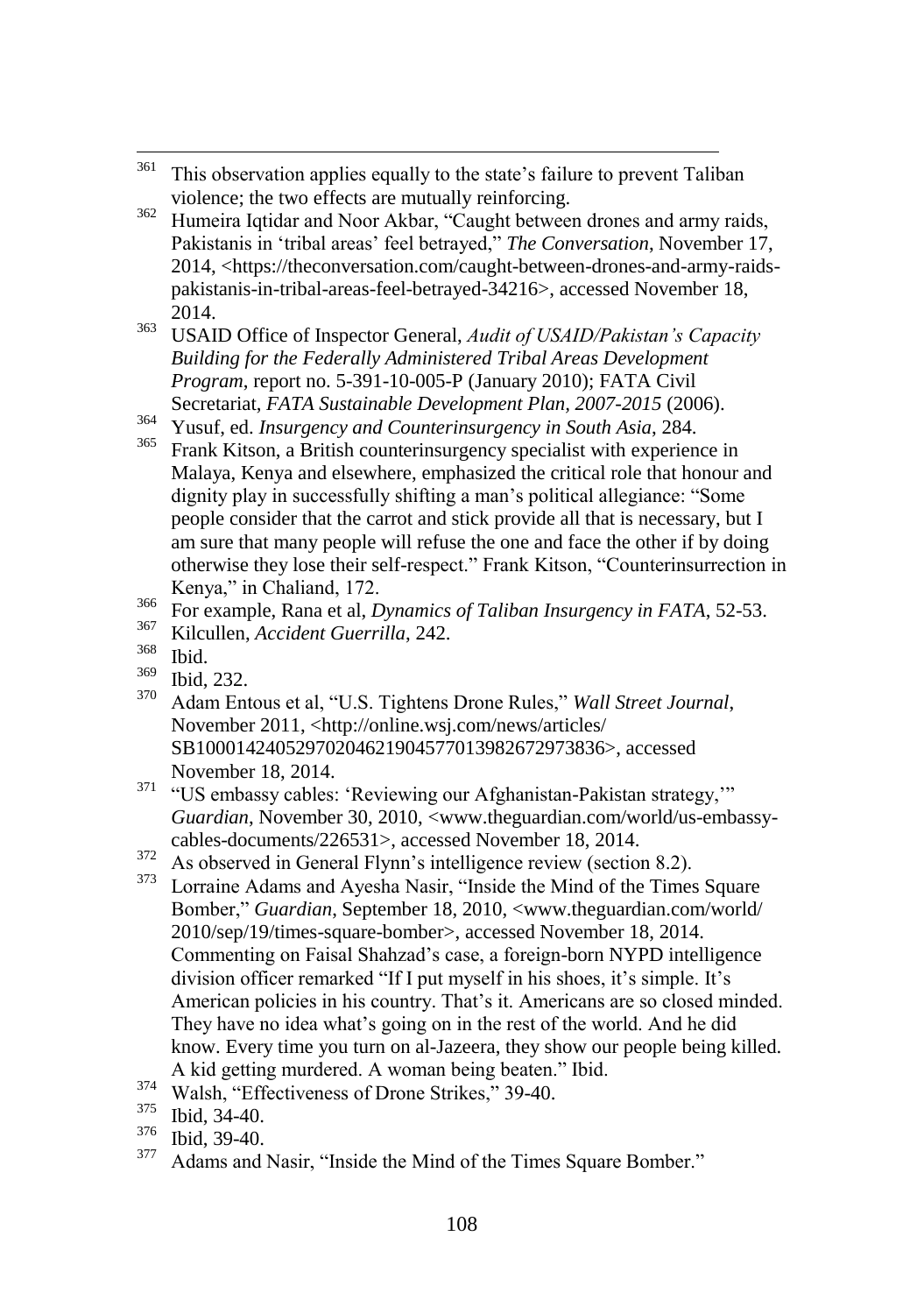[361] This observation applies equally to the state's failure to prevent Taliban violence; the two effects are mutually reinforcing.

[362] Humeira Iqtidar and Noor Akbar, "Caught between drones and army raids, Pakistanis in 'tribal areas' feel betrayed," *The Conversation*, November 17, 2014, <https://theconversation.com/caught-between-drones-and-army-raids-pakistanis-in-tribal-areas-feel-betrayed-34216>, accessed November 18, 2014.

[363] USAID Office of Inspector General, *Audit of USAID/Pakistan's Capacity Building for the Federally Administered Tribal Areas Development Program*, report no. 5-391-10-005-P (January 2010); FATA Civil Secretariat, *FATA Sustainable Development Plan, 2007-2015* (2006).

[364] Yusuf, ed. *Insurgency and Counterinsurgency in South Asia*, 284.

[365] Frank Kitson, a British counterinsurgency specialist with experience in Malaya, Kenya and elsewhere, emphasized the critical role that honour and dignity play in successfully shifting a man's political allegiance: "Some people consider that the carrot and stick provide all that is necessary, but I am sure that many people will refuse the one and face the other if by doing otherwise they lose their self-respect." Frank Kitson, "Counterinsurrection in Kenya," in Chaliand, 172.

[366] For example, Rana et al, *Dynamics of Taliban Insurgency in FATA*, 52-53.

[367] Kilcullen, *Accident Guerrilla*, 242.

[368] Ibid.

[369] Ibid, 232.

[370] Adam Entous et al, "U.S. Tightens Drone Rules," *Wall Street Journal*, November 2011, <http://online.wsj.com/news/articles/SB10001424052970204621904577013982672973836>, accessed November 18, 2014.

[371] "US embassy cables: 'Reviewing our Afghanistan-Pakistan strategy,'" *Guardian*, November 30, 2010, <www.theguardian.com/world/us-embassy-cables-documents/226531>, accessed November 18, 2014.

[372] As observed in General Flynn's intelligence review (section 8.2).

[373] Lorraine Adams and Ayesha Nasir, "Inside the Mind of the Times Square Bomber," *Guardian*, September 18, 2010, <www.theguardian.com/world/2010/sep/19/times-square-bomber>, accessed November 18, 2014. Commenting on Faisal Shahzad's case, a foreign-born NYPD intelligence division officer remarked "If I put myself in his shoes, it's simple. It's American policies in his country. That's it. Americans are so closed minded. They have no idea what's going on in the rest of the world. And he did know. Every time you turn on al-Jazeera, they show our people being killed. A kid getting murdered. A woman being beaten." Ibid.

[374] Walsh, "Effectiveness of Drone Strikes," 39-40.

[375] Ibid, 34-40.

[376] Ibid, 39-40.

[377] Adams and Nasir, "Inside the Mind of the Times Square Bomber."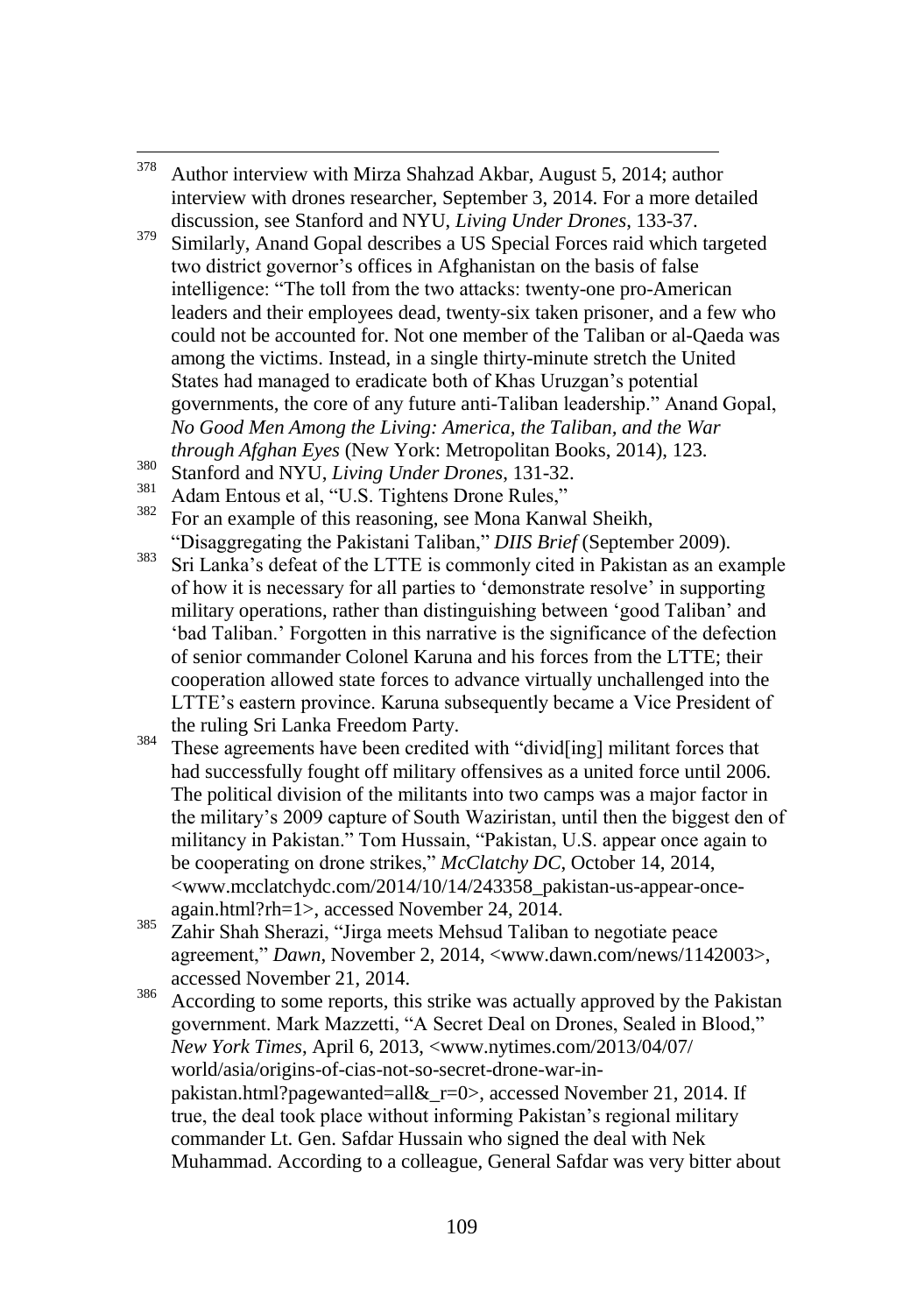[378] Author interview with Mirza Shahzad Akbar, August 5, 2014; author interview with drones researcher, September 3, 2014. For a more detailed discussion, see Stanford and NYU, *Living Under Drones*, 133-37.

[379] Similarly, Anand Gopal describes a US Special Forces raid which targeted two district governor's offices in Afghanistan on the basis of false intelligence: "The toll from the two attacks: twenty-one pro-American leaders and their employees dead, twenty-six taken prisoner, and a few who could not be accounted for. Not one member of the Taliban or al-Qaeda was among the victims. Instead, in a single thirty-minute stretch the United States had managed to eradicate both of Khas Uruzgan's potential governments, the core of any future anti-Taliban leadership." Anand Gopal, *No Good Men Among the Living: America, the Taliban, and the War through Afghan Eyes* (New York: Metropolitan Books, 2014), 123.

[380] Stanford and NYU, *Living Under Drones*, 131-32.

[381] Adam Entous et al, "U.S. Tightens Drone Rules,"

[382] For an example of this reasoning, see Mona Kanwal Sheikh, "Disaggregating the Pakistani Taliban," *DIIS Brief* (September 2009).

[383] Sri Lanka's defeat of the LTTE is commonly cited in Pakistan as an example of how it is necessary for all parties to 'demonstrate resolve' in supporting military operations, rather than distinguishing between 'good Taliban' and 'bad Taliban.' Forgotten in this narrative is the significance of the defection of senior commander Colonel Karuna and his forces from the LTTE; their cooperation allowed state forces to advance virtually unchallenged into the LTTE's eastern province. Karuna subsequently became a Vice President of the ruling Sri Lanka Freedom Party.

[384] These agreements have been credited with "divid[ing] militant forces that had successfully fought off military offensives as a united force until 2006. The political division of the militants into two camps was a major factor in the military's 2009 capture of South Waziristan, until then the biggest den of militancy in Pakistan." Tom Hussain, "Pakistan, U.S. appear once again to be cooperating on drone strikes," *McClatchy DC*, October 14, 2014, <www.mcclatchydc.com/2014/10/14/243358_pakistan-us-appear-once-again.html?rh=1>, accessed November 24, 2014.

[385] Zahir Shah Sherazi, "Jirga meets Mehsud Taliban to negotiate peace agreement," *Dawn*, November 2, 2014, <www.dawn.com/news/1142003>, accessed November 21, 2014.

[386] According to some reports, this strike was actually approved by the Pakistan government. Mark Mazzetti, "A Secret Deal on Drones, Sealed in Blood," *New York Times*, April 6, 2013, <www.nytimes.com/2013/04/07/world/asia/origins-of-cias-not-so-secret-drone-war-in-pakistan.html?pagewanted=all&_r=0>, accessed November 21, 2014. If true, the deal took place without informing Pakistan's regional military commander Lt. Gen. Safdar Hussain who signed the deal with Nek Muhammad. According to a colleague, General Safdar was very bitter about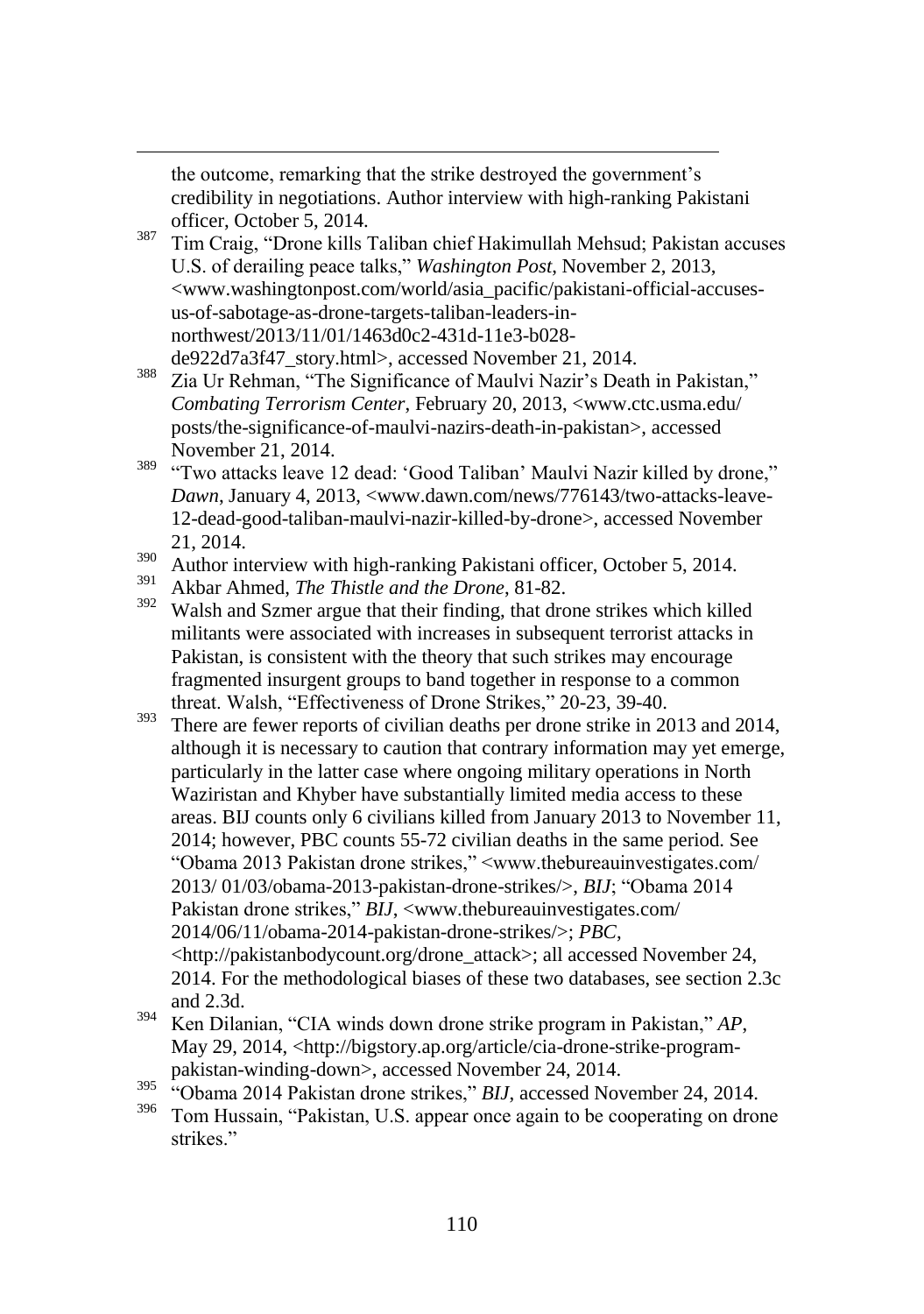the outcome, remarking that the strike destroyed the government's credibility in negotiations. Author interview with high-ranking Pakistani officer, October 5, 2014.

[387] Tim Craig, "Drone kills Taliban chief Hakimullah Mehsud; Pakistan accuses U.S. of derailing peace talks," *Washington Post*, November 2, 2013, <www.washingtonpost.com/world/asia_pacific/pakistani-official-accuses-us-of-sabotage-as-drone-targets-taliban-leaders-in-northwest/2013/11/01/1463d0c2-431d-11e3-b028-de922d7a3f47_story.html>, accessed November 21, 2014.

[388] Zia Ur Rehman, "The Significance of Maulvi Nazir's Death in Pakistan," *Combating Terrorism Center*, February 20, 2013, <www.ctc.usma.edu/posts/the-significance-of-maulvi-nazirs-death-in-pakistan>, accessed November 21, 2014.

[389] "Two attacks leave 12 dead: 'Good Taliban' Maulvi Nazir killed by drone," *Dawn*, January 4, 2013, <www.dawn.com/news/776143/two-attacks-leave-12-dead-good-taliban-maulvi-nazir-killed-by-drone>, accessed November 21, 2014.

[390] Author interview with high-ranking Pakistani officer, October 5, 2014.

[391] Akbar Ahmed, *The Thistle and the Drone*, 81-82.

[392] Walsh and Szmer argue that their finding, that drone strikes which killed militants were associated with increases in subsequent terrorist attacks in Pakistan, is consistent with the theory that such strikes may encourage fragmented insurgent groups to band together in response to a common threat. Walsh, "Effectiveness of Drone Strikes," 20-23, 39-40.

[393] There are fewer reports of civilian deaths per drone strike in 2013 and 2014, although it is necessary to caution that contrary information may yet emerge, particularly in the latter case where ongoing military operations in North Waziristan and Khyber have substantially limited media access to these areas. BIJ counts only 6 civilians killed from January 2013 to November 11, 2014; however, PBC counts 55-72 civilian deaths in the same period. See "Obama 2013 Pakistan drone strikes," <www.thebureauinvestigates.com/2013/ 01/03/obama-2013-pakistan-drone-strikes/>, *BIJ*; "Obama 2014 Pakistan drone strikes," *BIJ*, <www.thebureauinvestigates.com/2014/06/11/obama-2014-pakistan-drone-strikes/>; *PBC*, <http://pakistanbodycount.org/drone_attack>; all accessed November 24, 2014. For the methodological biases of these two databases, see section 2.3c and 2.3d.

[394] Ken Dilanian, "CIA winds down drone strike program in Pakistan," *AP*, May 29, 2014, <http://bigstory.ap.org/article/cia-drone-strike-program-pakistan-winding-down>, accessed November 24, 2014.

[395] "Obama 2014 Pakistan drone strikes," *BIJ*, accessed November 24, 2014.

[396] Tom Hussain, "Pakistan, U.S. appear once again to be cooperating on drone strikes."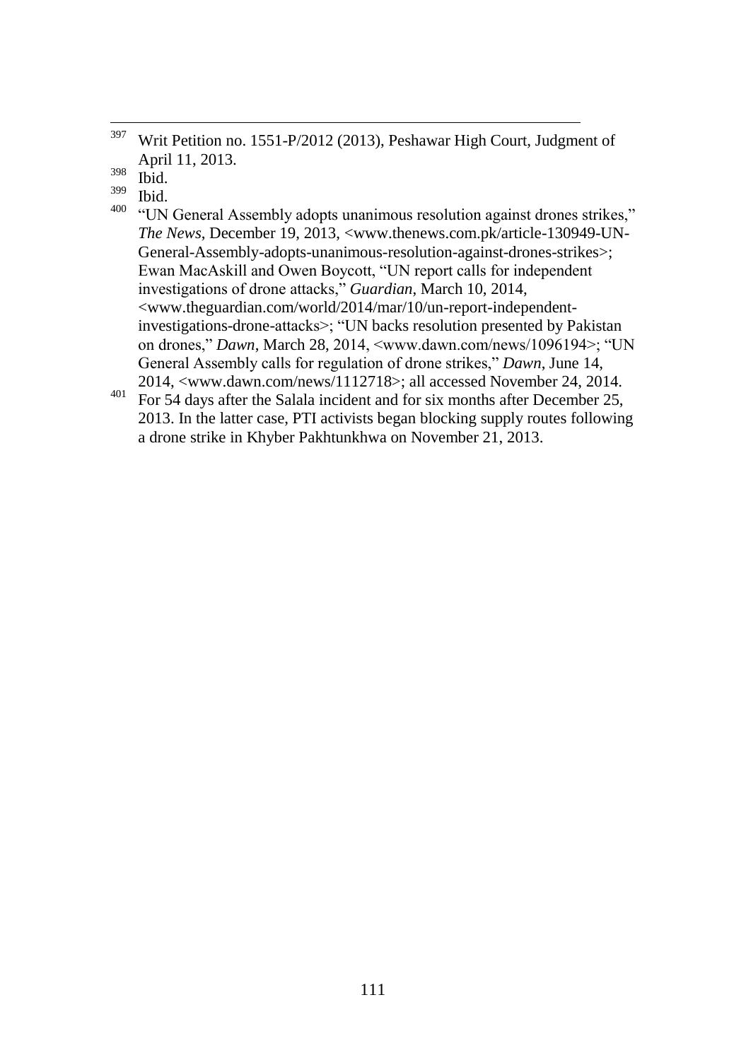[397] Writ Petition no. 1551-P/2012 (2013), Peshawar High Court, Judgment of April 11, 2013.

[398] Ibid.

[399] Ibid.

[400] "UN General Assembly adopts unanimous resolution against drones strikes," *The News*, December 19, 2013, <www.thenews.com.pk/article-130949-UN-General-Assembly-adopts-unanimous-resolution-against-drones-strikes>; Ewan MacAskill and Owen Boycott, "UN report calls for independent investigations of drone attacks," *Guardian*, March 10, 2014, <www.theguardian.com/world/2014/mar/10/un-report-independent-investigations-drone-attacks>; "UN backs resolution presented by Pakistan on drones," *Dawn*, March 28, 2014, <www.dawn.com/news/1096194>; "UN General Assembly calls for regulation of drone strikes," *Dawn*, June 14, 2014, <www.dawn.com/news/1112718>; all accessed November 24, 2014.

[401] For 54 days after the Salala incident and for six months after December 25, 2013. In the latter case, PTI activists began blocking supply routes following a drone strike in Khyber Pakhtunkhwa on November 21, 2013.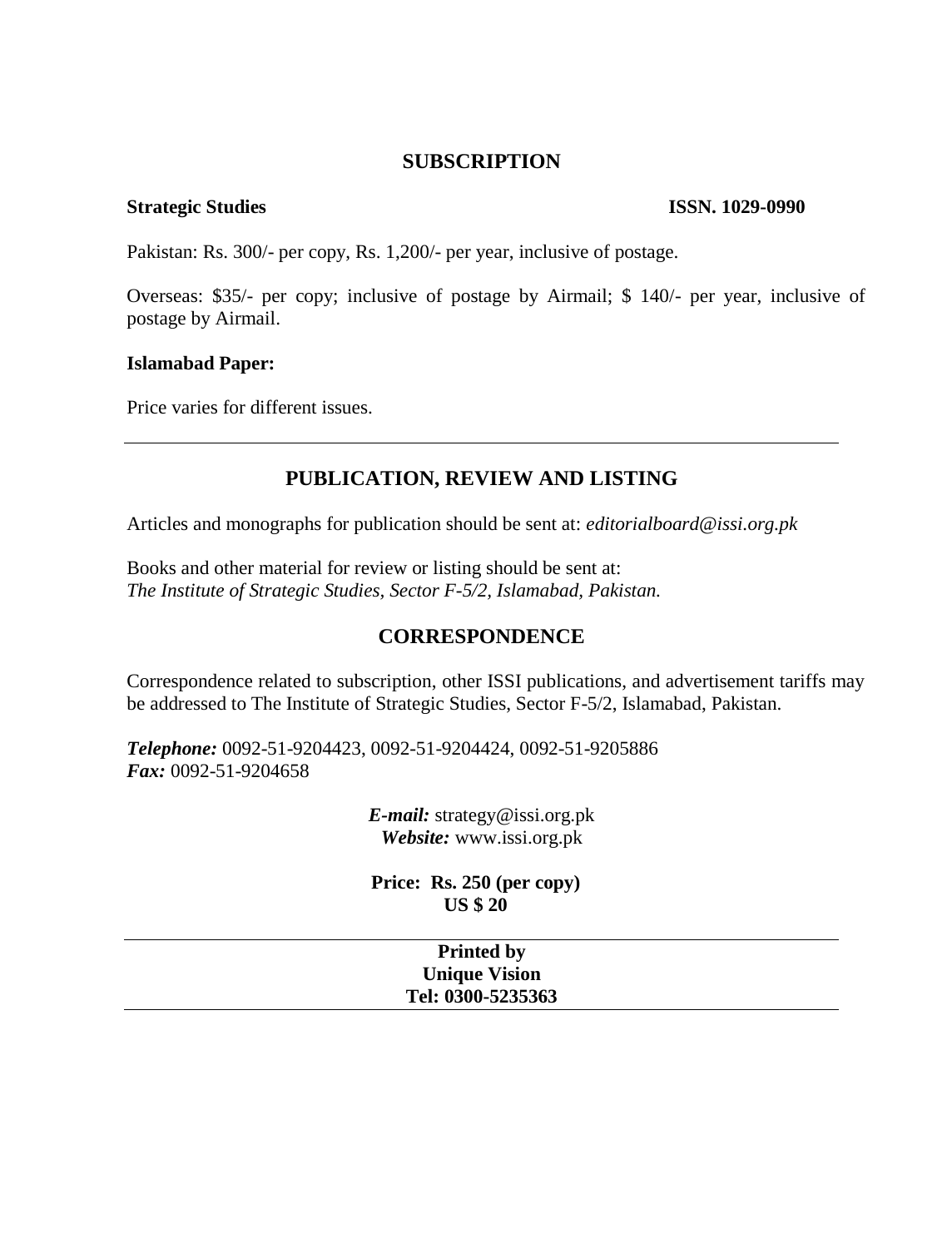## SUBSCRIPTION

**Strategic Studies** **ISSN. 1029-0990**

Pakistan: Rs. 300/- per copy, Rs. 1,200/- per year, inclusive of postage.

Overseas: $35/- per copy; inclusive of postage by Airmail; $ 140/- per year, inclusive of postage by Airmail.

**Islamabad Paper:**

Price varies for different issues.

---

## PUBLICATION, REVIEW AND LISTING

Articles and monographs for publication should be sent at: *editorialboard@issi.org.pk*

Books and other material for review or listing should be sent at:
*The Institute of Strategic Studies, Sector F-5/2, Islamabad, Pakistan.*

## CORRESPONDENCE

Correspondence related to subscription, other ISSI publications, and advertisement tariffs may be addressed to The Institute of Strategic Studies, Sector F-5/2, Islamabad, Pakistan.

***Telephone:*** 0092-51-9204423, 0092-51-9204424, 0092-51-9205886
***Fax:*** 0092-51-9204658

***E-mail:*** strategy@issi.org.pk
***Website:*** www.issi.org.pk

**Price: Rs. 250 (per copy)**
**US $ 20**

---

**Printed by**
**Unique Vision**
**Tel: 0300-5235363**

---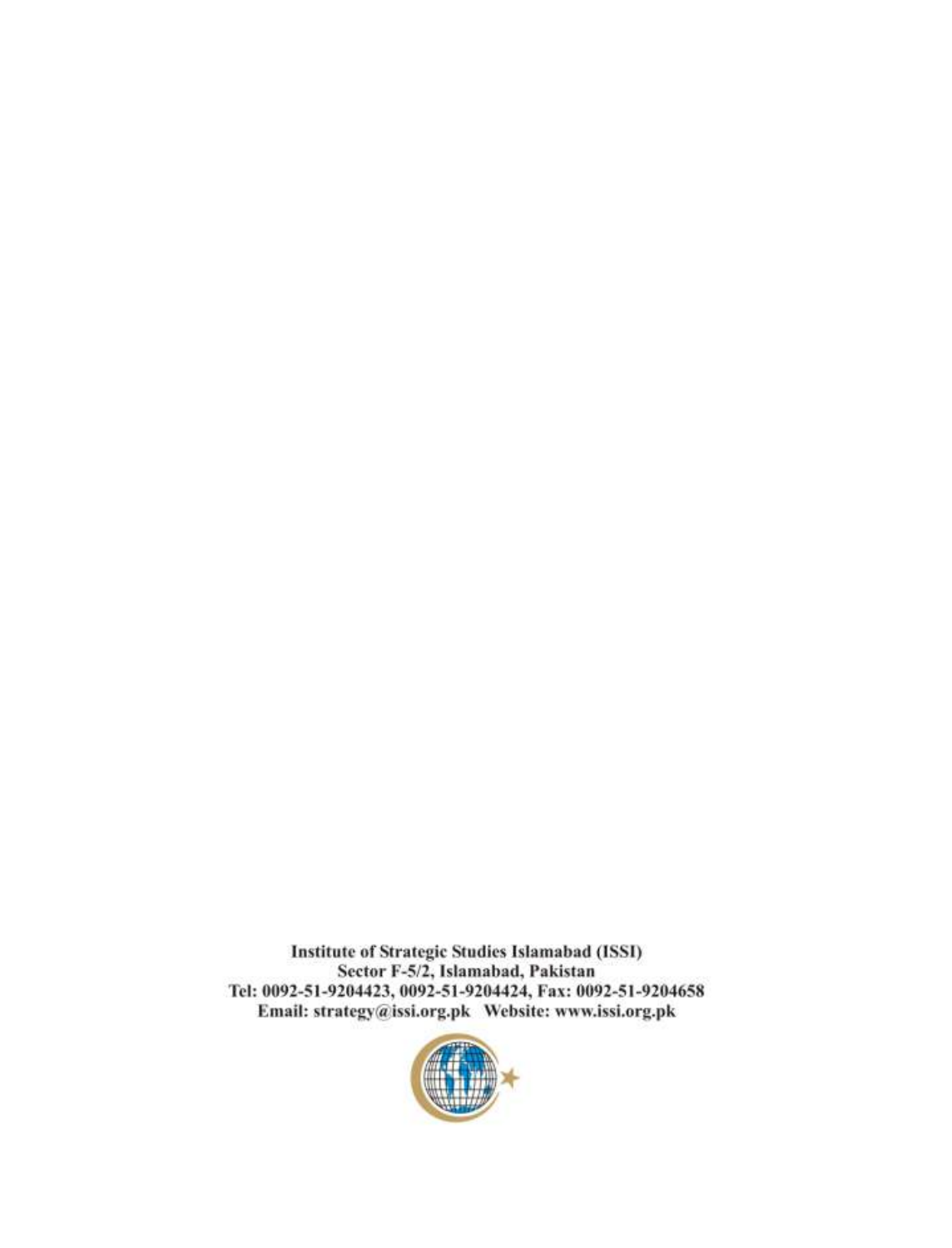**Institute of Strategic Studies Islamabad (ISSI)**
**Sector F-5/2, Islamabad, Pakistan**
**Tel: 0092-51-9204423, 0092-51-9204424, Fax: 0092-51-9204658**
**Email: strategy@issi.org.pk   Website: www.issi.org.pk**